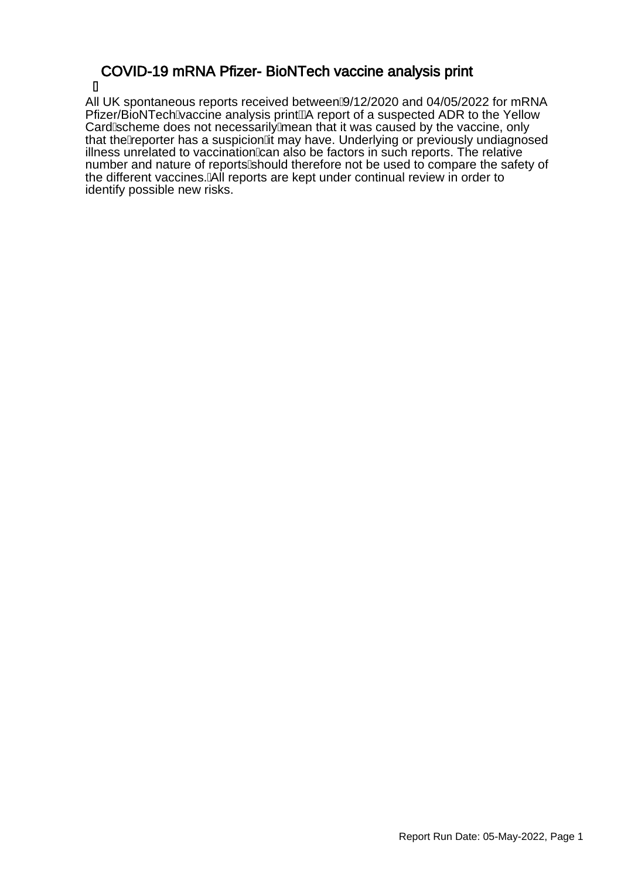# COVID-19 mRNA Pfizer- BioNTech vaccine analysis print

All UK spontaneous reports received between 9/12/2020 and 04/05/2022 for mRNA Pfizer/BioNTech vaccine analysis print. A report of a suspected ADR to the Yellow Card scheme does not necessarily mean that it was caused by the vaccine, only that the reporter has a suspicion it may have. Underlying or previously undiagnosed illness unrelated to vaccination can also be factors in such reports. The relative number and nature of reports should therefore not be used to compare the safety of the different vaccines. All reports are kept under continual review in order to identify possible new risks.

Report Run Date: 05-May-2022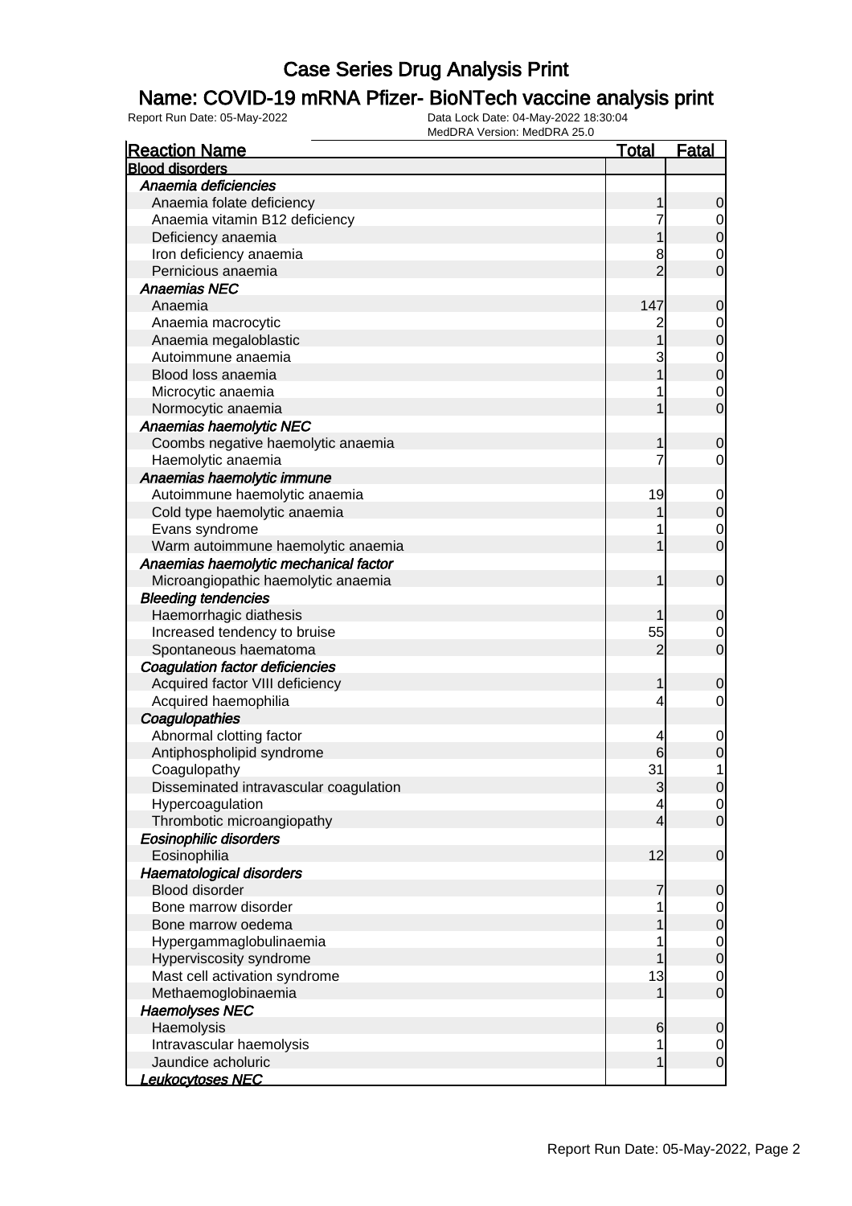# Case Series Drug Analysis Print

## Name: COVID-19 mRNA Pfizer- BioNTech vaccine analysis print

Report Run Date: 05-May-2022

Data Lock Date: 04-May-2022 18:30:04

MedDRA Version: MedDRA 25.0

| Reaction Name | Total | Fatal |
|---|---|---|
| **Blood disorders** | | |
| *Anaemia deficiencies* | | |
| Anaemia folate deficiency | 1 | 0 |
| Anaemia vitamin B12 deficiency | 7 | 0 |
| Deficiency anaemia | 1 | 0 |
| Iron deficiency anaemia | 8 | 0 |
| Pernicious anaemia | 2 | 0 |
| *Anaemias NEC* | | |
| Anaemia | 147 | 0 |
| Anaemia macrocytic | 2 | 0 |
| Anaemia megaloblastic | 1 | 0 |
| Autoimmune anaemia | 3 | 0 |
| Blood loss anaemia | 1 | 0 |
| Microcytic anaemia | 1 | 0 |
| Normocytic anaemia | 1 | 0 |
| *Anaemias haemolytic NEC* | | |
| Coombs negative haemolytic anaemia | 1 | 0 |
| Haemolytic anaemia | 7 | 0 |
| *Anaemias haemolytic immune* | | |
| Autoimmune haemolytic anaemia | 19 | 0 |
| Cold type haemolytic anaemia | 1 | 0 |
| Evans syndrome | 1 | 0 |
| Warm autoimmune haemolytic anaemia | 1 | 0 |
| *Anaemias haemolytic mechanical factor* | | |
| Microangiopathic haemolytic anaemia | 1 | 0 |
| *Bleeding tendencies* | | |
| Haemorrhagic diathesis | 1 | 0 |
| Increased tendency to bruise | 55 | 0 |
| Spontaneous haematoma | 2 | 0 |
| *Coagulation factor deficiencies* | | |
| Acquired factor VIII deficiency | 1 | 0 |
| Acquired haemophilia | 4 | 0 |
| *Coagulopathies* | | |
| Abnormal clotting factor | 4 | 0 |
| Antiphospholipid syndrome | 6 | 0 |
| Coagulopathy | 31 | 1 |
| Disseminated intravascular coagulation | 3 | 0 |
| Hypercoagulation | 4 | 0 |
| Thrombotic microangiopathy | 4 | 0 |
| *Eosinophilic disorders* | | |
| Eosinophilia | 12 | 0 |
| *Haematological disorders* | | |
| Blood disorder | 7 | 0 |
| Bone marrow disorder | 1 | 0 |
| Bone marrow oedema | 1 | 0 |
| Hypergammaglobulinaemia | 1 | 0 |
| Hyperviscosity syndrome | 1 | 0 |
| Mast cell activation syndrome | 13 | 0 |
| Methaemoglobinaemia | 1 | 0 |
| *Haemolyses NEC* | | |
| Haemolysis | 6 | 0 |
| Intravascular haemolysis | 1 | 0 |
| Jaundice acholuric | 1 | 0 |
| *Leukocytoses NEC* | | |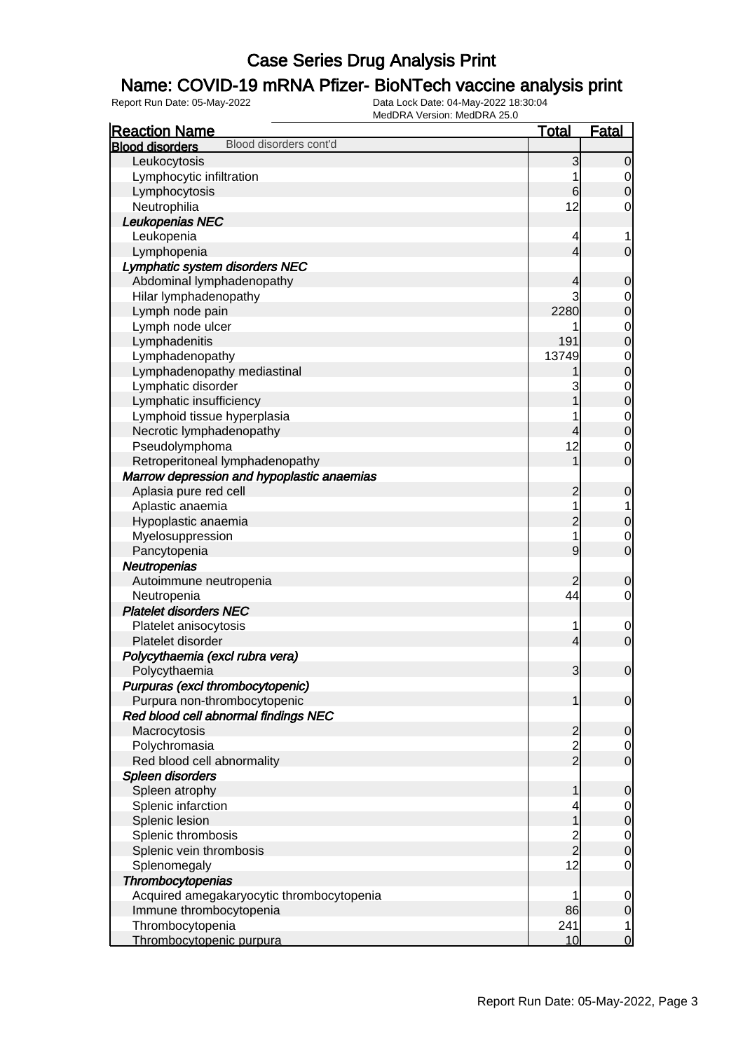# Case Series Drug Analysis Print

## Name: COVID-19 mRNA Pfizer- BioNTech vaccine analysis print

Report Run Date: 05-May-2022 | Data Lock Date: 04-May-2022 18:30:04 | MedDRA Version: MedDRA 25.0

| Reaction Name | Total | Fatal |
|---|---|---|
| **Blood disorders** Blood disorders cont'd | | |
| Leukocytosis | 3 | 0 |
| Lymphocytic infiltration | 1 | 0 |
| Lymphocytosis | 6 | 0 |
| Neutrophilia | 12 | 0 |
| ***Leukopenias NEC*** | | |
| Leukopenia | 4 | 1 |
| Lymphopenia | 4 | 0 |
| ***Lymphatic system disorders NEC*** | | |
| Abdominal lymphadenopathy | 4 | 0 |
| Hilar lymphadenopathy | 3 | 0 |
| Lymph node pain | 2280 | 0 |
| Lymph node ulcer | 1 | 0 |
| Lymphadenitis | 191 | 0 |
| Lymphadenopathy | 13749 | 0 |
| Lymphadenopathy mediastinal | 1 | 0 |
| Lymphatic disorder | 3 | 0 |
| Lymphatic insufficiency | 1 | 0 |
| Lymphoid tissue hyperplasia | 1 | 0 |
| Necrotic lymphadenopathy | 4 | 0 |
| Pseudolymphoma | 12 | 0 |
| Retroperitoneal lymphadenopathy | 1 | 0 |
| ***Marrow depression and hypoplastic anaemias*** | | |
| Aplasia pure red cell | 2 | 0 |
| Aplastic anaemia | 1 | 1 |
| Hypoplastic anaemia | 2 | 0 |
| Myelosuppression | 1 | 0 |
| Pancytopenia | 9 | 0 |
| ***Neutropenias*** | | |
| Autoimmune neutropenia | 2 | 0 |
| Neutropenia | 44 | 0 |
| ***Platelet disorders NEC*** | | |
| Platelet anisocytosis | 1 | 0 |
| Platelet disorder | 4 | 0 |
| ***Polycythaemia (excl rubra vera)*** | | |
| Polycythaemia | 3 | 0 |
| ***Purpuras (excl thrombocytopenic)*** | | |
| Purpura non-thrombocytopenic | 1 | 0 |
| ***Red blood cell abnormal findings NEC*** | | |
| Macrocytosis | 2 | 0 |
| Polychromasia | 2 | 0 |
| Red blood cell abnormality | 2 | 0 |
| ***Spleen disorders*** | | |
| Spleen atrophy | 1 | 0 |
| Splenic infarction | 4 | 0 |
| Splenic lesion | 1 | 0 |
| Splenic thrombosis | 2 | 0 |
| Splenic vein thrombosis | 2 | 0 |
| Splenomegaly | 12 | 0 |
| ***Thrombocytopenias*** | | |
| Acquired amegakaryocytic thrombocytopenia | 1 | 0 |
| Immune thrombocytopenia | 86 | 0 |
| Thrombocytopenia | 241 | 1 |
| Thrombocytopenic purpura | 10 | 0 |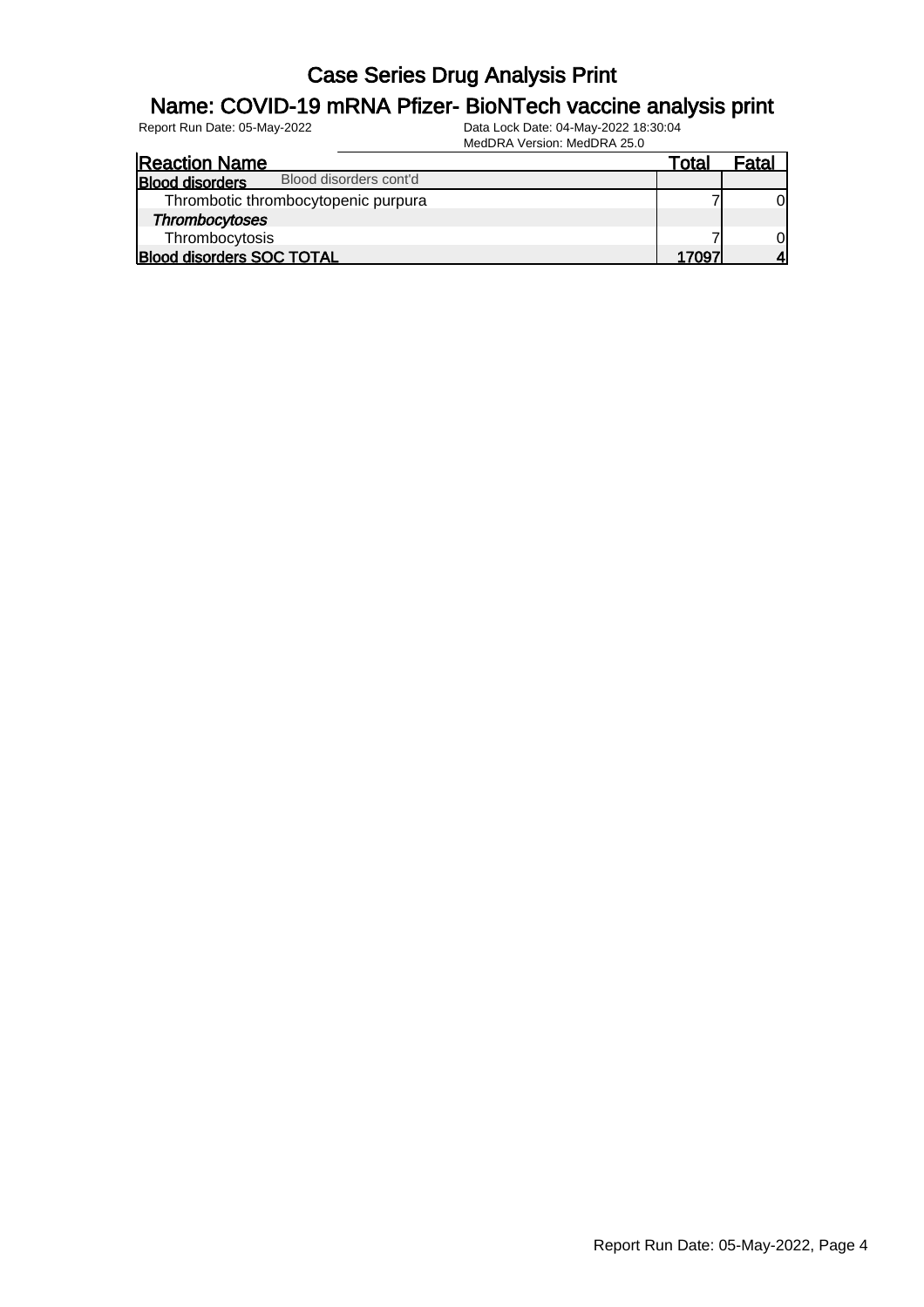# Case Series Drug Analysis Print

## Name: COVID-19 mRNA Pfizer- BioNTech vaccine analysis print

Report Run Date: 05-May-2022

Data Lock Date: 04-May-2022 18:30:04

MedDRA Version: MedDRA 25.0

| Reaction Name | Total | Fatal |
|---|---|---|
| **Blood disorders** Blood disorders cont'd | | |
| Thrombotic thrombocytopenic purpura | 7 | 0 |
| *Thrombocytoses* | | |
| Thrombocytosis | 7 | 0 |
| **Blood disorders SOC TOTAL** | **17097** | **4** |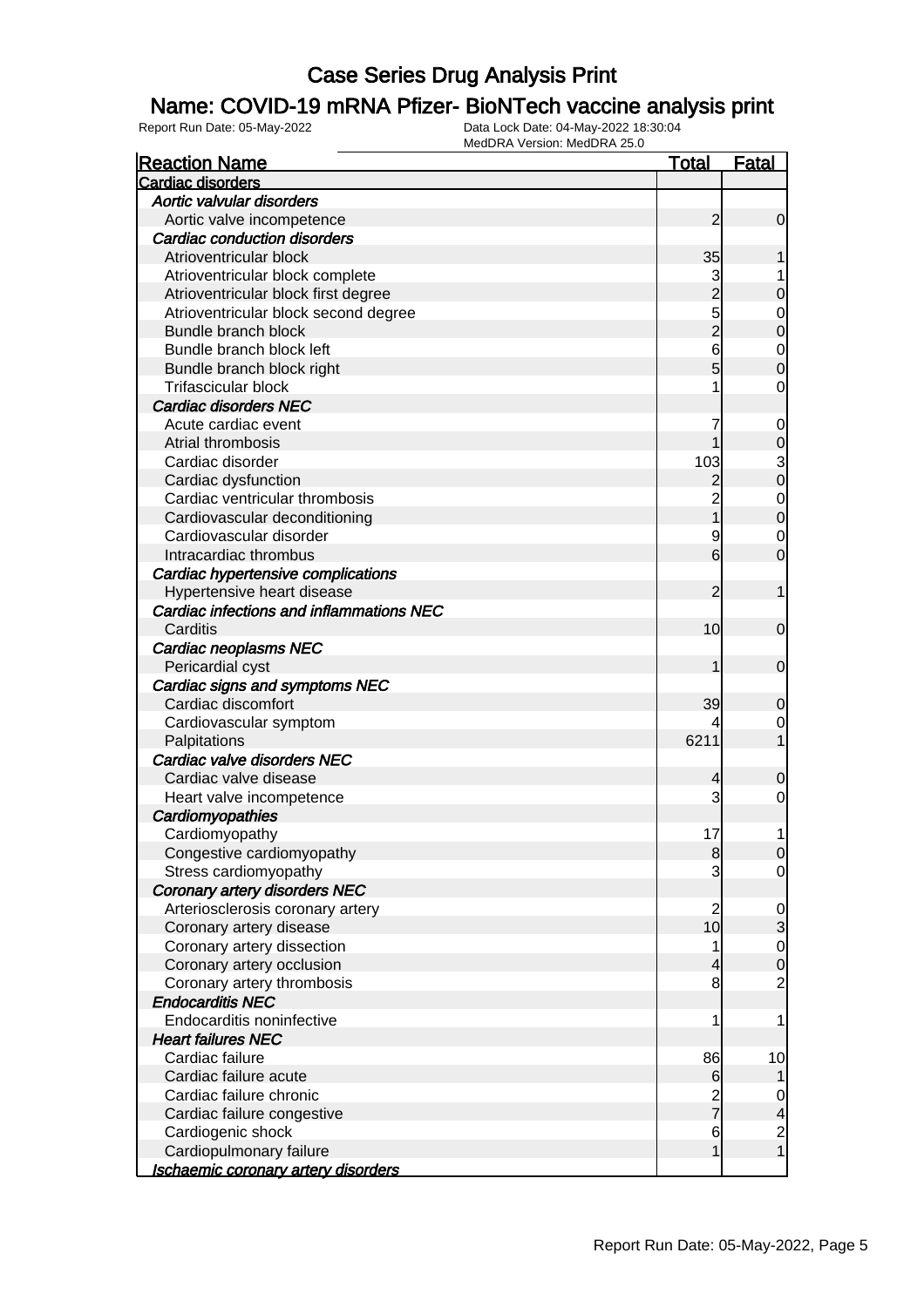# Case Series Drug Analysis Print

## Name: COVID-19 mRNA Pfizer- BioNTech vaccine analysis print

Report Run Date: 05-May-2022    Data Lock Date: 04-May-2022 18:30:04
MedDRA Version: MedDRA 25.0

| Reaction Name | Total | Fatal |
|---|---|---|
| **Cardiac disorders** | | |
| ***Aortic valvular disorders*** | | |
| Aortic valve incompetence | 2 | 0 |
| ***Cardiac conduction disorders*** | | |
| Atrioventricular block | 35 | 1 |
| Atrioventricular block complete | 3 | 1 |
| Atrioventricular block first degree | 2 | 0 |
| Atrioventricular block second degree | 5 | 0 |
| Bundle branch block | 2 | 0 |
| Bundle branch block left | 6 | 0 |
| Bundle branch block right | 5 | 0 |
| Trifascicular block | 1 | 0 |
| ***Cardiac disorders NEC*** | | |
| Acute cardiac event | 7 | 0 |
| Atrial thrombosis | 1 | 0 |
| Cardiac disorder | 103 | 3 |
| Cardiac dysfunction | 2 | 0 |
| Cardiac ventricular thrombosis | 2 | 0 |
| Cardiovascular deconditioning | 1 | 0 |
| Cardiovascular disorder | 9 | 0 |
| Intracardiac thrombus | 6 | 0 |
| ***Cardiac hypertensive complications*** | | |
| Hypertensive heart disease | 2 | 1 |
| ***Cardiac infections and inflammations NEC*** | | |
| Carditis | 10 | 0 |
| ***Cardiac neoplasms NEC*** | | |
| Pericardial cyst | 1 | 0 |
| ***Cardiac signs and symptoms NEC*** | | |
| Cardiac discomfort | 39 | 0 |
| Cardiovascular symptom | 4 | 0 |
| Palpitations | 6211 | 1 |
| ***Cardiac valve disorders NEC*** | | |
| Cardiac valve disease | 4 | 0 |
| Heart valve incompetence | 3 | 0 |
| ***Cardiomyopathies*** | | |
| Cardiomyopathy | 17 | 1 |
| Congestive cardiomyopathy | 8 | 0 |
| Stress cardiomyopathy | 3 | 0 |
| ***Coronary artery disorders NEC*** | | |
| Arteriosclerosis coronary artery | 2 | 0 |
| Coronary artery disease | 10 | 3 |
| Coronary artery dissection | 1 | 0 |
| Coronary artery occlusion | 4 | 0 |
| Coronary artery thrombosis | 8 | 2 |
| ***Endocarditis NEC*** | | |
| Endocarditis noninfective | 1 | 1 |
| ***Heart failures NEC*** | | |
| Cardiac failure | 86 | 10 |
| Cardiac failure acute | 6 | 1 |
| Cardiac failure chronic | 2 | 0 |
| Cardiac failure congestive | 7 | 4 |
| Cardiogenic shock | 6 | 2 |
| Cardiopulmonary failure | 1 | 1 |
| ***Ischaemic coronary artery disorders*** | | |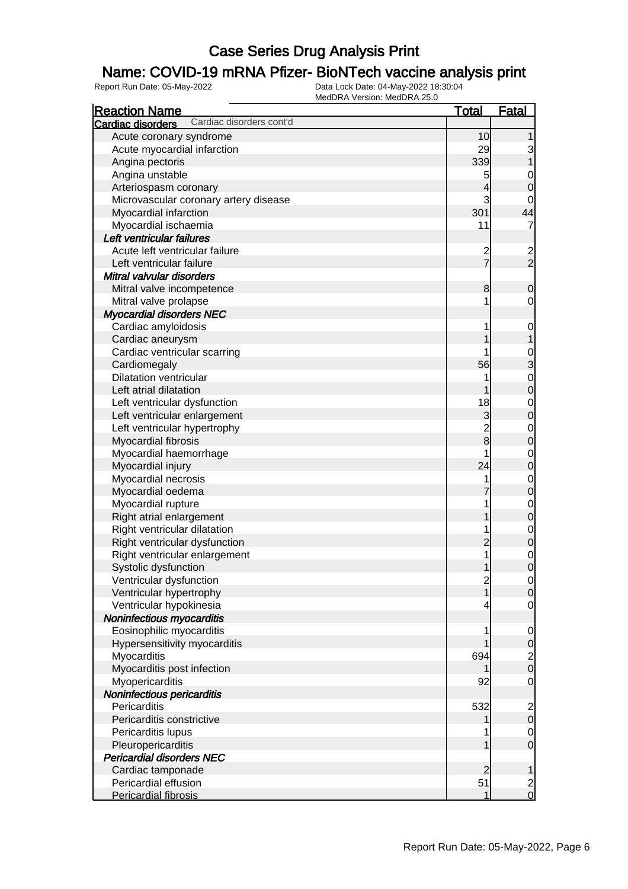# Case Series Drug Analysis Print

## Name: COVID-19 mRNA Pfizer- BioNTech vaccine analysis print

Report Run Date: 05-May-2022

Data Lock Date: 04-May-2022 18:30:04
MedDRA Version: MedDRA 25.0

| Reaction Name | Total | Fatal |
|---|---|---|
| **Cardiac disorders** Cardiac disorders cont'd | | |
| Acute coronary syndrome | 10 | 1 |
| Acute myocardial infarction | 29 | 3 |
| Angina pectoris | 339 | 1 |
| Angina unstable | 5 | 0 |
| Arteriospasm coronary | 4 | 0 |
| Microvascular coronary artery disease | 3 | 0 |
| Myocardial infarction | 301 | 44 |
| Myocardial ischaemia | 11 | 7 |
| ***Left ventricular failures*** | | |
| Acute left ventricular failure | 2 | 2 |
| Left ventricular failure | 7 | 2 |
| ***Mitral valvular disorders*** | | |
| Mitral valve incompetence | 8 | 0 |
| Mitral valve prolapse | 1 | 0 |
| ***Myocardial disorders NEC*** | | |
| Cardiac amyloidosis | 1 | 0 |
| Cardiac aneurysm | 1 | 1 |
| Cardiac ventricular scarring | 1 | 0 |
| Cardiomegaly | 56 | 3 |
| Dilatation ventricular | 1 | 0 |
| Left atrial dilatation | 1 | 0 |
| Left ventricular dysfunction | 18 | 0 |
| Left ventricular enlargement | 3 | 0 |
| Left ventricular hypertrophy | 2 | 0 |
| Myocardial fibrosis | 8 | 0 |
| Myocardial haemorrhage | 1 | 0 |
| Myocardial injury | 24 | 0 |
| Myocardial necrosis | 1 | 0 |
| Myocardial oedema | 7 | 0 |
| Myocardial rupture | 1 | 0 |
| Right atrial enlargement | 1 | 0 |
| Right ventricular dilatation | 1 | 0 |
| Right ventricular dysfunction | 2 | 0 |
| Right ventricular enlargement | 1 | 0 |
| Systolic dysfunction | 1 | 0 |
| Ventricular dysfunction | 2 | 0 |
| Ventricular hypertrophy | 1 | 0 |
| Ventricular hypokinesia | 4 | 0 |
| ***Noninfectious myocarditis*** | | |
| Eosinophilic myocarditis | 1 | 0 |
| Hypersensitivity myocarditis | 1 | 0 |
| Myocarditis | 694 | 2 |
| Myocarditis post infection | 1 | 0 |
| Myopericarditis | 92 | 0 |
| ***Noninfectious pericarditis*** | | |
| Pericarditis | 532 | 2 |
| Pericarditis constrictive | 1 | 0 |
| Pericarditis lupus | 1 | 0 |
| Pleuropericarditis | 1 | 0 |
| ***Pericardial disorders NEC*** | | |
| Cardiac tamponade | 2 | 1 |
| Pericardial effusion | 51 | 2 |
| Pericardial fibrosis | 1 | 0 |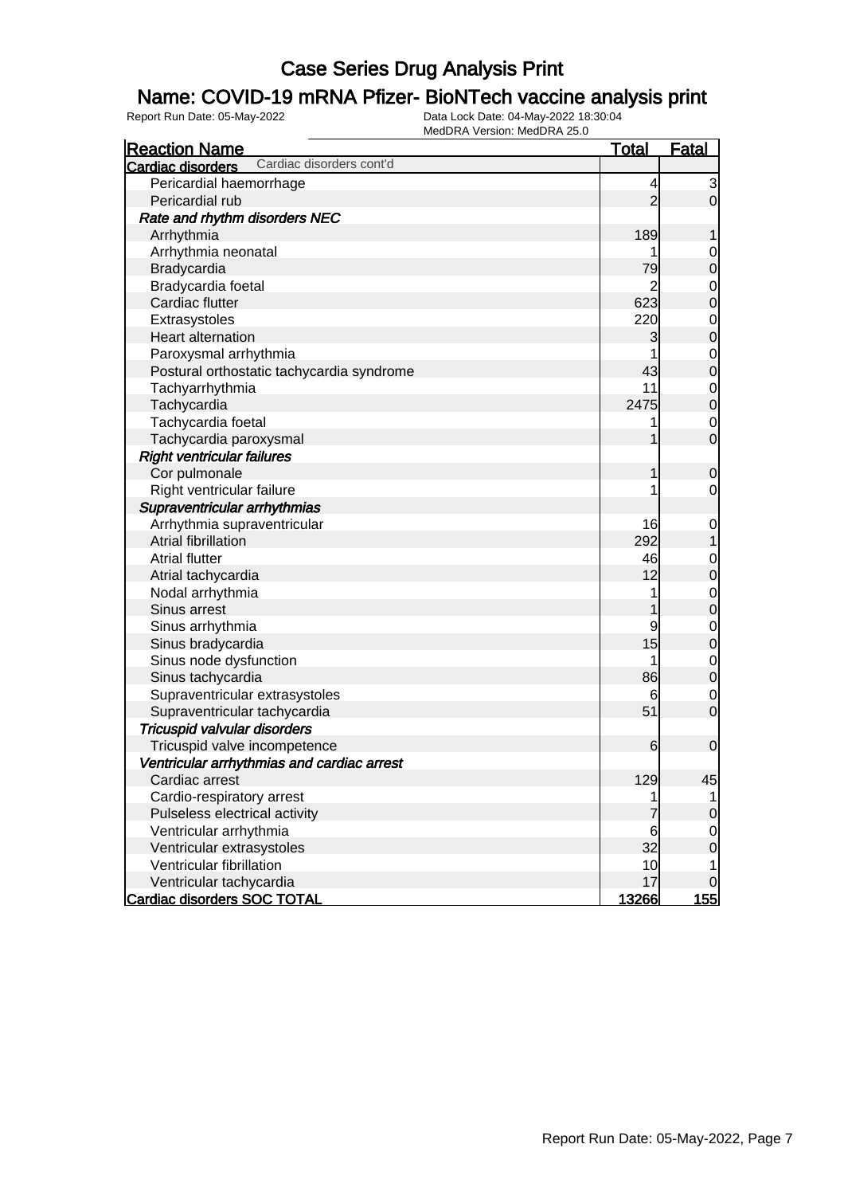# Case Series Drug Analysis Print

## Name: COVID-19 mRNA Pfizer- BioNTech vaccine analysis print

Report Run Date: 05-May-2022
Data Lock Date: 04-May-2022 18:30:04
MedDRA Version: MedDRA 25.0

| Reaction Name | Total | Fatal |
|---|---|---|
| **Cardiac disorders** Cardiac disorders cont'd | | |
| Pericardial haemorrhage | 4 | 3 |
| Pericardial rub | 2 | 0 |
| ***Rate and rhythm disorders NEC*** | | |
| Arrhythmia | 189 | 1 |
| Arrhythmia neonatal | 1 | 0 |
| Bradycardia | 79 | 0 |
| Bradycardia foetal | 2 | 0 |
| Cardiac flutter | 623 | 0 |
| Extrasystoles | 220 | 0 |
| Heart alternation | 3 | 0 |
| Paroxysmal arrhythmia | 1 | 0 |
| Postural orthostatic tachycardia syndrome | 43 | 0 |
| Tachyarrhythmia | 11 | 0 |
| Tachycardia | 2475 | 0 |
| Tachycardia foetal | 1 | 0 |
| Tachycardia paroxysmal | 1 | 0 |
| ***Right ventricular failures*** | | |
| Cor pulmonale | 1 | 0 |
| Right ventricular failure | 1 | 0 |
| ***Supraventricular arrhythmias*** | | |
| Arrhythmia supraventricular | 16 | 0 |
| Atrial fibrillation | 292 | 1 |
| Atrial flutter | 46 | 0 |
| Atrial tachycardia | 12 | 0 |
| Nodal arrhythmia | 1 | 0 |
| Sinus arrest | 1 | 0 |
| Sinus arrhythmia | 9 | 0 |
| Sinus bradycardia | 15 | 0 |
| Sinus node dysfunction | 1 | 0 |
| Sinus tachycardia | 86 | 0 |
| Supraventricular extrasystoles | 6 | 0 |
| Supraventricular tachycardia | 51 | 0 |
| ***Tricuspid valvular disorders*** | | |
| Tricuspid valve incompetence | 6 | 0 |
| ***Ventricular arrhythmias and cardiac arrest*** | | |
| Cardiac arrest | 129 | 45 |
| Cardio-respiratory arrest | 1 | 1 |
| Pulseless electrical activity | 7 | 0 |
| Ventricular arrhythmia | 6 | 0 |
| Ventricular extrasystoles | 32 | 0 |
| Ventricular fibrillation | 10 | 1 |
| Ventricular tachycardia | 17 | 0 |
| **Cardiac disorders SOC TOTAL** | **13266** | **155** |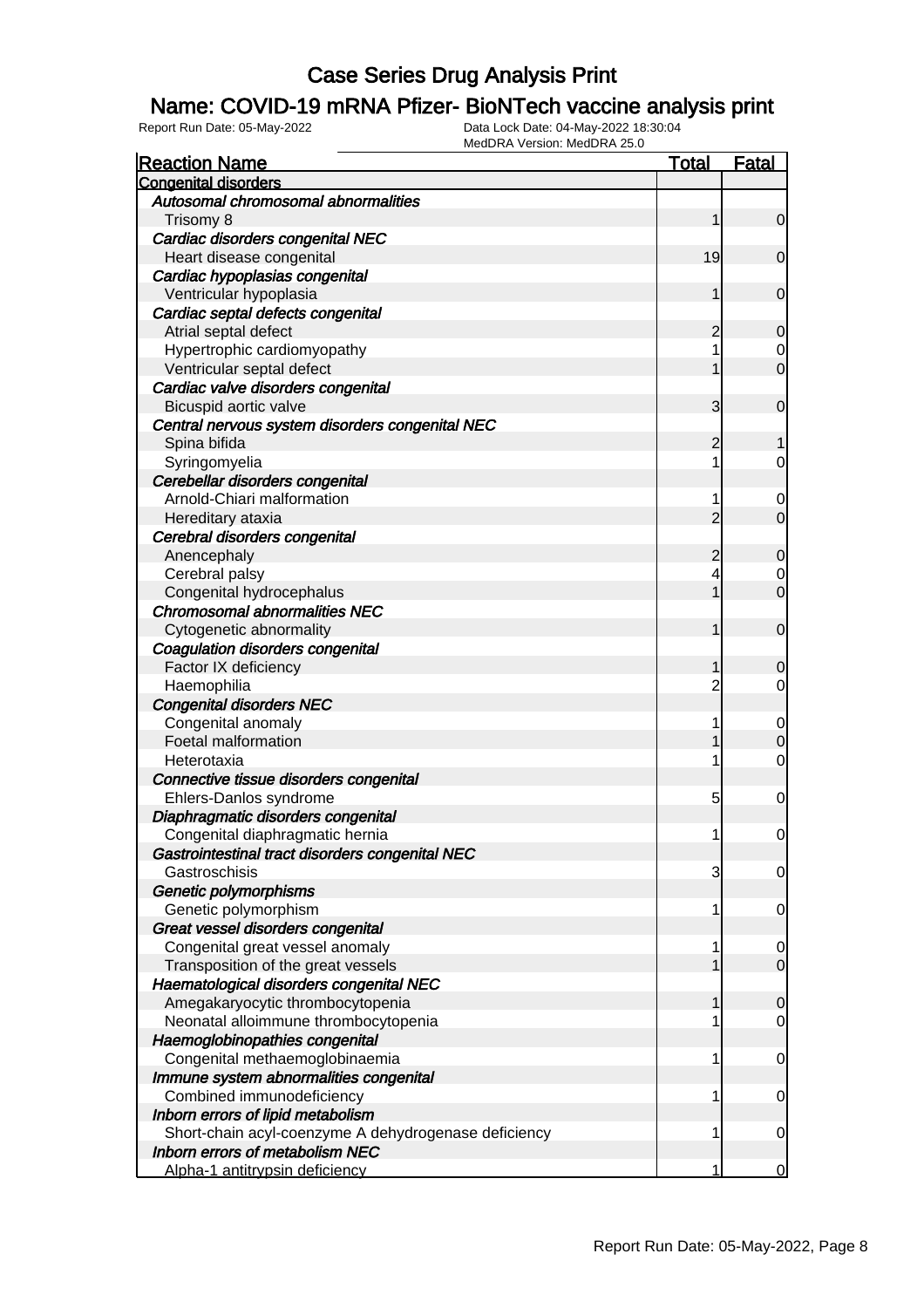# Case Series Drug Analysis Print

## Name: COVID-19 mRNA Pfizer- BioNTech vaccine analysis print

Report Run Date: 05-May-2022

Data Lock Date: 04-May-2022 18:30:04

MedDRA Version: MedDRA 25.0

| Reaction Name | Total | Fatal |
| --- | --- | --- |
| **Congenital disorders** | | |
| *Autosomal chromosomal abnormalities* | | |
| Trisomy 8 | 1 | 0 |
| *Cardiac disorders congenital NEC* | | |
| Heart disease congenital | 19 | 0 |
| *Cardiac hypoplasias congenital* | | |
| Ventricular hypoplasia | 1 | 0 |
| *Cardiac septal defects congenital* | | |
| Atrial septal defect | 2 | 0 |
| Hypertrophic cardiomyopathy | 1 | 0 |
| Ventricular septal defect | 1 | 0 |
| *Cardiac valve disorders congenital* | | |
| Bicuspid aortic valve | 3 | 0 |
| *Central nervous system disorders congenital NEC* | | |
| Spina bifida | 2 | 1 |
| Syringomyelia | 1 | 0 |
| *Cerebellar disorders congenital* | | |
| Arnold-Chiari malformation | 1 | 0 |
| Hereditary ataxia | 2 | 0 |
| *Cerebral disorders congenital* | | |
| Anencephaly | 2 | 0 |
| Cerebral palsy | 4 | 0 |
| Congenital hydrocephalus | 1 | 0 |
| *Chromosomal abnormalities NEC* | | |
| Cytogenetic abnormality | 1 | 0 |
| *Coagulation disorders congenital* | | |
| Factor IX deficiency | 1 | 0 |
| Haemophilia | 2 | 0 |
| *Congenital disorders NEC* | | |
| Congenital anomaly | 1 | 0 |
| Foetal malformation | 1 | 0 |
| Heterotaxia | 1 | 0 |
| *Connective tissue disorders congenital* | | |
| Ehlers-Danlos syndrome | 5 | 0 |
| *Diaphragmatic disorders congenital* | | |
| Congenital diaphragmatic hernia | 1 | 0 |
| *Gastrointestinal tract disorders congenital NEC* | | |
| Gastroschisis | 3 | 0 |
| *Genetic polymorphisms* | | |
| Genetic polymorphism | 1 | 0 |
| *Great vessel disorders congenital* | | |
| Congenital great vessel anomaly | 1 | 0 |
| Transposition of the great vessels | 1 | 0 |
| *Haematological disorders congenital NEC* | | |
| Amegakaryocytic thrombocytopenia | 1 | 0 |
| Neonatal alloimmune thrombocytopenia | 1 | 0 |
| *Haemoglobinopathies congenital* | | |
| Congenital methaemoglobinaemia | 1 | 0 |
| *Immune system abnormalities congenital* | | |
| Combined immunodeficiency | 1 | 0 |
| *Inborn errors of lipid metabolism* | | |
| Short-chain acyl-coenzyme A dehydrogenase deficiency | 1 | 0 |
| *Inborn errors of metabolism NEC* | | |
| Alpha-1 antitrypsin deficiency | 1 | 0 |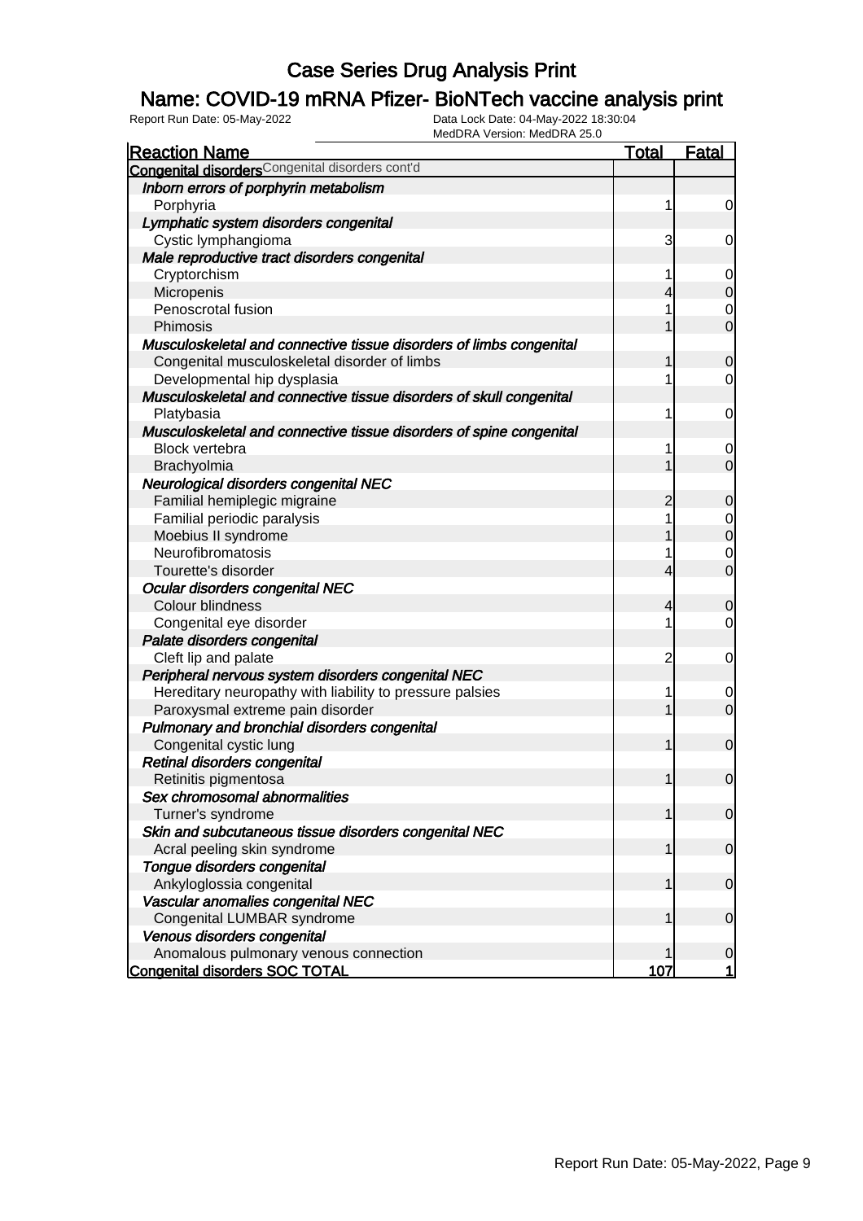# Case Series Drug Analysis Print

## Name: COVID-19 mRNA Pfizer- BioNTech vaccine analysis print

Report Run Date: 05-May-2022 | Data Lock Date: 04-May-2022 18:30:04 | MedDRA Version: MedDRA 25.0

| Reaction Name | Total | Fatal |
|---|---|---|
| **Congenital disorders** Congenital disorders cont'd | | |
| ***Inborn errors of porphyrin metabolism*** | | |
| Porphyria | 1 | 0 |
| ***Lymphatic system disorders congenital*** | | |
| Cystic lymphangioma | 3 | 0 |
| ***Male reproductive tract disorders congenital*** | | |
| Cryptorchism | 1 | 0 |
| Micropenis | 4 | 0 |
| Penoscrotal fusion | 1 | 0 |
| Phimosis | 1 | 0 |
| ***Musculoskeletal and connective tissue disorders of limbs congenital*** | | |
| Congenital musculoskeletal disorder of limbs | 1 | 0 |
| Developmental hip dysplasia | 1 | 0 |
| ***Musculoskeletal and connective tissue disorders of skull congenital*** | | |
| Platybasia | 1 | 0 |
| ***Musculoskeletal and connective tissue disorders of spine congenital*** | | |
| Block vertebra | 1 | 0 |
| Brachyolmia | 1 | 0 |
| ***Neurological disorders congenital NEC*** | | |
| Familial hemiplegic migraine | 2 | 0 |
| Familial periodic paralysis | 1 | 0 |
| Moebius II syndrome | 1 | 0 |
| Neurofibromatosis | 1 | 0 |
| Tourette's disorder | 4 | 0 |
| ***Ocular disorders congenital NEC*** | | |
| Colour blindness | 4 | 0 |
| Congenital eye disorder | 1 | 0 |
| ***Palate disorders congenital*** | | |
| Cleft lip and palate | 2 | 0 |
| ***Peripheral nervous system disorders congenital NEC*** | | |
| Hereditary neuropathy with liability to pressure palsies | 1 | 0 |
| Paroxysmal extreme pain disorder | 1 | 0 |
| ***Pulmonary and bronchial disorders congenital*** | | |
| Congenital cystic lung | 1 | 0 |
| ***Retinal disorders congenital*** | | |
| Retinitis pigmentosa | 1 | 0 |
| ***Sex chromosomal abnormalities*** | | |
| Turner's syndrome | 1 | 0 |
| ***Skin and subcutaneous tissue disorders congenital NEC*** | | |
| Acral peeling skin syndrome | 1 | 0 |
| ***Tongue disorders congenital*** | | |
| Ankyloglossia congenital | 1 | 0 |
| ***Vascular anomalies congenital NEC*** | | |
| Congenital LUMBAR syndrome | 1 | 0 |
| ***Venous disorders congenital*** | | |
| Anomalous pulmonary venous connection | 1 | 0 |
| **Congenital disorders SOC TOTAL** | **107** | **1** |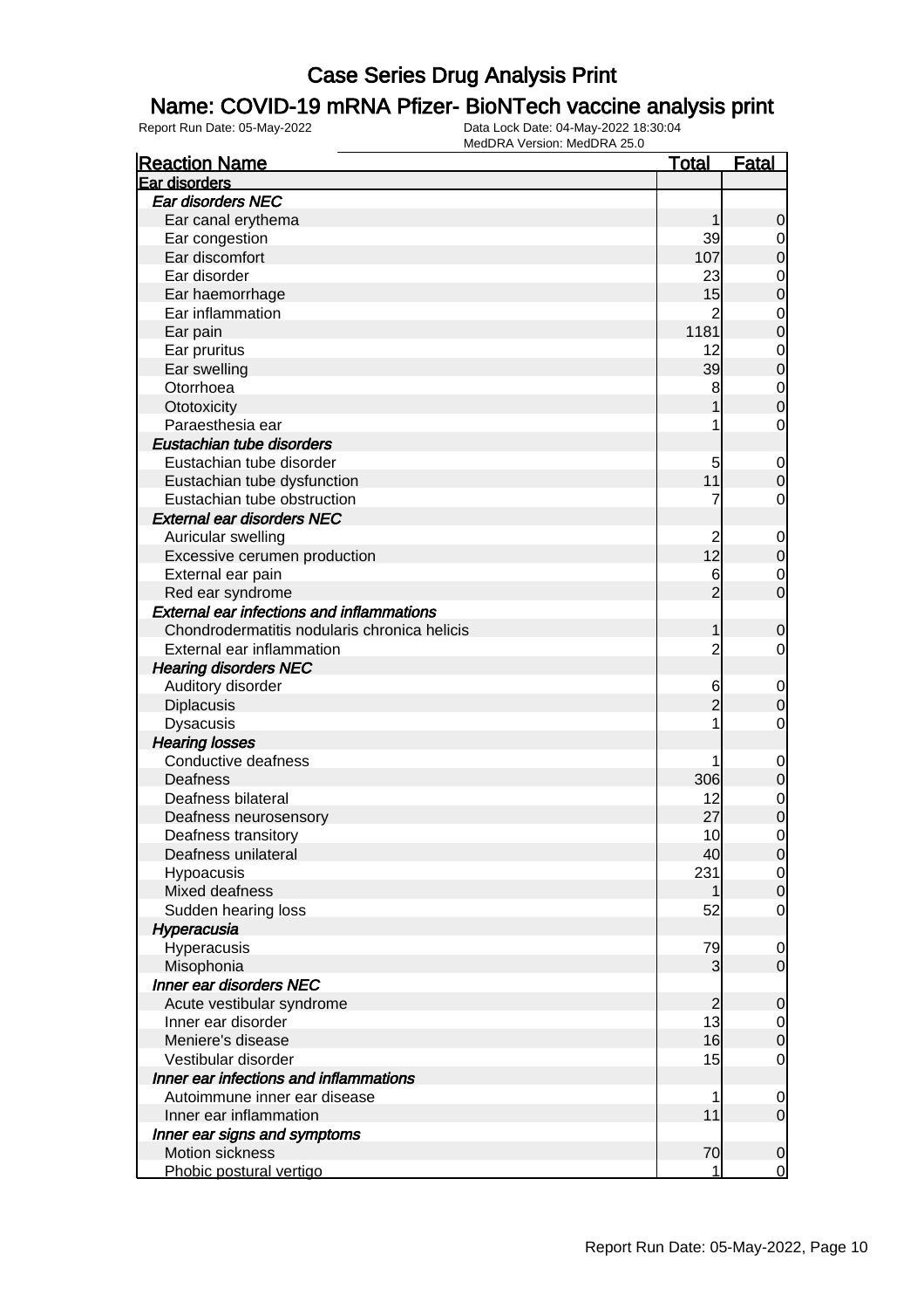# Case Series Drug Analysis Print

## Name: COVID-19 mRNA Pfizer- BioNTech vaccine analysis print

Report Run Date: 05-May-2022    Data Lock Date: 04-May-2022 18:30:04
MedDRA Version: MedDRA 25.0

| Reaction Name | Total | Fatal |
|---|---|---|
| **Ear disorders** | | |
| *Ear disorders NEC* | | |
| Ear canal erythema | 1 | 0 |
| Ear congestion | 39 | 0 |
| Ear discomfort | 107 | 0 |
| Ear disorder | 23 | 0 |
| Ear haemorrhage | 15 | 0 |
| Ear inflammation | 2 | 0 |
| Ear pain | 1181 | 0 |
| Ear pruritus | 12 | 0 |
| Ear swelling | 39 | 0 |
| Otorrhoea | 8 | 0 |
| Ototoxicity | 1 | 0 |
| Paraesthesia ear | 1 | 0 |
| *Eustachian tube disorders* | | |
| Eustachian tube disorder | 5 | 0 |
| Eustachian tube dysfunction | 11 | 0 |
| Eustachian tube obstruction | 7 | 0 |
| *External ear disorders NEC* | | |
| Auricular swelling | 2 | 0 |
| Excessive cerumen production | 12 | 0 |
| External ear pain | 6 | 0 |
| Red ear syndrome | 2 | 0 |
| *External ear infections and inflammations* | | |
| Chondrodermatitis nodularis chronica helicis | 1 | 0 |
| External ear inflammation | 2 | 0 |
| *Hearing disorders NEC* | | |
| Auditory disorder | 6 | 0 |
| Diplacusis | 2 | 0 |
| Dysacusis | 1 | 0 |
| *Hearing losses* | | |
| Conductive deafness | 1 | 0 |
| Deafness | 306 | 0 |
| Deafness bilateral | 12 | 0 |
| Deafness neurosensory | 27 | 0 |
| Deafness transitory | 10 | 0 |
| Deafness unilateral | 40 | 0 |
| Hypoacusis | 231 | 0 |
| Mixed deafness | 1 | 0 |
| Sudden hearing loss | 52 | 0 |
| *Hyperacusia* | | |
| Hyperacusis | 79 | 0 |
| Misophonia | 3 | 0 |
| *Inner ear disorders NEC* | | |
| Acute vestibular syndrome | 2 | 0 |
| Inner ear disorder | 13 | 0 |
| Meniere's disease | 16 | 0 |
| Vestibular disorder | 15 | 0 |
| *Inner ear infections and inflammations* | | |
| Autoimmune inner ear disease | 1 | 0 |
| Inner ear inflammation | 11 | 0 |
| *Inner ear signs and symptoms* | | |
| Motion sickness | 70 | 0 |
| Phobic postural vertigo | 1 | 0 |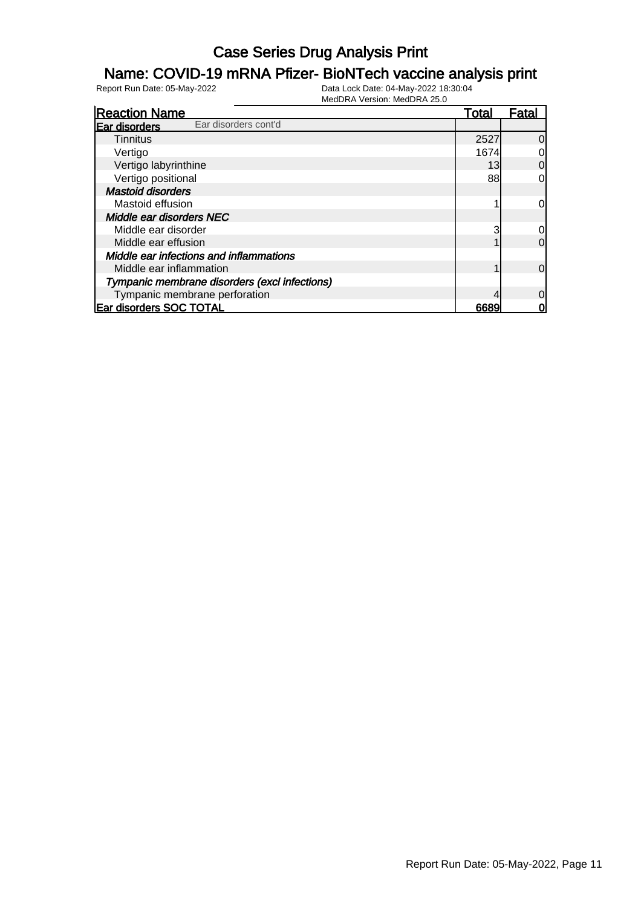# Case Series Drug Analysis Print

## Name: COVID-19 mRNA Pfizer- BioNTech vaccine analysis print

Report Run Date: 05-May-2022

Data Lock Date: 04-May-2022 18:30:04
MedDRA Version: MedDRA 25.0

| Reaction Name | Total | Fatal |
|---|---|---|
| **Ear disorders** Ear disorders cont'd | | |
| Tinnitus | 2527 | 0 |
| Vertigo | 1674 | 0 |
| Vertigo labyrinthine | 13 | 0 |
| Vertigo positional | 88 | 0 |
| ***Mastoid disorders*** | | |
| Mastoid effusion | 1 | 0 |
| ***Middle ear disorders NEC*** | | |
| Middle ear disorder | 3 | 0 |
| Middle ear effusion | 1 | 0 |
| ***Middle ear infections and inflammations*** | | |
| Middle ear inflammation | 1 | 0 |
| ***Tympanic membrane disorders (excl infections)*** | | |
| Tympanic membrane perforation | 4 | 0 |
| **Ear disorders SOC TOTAL** | **6689** | **0** |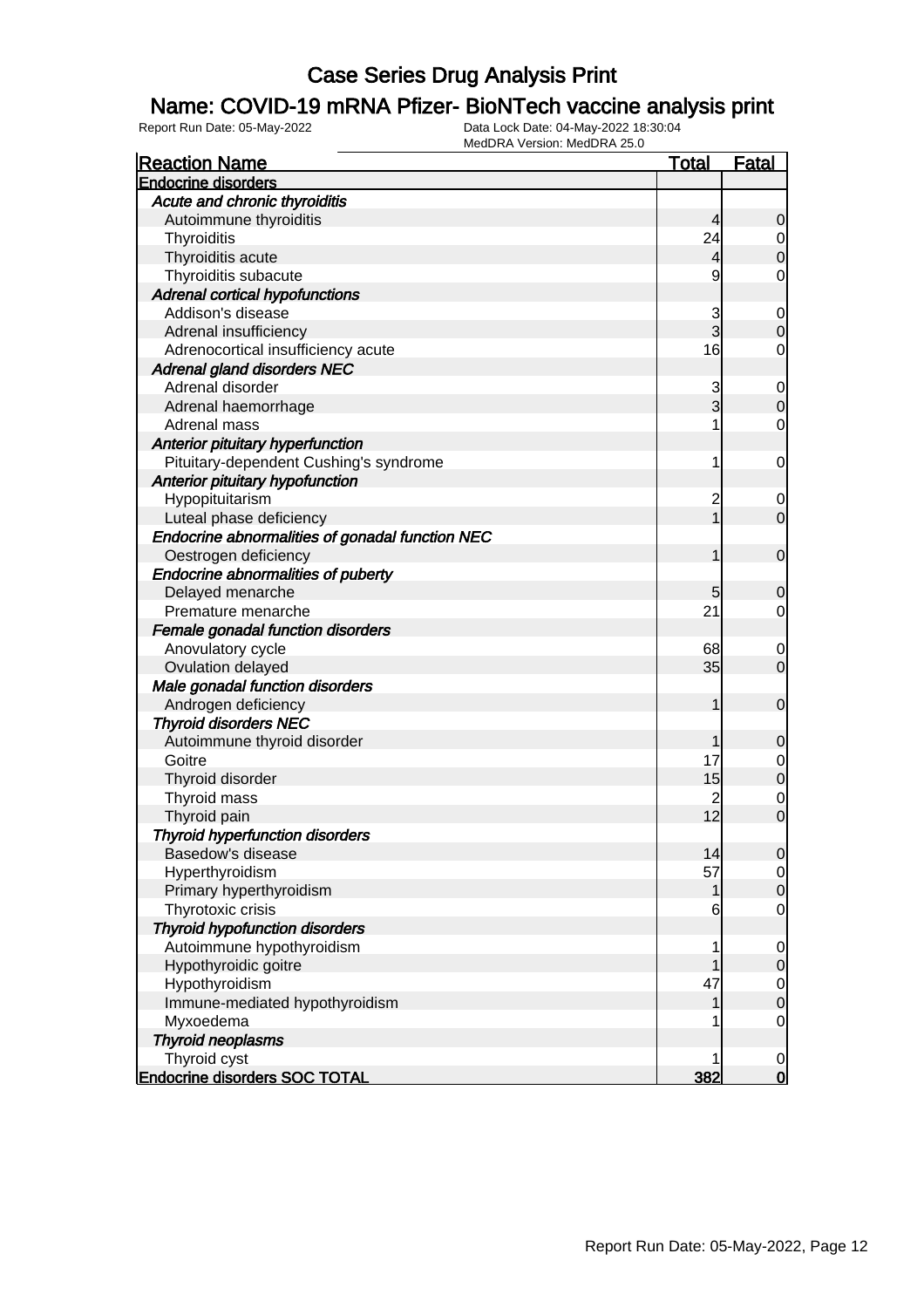# Case Series Drug Analysis Print

## Name: COVID-19 mRNA Pfizer- BioNTech vaccine analysis print

Report Run Date: 05-May-2022    Data Lock Date: 04-May-2022 18:30:04
MedDRA Version: MedDRA 25.0

| Reaction Name | Total | Fatal |
|---|---|---|
| **Endocrine disorders** | | |
| *Acute and chronic thyroiditis* | | |
| Autoimmune thyroiditis | 4 | 0 |
| Thyroiditis | 24 | 0 |
| Thyroiditis acute | 4 | 0 |
| Thyroiditis subacute | 9 | 0 |
| *Adrenal cortical hypofunctions* | | |
| Addison's disease | 3 | 0 |
| Adrenal insufficiency | 3 | 0 |
| Adrenocortical insufficiency acute | 16 | 0 |
| *Adrenal gland disorders NEC* | | |
| Adrenal disorder | 3 | 0 |
| Adrenal haemorrhage | 3 | 0 |
| Adrenal mass | 1 | 0 |
| *Anterior pituitary hyperfunction* | | |
| Pituitary-dependent Cushing's syndrome | 1 | 0 |
| *Anterior pituitary hypofunction* | | |
| Hypopituitarism | 2 | 0 |
| Luteal phase deficiency | 1 | 0 |
| *Endocrine abnormalities of gonadal function NEC* | | |
| Oestrogen deficiency | 1 | 0 |
| *Endocrine abnormalities of puberty* | | |
| Delayed menarche | 5 | 0 |
| Premature menarche | 21 | 0 |
| *Female gonadal function disorders* | | |
| Anovulatory cycle | 68 | 0 |
| Ovulation delayed | 35 | 0 |
| *Male gonadal function disorders* | | |
| Androgen deficiency | 1 | 0 |
| *Thyroid disorders NEC* | | |
| Autoimmune thyroid disorder | 1 | 0 |
| Goitre | 17 | 0 |
| Thyroid disorder | 15 | 0 |
| Thyroid mass | 2 | 0 |
| Thyroid pain | 12 | 0 |
| *Thyroid hyperfunction disorders* | | |
| Basedow's disease | 14 | 0 |
| Hyperthyroidism | 57 | 0 |
| Primary hyperthyroidism | 1 | 0 |
| Thyrotoxic crisis | 6 | 0 |
| *Thyroid hypofunction disorders* | | |
| Autoimmune hypothyroidism | 1 | 0 |
| Hypothyroidic goitre | 1 | 0 |
| Hypothyroidism | 47 | 0 |
| Immune-mediated hypothyroidism | 1 | 0 |
| Myxoedema | 1 | 0 |
| *Thyroid neoplasms* | | |
| Thyroid cyst | 1 | 0 |
| **Endocrine disorders SOC TOTAL** | **382** | **0** |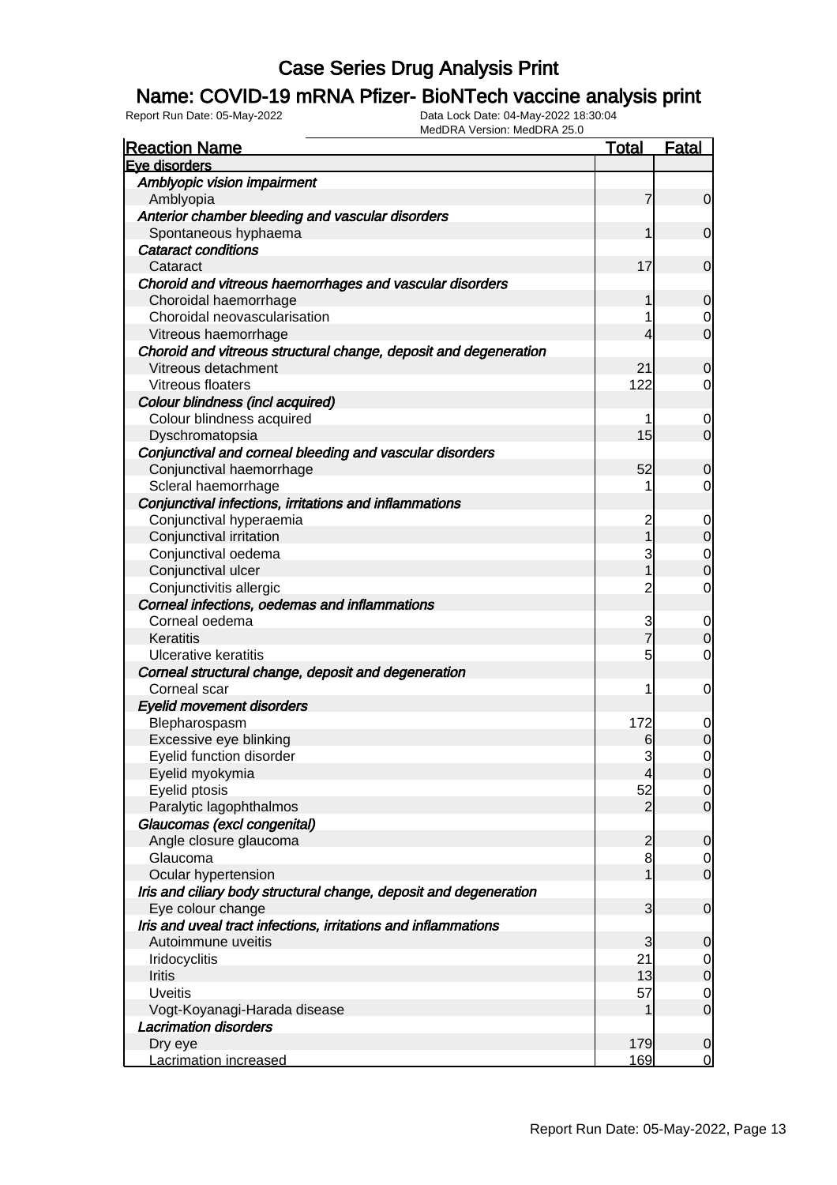# Case Series Drug Analysis Print

## Name: COVID-19 mRNA Pfizer- BioNTech vaccine analysis print

Report Run Date: 05-May-2022

Data Lock Date: 04-May-2022 18:30:04

MedDRA Version: MedDRA 25.0

| Reaction Name | Total | Fatal |
|---|---|---|
| **Eye disorders** | | |
| *Amblyopic vision impairment* | | |
| Amblyopia | 7 | 0 |
| *Anterior chamber bleeding and vascular disorders* | | |
| Spontaneous hyphaema | 1 | 0 |
| *Cataract conditions* | | |
| Cataract | 17 | 0 |
| *Choroid and vitreous haemorrhages and vascular disorders* | | |
| Choroidal haemorrhage | 1 | 0 |
| Choroidal neovascularisation | 1 | 0 |
| Vitreous haemorrhage | 4 | 0 |
| *Choroid and vitreous structural change, deposit and degeneration* | | |
| Vitreous detachment | 21 | 0 |
| Vitreous floaters | 122 | 0 |
| *Colour blindness (incl acquired)* | | |
| Colour blindness acquired | 1 | 0 |
| Dyschromatopsia | 15 | 0 |
| *Conjunctival and corneal bleeding and vascular disorders* | | |
| Conjunctival haemorrhage | 52 | 0 |
| Scleral haemorrhage | 1 | 0 |
| *Conjunctival infections, irritations and inflammations* | | |
| Conjunctival hyperaemia | 2 | 0 |
| Conjunctival irritation | 1 | 0 |
| Conjunctival oedema | 3 | 0 |
| Conjunctival ulcer | 1 | 0 |
| Conjunctivitis allergic | 2 | 0 |
| *Corneal infections, oedemas and inflammations* | | |
| Corneal oedema | 3 | 0 |
| Keratitis | 7 | 0 |
| Ulcerative keratitis | 5 | 0 |
| *Corneal structural change, deposit and degeneration* | | |
| Corneal scar | 1 | 0 |
| *Eyelid movement disorders* | | |
| Blepharospasm | 172 | 0 |
| Excessive eye blinking | 6 | 0 |
| Eyelid function disorder | 3 | 0 |
| Eyelid myokymia | 4 | 0 |
| Eyelid ptosis | 52 | 0 |
| Paralytic lagophthalmos | 2 | 0 |
| *Glaucomas (excl congenital)* | | |
| Angle closure glaucoma | 2 | 0 |
| Glaucoma | 8 | 0 |
| Ocular hypertension | 1 | 0 |
| *Iris and ciliary body structural change, deposit and degeneration* | | |
| Eye colour change | 3 | 0 |
| *Iris and uveal tract infections, irritations and inflammations* | | |
| Autoimmune uveitis | 3 | 0 |
| Iridocyclitis | 21 | 0 |
| Iritis | 13 | 0 |
| Uveitis | 57 | 0 |
| Vogt-Koyanagi-Harada disease | 1 | 0 |
| *Lacrimation disorders* | | |
| Dry eye | 179 | 0 |
| Lacrimation increased | 169 | 0 |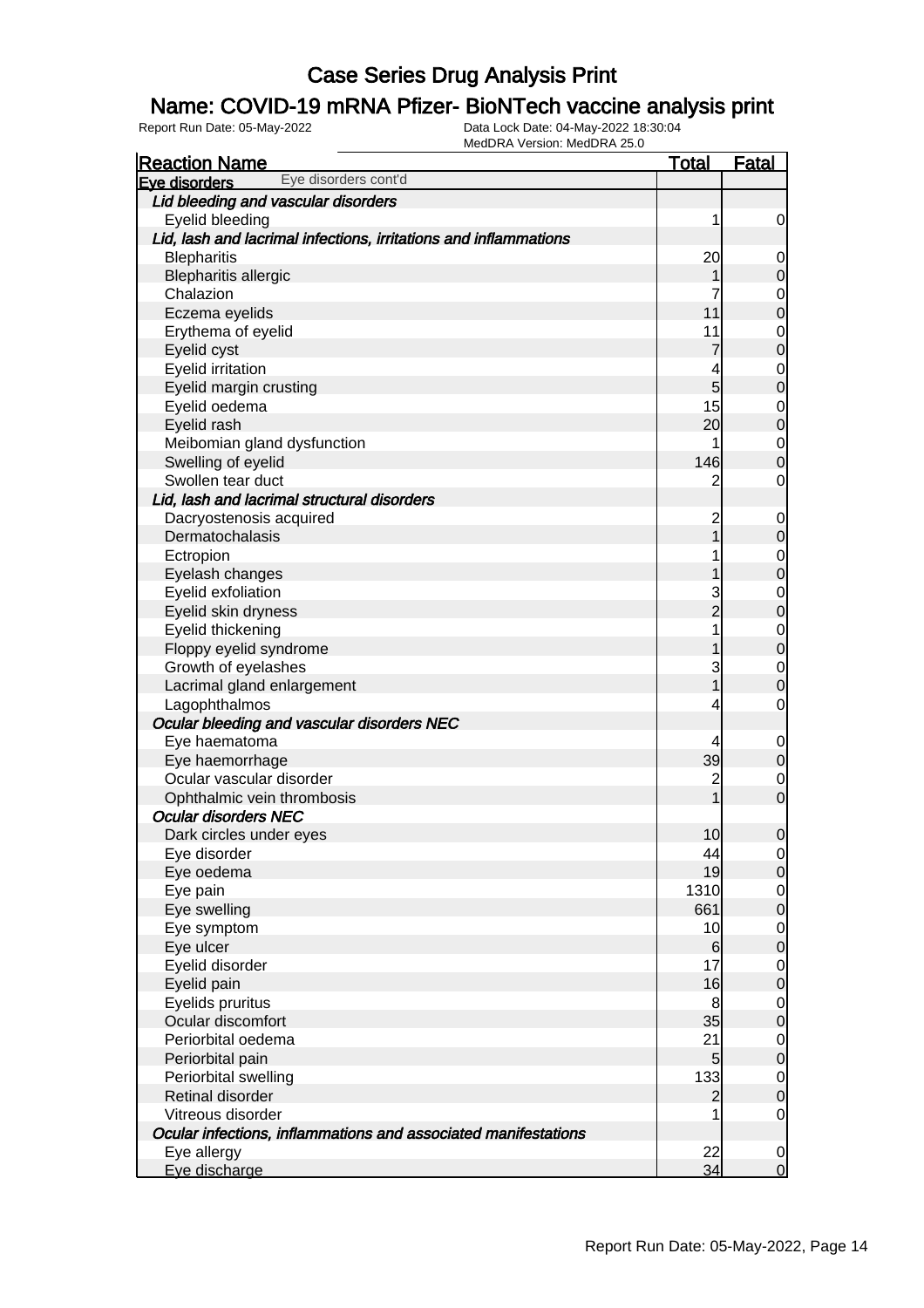# Case Series Drug Analysis Print

## Name: COVID-19 mRNA Pfizer- BioNTech vaccine analysis print

Report Run Date: 05-May-2022    Data Lock Date: 04-May-2022 18:30:04
MedDRA Version: MedDRA 25.0

| Reaction Name | Total | Fatal |
|---|---|---|
| **Eye disorders** Eye disorders cont'd | | |
| ***Lid bleeding and vascular disorders*** | | |
| Eyelid bleeding | 1 | 0 |
| ***Lid, lash and lacrimal infections, irritations and inflammations*** | | |
| Blepharitis | 20 | 0 |
| Blepharitis allergic | 1 | 0 |
| Chalazion | 7 | 0 |
| Eczema eyelids | 11 | 0 |
| Erythema of eyelid | 11 | 0 |
| Eyelid cyst | 7 | 0 |
| Eyelid irritation | 4 | 0 |
| Eyelid margin crusting | 5 | 0 |
| Eyelid oedema | 15 | 0 |
| Eyelid rash | 20 | 0 |
| Meibomian gland dysfunction | 1 | 0 |
| Swelling of eyelid | 146 | 0 |
| Swollen tear duct | 2 | 0 |
| ***Lid, lash and lacrimal structural disorders*** | | |
| Dacryostenosis acquired | 2 | 0 |
| Dermatochalasis | 1 | 0 |
| Ectropion | 1 | 0 |
| Eyelash changes | 1 | 0 |
| Eyelid exfoliation | 3 | 0 |
| Eyelid skin dryness | 2 | 0 |
| Eyelid thickening | 1 | 0 |
| Floppy eyelid syndrome | 1 | 0 |
| Growth of eyelashes | 3 | 0 |
| Lacrimal gland enlargement | 1 | 0 |
| Lagophthalmos | 4 | 0 |
| ***Ocular bleeding and vascular disorders NEC*** | | |
| Eye haematoma | 4 | 0 |
| Eye haemorrhage | 39 | 0 |
| Ocular vascular disorder | 2 | 0 |
| Ophthalmic vein thrombosis | 1 | 0 |
| ***Ocular disorders NEC*** | | |
| Dark circles under eyes | 10 | 0 |
| Eye disorder | 44 | 0 |
| Eye oedema | 19 | 0 |
| Eye pain | 1310 | 0 |
| Eye swelling | 661 | 0 |
| Eye symptom | 10 | 0 |
| Eye ulcer | 6 | 0 |
| Eyelid disorder | 17 | 0 |
| Eyelid pain | 16 | 0 |
| Eyelids pruritus | 8 | 0 |
| Ocular discomfort | 35 | 0 |
| Periorbital oedema | 21 | 0 |
| Periorbital pain | 5 | 0 |
| Periorbital swelling | 133 | 0 |
| Retinal disorder | 2 | 0 |
| Vitreous disorder | 1 | 0 |
| ***Ocular infections, inflammations and associated manifestations*** | | |
| Eye allergy | 22 | 0 |
| Eye discharge | 34 | 0 |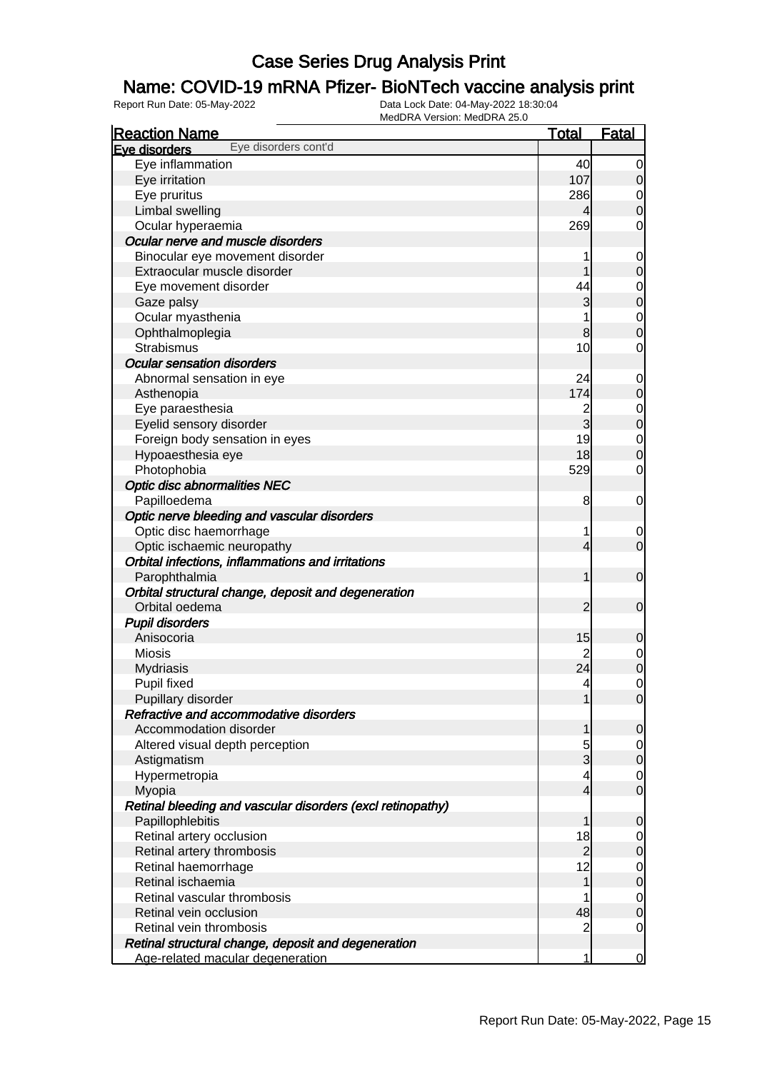# Case Series Drug Analysis Print

## Name: COVID-19 mRNA Pfizer- BioNTech vaccine analysis print

Report Run Date: 05-May-2022

Data Lock Date: 04-May-2022 18:30:04

MedDRA Version: MedDRA 25.0

| Reaction Name | Total | Fatal |
|---|---|---|
| **Eye disorders** Eye disorders cont'd | | |
| Eye inflammation | 40 | 0 |
| Eye irritation | 107 | 0 |
| Eye pruritus | 286 | 0 |
| Limbal swelling | 4 | 0 |
| Ocular hyperaemia | 269 | 0 |
| ***Ocular nerve and muscle disorders*** | | |
| Binocular eye movement disorder | 1 | 0 |
| Extraocular muscle disorder | 1 | 0 |
| Eye movement disorder | 44 | 0 |
| Gaze palsy | 3 | 0 |
| Ocular myasthenia | 1 | 0 |
| Ophthalmoplegia | 8 | 0 |
| Strabismus | 10 | 0 |
| ***Ocular sensation disorders*** | | |
| Abnormal sensation in eye | 24 | 0 |
| Asthenopia | 174 | 0 |
| Eye paraesthesia | 2 | 0 |
| Eyelid sensory disorder | 3 | 0 |
| Foreign body sensation in eyes | 19 | 0 |
| Hypoaesthesia eye | 18 | 0 |
| Photophobia | 529 | 0 |
| ***Optic disc abnormalities NEC*** | | |
| Papilloedema | 8 | 0 |
| ***Optic nerve bleeding and vascular disorders*** | | |
| Optic disc haemorrhage | 1 | 0 |
| Optic ischaemic neuropathy | 4 | 0 |
| ***Orbital infections, inflammations and irritations*** | | |
| Parophthalmia | 1 | 0 |
| ***Orbital structural change, deposit and degeneration*** | | |
| Orbital oedema | 2 | 0 |
| ***Pupil disorders*** | | |
| Anisocoria | 15 | 0 |
| Miosis | 2 | 0 |
| Mydriasis | 24 | 0 |
| Pupil fixed | 4 | 0 |
| Pupillary disorder | 1 | 0 |
| ***Refractive and accommodative disorders*** | | |
| Accommodation disorder | 1 | 0 |
| Altered visual depth perception | 5 | 0 |
| Astigmatism | 3 | 0 |
| Hypermetropia | 4 | 0 |
| Myopia | 4 | 0 |
| ***Retinal bleeding and vascular disorders (excl retinopathy)*** | | |
| Papillophlebitis | 1 | 0 |
| Retinal artery occlusion | 18 | 0 |
| Retinal artery thrombosis | 2 | 0 |
| Retinal haemorrhage | 12 | 0 |
| Retinal ischaemia | 1 | 0 |
| Retinal vascular thrombosis | 1 | 0 |
| Retinal vein occlusion | 48 | 0 |
| Retinal vein thrombosis | 2 | 0 |
| ***Retinal structural change, deposit and degeneration*** | | |
| Age-related macular degeneration | 1 | 0 |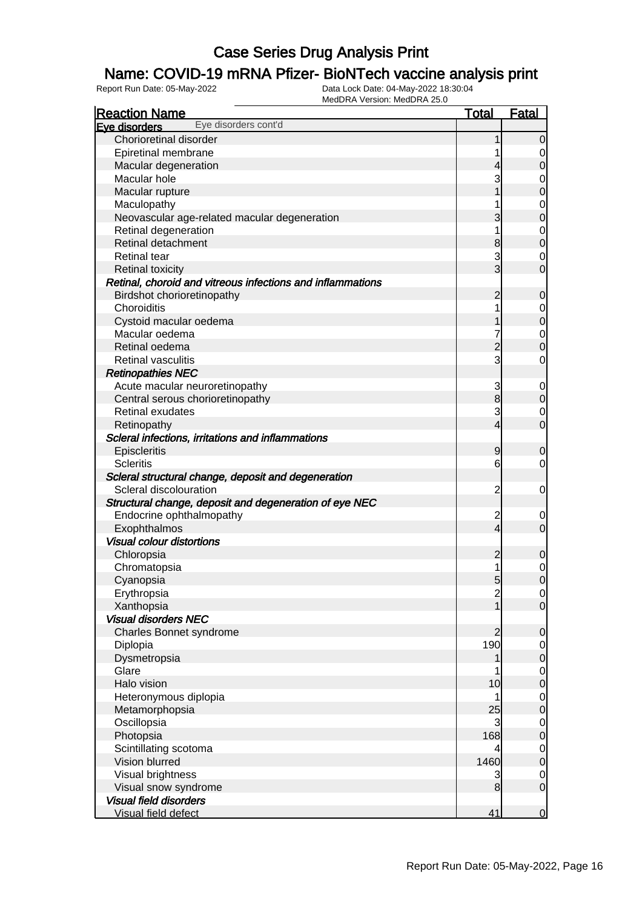# Case Series Drug Analysis Print

## Name: COVID-19 mRNA Pfizer- BioNTech vaccine analysis print

Report Run Date: 05-May-2022 | Data Lock Date: 04-May-2022 18:30:04 | MedDRA Version: MedDRA 25.0

| Reaction Name | Total | Fatal |
|---|---|---|
| **Eye disorders** Eye disorders cont'd | | |
| Chorioretinal disorder | 1 | 0 |
| Epiretinal membrane | 1 | 0 |
| Macular degeneration | 4 | 0 |
| Macular hole | 3 | 0 |
| Macular rupture | 1 | 0 |
| Maculopathy | 1 | 0 |
| Neovascular age-related macular degeneration | 3 | 0 |
| Retinal degeneration | 1 | 0 |
| Retinal detachment | 8 | 0 |
| Retinal tear | 3 | 0 |
| Retinal toxicity | 3 | 0 |
| ***Retinal, choroid and vitreous infections and inflammations*** | | |
| Birdshot chorioretinopathy | 2 | 0 |
| Choroiditis | 1 | 0 |
| Cystoid macular oedema | 1 | 0 |
| Macular oedema | 7 | 0 |
| Retinal oedema | 2 | 0 |
| Retinal vasculitis | 3 | 0 |
| ***Retinopathies NEC*** | | |
| Acute macular neuroretinopathy | 3 | 0 |
| Central serous chorioretinopathy | 8 | 0 |
| Retinal exudates | 3 | 0 |
| Retinopathy | 4 | 0 |
| ***Scleral infections, irritations and inflammations*** | | |
| Episcleritis | 9 | 0 |
| Scleritis | 6 | 0 |
| ***Scleral structural change, deposit and degeneration*** | | |
| Scleral discolouration | 2 | 0 |
| ***Structural change, deposit and degeneration of eye NEC*** | | |
| Endocrine ophthalmopathy | 2 | 0 |
| Exophthalmos | 4 | 0 |
| ***Visual colour distortions*** | | |
| Chloropsia | 2 | 0 |
| Chromatopsia | 1 | 0 |
| Cyanopsia | 5 | 0 |
| Erythropsia | 2 | 0 |
| Xanthopsia | 1 | 0 |
| ***Visual disorders NEC*** | | |
| Charles Bonnet syndrome | 2 | 0 |
| Diplopia | 190 | 0 |
| Dysmetropsia | 1 | 0 |
| Glare | 1 | 0 |
| Halo vision | 10 | 0 |
| Heteronymous diplopia | 1 | 0 |
| Metamorphopsia | 25 | 0 |
| Oscillopsia | 3 | 0 |
| Photopsia | 168 | 0 |
| Scintillating scotoma | 4 | 0 |
| Vision blurred | 1460 | 0 |
| Visual brightness | 3 | 0 |
| Visual snow syndrome | 8 | 0 |
| ***Visual field disorders*** | | |
| Visual field defect | 41 | 0 |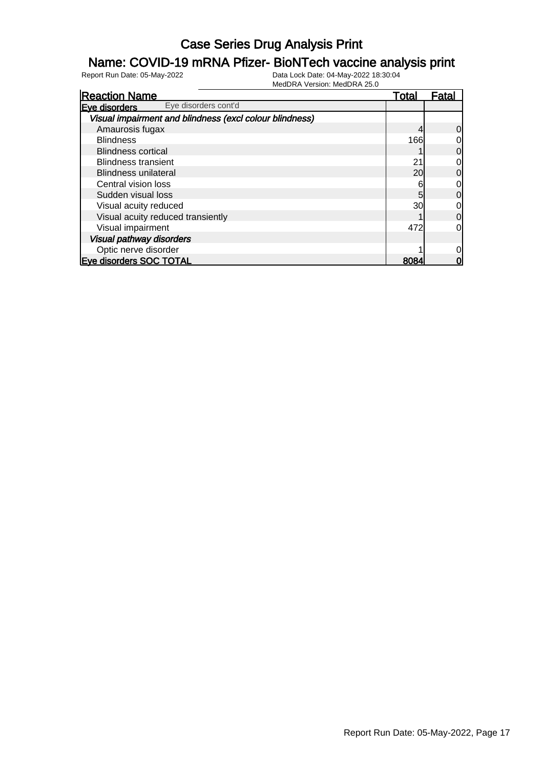# Case Series Drug Analysis Print

## Name: COVID-19 mRNA Pfizer- BioNTech vaccine analysis print

Report Run Date: 05-May-2022    Data Lock Date: 04-May-2022 18:30:04
MedDRA Version: MedDRA 25.0

| Reaction Name | Total | Fatal |
|---|---|---|
| **Eye disorders** Eye disorders cont'd | | |
| ***Visual impairment and blindness (excl colour blindness)*** | | |
| Amaurosis fugax | 4 | 0 |
| Blindness | 166 | 0 |
| Blindness cortical | 1 | 0 |
| Blindness transient | 21 | 0 |
| Blindness unilateral | 20 | 0 |
| Central vision loss | 6 | 0 |
| Sudden visual loss | 5 | 0 |
| Visual acuity reduced | 30 | 0 |
| Visual acuity reduced transiently | 1 | 0 |
| Visual impairment | 472 | 0 |
| ***Visual pathway disorders*** | | |
| Optic nerve disorder | 1 | 0 |
| **Eye disorders SOC TOTAL** | **8084** | **0** |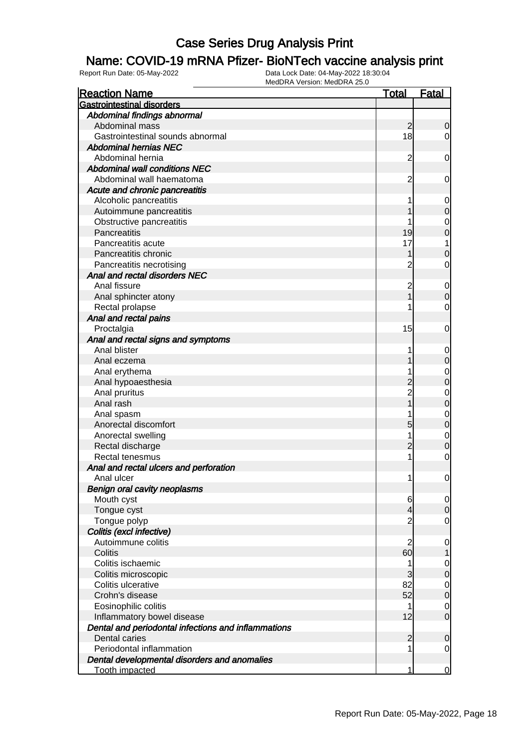# Case Series Drug Analysis Print

## Name: COVID-19 mRNA Pfizer- BioNTech vaccine analysis print

Report Run Date: 05-May-2022    Data Lock Date: 04-May-2022 18:30:04
MedDRA Version: MedDRA 25.0

| Reaction Name | Total | Fatal |
|---|---|---|
| **Gastrointestinal disorders** | | |
| *Abdominal findings abnormal* | | |
| Abdominal mass | 2 | 0 |
| Gastrointestinal sounds abnormal | 18 | 0 |
| *Abdominal hernias NEC* | | |
| Abdominal hernia | 2 | 0 |
| *Abdominal wall conditions NEC* | | |
| Abdominal wall haematoma | 2 | 0 |
| *Acute and chronic pancreatitis* | | |
| Alcoholic pancreatitis | 1 | 0 |
| Autoimmune pancreatitis | 1 | 0 |
| Obstructive pancreatitis | 1 | 0 |
| Pancreatitis | 19 | 0 |
| Pancreatitis acute | 17 | 1 |
| Pancreatitis chronic | 1 | 0 |
| Pancreatitis necrotising | 2 | 0 |
| *Anal and rectal disorders NEC* | | |
| Anal fissure | 2 | 0 |
| Anal sphincter atony | 1 | 0 |
| Rectal prolapse | 1 | 0 |
| *Anal and rectal pains* | | |
| Proctalgia | 15 | 0 |
| *Anal and rectal signs and symptoms* | | |
| Anal blister | 1 | 0 |
| Anal eczema | 1 | 0 |
| Anal erythema | 1 | 0 |
| Anal hypoaesthesia | 2 | 0 |
| Anal pruritus | 2 | 0 |
| Anal rash | 1 | 0 |
| Anal spasm | 1 | 0 |
| Anorectal discomfort | 5 | 0 |
| Anorectal swelling | 1 | 0 |
| Rectal discharge | 2 | 0 |
| Rectal tenesmus | 1 | 0 |
| *Anal and rectal ulcers and perforation* | | |
| Anal ulcer | 1 | 0 |
| *Benign oral cavity neoplasms* | | |
| Mouth cyst | 6 | 0 |
| Tongue cyst | 4 | 0 |
| Tongue polyp | 2 | 0 |
| *Colitis (excl infective)* | | |
| Autoimmune colitis | 2 | 0 |
| Colitis | 60 | 1 |
| Colitis ischaemic | 1 | 0 |
| Colitis microscopic | 3 | 0 |
| Colitis ulcerative | 82 | 0 |
| Crohn's disease | 52 | 0 |
| Eosinophilic colitis | 1 | 0 |
| Inflammatory bowel disease | 12 | 0 |
| *Dental and periodontal infections and inflammations* | | |
| Dental caries | 2 | 0 |
| Periodontal inflammation | 1 | 0 |
| *Dental developmental disorders and anomalies* | | |
| Tooth impacted | 1 | 0 |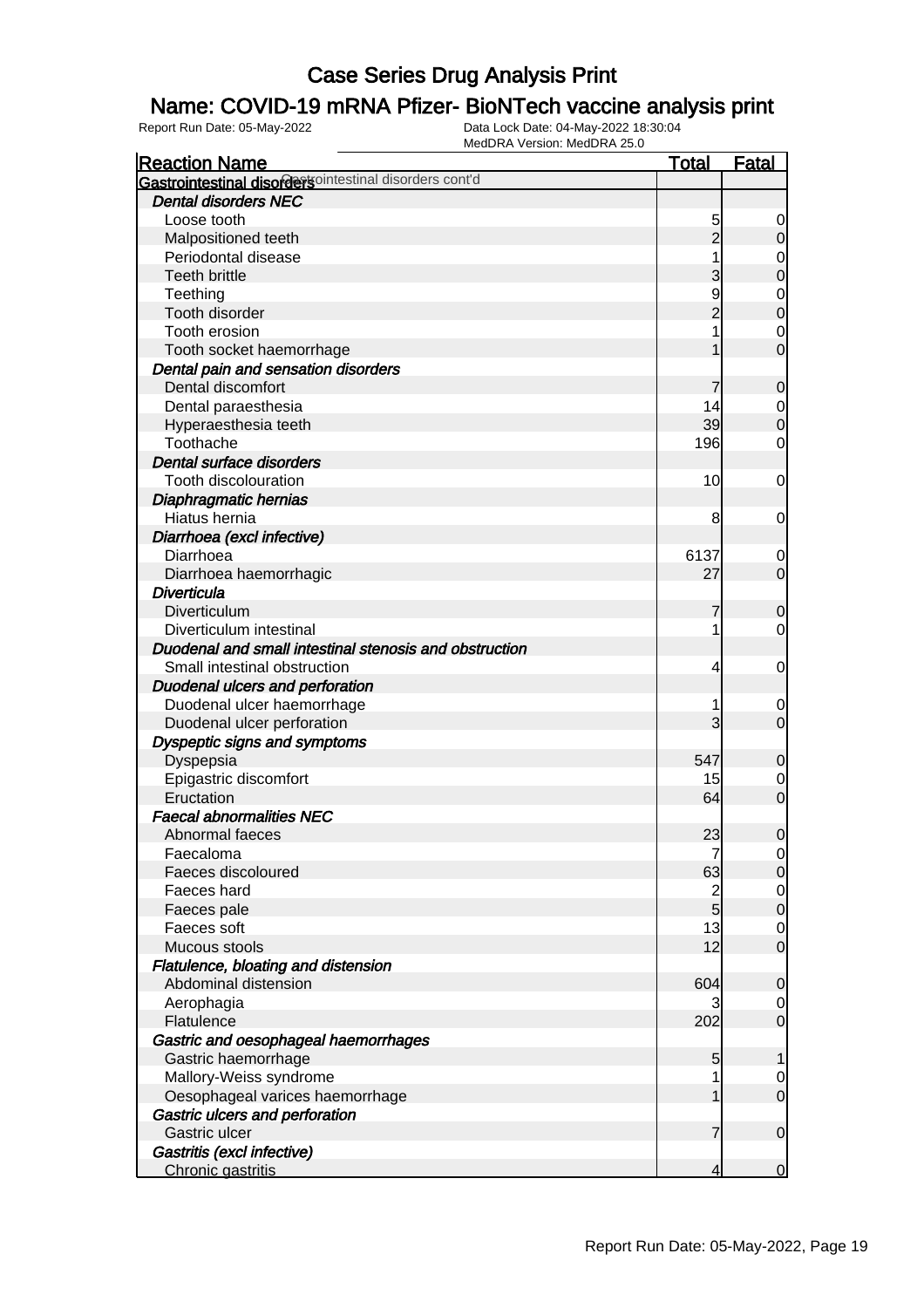# Case Series Drug Analysis Print

## Name: COVID-19 mRNA Pfizer- BioNTech vaccine analysis print

Report Run Date: 05-May-2022 | Data Lock Date: 04-May-2022 18:30:04 | MedDRA Version: MedDRA 25.0

| Reaction Name | Total | Fatal |
|---|---|---|
| **Gastrointestinal disorders** Gastrointestinal disorders cont'd | | |
| ***Dental disorders NEC*** | | |
| Loose tooth | 5 | 0 |
| Malpositioned teeth | 2 | 0 |
| Periodontal disease | 1 | 0 |
| Teeth brittle | 3 | 0 |
| Teething | 9 | 0 |
| Tooth disorder | 2 | 0 |
| Tooth erosion | 1 | 0 |
| Tooth socket haemorrhage | 1 | 0 |
| ***Dental pain and sensation disorders*** | | |
| Dental discomfort | 7 | 0 |
| Dental paraesthesia | 14 | 0 |
| Hyperaesthesia teeth | 39 | 0 |
| Toothache | 196 | 0 |
| ***Dental surface disorders*** | | |
| Tooth discolouration | 10 | 0 |
| ***Diaphragmatic hernias*** | | |
| Hiatus hernia | 8 | 0 |
| ***Diarrhoea (excl infective)*** | | |
| Diarrhoea | 6137 | 0 |
| Diarrhoea haemorrhagic | 27 | 0 |
| ***Diverticula*** | | |
| Diverticulum | 7 | 0 |
| Diverticulum intestinal | 1 | 0 |
| ***Duodenal and small intestinal stenosis and obstruction*** | | |
| Small intestinal obstruction | 4 | 0 |
| ***Duodenal ulcers and perforation*** | | |
| Duodenal ulcer haemorrhage | 1 | 0 |
| Duodenal ulcer perforation | 3 | 0 |
| ***Dyspeptic signs and symptoms*** | | |
| Dyspepsia | 547 | 0 |
| Epigastric discomfort | 15 | 0 |
| Eructation | 64 | 0 |
| ***Faecal abnormalities NEC*** | | |
| Abnormal faeces | 23 | 0 |
| Faecaloma | 7 | 0 |
| Faeces discoloured | 63 | 0 |
| Faeces hard | 2 | 0 |
| Faeces pale | 5 | 0 |
| Faeces soft | 13 | 0 |
| Mucous stools | 12 | 0 |
| ***Flatulence, bloating and distension*** | | |
| Abdominal distension | 604 | 0 |
| Aerophagia | 3 | 0 |
| Flatulence | 202 | 0 |
| ***Gastric and oesophageal haemorrhages*** | | |
| Gastric haemorrhage | 5 | 1 |
| Mallory-Weiss syndrome | 1 | 0 |
| Oesophageal varices haemorrhage | 1 | 0 |
| ***Gastric ulcers and perforation*** | | |
| Gastric ulcer | 7 | 0 |
| ***Gastritis (excl infective)*** | | |
| Chronic gastritis | 4 | 0 |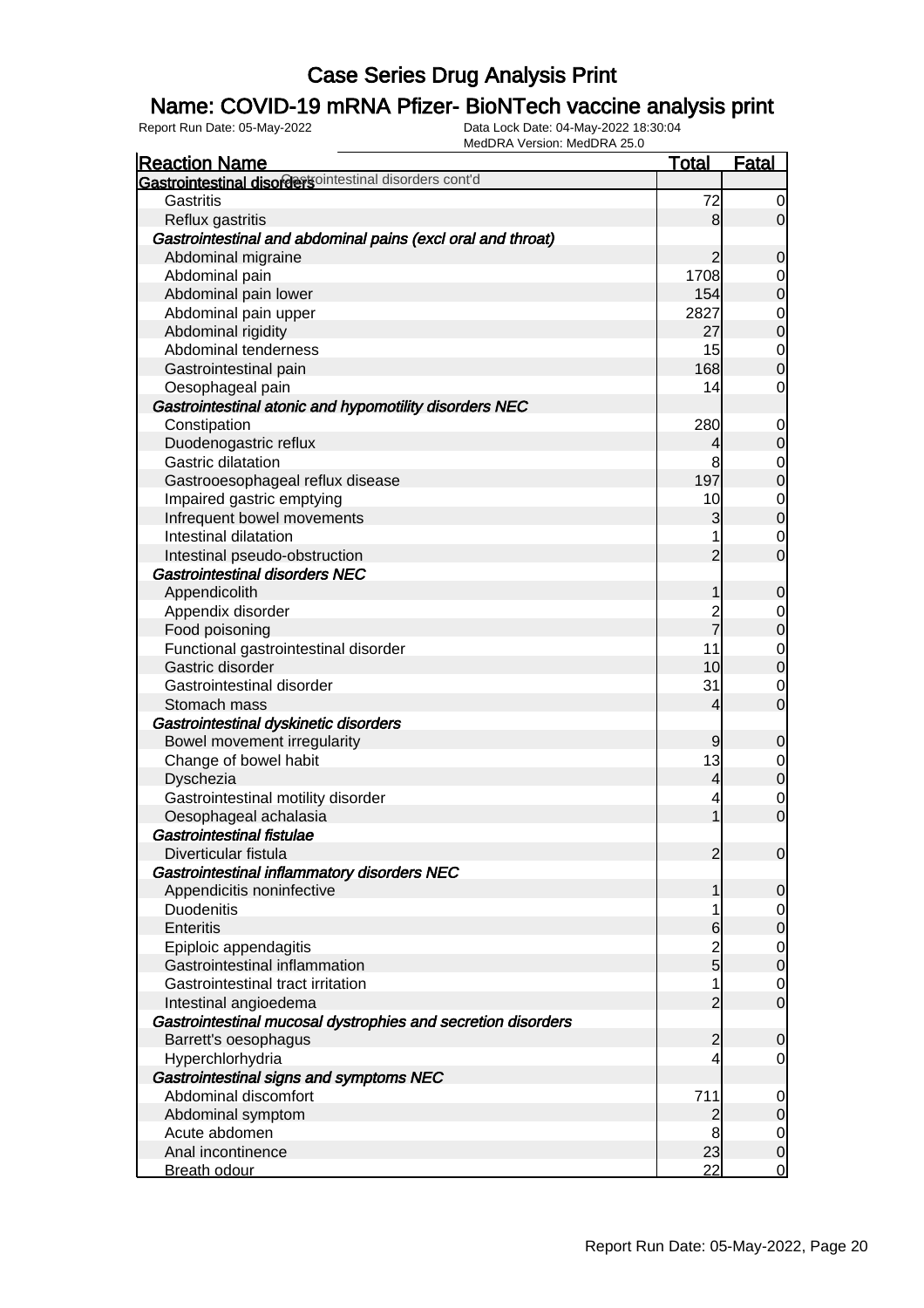# Case Series Drug Analysis Print

## Name: COVID-19 mRNA Pfizer- BioNTech vaccine analysis print

Report Run Date: 05-May-2022

Data Lock Date: 04-May-2022 18:30:04
MedDRA Version: MedDRA 25.0

| Reaction Name | Total | Fatal |
|---|---|---|
| **Gastrointestinal disorders** Gastrointestinal disorders cont'd | | |
| Gastritis | 72 | 0 |
| Reflux gastritis | 8 | 0 |
| ***Gastrointestinal and abdominal pains (excl oral and throat)*** | | |
| Abdominal migraine | 2 | 0 |
| Abdominal pain | 1708 | 0 |
| Abdominal pain lower | 154 | 0 |
| Abdominal pain upper | 2827 | 0 |
| Abdominal rigidity | 27 | 0 |
| Abdominal tenderness | 15 | 0 |
| Gastrointestinal pain | 168 | 0 |
| Oesophageal pain | 14 | 0 |
| ***Gastrointestinal atonic and hypomotility disorders NEC*** | | |
| Constipation | 280 | 0 |
| Duodenogastric reflux | 4 | 0 |
| Gastric dilatation | 8 | 0 |
| Gastrooesophageal reflux disease | 197 | 0 |
| Impaired gastric emptying | 10 | 0 |
| Infrequent bowel movements | 3 | 0 |
| Intestinal dilatation | 1 | 0 |
| Intestinal pseudo-obstruction | 2 | 0 |
| ***Gastrointestinal disorders NEC*** | | |
| Appendicolith | 1 | 0 |
| Appendix disorder | 2 | 0 |
| Food poisoning | 7 | 0 |
| Functional gastrointestinal disorder | 11 | 0 |
| Gastric disorder | 10 | 0 |
| Gastrointestinal disorder | 31 | 0 |
| Stomach mass | 4 | 0 |
| ***Gastrointestinal dyskinetic disorders*** | | |
| Bowel movement irregularity | 9 | 0 |
| Change of bowel habit | 13 | 0 |
| Dyschezia | 4 | 0 |
| Gastrointestinal motility disorder | 4 | 0 |
| Oesophageal achalasia | 1 | 0 |
| ***Gastrointestinal fistulae*** | | |
| Diverticular fistula | 2 | 0 |
| ***Gastrointestinal inflammatory disorders NEC*** | | |
| Appendicitis noninfective | 1 | 0 |
| Duodenitis | 1 | 0 |
| Enteritis | 6 | 0 |
| Epiploic appendagitis | 2 | 0 |
| Gastrointestinal inflammation | 5 | 0 |
| Gastrointestinal tract irritation | 1 | 0 |
| Intestinal angioedema | 2 | 0 |
| ***Gastrointestinal mucosal dystrophies and secretion disorders*** | | |
| Barrett's oesophagus | 2 | 0 |
| Hyperchlorhydria | 4 | 0 |
| ***Gastrointestinal signs and symptoms NEC*** | | |
| Abdominal discomfort | 711 | 0 |
| Abdominal symptom | 2 | 0 |
| Acute abdomen | 8 | 0 |
| Anal incontinence | 23 | 0 |
| Breath odour | 22 | 0 |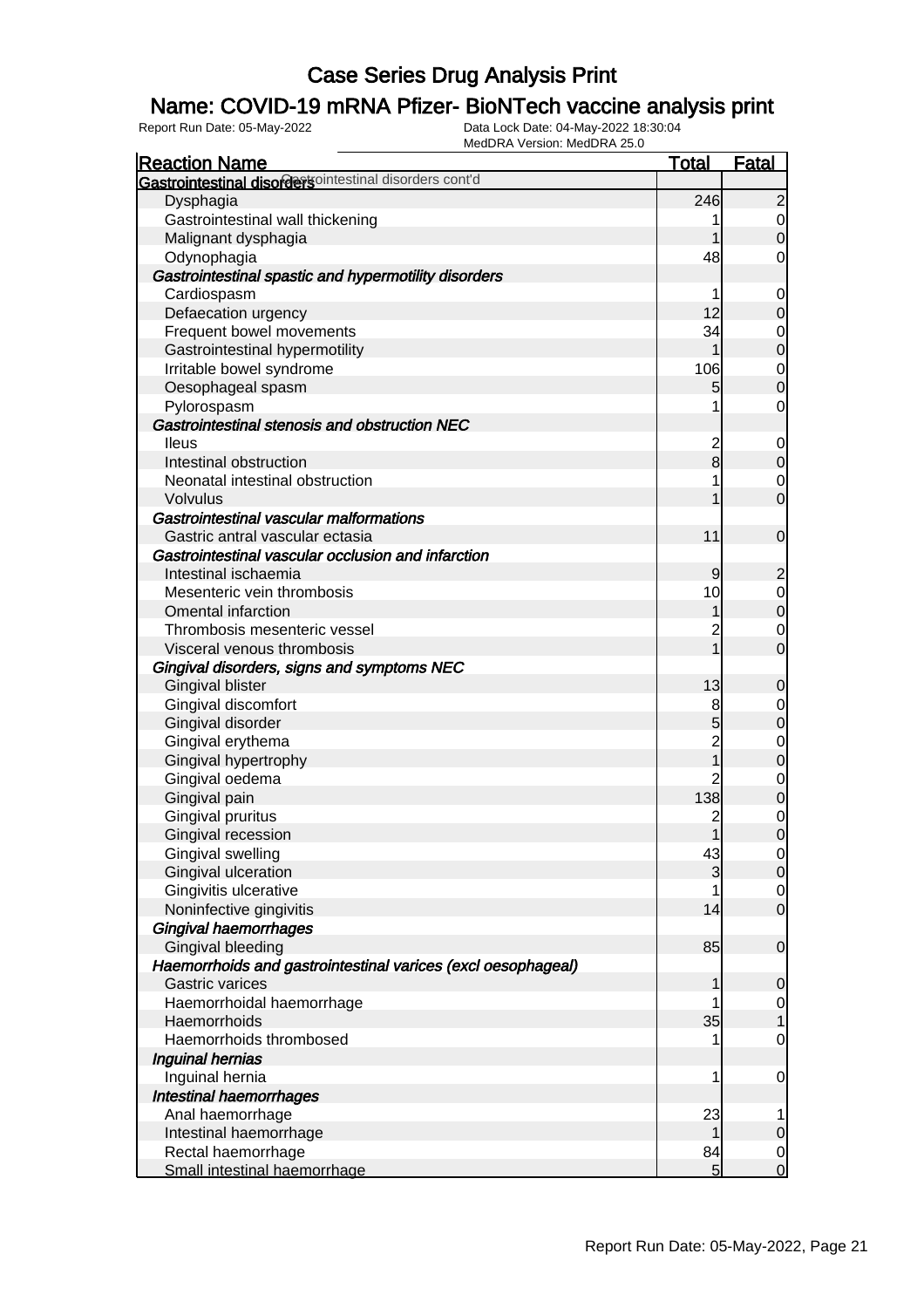# Case Series Drug Analysis Print

## Name: COVID-19 mRNA Pfizer- BioNTech vaccine analysis print

Report Run Date: 05-May-2022    Data Lock Date: 04-May-2022 18:30:04
MedDRA Version: MedDRA 25.0

| Reaction Name | Total | Fatal |
|---|---|---|
| **Gastrointestinal disorders** Gastrointestinal disorders cont'd | | |
| Dysphagia | 246 | 2 |
| Gastrointestinal wall thickening | 1 | 0 |
| Malignant dysphagia | 1 | 0 |
| Odynophagia | 48 | 0 |
| ***Gastrointestinal spastic and hypermotility disorders*** | | |
| Cardiospasm | 1 | 0 |
| Defaecation urgency | 12 | 0 |
| Frequent bowel movements | 34 | 0 |
| Gastrointestinal hypermotility | 1 | 0 |
| Irritable bowel syndrome | 106 | 0 |
| Oesophageal spasm | 5 | 0 |
| Pylorospasm | 1 | 0 |
| ***Gastrointestinal stenosis and obstruction NEC*** | | |
| Ileus | 2 | 0 |
| Intestinal obstruction | 8 | 0 |
| Neonatal intestinal obstruction | 1 | 0 |
| Volvulus | 1 | 0 |
| ***Gastrointestinal vascular malformations*** | | |
| Gastric antral vascular ectasia | 11 | 0 |
| ***Gastrointestinal vascular occlusion and infarction*** | | |
| Intestinal ischaemia | 9 | 2 |
| Mesenteric vein thrombosis | 10 | 0 |
| Omental infarction | 1 | 0 |
| Thrombosis mesenteric vessel | 2 | 0 |
| Visceral venous thrombosis | 1 | 0 |
| ***Gingival disorders, signs and symptoms NEC*** | | |
| Gingival blister | 13 | 0 |
| Gingival discomfort | 8 | 0 |
| Gingival disorder | 5 | 0 |
| Gingival erythema | 2 | 0 |
| Gingival hypertrophy | 1 | 0 |
| Gingival oedema | 2 | 0 |
| Gingival pain | 138 | 0 |
| Gingival pruritus | 2 | 0 |
| Gingival recession | 1 | 0 |
| Gingival swelling | 43 | 0 |
| Gingival ulceration | 3 | 0 |
| Gingivitis ulcerative | 1 | 0 |
| Noninfective gingivitis | 14 | 0 |
| ***Gingival haemorrhages*** | | |
| Gingival bleeding | 85 | 0 |
| ***Haemorrhoids and gastrointestinal varices (excl oesophageal)*** | | |
| Gastric varices | 1 | 0 |
| Haemorrhoidal haemorrhage | 1 | 0 |
| Haemorrhoids | 35 | 1 |
| Haemorrhoids thrombosed | 1 | 0 |
| ***Inguinal hernias*** | | |
| Inguinal hernia | 1 | 0 |
| ***Intestinal haemorrhages*** | | |
| Anal haemorrhage | 23 | 1 |
| Intestinal haemorrhage | 1 | 0 |
| Rectal haemorrhage | 84 | 0 |
| Small intestinal haemorrhage | 5 | 0 |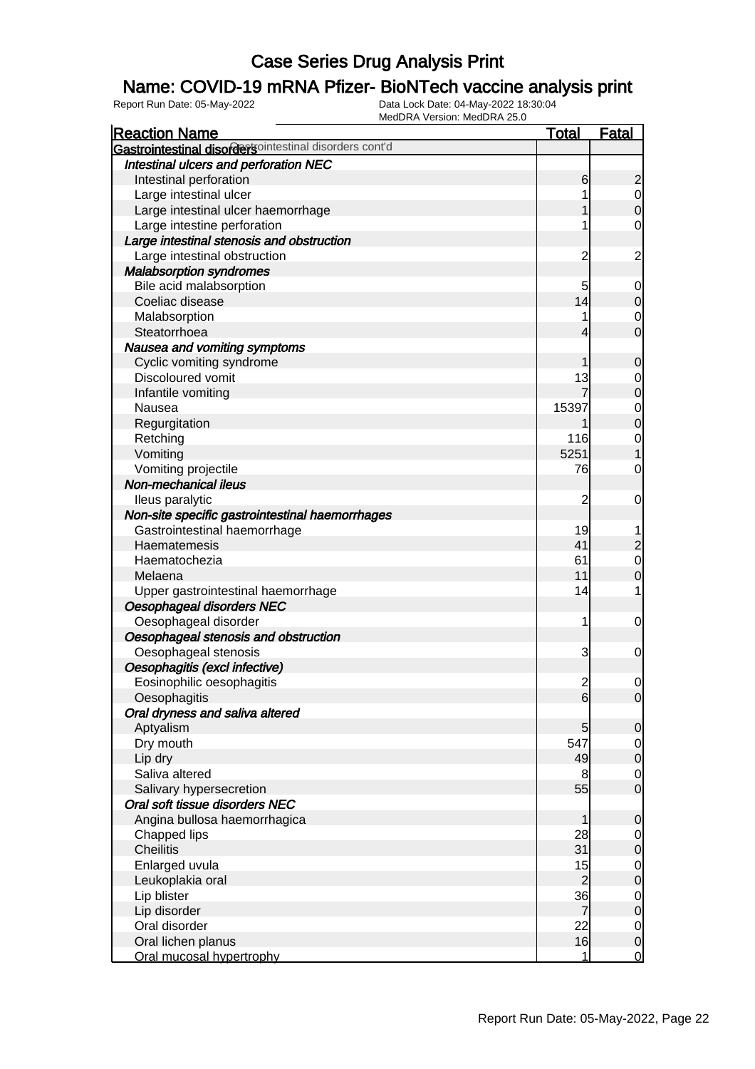# Case Series Drug Analysis Print

## Name: COVID-19 mRNA Pfizer- BioNTech vaccine analysis print

Report Run Date: 05-May-2022

Data Lock Date: 04-May-2022 18:30:04

MedDRA Version: MedDRA 25.0

| Reaction Name | Total | Fatal |
|---|---|---|
| **Gastrointestinal disorders** Gastrointestinal disorders cont'd | | |
| ***Intestinal ulcers and perforation NEC*** | | |
| Intestinal perforation | 6 | 2 |
| Large intestinal ulcer | 1 | 0 |
| Large intestinal ulcer haemorrhage | 1 | 0 |
| Large intestine perforation | 1 | 0 |
| ***Large intestinal stenosis and obstruction*** | | |
| Large intestinal obstruction | 2 | 2 |
| ***Malabsorption syndromes*** | | |
| Bile acid malabsorption | 5 | 0 |
| Coeliac disease | 14 | 0 |
| Malabsorption | 1 | 0 |
| Steatorrhoea | 4 | 0 |
| ***Nausea and vomiting symptoms*** | | |
| Cyclic vomiting syndrome | 1 | 0 |
| Discoloured vomit | 13 | 0 |
| Infantile vomiting | 7 | 0 |
| Nausea | 15397 | 0 |
| Regurgitation | 1 | 0 |
| Retching | 116 | 0 |
| Vomiting | 5251 | 1 |
| Vomiting projectile | 76 | 0 |
| ***Non-mechanical ileus*** | | |
| Ileus paralytic | 2 | 0 |
| ***Non-site specific gastrointestinal haemorrhages*** | | |
| Gastrointestinal haemorrhage | 19 | 1 |
| Haematemesis | 41 | 2 |
| Haematochezia | 61 | 0 |
| Melaena | 11 | 0 |
| Upper gastrointestinal haemorrhage | 14 | 1 |
| ***Oesophageal disorders NEC*** | | |
| Oesophageal disorder | 1 | 0 |
| ***Oesophageal stenosis and obstruction*** | | |
| Oesophageal stenosis | 3 | 0 |
| ***Oesophagitis (excl infective)*** | | |
| Eosinophilic oesophagitis | 2 | 0 |
| Oesophagitis | 6 | 0 |
| ***Oral dryness and saliva altered*** | | |
| Aptyalism | 5 | 0 |
| Dry mouth | 547 | 0 |
| Lip dry | 49 | 0 |
| Saliva altered | 8 | 0 |
| Salivary hypersecretion | 55 | 0 |
| ***Oral soft tissue disorders NEC*** | | |
| Angina bullosa haemorrhagica | 1 | 0 |
| Chapped lips | 28 | 0 |
| Cheilitis | 31 | 0 |
| Enlarged uvula | 15 | 0 |
| Leukoplakia oral | 2 | 0 |
| Lip blister | 36 | 0 |
| Lip disorder | 7 | 0 |
| Oral disorder | 22 | 0 |
| Oral lichen planus | 16 | 0 |
| Oral mucosal hypertrophy | 1 | 0 |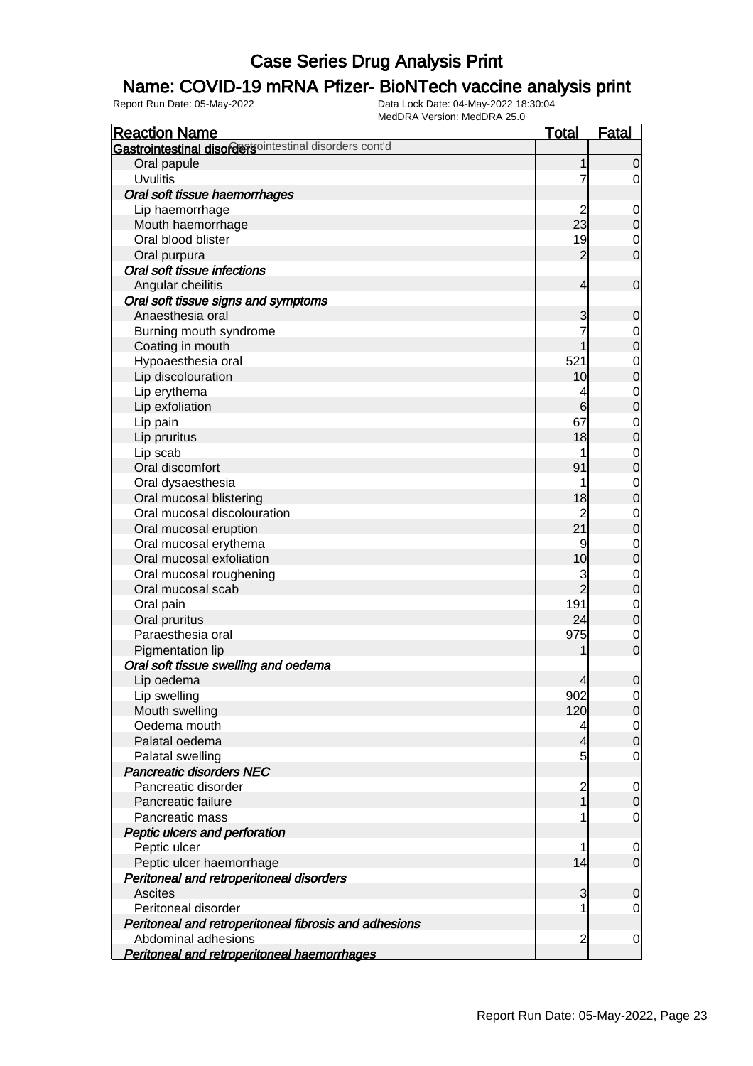# Case Series Drug Analysis Print

## Name: COVID-19 mRNA Pfizer- BioNTech vaccine analysis print

Report Run Date: 05-May-2022 | Data Lock Date: 04-May-2022 18:30:04 | MedDRA Version: MedDRA 25.0

| Reaction Name | Total | Fatal |
|---|---|---|
| **Gastrointestinal disorders** Gastrointestinal disorders cont'd | | |
| Oral papule | 1 | 0 |
| Uvulitis | 7 | 0 |
| ***Oral soft tissue haemorrhages*** | | |
| Lip haemorrhage | 2 | 0 |
| Mouth haemorrhage | 23 | 0 |
| Oral blood blister | 19 | 0 |
| Oral purpura | 2 | 0 |
| ***Oral soft tissue infections*** | | |
| Angular cheilitis | 4 | 0 |
| ***Oral soft tissue signs and symptoms*** | | |
| Anaesthesia oral | 3 | 0 |
| Burning mouth syndrome | 7 | 0 |
| Coating in mouth | 1 | 0 |
| Hypoaesthesia oral | 521 | 0 |
| Lip discolouration | 10 | 0 |
| Lip erythema | 4 | 0 |
| Lip exfoliation | 6 | 0 |
| Lip pain | 67 | 0 |
| Lip pruritus | 18 | 0 |
| Lip scab | 1 | 0 |
| Oral discomfort | 91 | 0 |
| Oral dysaesthesia | 1 | 0 |
| Oral mucosal blistering | 18 | 0 |
| Oral mucosal discolouration | 2 | 0 |
| Oral mucosal eruption | 21 | 0 |
| Oral mucosal erythema | 9 | 0 |
| Oral mucosal exfoliation | 10 | 0 |
| Oral mucosal roughening | 3 | 0 |
| Oral mucosal scab | 2 | 0 |
| Oral pain | 191 | 0 |
| Oral pruritus | 24 | 0 |
| Paraesthesia oral | 975 | 0 |
| Pigmentation lip | 1 | 0 |
| ***Oral soft tissue swelling and oedema*** | | |
| Lip oedema | 4 | 0 |
| Lip swelling | 902 | 0 |
| Mouth swelling | 120 | 0 |
| Oedema mouth | 4 | 0 |
| Palatal oedema | 4 | 0 |
| Palatal swelling | 5 | 0 |
| ***Pancreatic disorders NEC*** | | |
| Pancreatic disorder | 2 | 0 |
| Pancreatic failure | 1 | 0 |
| Pancreatic mass | 1 | 0 |
| ***Peptic ulcers and perforation*** | | |
| Peptic ulcer | 1 | 0 |
| Peptic ulcer haemorrhage | 14 | 0 |
| ***Peritoneal and retroperitoneal disorders*** | | |
| Ascites | 3 | 0 |
| Peritoneal disorder | 1 | 0 |
| ***Peritoneal and retroperitoneal fibrosis and adhesions*** | | |
| Abdominal adhesions | 2 | 0 |
| ***Peritoneal and retroperitoneal haemorrhages*** | | |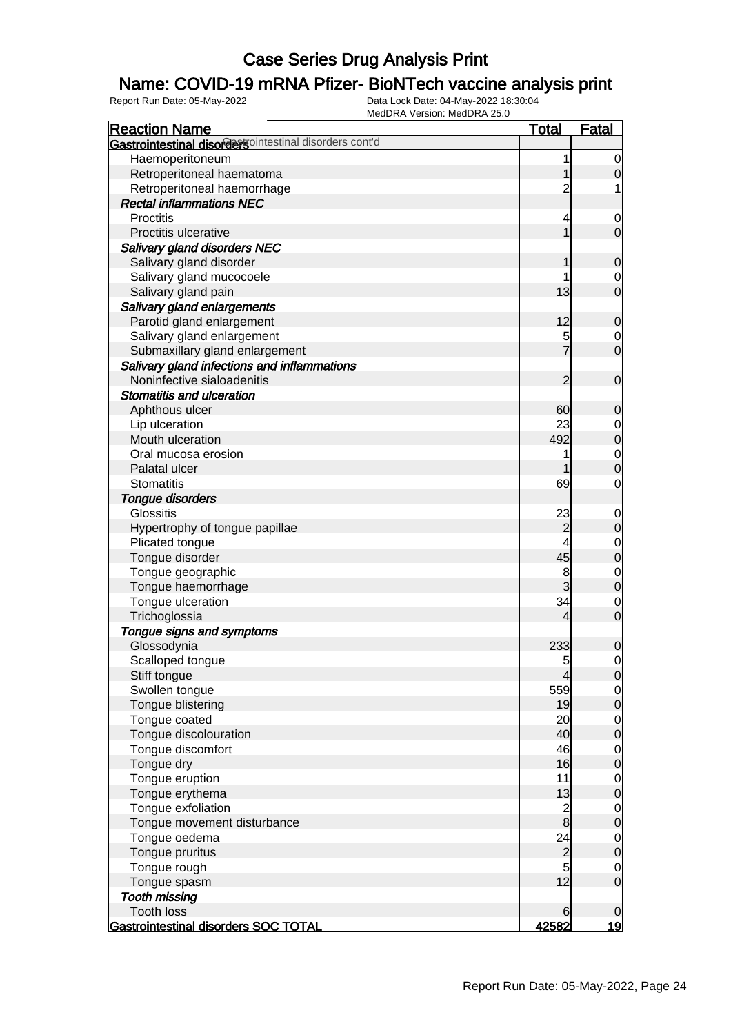# Case Series Drug Analysis Print

## Name: COVID-19 mRNA Pfizer- BioNTech vaccine analysis print

Report Run Date: 05-May-2022 | Data Lock Date: 04-May-2022 18:30:04 | MedDRA Version: MedDRA 25.0

| Reaction Name | Total | Fatal |
|---|---|---|
| **Gastrointestinal disorders** Gastrointestinal disorders cont'd | | |
| Haemoperitoneum | 1 | 0 |
| Retroperitoneal haematoma | 1 | 0 |
| Retroperitoneal haemorrhage | 2 | 1 |
| ***Rectal inflammations NEC*** | | |
| Proctitis | 4 | 0 |
| Proctitis ulcerative | 1 | 0 |
| ***Salivary gland disorders NEC*** | | |
| Salivary gland disorder | 1 | 0 |
| Salivary gland mucocoele | 1 | 0 |
| Salivary gland pain | 13 | 0 |
| ***Salivary gland enlargements*** | | |
| Parotid gland enlargement | 12 | 0 |
| Salivary gland enlargement | 5 | 0 |
| Submaxillary gland enlargement | 7 | 0 |
| ***Salivary gland infections and inflammations*** | | |
| Noninfective sialoadenitis | 2 | 0 |
| ***Stomatitis and ulceration*** | | |
| Aphthous ulcer | 60 | 0 |
| Lip ulceration | 23 | 0 |
| Mouth ulceration | 492 | 0 |
| Oral mucosa erosion | 1 | 0 |
| Palatal ulcer | 1 | 0 |
| Stomatitis | 69 | 0 |
| ***Tongue disorders*** | | |
| Glossitis | 23 | 0 |
| Hypertrophy of tongue papillae | 2 | 0 |
| Plicated tongue | 4 | 0 |
| Tongue disorder | 45 | 0 |
| Tongue geographic | 8 | 0 |
| Tongue haemorrhage | 3 | 0 |
| Tongue ulceration | 34 | 0 |
| Trichoglossia | 4 | 0 |
| ***Tongue signs and symptoms*** | | |
| Glossodynia | 233 | 0 |
| Scalloped tongue | 5 | 0 |
| Stiff tongue | 4 | 0 |
| Swollen tongue | 559 | 0 |
| Tongue blistering | 19 | 0 |
| Tongue coated | 20 | 0 |
| Tongue discolouration | 40 | 0 |
| Tongue discomfort | 46 | 0 |
| Tongue dry | 16 | 0 |
| Tongue eruption | 11 | 0 |
| Tongue erythema | 13 | 0 |
| Tongue exfoliation | 2 | 0 |
| Tongue movement disturbance | 8 | 0 |
| Tongue oedema | 24 | 0 |
| Tongue pruritus | 2 | 0 |
| Tongue rough | 5 | 0 |
| Tongue spasm | 12 | 0 |
| ***Tooth missing*** | | |
| Tooth loss | 6 | 0 |
| **Gastrointestinal disorders SOC TOTAL** | **42582** | **19** |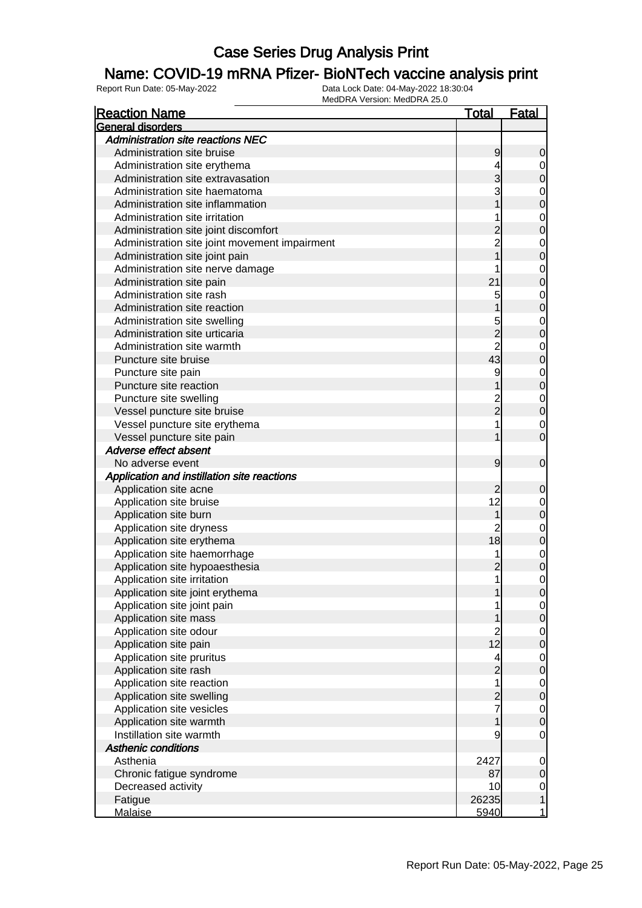# Case Series Drug Analysis Print

## Name: COVID-19 mRNA Pfizer- BioNTech vaccine analysis print

Report Run Date: 05-May-2022 | Data Lock Date: 04-May-2022 18:30:04 | MedDRA Version: MedDRA 25.0

| Reaction Name | Total | Fatal |
|---|---|---|
| **General disorders** | | |
| *Administration site reactions NEC* | | |
| Administration site bruise | 9 | 0 |
| Administration site erythema | 4 | 0 |
| Administration site extravasation | 3 | 0 |
| Administration site haematoma | 3 | 0 |
| Administration site inflammation | 1 | 0 |
| Administration site irritation | 1 | 0 |
| Administration site joint discomfort | 2 | 0 |
| Administration site joint movement impairment | 2 | 0 |
| Administration site joint pain | 1 | 0 |
| Administration site nerve damage | 1 | 0 |
| Administration site pain | 21 | 0 |
| Administration site rash | 5 | 0 |
| Administration site reaction | 1 | 0 |
| Administration site swelling | 5 | 0 |
| Administration site urticaria | 2 | 0 |
| Administration site warmth | 2 | 0 |
| Puncture site bruise | 43 | 0 |
| Puncture site pain | 9 | 0 |
| Puncture site reaction | 1 | 0 |
| Puncture site swelling | 2 | 0 |
| Vessel puncture site bruise | 2 | 0 |
| Vessel puncture site erythema | 1 | 0 |
| Vessel puncture site pain | 1 | 0 |
| *Adverse effect absent* | | |
| No adverse event | 9 | 0 |
| *Application and instillation site reactions* | | |
| Application site acne | 2 | 0 |
| Application site bruise | 12 | 0 |
| Application site burn | 1 | 0 |
| Application site dryness | 2 | 0 |
| Application site erythema | 18 | 0 |
| Application site haemorrhage | 1 | 0 |
| Application site hypoaesthesia | 2 | 0 |
| Application site irritation | 1 | 0 |
| Application site joint erythema | 1 | 0 |
| Application site joint pain | 1 | 0 |
| Application site mass | 1 | 0 |
| Application site odour | 2 | 0 |
| Application site pain | 12 | 0 |
| Application site pruritus | 4 | 0 |
| Application site rash | 2 | 0 |
| Application site reaction | 1 | 0 |
| Application site swelling | 2 | 0 |
| Application site vesicles | 7 | 0 |
| Application site warmth | 1 | 0 |
| Instillation site warmth | 9 | 0 |
| *Asthenic conditions* | | |
| Asthenia | 2427 | 0 |
| Chronic fatigue syndrome | 87 | 0 |
| Decreased activity | 10 | 0 |
| Fatigue | 26235 | 1 |
| Malaise | 5940 | 1 |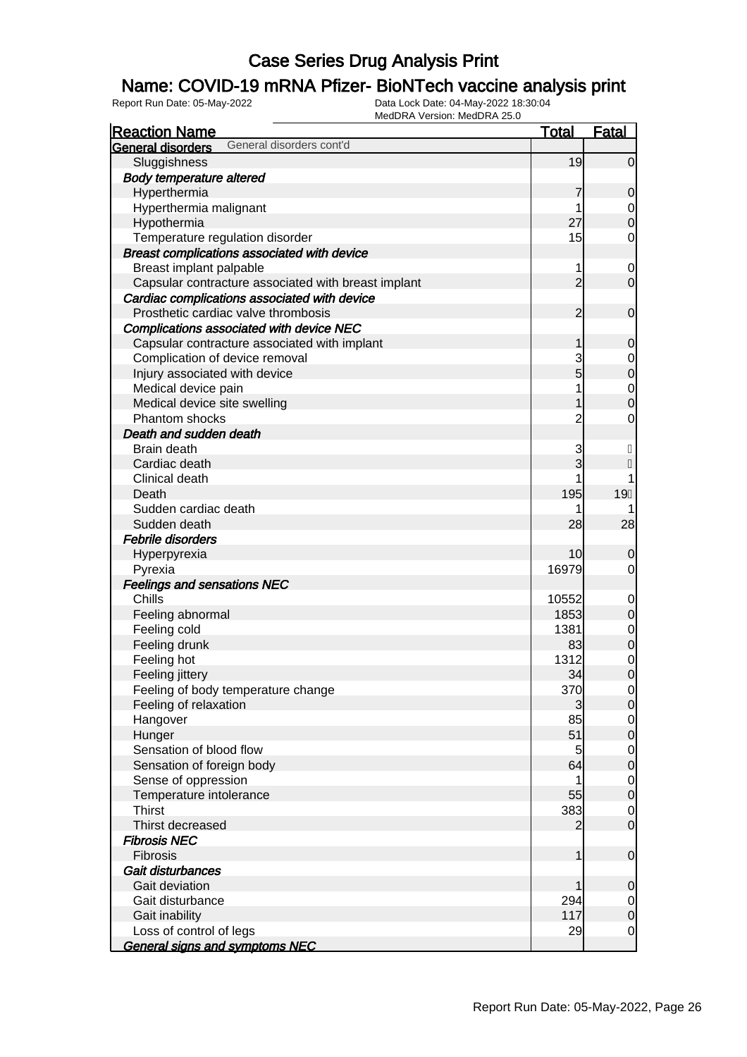# Case Series Drug Analysis Print

## Name: COVID-19 mRNA Pfizer- BioNTech vaccine analysis print

Report Run Date: 05-May-2022    Data Lock Date: 04-May-2022 18:30:04
MedDRA Version: MedDRA 25.0

| Reaction Name | Total | Fatal |
|---|---|---|
| **General disorders** General disorders cont'd | | |
| Sluggishness | 19 | 0 |
| ***Body temperature altered*** | | |
| Hyperthermia | 7 | 0 |
| Hyperthermia malignant | 1 | 0 |
| Hypothermia | 27 | 0 |
| Temperature regulation disorder | 15 | 0 |
| ***Breast complications associated with device*** | | |
| Breast implant palpable | 1 | 0 |
| Capsular contracture associated with breast implant | 2 | 0 |
| ***Cardiac complications associated with device*** | | |
| Prosthetic cardiac valve thrombosis | 2 | 0 |
| ***Complications associated with device NEC*** | | |
| Capsular contracture associated with implant | 1 | 0 |
| Complication of device removal | 3 | 0 |
| Injury associated with device | 5 | 0 |
| Medical device pain | 1 | 0 |
| Medical device site swelling | 1 | 0 |
| Phantom shocks | 2 | 0 |
| ***Death and sudden death*** | | |
| Brain death | 3 | |
| Cardiac death | 3 | |
| Clinical death | 1 | 1 |
| Death | 195 | 19 |
| Sudden cardiac death | 1 | 1 |
| Sudden death | 28 | 28 |
| ***Febrile disorders*** | | |
| Hyperpyrexia | 10 | 0 |
| Pyrexia | 16979 | 0 |
| ***Feelings and sensations NEC*** | | |
| Chills | 10552 | 0 |
| Feeling abnormal | 1853 | 0 |
| Feeling cold | 1381 | 0 |
| Feeling drunk | 83 | 0 |
| Feeling hot | 1312 | 0 |
| Feeling jittery | 34 | 0 |
| Feeling of body temperature change | 370 | 0 |
| Feeling of relaxation | 3 | 0 |
| Hangover | 85 | 0 |
| Hunger | 51 | 0 |
| Sensation of blood flow | 5 | 0 |
| Sensation of foreign body | 64 | 0 |
| Sense of oppression | 1 | 0 |
| Temperature intolerance | 55 | 0 |
| Thirst | 383 | 0 |
| Thirst decreased | 2 | 0 |
| ***Fibrosis NEC*** | | |
| Fibrosis | 1 | 0 |
| ***Gait disturbances*** | | |
| Gait deviation | 1 | 0 |
| Gait disturbance | 294 | 0 |
| Gait inability | 117 | 0 |
| Loss of control of legs | 29 | 0 |
| ***General signs and symptoms NEC*** | | |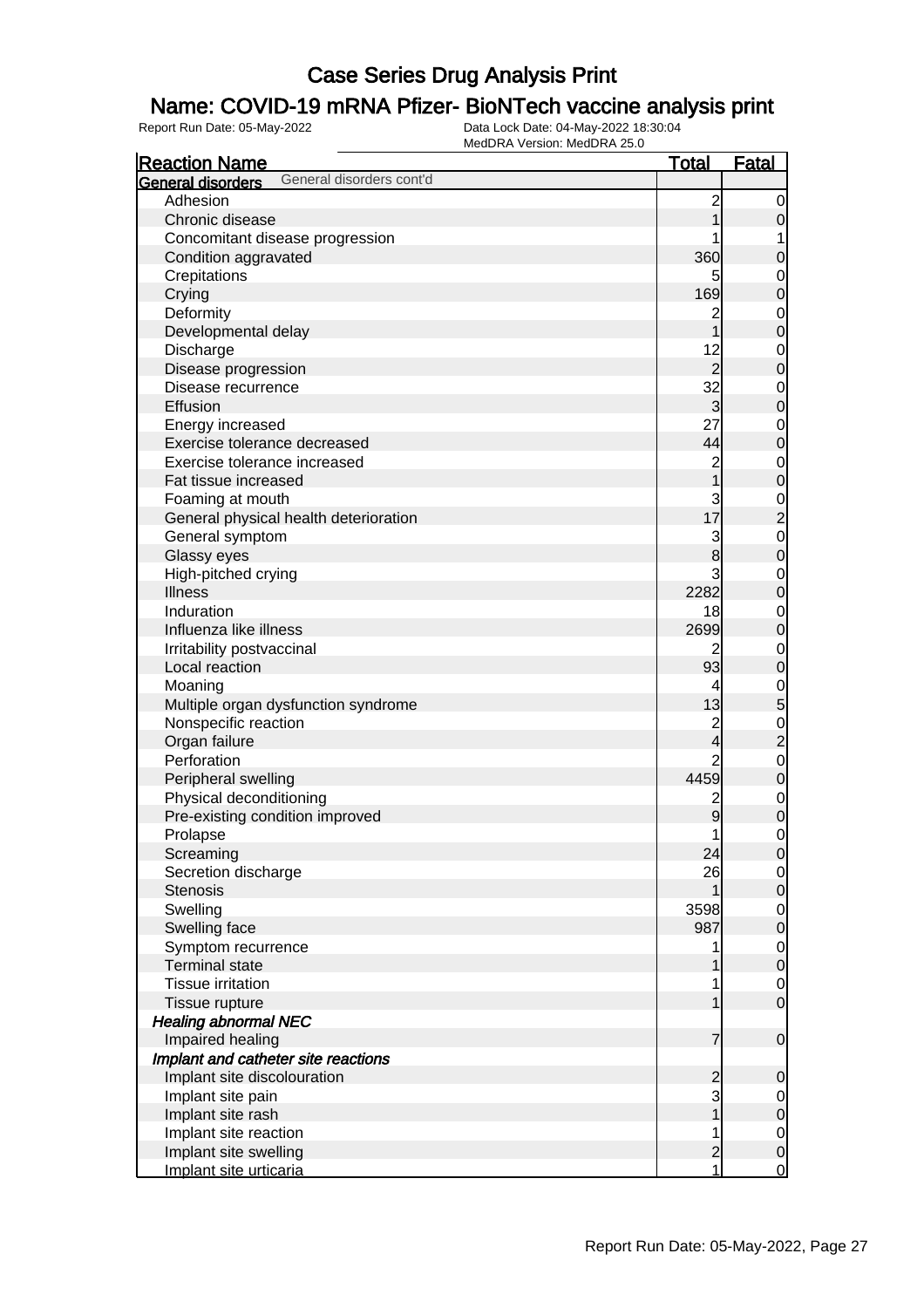# Case Series Drug Analysis Print

## Name: COVID-19 mRNA Pfizer- BioNTech vaccine analysis print

Report Run Date: 05-May-2022

Data Lock Date: 04-May-2022 18:30:04

MedDRA Version: MedDRA 25.0

| Reaction Name | Total | Fatal |
|---|---|---|
| **General disorders** General disorders cont'd | | |
| Adhesion | 2 | 0 |
| Chronic disease | 1 | 0 |
| Concomitant disease progression | 1 | 1 |
| Condition aggravated | 360 | 0 |
| Crepitations | 5 | 0 |
| Crying | 169 | 0 |
| Deformity | 2 | 0 |
| Developmental delay | 1 | 0 |
| Discharge | 12 | 0 |
| Disease progression | 2 | 0 |
| Disease recurrence | 32 | 0 |
| Effusion | 3 | 0 |
| Energy increased | 27 | 0 |
| Exercise tolerance decreased | 44 | 0 |
| Exercise tolerance increased | 2 | 0 |
| Fat tissue increased | 1 | 0 |
| Foaming at mouth | 3 | 0 |
| General physical health deterioration | 17 | 2 |
| General symptom | 3 | 0 |
| Glassy eyes | 8 | 0 |
| High-pitched crying | 3 | 0 |
| Illness | 2282 | 0 |
| Induration | 18 | 0 |
| Influenza like illness | 2699 | 0 |
| Irritability postvaccinal | 2 | 0 |
| Local reaction | 93 | 0 |
| Moaning | 4 | 0 |
| Multiple organ dysfunction syndrome | 13 | 5 |
| Nonspecific reaction | 2 | 0 |
| Organ failure | 4 | 2 |
| Perforation | 2 | 0 |
| Peripheral swelling | 4459 | 0 |
| Physical deconditioning | 2 | 0 |
| Pre-existing condition improved | 9 | 0 |
| Prolapse | 1 | 0 |
| Screaming | 24 | 0 |
| Secretion discharge | 26 | 0 |
| Stenosis | 1 | 0 |
| Swelling | 3598 | 0 |
| Swelling face | 987 | 0 |
| Symptom recurrence | 1 | 0 |
| Terminal state | 1 | 0 |
| Tissue irritation | 1 | 0 |
| Tissue rupture | 1 | 0 |
| ***Healing abnormal NEC*** | | |
| Impaired healing | 7 | 0 |
| ***Implant and catheter site reactions*** | | |
| Implant site discolouration | 2 | 0 |
| Implant site pain | 3 | 0 |
| Implant site rash | 1 | 0 |
| Implant site reaction | 1 | 0 |
| Implant site swelling | 2 | 0 |
| Implant site urticaria | 1 | 0 |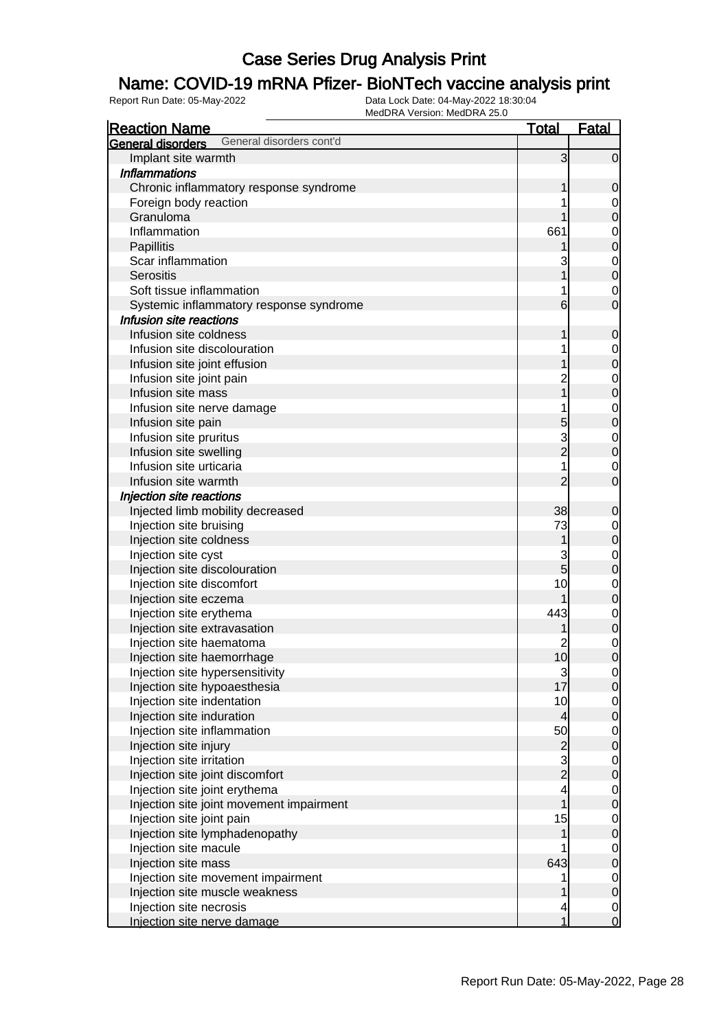# Case Series Drug Analysis Print

## Name: COVID-19 mRNA Pfizer- BioNTech vaccine analysis print

Report Run Date: 05-May-2022

Data Lock Date: 04-May-2022 18:30:04

MedDRA Version: MedDRA 25.0

| Reaction Name | Total | Fatal |
|---|---|---|
| **General disorders** General disorders cont'd | | |
| Implant site warmth | 3 | 0 |
| ***Inflammations*** | | |
| Chronic inflammatory response syndrome | 1 | 0 |
| Foreign body reaction | 1 | 0 |
| Granuloma | 1 | 0 |
| Inflammation | 661 | 0 |
| Papillitis | 1 | 0 |
| Scar inflammation | 3 | 0 |
| Serositis | 1 | 0 |
| Soft tissue inflammation | 1 | 0 |
| Systemic inflammatory response syndrome | 6 | 0 |
| ***Infusion site reactions*** | | |
| Infusion site coldness | 1 | 0 |
| Infusion site discolouration | 1 | 0 |
| Infusion site joint effusion | 1 | 0 |
| Infusion site joint pain | 2 | 0 |
| Infusion site mass | 1 | 0 |
| Infusion site nerve damage | 1 | 0 |
| Infusion site pain | 5 | 0 |
| Infusion site pruritus | 3 | 0 |
| Infusion site swelling | 2 | 0 |
| Infusion site urticaria | 1 | 0 |
| Infusion site warmth | 2 | 0 |
| ***Injection site reactions*** | | |
| Injected limb mobility decreased | 38 | 0 |
| Injection site bruising | 73 | 0 |
| Injection site coldness | 1 | 0 |
| Injection site cyst | 3 | 0 |
| Injection site discolouration | 5 | 0 |
| Injection site discomfort | 10 | 0 |
| Injection site eczema | 1 | 0 |
| Injection site erythema | 443 | 0 |
| Injection site extravasation | 1 | 0 |
| Injection site haematoma | 2 | 0 |
| Injection site haemorrhage | 10 | 0 |
| Injection site hypersensitivity | 3 | 0 |
| Injection site hypoaesthesia | 17 | 0 |
| Injection site indentation | 10 | 0 |
| Injection site induration | 4 | 0 |
| Injection site inflammation | 50 | 0 |
| Injection site injury | 2 | 0 |
| Injection site irritation | 3 | 0 |
| Injection site joint discomfort | 2 | 0 |
| Injection site joint erythema | 4 | 0 |
| Injection site joint movement impairment | 1 | 0 |
| Injection site joint pain | 15 | 0 |
| Injection site lymphadenopathy | 1 | 0 |
| Injection site macule | 1 | 0 |
| Injection site mass | 643 | 0 |
| Injection site movement impairment | 1 | 0 |
| Injection site muscle weakness | 1 | 0 |
| Injection site necrosis | 4 | 0 |
| Injection site nerve damage | 1 | 0 |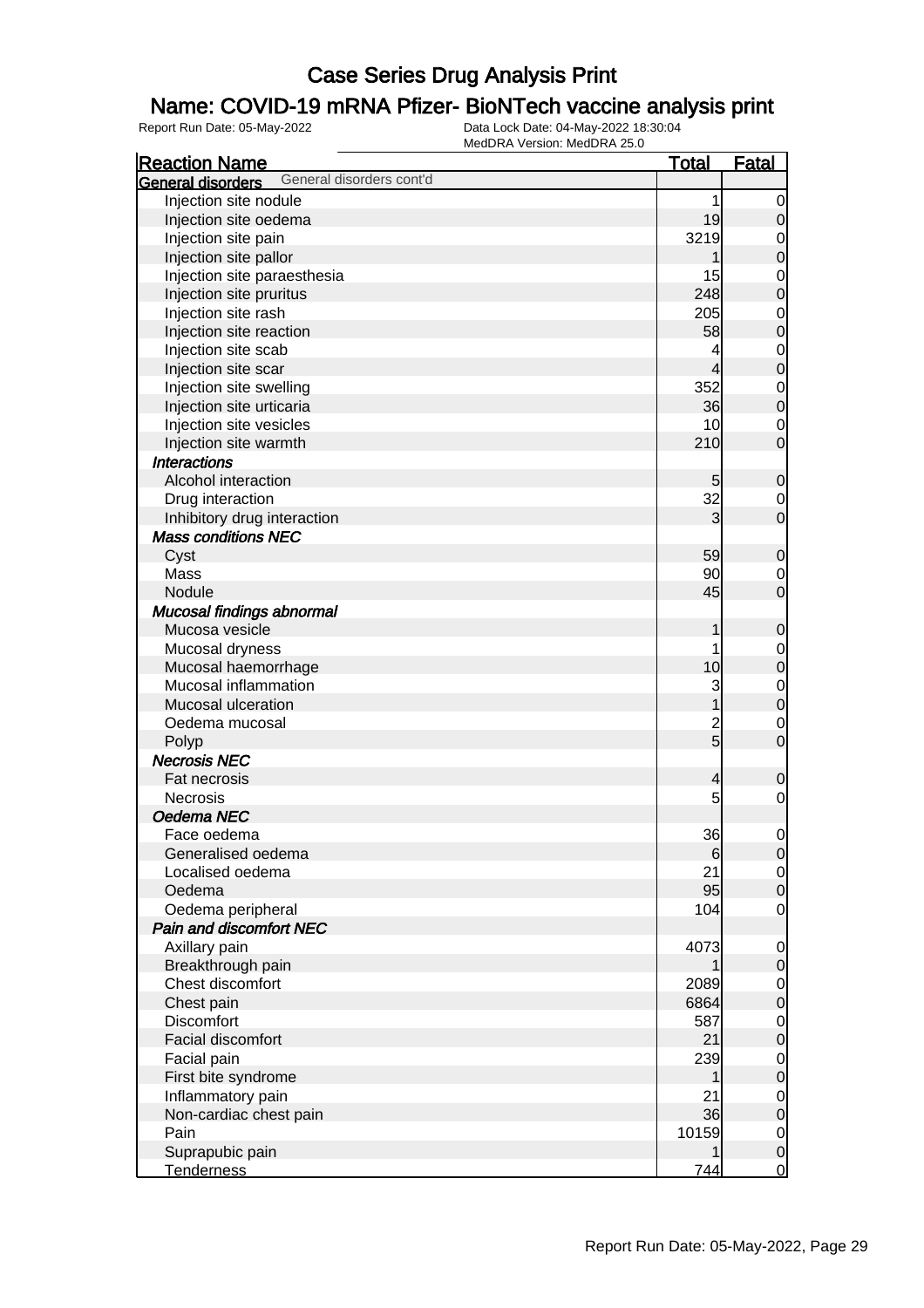# Case Series Drug Analysis Print

## Name: COVID-19 mRNA Pfizer- BioNTech vaccine analysis print

Report Run Date: 05-May-2022

Data Lock Date: 04-May-2022 18:30:04
MedDRA Version: MedDRA 25.0

| Reaction Name | Total | Fatal |
|---|---|---|
| **General disorders** General disorders cont'd | | |
| Injection site nodule | 1 | 0 |
| Injection site oedema | 19 | 0 |
| Injection site pain | 3219 | 0 |
| Injection site pallor | 1 | 0 |
| Injection site paraesthesia | 15 | 0 |
| Injection site pruritus | 248 | 0 |
| Injection site rash | 205 | 0 |
| Injection site reaction | 58 | 0 |
| Injection site scab | 4 | 0 |
| Injection site scar | 4 | 0 |
| Injection site swelling | 352 | 0 |
| Injection site urticaria | 36 | 0 |
| Injection site vesicles | 10 | 0 |
| Injection site warmth | 210 | 0 |
| ***Interactions*** | | |
| Alcohol interaction | 5 | 0 |
| Drug interaction | 32 | 0 |
| Inhibitory drug interaction | 3 | 0 |
| ***Mass conditions NEC*** | | |
| Cyst | 59 | 0 |
| Mass | 90 | 0 |
| Nodule | 45 | 0 |
| ***Mucosal findings abnormal*** | | |
| Mucosa vesicle | 1 | 0 |
| Mucosal dryness | 1 | 0 |
| Mucosal haemorrhage | 10 | 0 |
| Mucosal inflammation | 3 | 0 |
| Mucosal ulceration | 1 | 0 |
| Oedema mucosal | 2 | 0 |
| Polyp | 5 | 0 |
| ***Necrosis NEC*** | | |
| Fat necrosis | 4 | 0 |
| Necrosis | 5 | 0 |
| ***Oedema NEC*** | | |
| Face oedema | 36 | 0 |
| Generalised oedema | 6 | 0 |
| Localised oedema | 21 | 0 |
| Oedema | 95 | 0 |
| Oedema peripheral | 104 | 0 |
| ***Pain and discomfort NEC*** | | |
| Axillary pain | 4073 | 0 |
| Breakthrough pain | 1 | 0 |
| Chest discomfort | 2089 | 0 |
| Chest pain | 6864 | 0 |
| Discomfort | 587 | 0 |
| Facial discomfort | 21 | 0 |
| Facial pain | 239 | 0 |
| First bite syndrome | 1 | 0 |
| Inflammatory pain | 21 | 0 |
| Non-cardiac chest pain | 36 | 0 |
| Pain | 10159 | 0 |
| Suprapubic pain | 1 | 0 |
| Tenderness | 744 | 0 |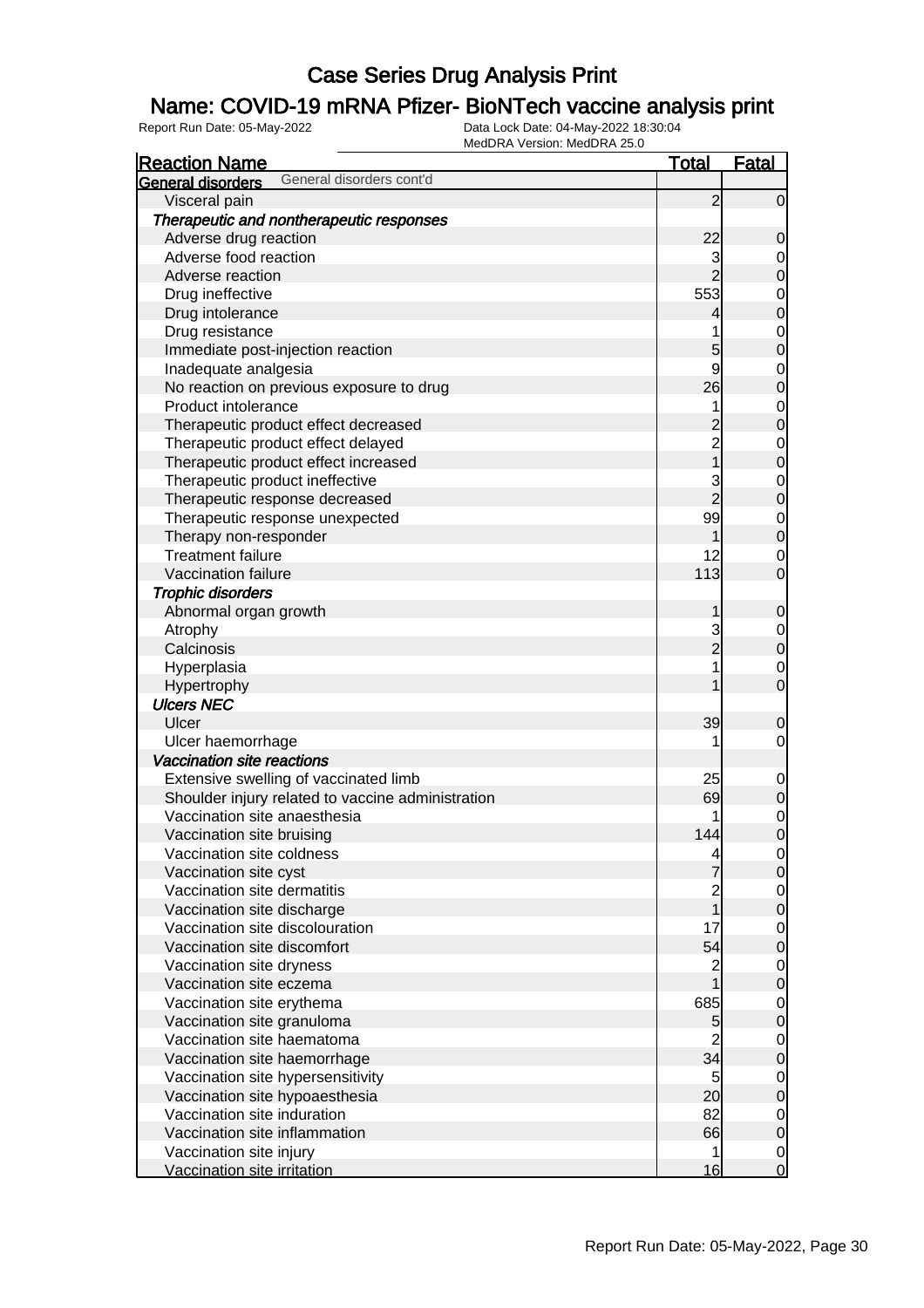# Case Series Drug Analysis Print

## Name: COVID-19 mRNA Pfizer- BioNTech vaccine analysis print

Report Run Date: 05-May-2022    Data Lock Date: 04-May-2022 18:30:04
MedDRA Version: MedDRA 25.0

| Reaction Name | Total | Fatal |
|---|---|---|
| **General disorders** General disorders cont'd | | |
| Visceral pain | 2 | 0 |
| ***Therapeutic and nontherapeutic responses*** | | |
| Adverse drug reaction | 22 | 0 |
| Adverse food reaction | 3 | 0 |
| Adverse reaction | 2 | 0 |
| Drug ineffective | 553 | 0 |
| Drug intolerance | 4 | 0 |
| Drug resistance | 1 | 0 |
| Immediate post-injection reaction | 5 | 0 |
| Inadequate analgesia | 9 | 0 |
| No reaction on previous exposure to drug | 26 | 0 |
| Product intolerance | 1 | 0 |
| Therapeutic product effect decreased | 2 | 0 |
| Therapeutic product effect delayed | 2 | 0 |
| Therapeutic product effect increased | 1 | 0 |
| Therapeutic product ineffective | 3 | 0 |
| Therapeutic response decreased | 2 | 0 |
| Therapeutic response unexpected | 99 | 0 |
| Therapy non-responder | 1 | 0 |
| Treatment failure | 12 | 0 |
| Vaccination failure | 113 | 0 |
| ***Trophic disorders*** | | |
| Abnormal organ growth | 1 | 0 |
| Atrophy | 3 | 0 |
| Calcinosis | 2 | 0 |
| Hyperplasia | 1 | 0 |
| Hypertrophy | 1 | 0 |
| ***Ulcers NEC*** | | |
| Ulcer | 39 | 0 |
| Ulcer haemorrhage | 1 | 0 |
| ***Vaccination site reactions*** | | |
| Extensive swelling of vaccinated limb | 25 | 0 |
| Shoulder injury related to vaccine administration | 69 | 0 |
| Vaccination site anaesthesia | 1 | 0 |
| Vaccination site bruising | 144 | 0 |
| Vaccination site coldness | 4 | 0 |
| Vaccination site cyst | 7 | 0 |
| Vaccination site dermatitis | 2 | 0 |
| Vaccination site discharge | 1 | 0 |
| Vaccination site discolouration | 17 | 0 |
| Vaccination site discomfort | 54 | 0 |
| Vaccination site dryness | 2 | 0 |
| Vaccination site eczema | 1 | 0 |
| Vaccination site erythema | 685 | 0 |
| Vaccination site granuloma | 5 | 0 |
| Vaccination site haematoma | 2 | 0 |
| Vaccination site haemorrhage | 34 | 0 |
| Vaccination site hypersensitivity | 5 | 0 |
| Vaccination site hypoaesthesia | 20 | 0 |
| Vaccination site induration | 82 | 0 |
| Vaccination site inflammation | 66 | 0 |
| Vaccination site injury | 1 | 0 |
| Vaccination site irritation | 16 | 0 |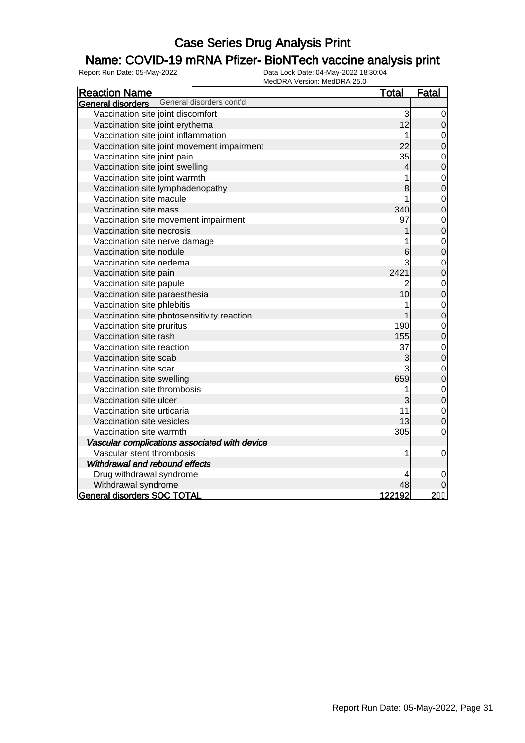# Case Series Drug Analysis Print

## Name: COVID-19 mRNA Pfizer- BioNTech vaccine analysis print

Report Run Date: 05-May-2022 Data Lock Date: 04-May-2022 18:30:04
MedDRA Version: MedDRA 25.0

| Reaction Name | Total | Fatal |
|---|---|---|
| **General disorders** General disorders cont'd | | |
| Vaccination site joint discomfort | 3 | 0 |
| Vaccination site joint erythema | 12 | 0 |
| Vaccination site joint inflammation | 1 | 0 |
| Vaccination site joint movement impairment | 22 | 0 |
| Vaccination site joint pain | 35 | 0 |
| Vaccination site joint swelling | 4 | 0 |
| Vaccination site joint warmth | 1 | 0 |
| Vaccination site lymphadenopathy | 8 | 0 |
| Vaccination site macule | 1 | 0 |
| Vaccination site mass | 340 | 0 |
| Vaccination site movement impairment | 97 | 0 |
| Vaccination site necrosis | 1 | 0 |
| Vaccination site nerve damage | 1 | 0 |
| Vaccination site nodule | 6 | 0 |
| Vaccination site oedema | 3 | 0 |
| Vaccination site pain | 2421 | 0 |
| Vaccination site papule | 2 | 0 |
| Vaccination site paraesthesia | 10 | 0 |
| Vaccination site phlebitis | 1 | 0 |
| Vaccination site photosensitivity reaction | 1 | 0 |
| Vaccination site pruritus | 190 | 0 |
| Vaccination site rash | 155 | 0 |
| Vaccination site reaction | 37 | 0 |
| Vaccination site scab | 3 | 0 |
| Vaccination site scar | 3 | 0 |
| Vaccination site swelling | 659 | 0 |
| Vaccination site thrombosis | 1 | 0 |
| Vaccination site ulcer | 3 | 0 |
| Vaccination site urticaria | 11 | 0 |
| Vaccination site vesicles | 13 | 0 |
| Vaccination site warmth | 305 | 0 |
| *Vascular complications associated with device* | | |
| Vascular stent thrombosis | 1 | 0 |
| *Withdrawal and rebound effects* | | |
| Drug withdrawal syndrome | 4 | 0 |
| Withdrawal syndrome | 48 | 0 |
| **General disorders SOC TOTAL** | **122192** | **2** |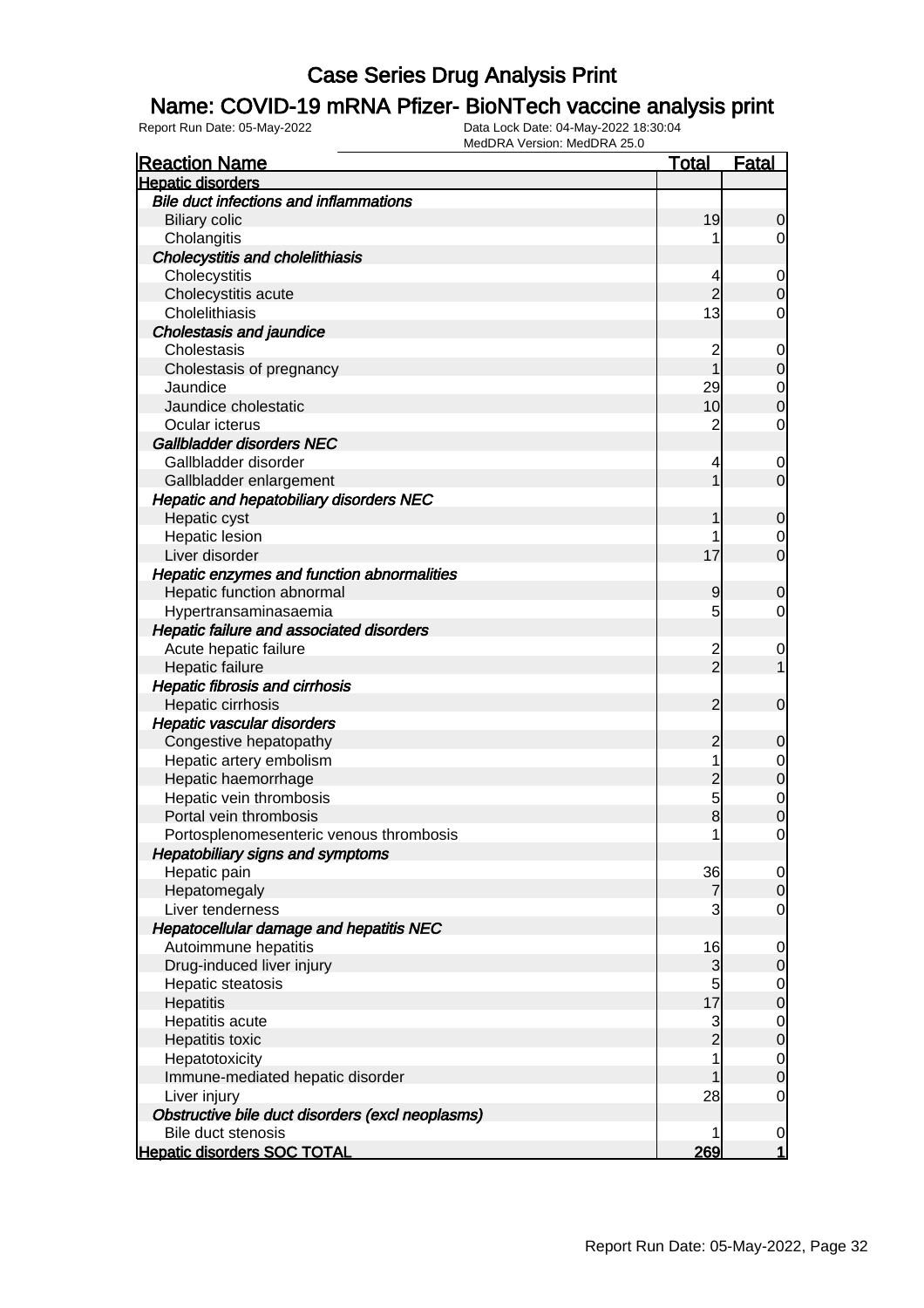# Case Series Drug Analysis Print

## Name: COVID-19 mRNA Pfizer- BioNTech vaccine analysis print

Report Run Date: 05-May-2022

Data Lock Date: 04-May-2022 18:30:04
MedDRA Version: MedDRA 25.0

| Reaction Name | Total | Fatal |
|---|---|---|
| **Hepatic disorders** | | |
| *Bile duct infections and inflammations* | | |
| Biliary colic | 19 | 0 |
| Cholangitis | 1 | 0 |
| *Cholecystitis and cholelithiasis* | | |
| Cholecystitis | 4 | 0 |
| Cholecystitis acute | 2 | 0 |
| Cholelithiasis | 13 | 0 |
| *Cholestasis and jaundice* | | |
| Cholestasis | 2 | 0 |
| Cholestasis of pregnancy | 1 | 0 |
| Jaundice | 29 | 0 |
| Jaundice cholestatic | 10 | 0 |
| Ocular icterus | 2 | 0 |
| *Gallbladder disorders NEC* | | |
| Gallbladder disorder | 4 | 0 |
| Gallbladder enlargement | 1 | 0 |
| *Hepatic and hepatobiliary disorders NEC* | | |
| Hepatic cyst | 1 | 0 |
| Hepatic lesion | 1 | 0 |
| Liver disorder | 17 | 0 |
| *Hepatic enzymes and function abnormalities* | | |
| Hepatic function abnormal | 9 | 0 |
| Hypertransaminasaemia | 5 | 0 |
| *Hepatic failure and associated disorders* | | |
| Acute hepatic failure | 2 | 0 |
| Hepatic failure | 2 | 1 |
| *Hepatic fibrosis and cirrhosis* | | |
| Hepatic cirrhosis | 2 | 0 |
| *Hepatic vascular disorders* | | |
| Congestive hepatopathy | 2 | 0 |
| Hepatic artery embolism | 1 | 0 |
| Hepatic haemorrhage | 2 | 0 |
| Hepatic vein thrombosis | 5 | 0 |
| Portal vein thrombosis | 8 | 0 |
| Portosplenomesenteric venous thrombosis | 1 | 0 |
| *Hepatobiliary signs and symptoms* | | |
| Hepatic pain | 36 | 0 |
| Hepatomegaly | 7 | 0 |
| Liver tenderness | 3 | 0 |
| *Hepatocellular damage and hepatitis NEC* | | |
| Autoimmune hepatitis | 16 | 0 |
| Drug-induced liver injury | 3 | 0 |
| Hepatic steatosis | 5 | 0 |
| Hepatitis | 17 | 0 |
| Hepatitis acute | 3 | 0 |
| Hepatitis toxic | 2 | 0 |
| Hepatotoxicity | 1 | 0 |
| Immune-mediated hepatic disorder | 1 | 0 |
| Liver injury | 28 | 0 |
| *Obstructive bile duct disorders (excl neoplasms)* | | |
| Bile duct stenosis | 1 | 0 |
| **Hepatic disorders SOC TOTAL** | **269** | **1** |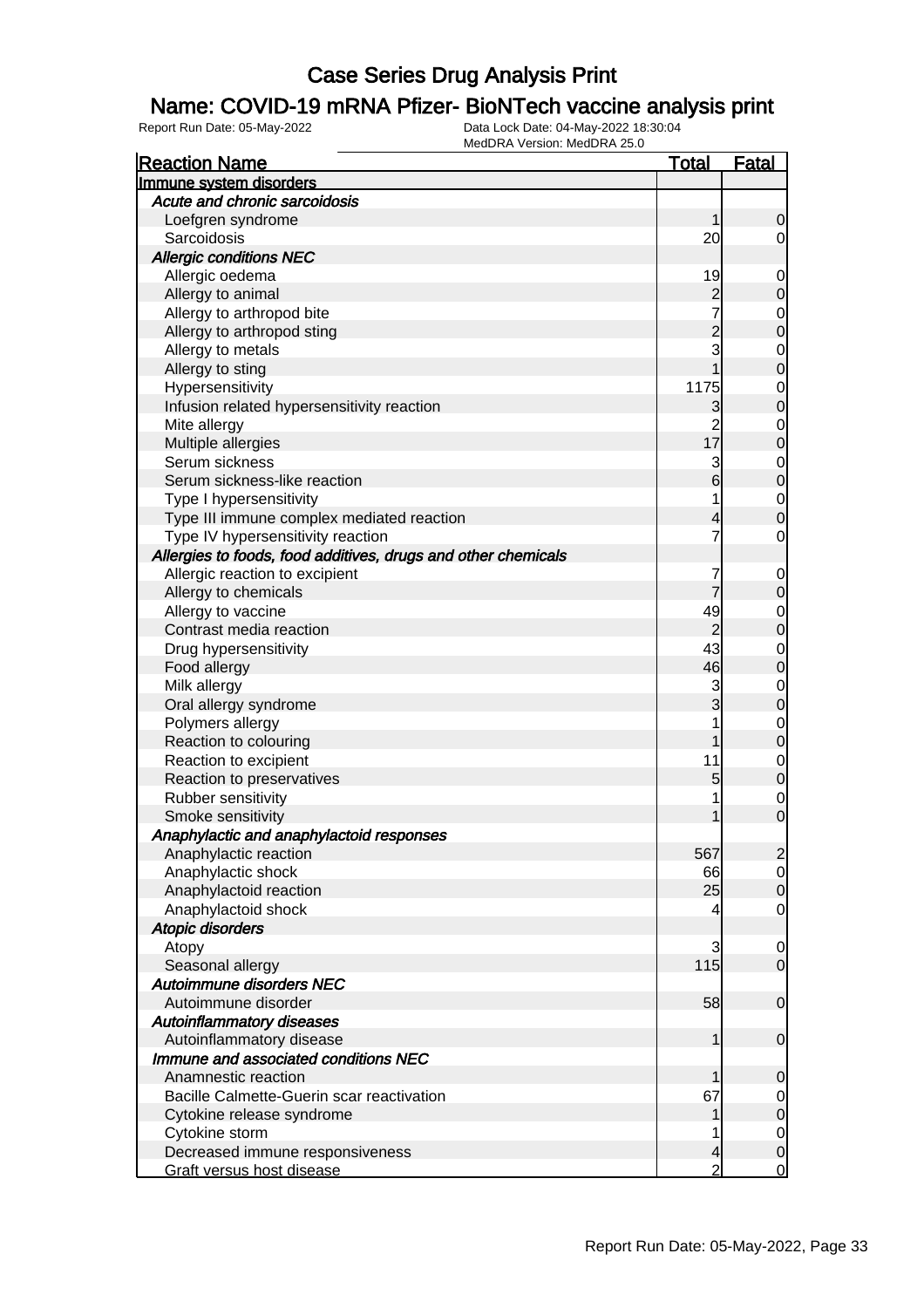# Case Series Drug Analysis Print

## Name: COVID-19 mRNA Pfizer- BioNTech vaccine analysis print

Report Run Date: 05-May-2022
Data Lock Date: 04-May-2022 18:30:04
MedDRA Version: MedDRA 25.0

| Reaction Name | Total | Fatal |
|---|---|---|
| **Immune system disorders** | | |
| *Acute and chronic sarcoidosis* | | |
| Loefgren syndrome | 1 | 0 |
| Sarcoidosis | 20 | 0 |
| *Allergic conditions NEC* | | |
| Allergic oedema | 19 | 0 |
| Allergy to animal | 2 | 0 |
| Allergy to arthropod bite | 7 | 0 |
| Allergy to arthropod sting | 2 | 0 |
| Allergy to metals | 3 | 0 |
| Allergy to sting | 1 | 0 |
| Hypersensitivity | 1175 | 0 |
| Infusion related hypersensitivity reaction | 3 | 0 |
| Mite allergy | 2 | 0 |
| Multiple allergies | 17 | 0 |
| Serum sickness | 3 | 0 |
| Serum sickness-like reaction | 6 | 0 |
| Type I hypersensitivity | 1 | 0 |
| Type III immune complex mediated reaction | 4 | 0 |
| Type IV hypersensitivity reaction | 7 | 0 |
| *Allergies to foods, food additives, drugs and other chemicals* | | |
| Allergic reaction to excipient | 7 | 0 |
| Allergy to chemicals | 7 | 0 |
| Allergy to vaccine | 49 | 0 |
| Contrast media reaction | 2 | 0 |
| Drug hypersensitivity | 43 | 0 |
| Food allergy | 46 | 0 |
| Milk allergy | 3 | 0 |
| Oral allergy syndrome | 3 | 0 |
| Polymers allergy | 1 | 0 |
| Reaction to colouring | 1 | 0 |
| Reaction to excipient | 11 | 0 |
| Reaction to preservatives | 5 | 0 |
| Rubber sensitivity | 1 | 0 |
| Smoke sensitivity | 1 | 0 |
| *Anaphylactic and anaphylactoid responses* | | |
| Anaphylactic reaction | 567 | 2 |
| Anaphylactic shock | 66 | 0 |
| Anaphylactoid reaction | 25 | 0 |
| Anaphylactoid shock | 4 | 0 |
| *Atopic disorders* | | |
| Atopy | 3 | 0 |
| Seasonal allergy | 115 | 0 |
| *Autoimmune disorders NEC* | | |
| Autoimmune disorder | 58 | 0 |
| *Autoinflammatory diseases* | | |
| Autoinflammatory disease | 1 | 0 |
| *Immune and associated conditions NEC* | | |
| Anamnestic reaction | 1 | 0 |
| Bacille Calmette-Guerin scar reactivation | 67 | 0 |
| Cytokine release syndrome | 1 | 0 |
| Cytokine storm | 1 | 0 |
| Decreased immune responsiveness | 4 | 0 |
| Graft versus host disease | 2 | 0 |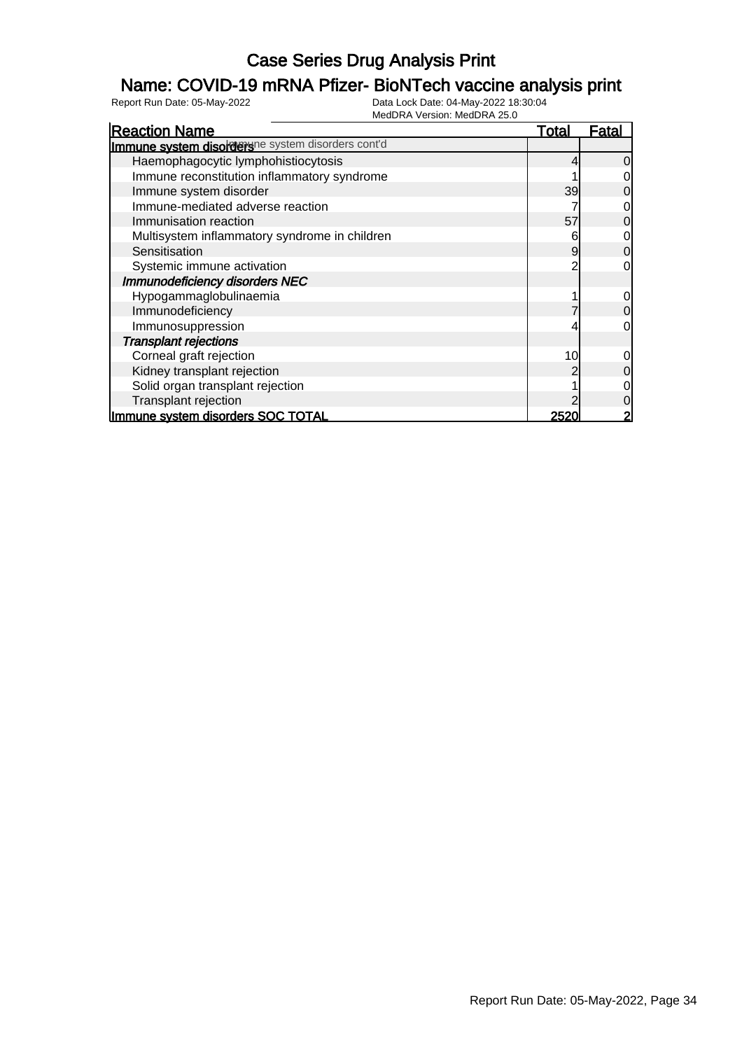# Case Series Drug Analysis Print

## Name: COVID-19 mRNA Pfizer- BioNTech vaccine analysis print

Report Run Date: 05-May-2022

Data Lock Date: 04-May-2022 18:30:04
MedDRA Version: MedDRA 25.0

| Reaction Name | Total | Fatal |
|---|---|---|
| **Immune system disorders** Immune system disorders cont'd | | |
| Haemophagocytic lymphohistiocytosis | 4 | 0 |
| Immune reconstitution inflammatory syndrome | 1 | 0 |
| Immune system disorder | 39 | 0 |
| Immune-mediated adverse reaction | 7 | 0 |
| Immunisation reaction | 57 | 0 |
| Multisystem inflammatory syndrome in children | 6 | 0 |
| Sensitisation | 9 | 0 |
| Systemic immune activation | 2 | 0 |
| ***Immunodeficiency disorders NEC*** | | |
| Hypogammaglobulinaemia | 1 | 0 |
| Immunodeficiency | 7 | 0 |
| Immunosuppression | 4 | 0 |
| ***Transplant rejections*** | | |
| Corneal graft rejection | 10 | 0 |
| Kidney transplant rejection | 2 | 0 |
| Solid organ transplant rejection | 1 | 0 |
| Transplant rejection | 2 | 0 |
| **Immune system disorders SOC TOTAL** | **2520** | **2** |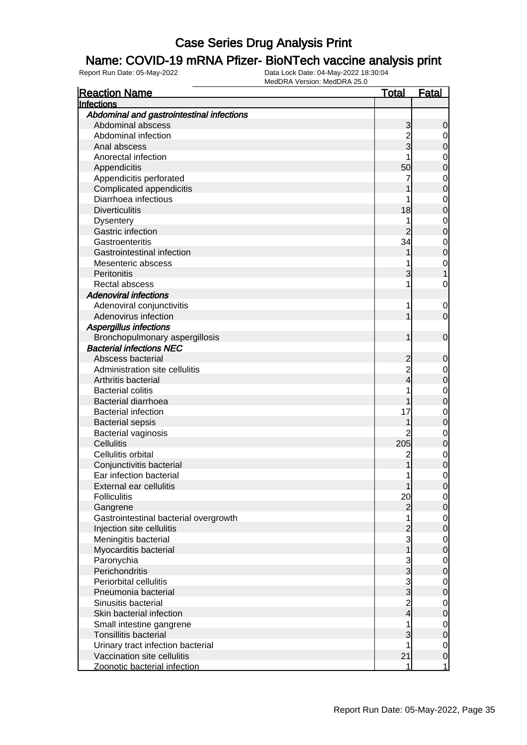# Case Series Drug Analysis Print

## Name: COVID-19 mRNA Pfizer- BioNTech vaccine analysis print

Report Run Date: 05-May-2022

Data Lock Date: 04-May-2022 18:30:04

MedDRA Version: MedDRA 25.0

| Reaction Name | Total | Fatal |
|---|---|---|
| **Infections** | | |
| ***Abdominal and gastrointestinal infections*** | | |
| Abdominal abscess | 3 | 0 |
| Abdominal infection | 2 | 0 |
| Anal abscess | 3 | 0 |
| Anorectal infection | 1 | 0 |
| Appendicitis | 50 | 0 |
| Appendicitis perforated | 7 | 0 |
| Complicated appendicitis | 1 | 0 |
| Diarrhoea infectious | 1 | 0 |
| Diverticulitis | 18 | 0 |
| Dysentery | 1 | 0 |
| Gastric infection | 2 | 0 |
| Gastroenteritis | 34 | 0 |
| Gastrointestinal infection | 1 | 0 |
| Mesenteric abscess | 1 | 0 |
| Peritonitis | 3 | 1 |
| Rectal abscess | 1 | 0 |
| ***Adenoviral infections*** | | |
| Adenoviral conjunctivitis | 1 | 0 |
| Adenovirus infection | 1 | 0 |
| ***Aspergillus infections*** | | |
| Bronchopulmonary aspergillosis | 1 | 0 |
| ***Bacterial infections NEC*** | | |
| Abscess bacterial | 2 | 0 |
| Administration site cellulitis | 2 | 0 |
| Arthritis bacterial | 4 | 0 |
| Bacterial colitis | 1 | 0 |
| Bacterial diarrhoea | 1 | 0 |
| Bacterial infection | 17 | 0 |
| Bacterial sepsis | 1 | 0 |
| Bacterial vaginosis | 2 | 0 |
| Cellulitis | 205 | 0 |
| Cellulitis orbital | 2 | 0 |
| Conjunctivitis bacterial | 1 | 0 |
| Ear infection bacterial | 1 | 0 |
| External ear cellulitis | 1 | 0 |
| Folliculitis | 20 | 0 |
| Gangrene | 2 | 0 |
| Gastrointestinal bacterial overgrowth | 1 | 0 |
| Injection site cellulitis | 2 | 0 |
| Meningitis bacterial | 3 | 0 |
| Myocarditis bacterial | 1 | 0 |
| Paronychia | 3 | 0 |
| Perichondritis | 3 | 0 |
| Periorbital cellulitis | 3 | 0 |
| Pneumonia bacterial | 3 | 0 |
| Sinusitis bacterial | 2 | 0 |
| Skin bacterial infection | 4 | 0 |
| Small intestine gangrene | 1 | 0 |
| Tonsillitis bacterial | 3 | 0 |
| Urinary tract infection bacterial | 1 | 0 |
| Vaccination site cellulitis | 21 | 0 |
| Zoonotic bacterial infection | 1 | 1 |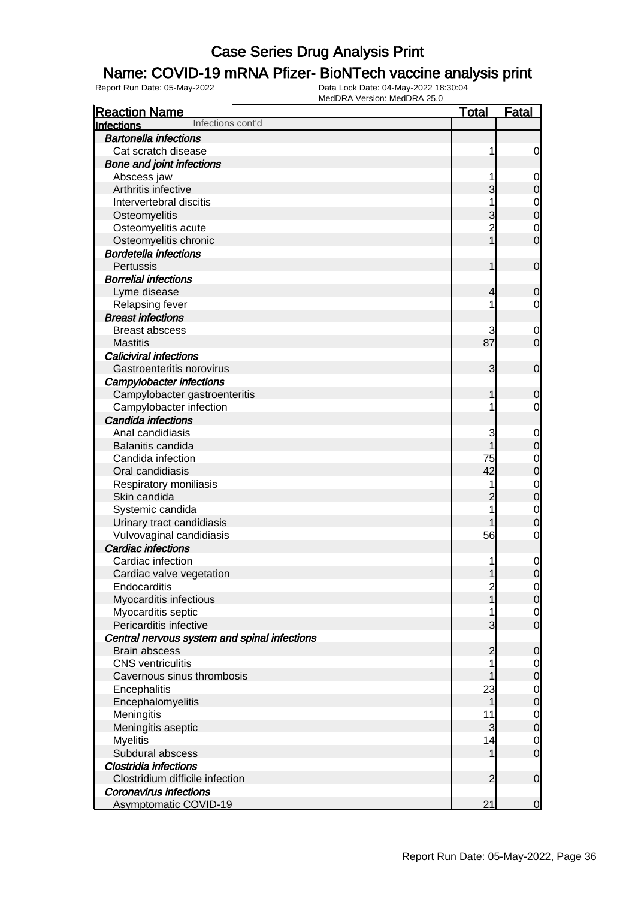# Case Series Drug Analysis Print

## Name: COVID-19 mRNA Pfizer- BioNTech vaccine analysis print

Report Run Date: 05-May-2022

Data Lock Date: 04-May-2022 18:30:04

MedDRA Version: MedDRA 25.0

| Reaction Name | Total | Fatal |
|---|---|---|
| **Infections** Infections cont'd | | |
| ***Bartonella infections*** | | |
| Cat scratch disease | 1 | 0 |
| ***Bone and joint infections*** | | |
| Abscess jaw | 1 | 0 |
| Arthritis infective | 3 | 0 |
| Intervertebral discitis | 1 | 0 |
| Osteomyelitis | 3 | 0 |
| Osteomyelitis acute | 2 | 0 |
| Osteomyelitis chronic | 1 | 0 |
| ***Bordetella infections*** | | |
| Pertussis | 1 | 0 |
| ***Borrelial infections*** | | |
| Lyme disease | 4 | 0 |
| Relapsing fever | 1 | 0 |
| ***Breast infections*** | | |
| Breast abscess | 3 | 0 |
| Mastitis | 87 | 0 |
| ***Caliciviral infections*** | | |
| Gastroenteritis norovirus | 3 | 0 |
| ***Campylobacter infections*** | | |
| Campylobacter gastroenteritis | 1 | 0 |
| Campylobacter infection | 1 | 0 |
| ***Candida infections*** | | |
| Anal candidiasis | 3 | 0 |
| Balanitis candida | 1 | 0 |
| Candida infection | 75 | 0 |
| Oral candidiasis | 42 | 0 |
| Respiratory moniliasis | 1 | 0 |
| Skin candida | 2 | 0 |
| Systemic candida | 1 | 0 |
| Urinary tract candidiasis | 1 | 0 |
| Vulvovaginal candidiasis | 56 | 0 |
| ***Cardiac infections*** | | |
| Cardiac infection | 1 | 0 |
| Cardiac valve vegetation | 1 | 0 |
| Endocarditis | 2 | 0 |
| Myocarditis infectious | 1 | 0 |
| Myocarditis septic | 1 | 0 |
| Pericarditis infective | 3 | 0 |
| ***Central nervous system and spinal infections*** | | |
| Brain abscess | 2 | 0 |
| CNS ventriculitis | 1 | 0 |
| Cavernous sinus thrombosis | 1 | 0 |
| Encephalitis | 23 | 0 |
| Encephalomyelitis | 1 | 0 |
| Meningitis | 11 | 0 |
| Meningitis aseptic | 3 | 0 |
| Myelitis | 14 | 0 |
| Subdural abscess | 1 | 0 |
| ***Clostridia infections*** | | |
| Clostridium difficile infection | 2 | 0 |
| ***Coronavirus infections*** | | |
| Asymptomatic COVID-19 | 21 | 0 |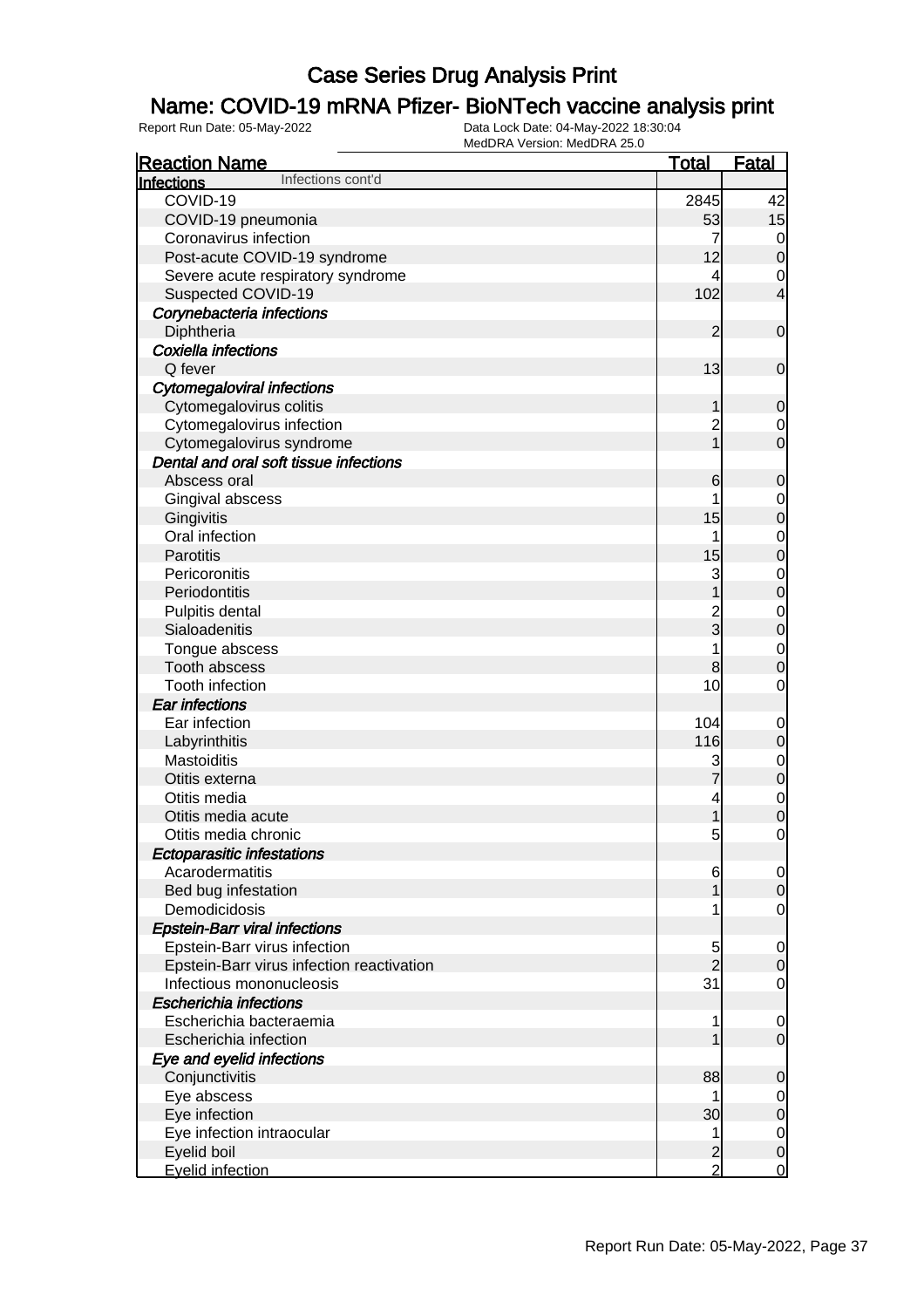# Case Series Drug Analysis Print

## Name: COVID-19 mRNA Pfizer- BioNTech vaccine analysis print

Report Run Date: 05-May-2022    Data Lock Date: 04-May-2022 18:30:04
MedDRA Version: MedDRA 25.0

| Reaction Name | Total | Fatal |
|---|---|---|
| **Infections** Infections cont'd | | |
| COVID-19 | 2845 | 42 |
| COVID-19 pneumonia | 53 | 15 |
| Coronavirus infection | 7 | 0 |
| Post-acute COVID-19 syndrome | 12 | 0 |
| Severe acute respiratory syndrome | 4 | 0 |
| Suspected COVID-19 | 102 | 4 |
| *Corynebacteria infections* | | |
| Diphtheria | 2 | 0 |
| *Coxiella infections* | | |
| Q fever | 13 | 0 |
| *Cytomegaloviral infections* | | |
| Cytomegalovirus colitis | 1 | 0 |
| Cytomegalovirus infection | 2 | 0 |
| Cytomegalovirus syndrome | 1 | 0 |
| *Dental and oral soft tissue infections* | | |
| Abscess oral | 6 | 0 |
| Gingival abscess | 1 | 0 |
| Gingivitis | 15 | 0 |
| Oral infection | 1 | 0 |
| Parotitis | 15 | 0 |
| Pericoronitis | 3 | 0 |
| Periodontitis | 1 | 0 |
| Pulpitis dental | 2 | 0 |
| Sialoadenitis | 3 | 0 |
| Tongue abscess | 1 | 0 |
| Tooth abscess | 8 | 0 |
| Tooth infection | 10 | 0 |
| *Ear infections* | | |
| Ear infection | 104 | 0 |
| Labyrinthitis | 116 | 0 |
| Mastoiditis | 3 | 0 |
| Otitis externa | 7 | 0 |
| Otitis media | 4 | 0 |
| Otitis media acute | 1 | 0 |
| Otitis media chronic | 5 | 0 |
| *Ectoparasitic infestations* | | |
| Acarodermatitis | 6 | 0 |
| Bed bug infestation | 1 | 0 |
| Demodicidosis | 1 | 0 |
| *Epstein-Barr viral infections* | | |
| Epstein-Barr virus infection | 5 | 0 |
| Epstein-Barr virus infection reactivation | 2 | 0 |
| Infectious mononucleosis | 31 | 0 |
| *Escherichia infections* | | |
| Escherichia bacteraemia | 1 | 0 |
| Escherichia infection | 1 | 0 |
| *Eye and eyelid infections* | | |
| Conjunctivitis | 88 | 0 |
| Eye abscess | 1 | 0 |
| Eye infection | 30 | 0 |
| Eye infection intraocular | 1 | 0 |
| Eyelid boil | 2 | 0 |
| Eyelid infection | 2 | 0 |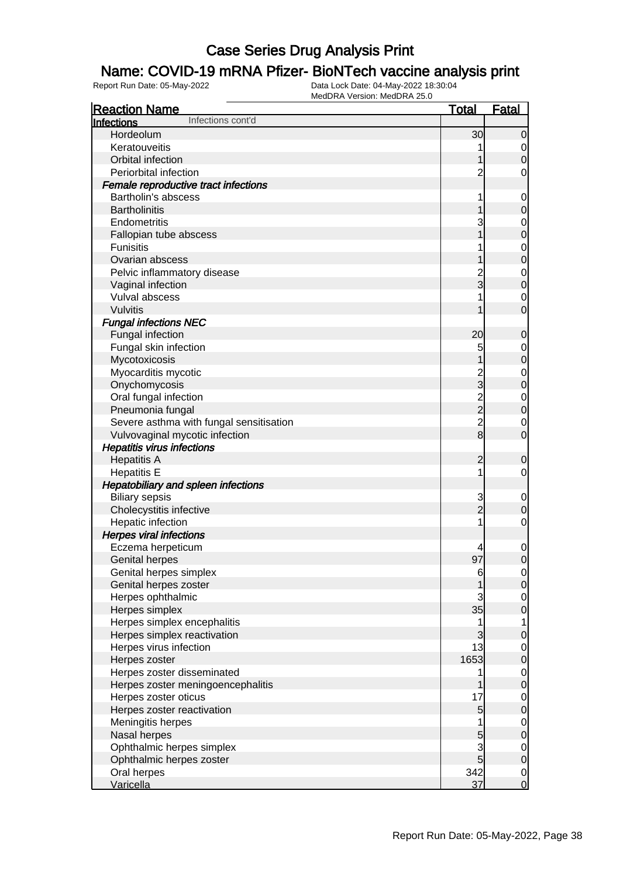# Case Series Drug Analysis Print

## Name: COVID-19 mRNA Pfizer- BioNTech vaccine analysis print

Report Run Date: 05-May-2022    Data Lock Date: 04-May-2022 18:30:04
MedDRA Version: MedDRA 25.0

| Reaction Name | Total | Fatal |
|---|---|---|
| **Infections** Infections cont'd | | |
| Hordeolum | 30 | 0 |
| Keratouveitis | 1 | 0 |
| Orbital infection | 1 | 0 |
| Periorbital infection | 2 | 0 |
| ***Female reproductive tract infections*** | | |
| Bartholin's abscess | 1 | 0 |
| Bartholinitis | 1 | 0 |
| Endometritis | 3 | 0 |
| Fallopian tube abscess | 1 | 0 |
| Funisitis | 1 | 0 |
| Ovarian abscess | 1 | 0 |
| Pelvic inflammatory disease | 2 | 0 |
| Vaginal infection | 3 | 0 |
| Vulval abscess | 1 | 0 |
| Vulvitis | 1 | 0 |
| ***Fungal infections NEC*** | | |
| Fungal infection | 20 | 0 |
| Fungal skin infection | 5 | 0 |
| Mycotoxicosis | 1 | 0 |
| Myocarditis mycotic | 2 | 0 |
| Onychomycosis | 3 | 0 |
| Oral fungal infection | 2 | 0 |
| Pneumonia fungal | 2 | 0 |
| Severe asthma with fungal sensitisation | 2 | 0 |
| Vulvovaginal mycotic infection | 8 | 0 |
| ***Hepatitis virus infections*** | | |
| Hepatitis A | 2 | 0 |
| Hepatitis E | 1 | 0 |
| ***Hepatobiliary and spleen infections*** | | |
| Biliary sepsis | 3 | 0 |
| Cholecystitis infective | 2 | 0 |
| Hepatic infection | 1 | 0 |
| ***Herpes viral infections*** | | |
| Eczema herpeticum | 4 | 0 |
| Genital herpes | 97 | 0 |
| Genital herpes simplex | 6 | 0 |
| Genital herpes zoster | 1 | 0 |
| Herpes ophthalmic | 3 | 0 |
| Herpes simplex | 35 | 0 |
| Herpes simplex encephalitis | 1 | 1 |
| Herpes simplex reactivation | 3 | 0 |
| Herpes virus infection | 13 | 0 |
| Herpes zoster | 1653 | 0 |
| Herpes zoster disseminated | 1 | 0 |
| Herpes zoster meningoencephalitis | 1 | 0 |
| Herpes zoster oticus | 17 | 0 |
| Herpes zoster reactivation | 5 | 0 |
| Meningitis herpes | 1 | 0 |
| Nasal herpes | 5 | 0 |
| Ophthalmic herpes simplex | 3 | 0 |
| Ophthalmic herpes zoster | 5 | 0 |
| Oral herpes | 342 | 0 |
| Varicella | 37 | 0 |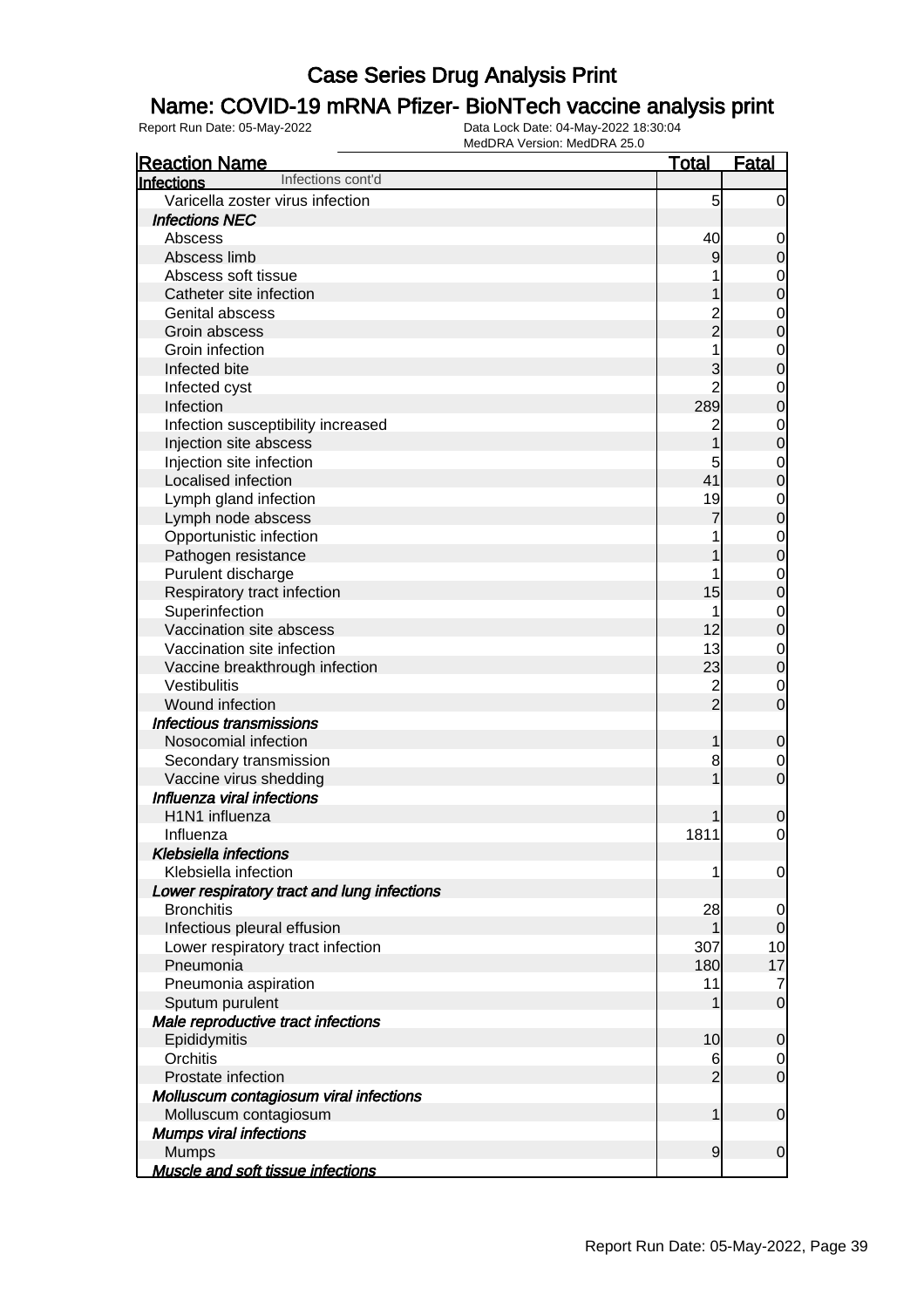# Case Series Drug Analysis Print

## Name: COVID-19 mRNA Pfizer- BioNTech vaccine analysis print

Report Run Date: 05-May-2022 | Data Lock Date: 04-May-2022 18:30:04 | MedDRA Version: MedDRA 25.0

| Reaction Name | Total | Fatal |
|---|---|---|
| **Infections** Infections cont'd | | |
| Varicella zoster virus infection | 5 | 0 |
| ***Infections NEC*** | | |
| Abscess | 40 | 0 |
| Abscess limb | 9 | 0 |
| Abscess soft tissue | 1 | 0 |
| Catheter site infection | 1 | 0 |
| Genital abscess | 2 | 0 |
| Groin abscess | 2 | 0 |
| Groin infection | 1 | 0 |
| Infected bite | 3 | 0 |
| Infected cyst | 2 | 0 |
| Infection | 289 | 0 |
| Infection susceptibility increased | 2 | 0 |
| Injection site abscess | 1 | 0 |
| Injection site infection | 5 | 0 |
| Localised infection | 41 | 0 |
| Lymph gland infection | 19 | 0 |
| Lymph node abscess | 7 | 0 |
| Opportunistic infection | 1 | 0 |
| Pathogen resistance | 1 | 0 |
| Purulent discharge | 1 | 0 |
| Respiratory tract infection | 15 | 0 |
| Superinfection | 1 | 0 |
| Vaccination site abscess | 12 | 0 |
| Vaccination site infection | 13 | 0 |
| Vaccine breakthrough infection | 23 | 0 |
| Vestibulitis | 2 | 0 |
| Wound infection | 2 | 0 |
| ***Infectious transmissions*** | | |
| Nosocomial infection | 1 | 0 |
| Secondary transmission | 8 | 0 |
| Vaccine virus shedding | 1 | 0 |
| ***Influenza viral infections*** | | |
| H1N1 influenza | 1 | 0 |
| Influenza | 1811 | 0 |
| ***Klebsiella infections*** | | |
| Klebsiella infection | 1 | 0 |
| ***Lower respiratory tract and lung infections*** | | |
| Bronchitis | 28 | 0 |
| Infectious pleural effusion | 1 | 0 |
| Lower respiratory tract infection | 307 | 10 |
| Pneumonia | 180 | 17 |
| Pneumonia aspiration | 11 | 7 |
| Sputum purulent | 1 | 0 |
| ***Male reproductive tract infections*** | | |
| Epididymitis | 10 | 0 |
| Orchitis | 6 | 0 |
| Prostate infection | 2 | 0 |
| ***Molluscum contagiosum viral infections*** | | |
| Molluscum contagiosum | 1 | 0 |
| ***Mumps viral infections*** | | |
| Mumps | 9 | 0 |
| ***Muscle and soft tissue infections*** | | |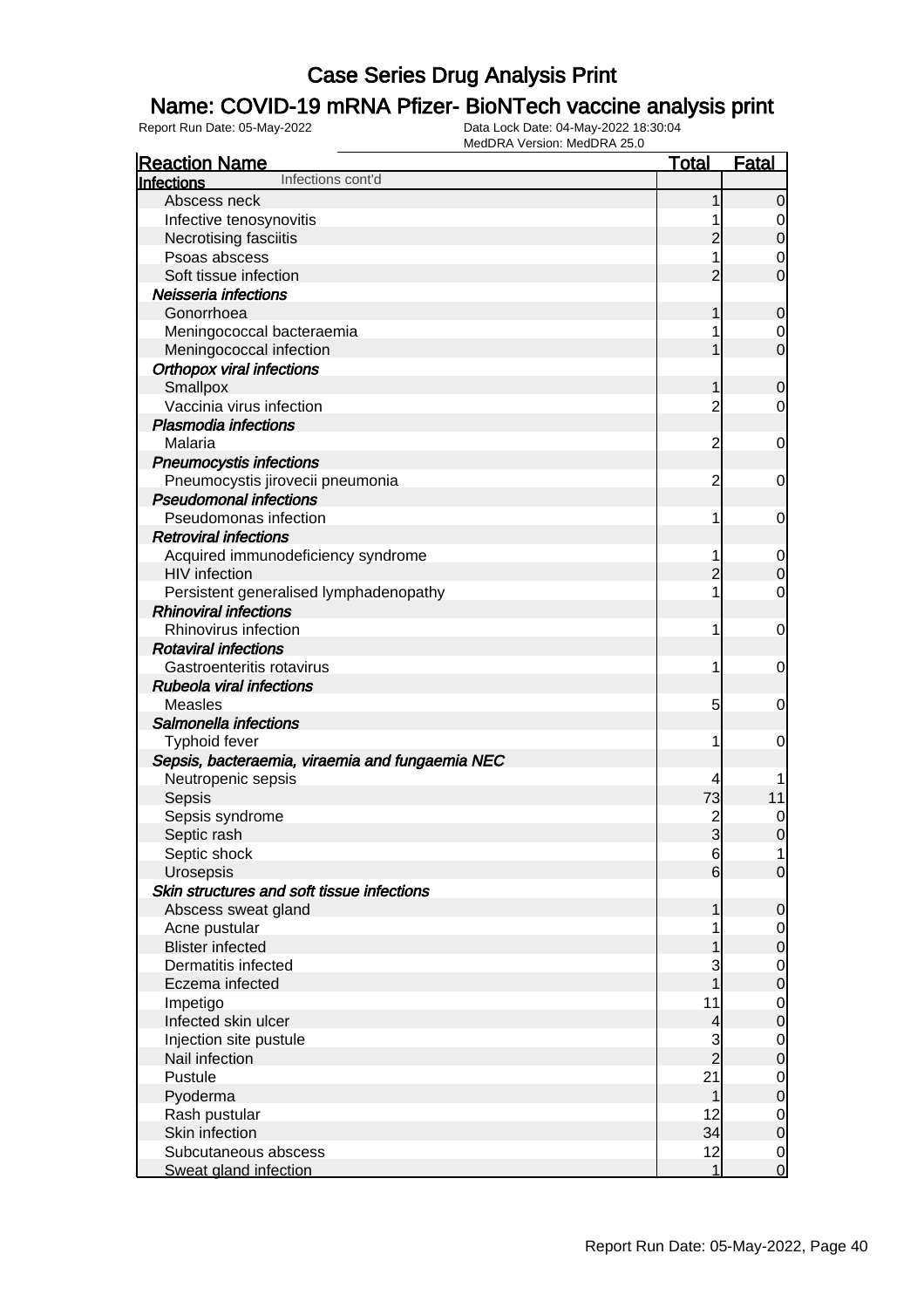# Case Series Drug Analysis Print

## Name: COVID-19 mRNA Pfizer- BioNTech vaccine analysis print

Report Run Date: 05-May-2022 | Data Lock Date: 04-May-2022 18:30:04 | MedDRA Version: MedDRA 25.0

| Reaction Name | Total | Fatal |
|---|---|---|
| **Infections** Infections cont'd | | |
| Abscess neck | 1 | 0 |
| Infective tenosynovitis | 1 | 0 |
| Necrotising fasciitis | 2 | 0 |
| Psoas abscess | 1 | 0 |
| Soft tissue infection | 2 | 0 |
| ***Neisseria infections*** | | |
| Gonorrhoea | 1 | 0 |
| Meningococcal bacteraemia | 1 | 0 |
| Meningococcal infection | 1 | 0 |
| ***Orthopox viral infections*** | | |
| Smallpox | 1 | 0 |
| Vaccinia virus infection | 2 | 0 |
| ***Plasmodia infections*** | | |
| Malaria | 2 | 0 |
| ***Pneumocystis infections*** | | |
| Pneumocystis jirovecii pneumonia | 2 | 0 |
| ***Pseudomonal infections*** | | |
| Pseudomonas infection | 1 | 0 |
| ***Retroviral infections*** | | |
| Acquired immunodeficiency syndrome | 1 | 0 |
| HIV infection | 2 | 0 |
| Persistent generalised lymphadenopathy | 1 | 0 |
| ***Rhinoviral infections*** | | |
| Rhinovirus infection | 1 | 0 |
| ***Rotaviral infections*** | | |
| Gastroenteritis rotavirus | 1 | 0 |
| ***Rubeola viral infections*** | | |
| Measles | 5 | 0 |
| ***Salmonella infections*** | | |
| Typhoid fever | 1 | 0 |
| ***Sepsis, bacteraemia, viraemia and fungaemia NEC*** | | |
| Neutropenic sepsis | 4 | 1 |
| Sepsis | 73 | 11 |
| Sepsis syndrome | 2 | 0 |
| Septic rash | 3 | 0 |
| Septic shock | 6 | 1 |
| Urosepsis | 6 | 0 |
| ***Skin structures and soft tissue infections*** | | |
| Abscess sweat gland | 1 | 0 |
| Acne pustular | 1 | 0 |
| Blister infected | 1 | 0 |
| Dermatitis infected | 3 | 0 |
| Eczema infected | 1 | 0 |
| Impetigo | 11 | 0 |
| Infected skin ulcer | 4 | 0 |
| Injection site pustule | 3 | 0 |
| Nail infection | 2 | 0 |
| Pustule | 21 | 0 |
| Pyoderma | 1 | 0 |
| Rash pustular | 12 | 0 |
| Skin infection | 34 | 0 |
| Subcutaneous abscess | 12 | 0 |
| Sweat gland infection | 1 | 0 |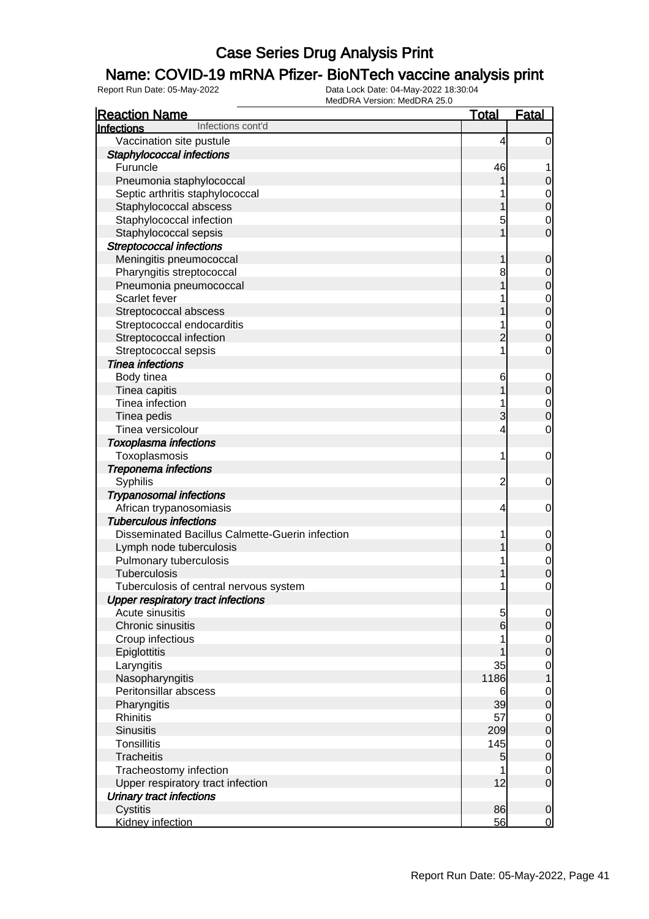# Case Series Drug Analysis Print

## Name: COVID-19 mRNA Pfizer- BioNTech vaccine analysis print

Report Run Date: 05-May-2022    Data Lock Date: 04-May-2022 18:30:04
MedDRA Version: MedDRA 25.0

| Reaction Name | Total | Fatal |
|---|---|---|
| **Infections** Infections cont'd | | |
| Vaccination site pustule | 4 | 0 |
| ***Staphylococcal infections*** | | |
| Furuncle | 46 | 1 |
| Pneumonia staphylococcal | 1 | 0 |
| Septic arthritis staphylococcal | 1 | 0 |
| Staphylococcal abscess | 1 | 0 |
| Staphylococcal infection | 5 | 0 |
| Staphylococcal sepsis | 1 | 0 |
| ***Streptococcal infections*** | | |
| Meningitis pneumococcal | 1 | 0 |
| Pharyngitis streptococcal | 8 | 0 |
| Pneumonia pneumococcal | 1 | 0 |
| Scarlet fever | 1 | 0 |
| Streptococcal abscess | 1 | 0 |
| Streptococcal endocarditis | 1 | 0 |
| Streptococcal infection | 2 | 0 |
| Streptococcal sepsis | 1 | 0 |
| ***Tinea infections*** | | |
| Body tinea | 6 | 0 |
| Tinea capitis | 1 | 0 |
| Tinea infection | 1 | 0 |
| Tinea pedis | 3 | 0 |
| Tinea versicolour | 4 | 0 |
| ***Toxoplasma infections*** | | |
| Toxoplasmosis | 1 | 0 |
| ***Treponema infections*** | | |
| Syphilis | 2 | 0 |
| ***Trypanosomal infections*** | | |
| African trypanosomiasis | 4 | 0 |
| ***Tuberculous infections*** | | |
| Disseminated Bacillus Calmette-Guerin infection | 1 | 0 |
| Lymph node tuberculosis | 1 | 0 |
| Pulmonary tuberculosis | 1 | 0 |
| Tuberculosis | 1 | 0 |
| Tuberculosis of central nervous system | 1 | 0 |
| ***Upper respiratory tract infections*** | | |
| Acute sinusitis | 5 | 0 |
| Chronic sinusitis | 6 | 0 |
| Croup infectious | 1 | 0 |
| Epiglottitis | 1 | 0 |
| Laryngitis | 35 | 0 |
| Nasopharyngitis | 1186 | 1 |
| Peritonsillar abscess | 6 | 0 |
| Pharyngitis | 39 | 0 |
| Rhinitis | 57 | 0 |
| Sinusitis | 209 | 0 |
| Tonsillitis | 145 | 0 |
| Tracheitis | 5 | 0 |
| Tracheostomy infection | 1 | 0 |
| Upper respiratory tract infection | 12 | 0 |
| ***Urinary tract infections*** | | |
| Cystitis | 86 | 0 |
| Kidney infection | 56 | 0 |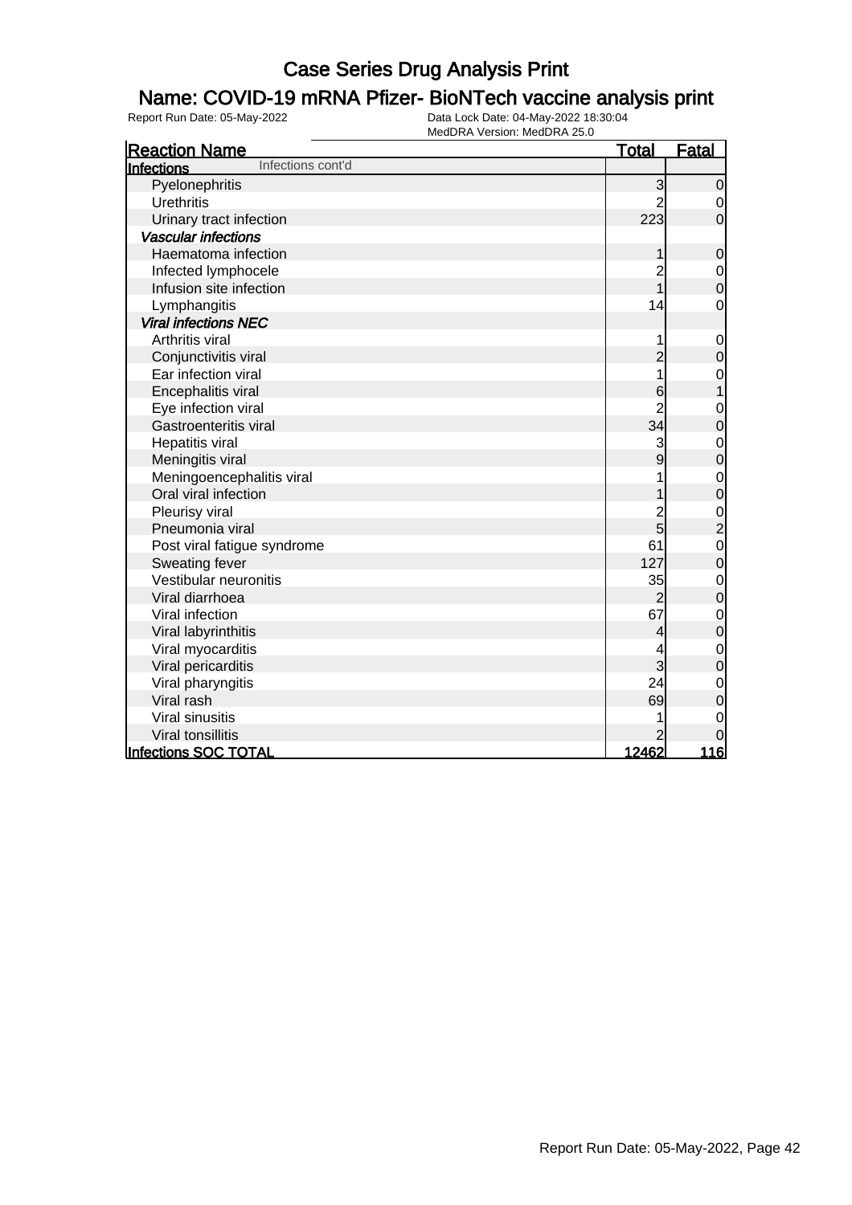# Case Series Drug Analysis Print

## Name: COVID-19 mRNA Pfizer- BioNTech vaccine analysis print

Report Run Date: 05-May-2022    Data Lock Date: 04-May-2022 18:30:04
MedDRA Version: MedDRA 25.0

| Reaction Name | Total | Fatal |
|---|---|---|
| **Infections** Infections cont'd | | |
| Pyelonephritis | 3 | 0 |
| Urethritis | 2 | 0 |
| Urinary tract infection | 223 | 0 |
| *Vascular infections* | | |
| Haematoma infection | 1 | 0 |
| Infected lymphocele | 2 | 0 |
| Infusion site infection | 1 | 0 |
| Lymphangitis | 14 | 0 |
| *Viral infections NEC* | | |
| Arthritis viral | 1 | 0 |
| Conjunctivitis viral | 2 | 0 |
| Ear infection viral | 1 | 0 |
| Encephalitis viral | 6 | 1 |
| Eye infection viral | 2 | 0 |
| Gastroenteritis viral | 34 | 0 |
| Hepatitis viral | 3 | 0 |
| Meningitis viral | 9 | 0 |
| Meningoencephalitis viral | 1 | 0 |
| Oral viral infection | 1 | 0 |
| Pleurisy viral | 2 | 0 |
| Pneumonia viral | 5 | 2 |
| Post viral fatigue syndrome | 61 | 0 |
| Sweating fever | 127 | 0 |
| Vestibular neuronitis | 35 | 0 |
| Viral diarrhoea | 2 | 0 |
| Viral infection | 67 | 0 |
| Viral labyrinthitis | 4 | 0 |
| Viral myocarditis | 4 | 0 |
| Viral pericarditis | 3 | 0 |
| Viral pharyngitis | 24 | 0 |
| Viral rash | 69 | 0 |
| Viral sinusitis | 1 | 0 |
| Viral tonsillitis | 2 | 0 |
| **Infections SOC TOTAL** | **12462** | **116** |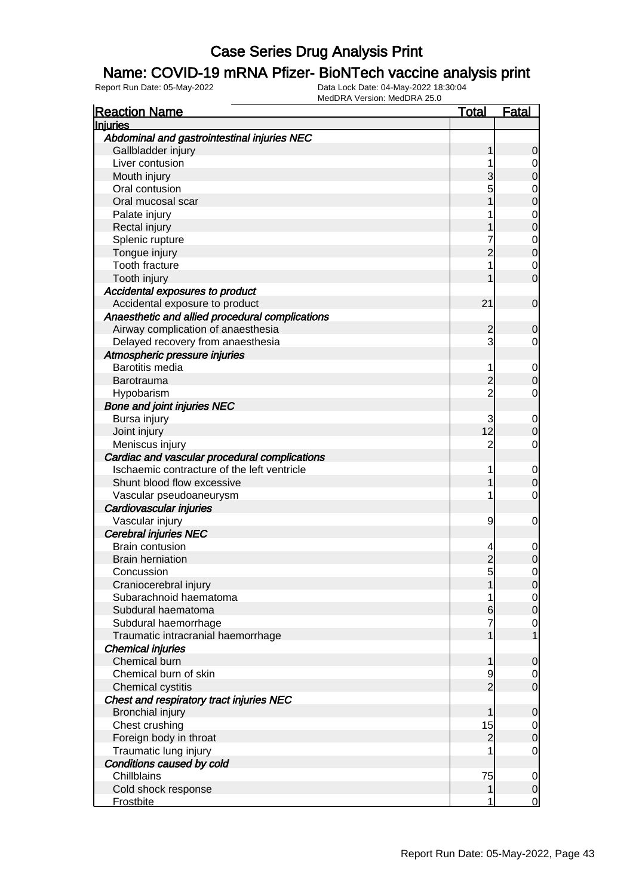# Case Series Drug Analysis Print

## Name: COVID-19 mRNA Pfizer- BioNTech vaccine analysis print

Report Run Date: 05-May-2022    Data Lock Date: 04-May-2022 18:30:04
MedDRA Version: MedDRA 25.0

| Reaction Name | Total | Fatal |
|---|---|---|
| **Injuries** | | |
| ***Abdominal and gastrointestinal injuries NEC*** | | |
| Gallbladder injury | 1 | 0 |
| Liver contusion | 1 | 0 |
| Mouth injury | 3 | 0 |
| Oral contusion | 5 | 0 |
| Oral mucosal scar | 1 | 0 |
| Palate injury | 1 | 0 |
| Rectal injury | 1 | 0 |
| Splenic rupture | 7 | 0 |
| Tongue injury | 2 | 0 |
| Tooth fracture | 1 | 0 |
| Tooth injury | 1 | 0 |
| ***Accidental exposures to product*** | | |
| Accidental exposure to product | 21 | 0 |
| ***Anaesthetic and allied procedural complications*** | | |
| Airway complication of anaesthesia | 2 | 0 |
| Delayed recovery from anaesthesia | 3 | 0 |
| ***Atmospheric pressure injuries*** | | |
| Barotitis media | 1 | 0 |
| Barotrauma | 2 | 0 |
| Hypobarism | 2 | 0 |
| ***Bone and joint injuries NEC*** | | |
| Bursa injury | 3 | 0 |
| Joint injury | 12 | 0 |
| Meniscus injury | 2 | 0 |
| ***Cardiac and vascular procedural complications*** | | |
| Ischaemic contracture of the left ventricle | 1 | 0 |
| Shunt blood flow excessive | 1 | 0 |
| Vascular pseudoaneurysm | 1 | 0 |
| ***Cardiovascular injuries*** | | |
| Vascular injury | 9 | 0 |
| ***Cerebral injuries NEC*** | | |
| Brain contusion | 4 | 0 |
| Brain herniation | 2 | 0 |
| Concussion | 5 | 0 |
| Craniocerebral injury | 1 | 0 |
| Subarachnoid haematoma | 1 | 0 |
| Subdural haematoma | 6 | 0 |
| Subdural haemorrhage | 7 | 0 |
| Traumatic intracranial haemorrhage | 1 | 1 |
| ***Chemical injuries*** | | |
| Chemical burn | 1 | 0 |
| Chemical burn of skin | 9 | 0 |
| Chemical cystitis | 2 | 0 |
| ***Chest and respiratory tract injuries NEC*** | | |
| Bronchial injury | 1 | 0 |
| Chest crushing | 15 | 0 |
| Foreign body in throat | 2 | 0 |
| Traumatic lung injury | 1 | 0 |
| ***Conditions caused by cold*** | | |
| Chillblains | 75 | 0 |
| Cold shock response | 1 | 0 |
| Frostbite | 1 | 0 |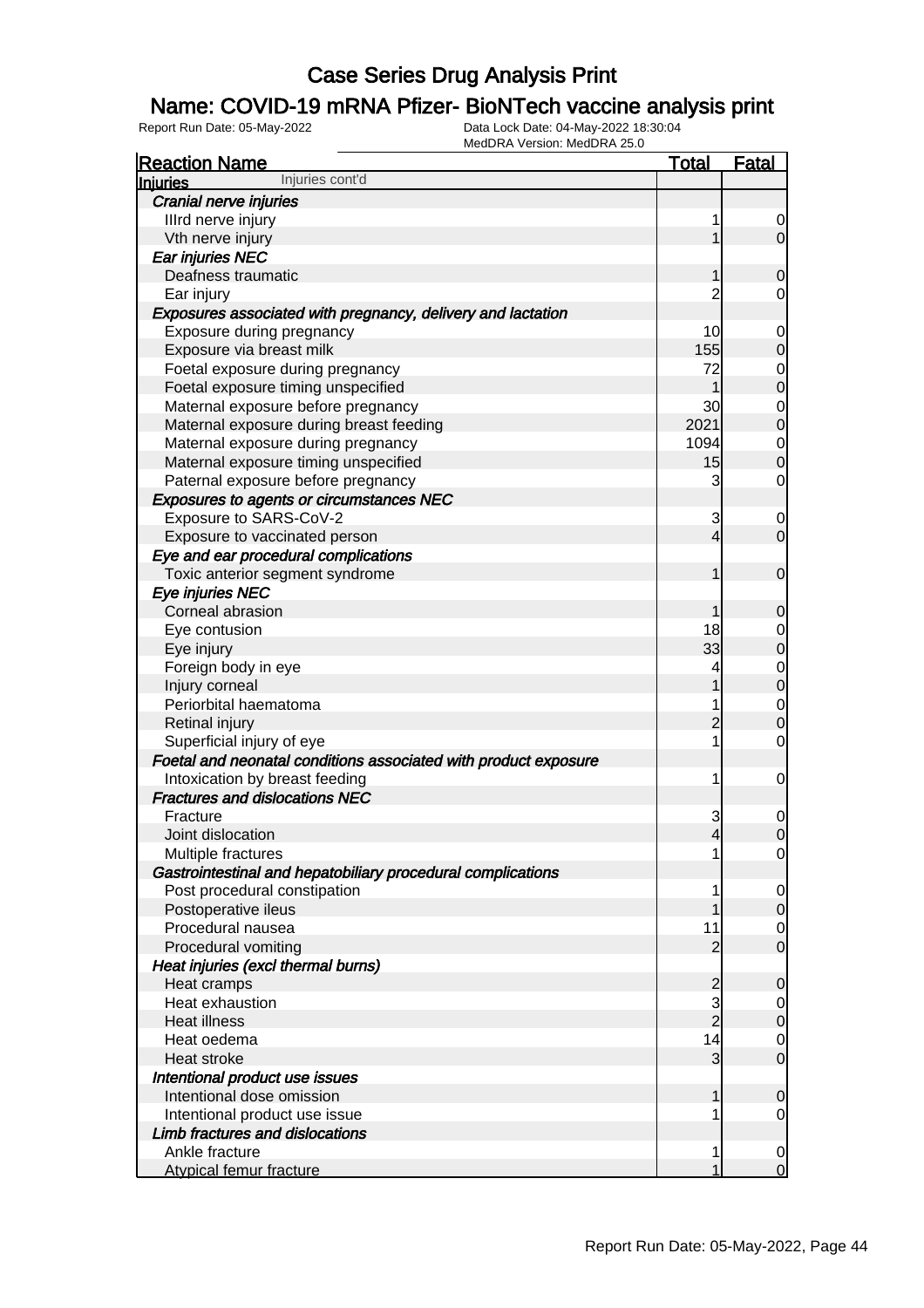# Case Series Drug Analysis Print

## Name: COVID-19 mRNA Pfizer- BioNTech vaccine analysis print

Report Run Date: 05-May-2022 | Data Lock Date: 04-May-2022 18:30:04 | MedDRA Version: MedDRA 25.0

| Reaction Name | Total | Fatal |
|---|---|---|
| **Injuries** Injuries cont'd | | |
| ***Cranial nerve injuries*** | | |
| IIIrd nerve injury | 1 | 0 |
| Vth nerve injury | 1 | 0 |
| ***Ear injuries NEC*** | | |
| Deafness traumatic | 1 | 0 |
| Ear injury | 2 | 0 |
| ***Exposures associated with pregnancy, delivery and lactation*** | | |
| Exposure during pregnancy | 10 | 0 |
| Exposure via breast milk | 155 | 0 |
| Foetal exposure during pregnancy | 72 | 0 |
| Foetal exposure timing unspecified | 1 | 0 |
| Maternal exposure before pregnancy | 30 | 0 |
| Maternal exposure during breast feeding | 2021 | 0 |
| Maternal exposure during pregnancy | 1094 | 0 |
| Maternal exposure timing unspecified | 15 | 0 |
| Paternal exposure before pregnancy | 3 | 0 |
| ***Exposures to agents or circumstances NEC*** | | |
| Exposure to SARS-CoV-2 | 3 | 0 |
| Exposure to vaccinated person | 4 | 0 |
| ***Eye and ear procedural complications*** | | |
| Toxic anterior segment syndrome | 1 | 0 |
| ***Eye injuries NEC*** | | |
| Corneal abrasion | 1 | 0 |
| Eye contusion | 18 | 0 |
| Eye injury | 33 | 0 |
| Foreign body in eye | 4 | 0 |
| Injury corneal | 1 | 0 |
| Periorbital haematoma | 1 | 0 |
| Retinal injury | 2 | 0 |
| Superficial injury of eye | 1 | 0 |
| ***Foetal and neonatal conditions associated with product exposure*** | | |
| Intoxication by breast feeding | 1 | 0 |
| ***Fractures and dislocations NEC*** | | |
| Fracture | 3 | 0 |
| Joint dislocation | 4 | 0 |
| Multiple fractures | 1 | 0 |
| ***Gastrointestinal and hepatobiliary procedural complications*** | | |
| Post procedural constipation | 1 | 0 |
| Postoperative ileus | 1 | 0 |
| Procedural nausea | 11 | 0 |
| Procedural vomiting | 2 | 0 |
| ***Heat injuries (excl thermal burns)*** | | |
| Heat cramps | 2 | 0 |
| Heat exhaustion | 3 | 0 |
| Heat illness | 2 | 0 |
| Heat oedema | 14 | 0 |
| Heat stroke | 3 | 0 |
| ***Intentional product use issues*** | | |
| Intentional dose omission | 1 | 0 |
| Intentional product use issue | 1 | 0 |
| ***Limb fractures and dislocations*** | | |
| Ankle fracture | 1 | 0 |
| Atypical femur fracture | 1 | 0 |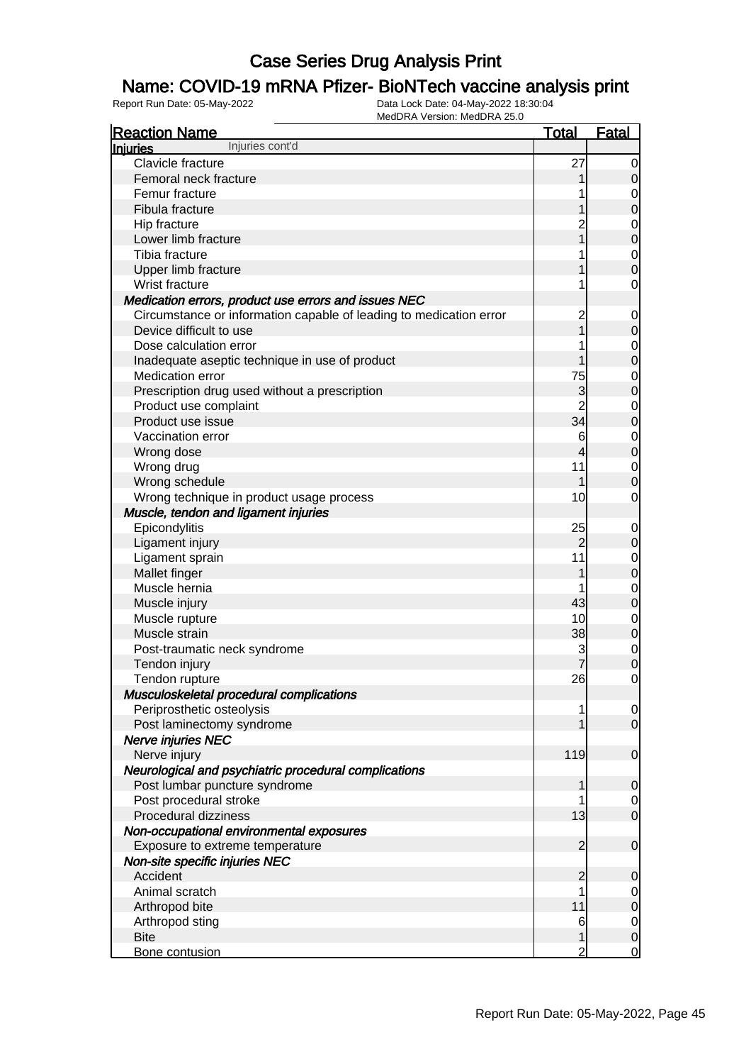# Case Series Drug Analysis Print

## Name: COVID-19 mRNA Pfizer- BioNTech vaccine analysis print

Report Run Date: 05-May-2022
Data Lock Date: 04-May-2022 18:30:04
MedDRA Version: MedDRA 25.0

| Reaction Name | Total | Fatal |
|---|---|---|
| **Injuries** Injuries cont'd | | |
| Clavicle fracture | 27 | 0 |
| Femoral neck fracture | 1 | 0 |
| Femur fracture | 1 | 0 |
| Fibula fracture | 1 | 0 |
| Hip fracture | 2 | 0 |
| Lower limb fracture | 1 | 0 |
| Tibia fracture | 1 | 0 |
| Upper limb fracture | 1 | 0 |
| Wrist fracture | 1 | 0 |
| ***Medication errors, product use errors and issues NEC*** | | |
| Circumstance or information capable of leading to medication error | 2 | 0 |
| Device difficult to use | 1 | 0 |
| Dose calculation error | 1 | 0 |
| Inadequate aseptic technique in use of product | 1 | 0 |
| Medication error | 75 | 0 |
| Prescription drug used without a prescription | 3 | 0 |
| Product use complaint | 2 | 0 |
| Product use issue | 34 | 0 |
| Vaccination error | 6 | 0 |
| Wrong dose | 4 | 0 |
| Wrong drug | 11 | 0 |
| Wrong schedule | 1 | 0 |
| Wrong technique in product usage process | 10 | 0 |
| ***Muscle, tendon and ligament injuries*** | | |
| Epicondylitis | 25 | 0 |
| Ligament injury | 2 | 0 |
| Ligament sprain | 11 | 0 |
| Mallet finger | 1 | 0 |
| Muscle hernia | 1 | 0 |
| Muscle injury | 43 | 0 |
| Muscle rupture | 10 | 0 |
| Muscle strain | 38 | 0 |
| Post-traumatic neck syndrome | 3 | 0 |
| Tendon injury | 7 | 0 |
| Tendon rupture | 26 | 0 |
| ***Musculoskeletal procedural complications*** | | |
| Periprosthetic osteolysis | 1 | 0 |
| Post laminectomy syndrome | 1 | 0 |
| ***Nerve injuries NEC*** | | |
| Nerve injury | 119 | 0 |
| ***Neurological and psychiatric procedural complications*** | | |
| Post lumbar puncture syndrome | 1 | 0 |
| Post procedural stroke | 1 | 0 |
| Procedural dizziness | 13 | 0 |
| ***Non-occupational environmental exposures*** | | |
| Exposure to extreme temperature | 2 | 0 |
| ***Non-site specific injuries NEC*** | | |
| Accident | 2 | 0 |
| Animal scratch | 1 | 0 |
| Arthropod bite | 11 | 0 |
| Arthropod sting | 6 | 0 |
| Bite | 1 | 0 |
| Bone contusion | 2 | 0 |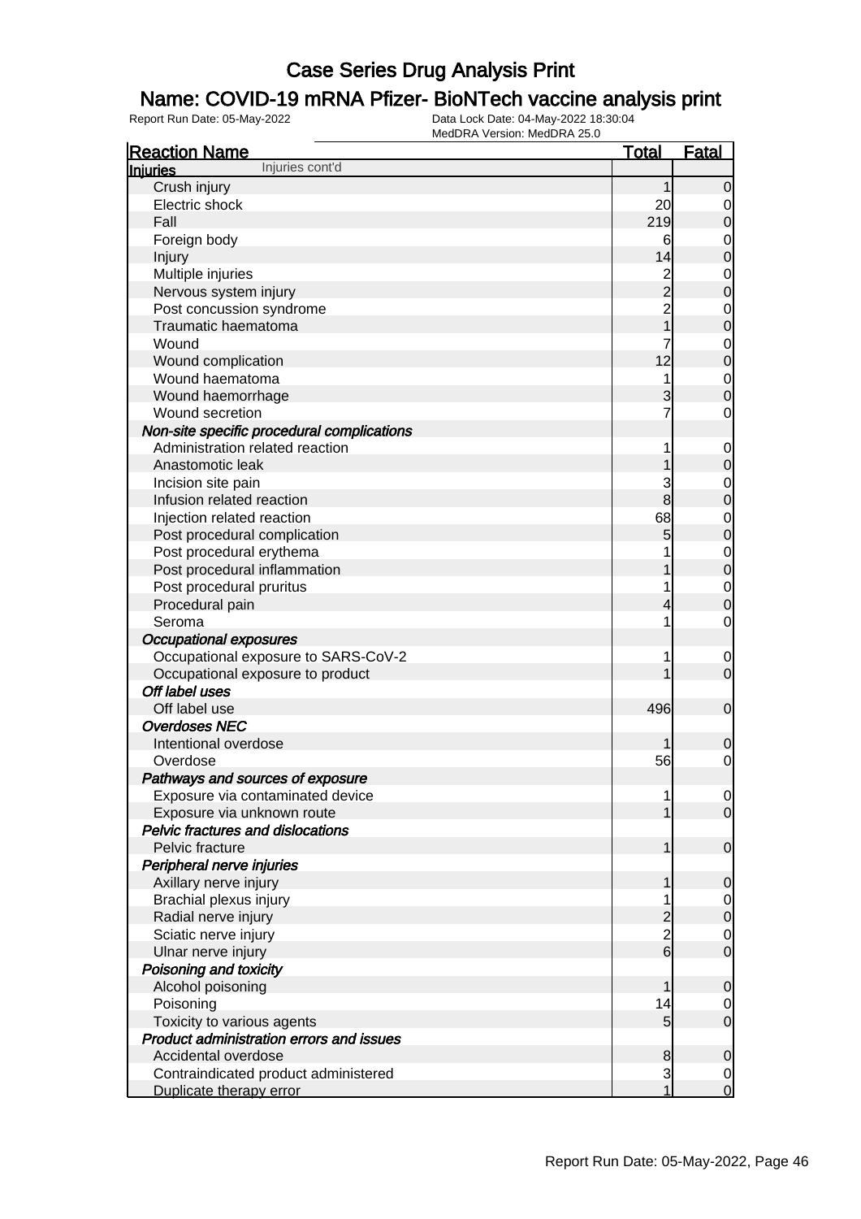# Case Series Drug Analysis Print

## Name: COVID-19 mRNA Pfizer- BioNTech vaccine analysis print

Report Run Date: 05-May-2022

Data Lock Date: 04-May-2022 18:30:04

MedDRA Version: MedDRA 25.0

| Reaction Name | Total | Fatal |
|---|---|---|
| **Injuries** Injuries cont'd | | |
| Crush injury | 1 | 0 |
| Electric shock | 20 | 0 |
| Fall | 219 | 0 |
| Foreign body | 6 | 0 |
| Injury | 14 | 0 |
| Multiple injuries | 2 | 0 |
| Nervous system injury | 2 | 0 |
| Post concussion syndrome | 2 | 0 |
| Traumatic haematoma | 1 | 0 |
| Wound | 7 | 0 |
| Wound complication | 12 | 0 |
| Wound haematoma | 1 | 0 |
| Wound haemorrhage | 3 | 0 |
| Wound secretion | 7 | 0 |
| ***Non-site specific procedural complications*** | | |
| Administration related reaction | 1 | 0 |
| Anastomotic leak | 1 | 0 |
| Incision site pain | 3 | 0 |
| Infusion related reaction | 8 | 0 |
| Injection related reaction | 68 | 0 |
| Post procedural complication | 5 | 0 |
| Post procedural erythema | 1 | 0 |
| Post procedural inflammation | 1 | 0 |
| Post procedural pruritus | 1 | 0 |
| Procedural pain | 4 | 0 |
| Seroma | 1 | 0 |
| ***Occupational exposures*** | | |
| Occupational exposure to SARS-CoV-2 | 1 | 0 |
| Occupational exposure to product | 1 | 0 |
| ***Off label uses*** | | |
| Off label use | 496 | 0 |
| ***Overdoses NEC*** | | |
| Intentional overdose | 1 | 0 |
| Overdose | 56 | 0 |
| ***Pathways and sources of exposure*** | | |
| Exposure via contaminated device | 1 | 0 |
| Exposure via unknown route | 1 | 0 |
| ***Pelvic fractures and dislocations*** | | |
| Pelvic fracture | 1 | 0 |
| ***Peripheral nerve injuries*** | | |
| Axillary nerve injury | 1 | 0 |
| Brachial plexus injury | 1 | 0 |
| Radial nerve injury | 2 | 0 |
| Sciatic nerve injury | 2 | 0 |
| Ulnar nerve injury | 6 | 0 |
| ***Poisoning and toxicity*** | | |
| Alcohol poisoning | 1 | 0 |
| Poisoning | 14 | 0 |
| Toxicity to various agents | 5 | 0 |
| ***Product administration errors and issues*** | | |
| Accidental overdose | 8 | 0 |
| Contraindicated product administered | 3 | 0 |
| Duplicate therapy error | 1 | 0 |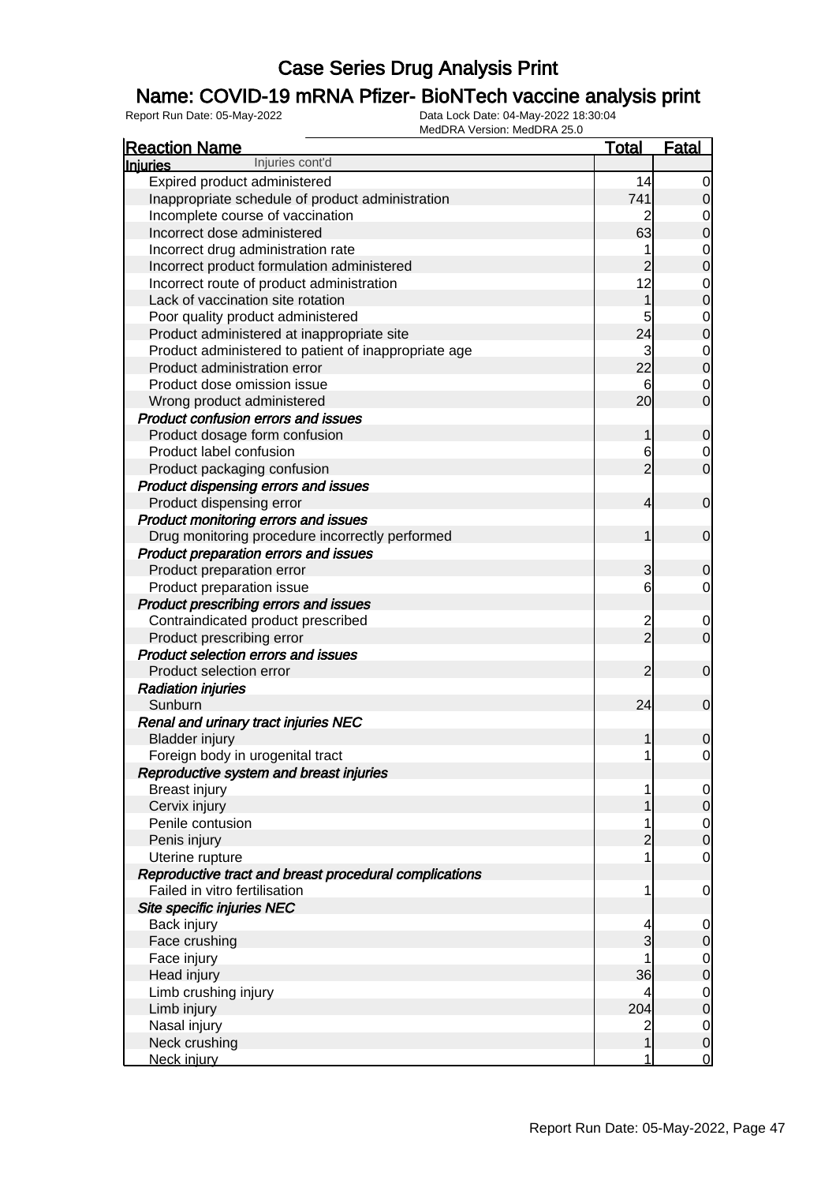# Case Series Drug Analysis Print

## Name: COVID-19 mRNA Pfizer- BioNTech vaccine analysis print

Report Run Date: 05-May-2022
Data Lock Date: 04-May-2022 18:30:04
MedDRA Version: MedDRA 25.0

| Reaction Name | Total | Fatal |
|---|---|---|
| **Injuries** Injuries cont'd | | |
| Expired product administered | 14 | 0 |
| Inappropriate schedule of product administration | 741 | 0 |
| Incomplete course of vaccination | 2 | 0 |
| Incorrect dose administered | 63 | 0 |
| Incorrect drug administration rate | 1 | 0 |
| Incorrect product formulation administered | 2 | 0 |
| Incorrect route of product administration | 12 | 0 |
| Lack of vaccination site rotation | 1 | 0 |
| Poor quality product administered | 5 | 0 |
| Product administered at inappropriate site | 24 | 0 |
| Product administered to patient of inappropriate age | 3 | 0 |
| Product administration error | 22 | 0 |
| Product dose omission issue | 6 | 0 |
| Wrong product administered | 20 | 0 |
| ***Product confusion errors and issues*** | | |
| Product dosage form confusion | 1 | 0 |
| Product label confusion | 6 | 0 |
| Product packaging confusion | 2 | 0 |
| ***Product dispensing errors and issues*** | | |
| Product dispensing error | 4 | 0 |
| ***Product monitoring errors and issues*** | | |
| Drug monitoring procedure incorrectly performed | 1 | 0 |
| ***Product preparation errors and issues*** | | |
| Product preparation error | 3 | 0 |
| Product preparation issue | 6 | 0 |
| ***Product prescribing errors and issues*** | | |
| Contraindicated product prescribed | 2 | 0 |
| Product prescribing error | 2 | 0 |
| ***Product selection errors and issues*** | | |
| Product selection error | 2 | 0 |
| ***Radiation injuries*** | | |
| Sunburn | 24 | 0 |
| ***Renal and urinary tract injuries NEC*** | | |
| Bladder injury | 1 | 0 |
| Foreign body in urogenital tract | 1 | 0 |
| ***Reproductive system and breast injuries*** | | |
| Breast injury | 1 | 0 |
| Cervix injury | 1 | 0 |
| Penile contusion | 1 | 0 |
| Penis injury | 2 | 0 |
| Uterine rupture | 1 | 0 |
| ***Reproductive tract and breast procedural complications*** | | |
| Failed in vitro fertilisation | 1 | 0 |
| ***Site specific injuries NEC*** | | |
| Back injury | 4 | 0 |
| Face crushing | 3 | 0 |
| Face injury | 1 | 0 |
| Head injury | 36 | 0 |
| Limb crushing injury | 4 | 0 |
| Limb injury | 204 | 0 |
| Nasal injury | 2 | 0 |
| Neck crushing | 1 | 0 |
| Neck injury | 1 | 0 |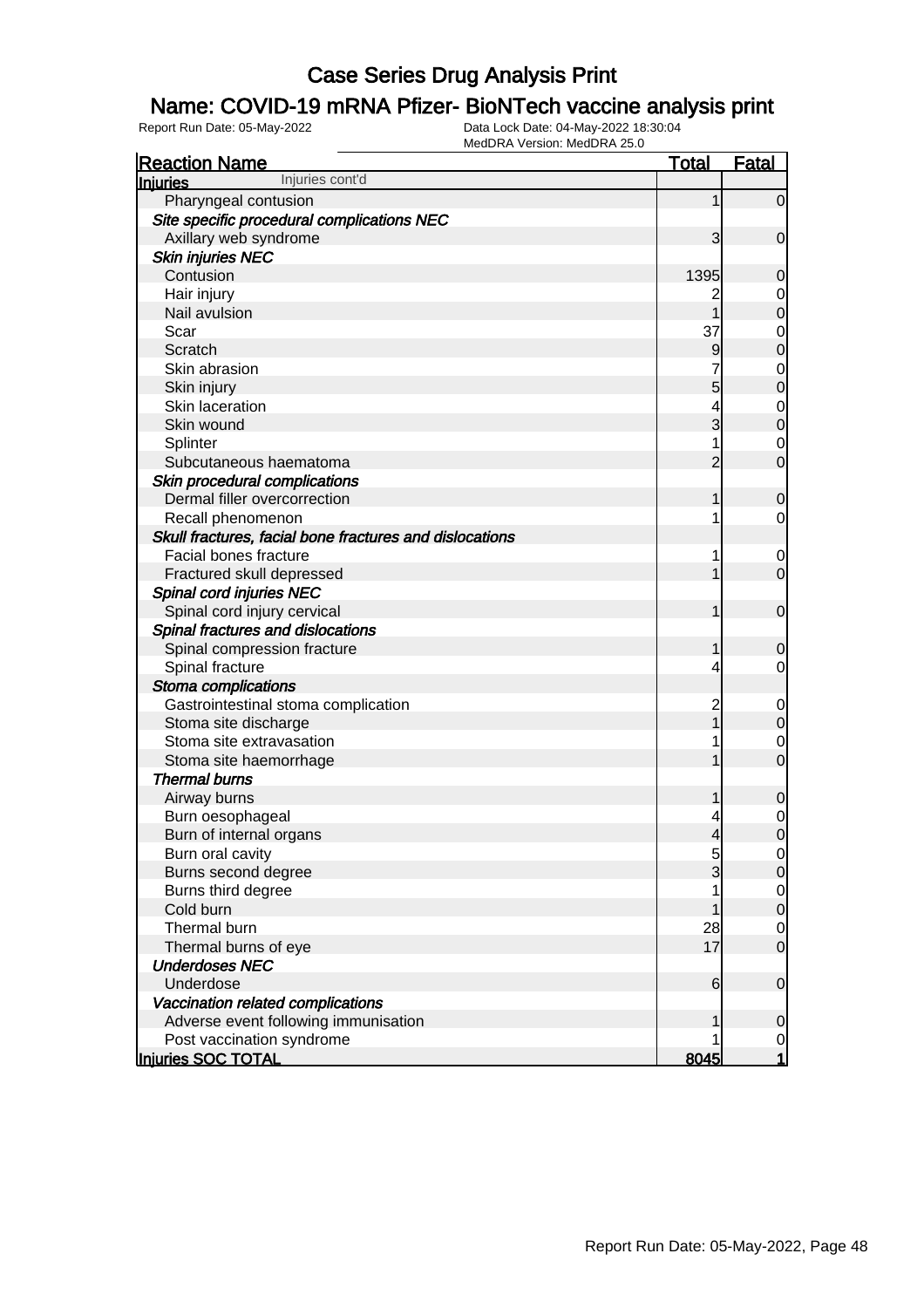# Case Series Drug Analysis Print

## Name: COVID-19 mRNA Pfizer- BioNTech vaccine analysis print

Report Run Date: 05-May-2022 | Data Lock Date: 04-May-2022 18:30:04 | MedDRA Version: MedDRA 25.0

| Reaction Name | Total | Fatal |
|---|---|---|
| **Injuries** Injuries cont'd | | |
| Pharyngeal contusion | 1 | 0 |
| ***Site specific procedural complications NEC*** | | |
| Axillary web syndrome | 3 | 0 |
| ***Skin injuries NEC*** | | |
| Contusion | 1395 | 0 |
| Hair injury | 2 | 0 |
| Nail avulsion | 1 | 0 |
| Scar | 37 | 0 |
| Scratch | 9 | 0 |
| Skin abrasion | 7 | 0 |
| Skin injury | 5 | 0 |
| Skin laceration | 4 | 0 |
| Skin wound | 3 | 0 |
| Splinter | 1 | 0 |
| Subcutaneous haematoma | 2 | 0 |
| ***Skin procedural complications*** | | |
| Dermal filler overcorrection | 1 | 0 |
| Recall phenomenon | 1 | 0 |
| ***Skull fractures, facial bone fractures and dislocations*** | | |
| Facial bones fracture | 1 | 0 |
| Fractured skull depressed | 1 | 0 |
| ***Spinal cord injuries NEC*** | | |
| Spinal cord injury cervical | 1 | 0 |
| ***Spinal fractures and dislocations*** | | |
| Spinal compression fracture | 1 | 0 |
| Spinal fracture | 4 | 0 |
| ***Stoma complications*** | | |
| Gastrointestinal stoma complication | 2 | 0 |
| Stoma site discharge | 1 | 0 |
| Stoma site extravasation | 1 | 0 |
| Stoma site haemorrhage | 1 | 0 |
| ***Thermal burns*** | | |
| Airway burns | 1 | 0 |
| Burn oesophageal | 4 | 0 |
| Burn of internal organs | 4 | 0 |
| Burn oral cavity | 5 | 0 |
| Burns second degree | 3 | 0 |
| Burns third degree | 1 | 0 |
| Cold burn | 1 | 0 |
| Thermal burn | 28 | 0 |
| Thermal burns of eye | 17 | 0 |
| ***Underdoses NEC*** | | |
| Underdose | 6 | 0 |
| ***Vaccination related complications*** | | |
| Adverse event following immunisation | 1 | 0 |
| Post vaccination syndrome | 1 | 0 |
| **Injuries SOC TOTAL** | **8045** | **1** |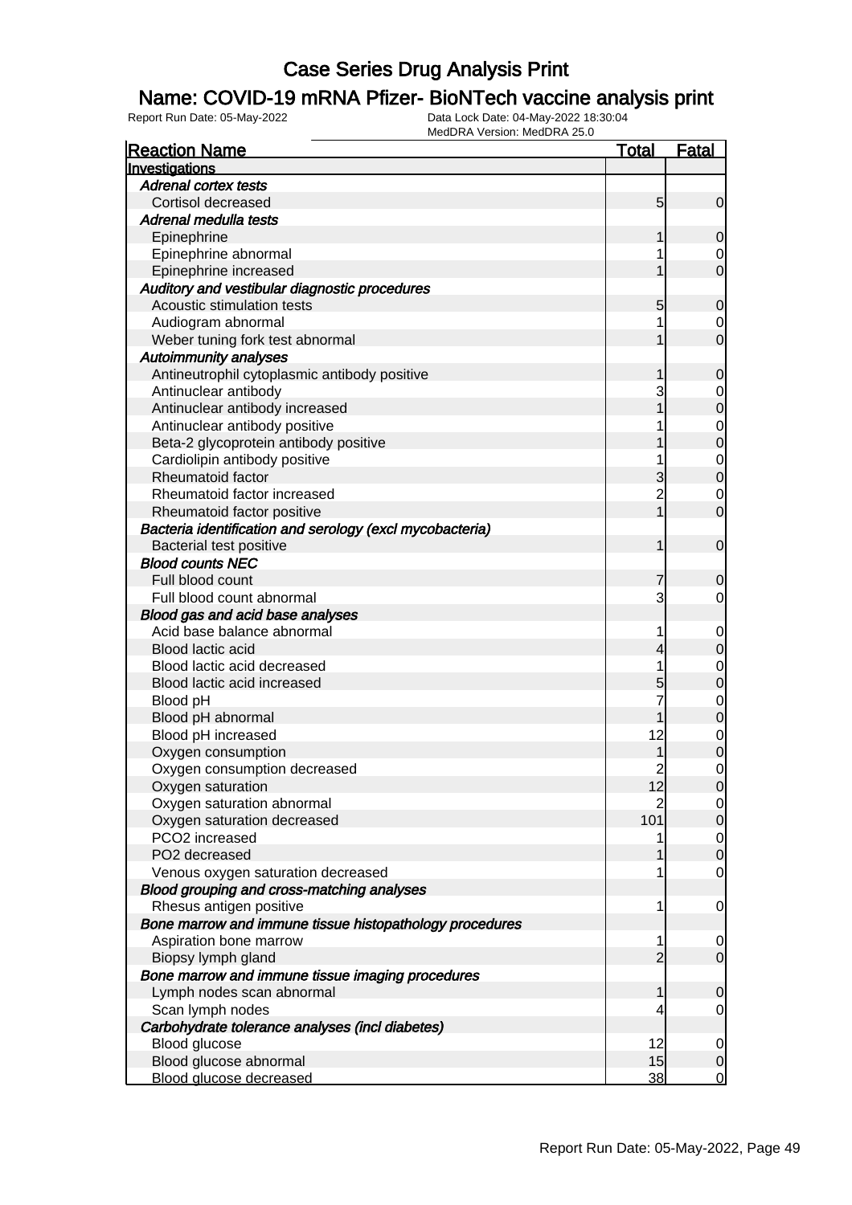# Case Series Drug Analysis Print

## Name: COVID-19 mRNA Pfizer- BioNTech vaccine analysis print

Report Run Date: 05-May-2022

Data Lock Date: 04-May-2022 18:30:04

MedDRA Version: MedDRA 25.0

| Reaction Name | Total | Fatal |
|---|---|---|
| **Investigations** | | |
| *Adrenal cortex tests* | | |
| Cortisol decreased | 5 | 0 |
| *Adrenal medulla tests* | | |
| Epinephrine | 1 | 0 |
| Epinephrine abnormal | 1 | 0 |
| Epinephrine increased | 1 | 0 |
| *Auditory and vestibular diagnostic procedures* | | |
| Acoustic stimulation tests | 5 | 0 |
| Audiogram abnormal | 1 | 0 |
| Weber tuning fork test abnormal | 1 | 0 |
| *Autoimmunity analyses* | | |
| Antineutrophil cytoplasmic antibody positive | 1 | 0 |
| Antinuclear antibody | 3 | 0 |
| Antinuclear antibody increased | 1 | 0 |
| Antinuclear antibody positive | 1 | 0 |
| Beta-2 glycoprotein antibody positive | 1 | 0 |
| Cardiolipin antibody positive | 1 | 0 |
| Rheumatoid factor | 3 | 0 |
| Rheumatoid factor increased | 2 | 0 |
| Rheumatoid factor positive | 1 | 0 |
| *Bacteria identification and serology (excl mycobacteria)* | | |
| Bacterial test positive | 1 | 0 |
| *Blood counts NEC* | | |
| Full blood count | 7 | 0 |
| Full blood count abnormal | 3 | 0 |
| *Blood gas and acid base analyses* | | |
| Acid base balance abnormal | 1 | 0 |
| Blood lactic acid | 4 | 0 |
| Blood lactic acid decreased | 1 | 0 |
| Blood lactic acid increased | 5 | 0 |
| Blood pH | 7 | 0 |
| Blood pH abnormal | 1 | 0 |
| Blood pH increased | 12 | 0 |
| Oxygen consumption | 1 | 0 |
| Oxygen consumption decreased | 2 | 0 |
| Oxygen saturation | 12 | 0 |
| Oxygen saturation abnormal | 2 | 0 |
| Oxygen saturation decreased | 101 | 0 |
| PCO2 increased | 1 | 0 |
| PO2 decreased | 1 | 0 |
| Venous oxygen saturation decreased | 1 | 0 |
| *Blood grouping and cross-matching analyses* | | |
| Rhesus antigen positive | 1 | 0 |
| *Bone marrow and immune tissue histopathology procedures* | | |
| Aspiration bone marrow | 1 | 0 |
| Biopsy lymph gland | 2 | 0 |
| *Bone marrow and immune tissue imaging procedures* | | |
| Lymph nodes scan abnormal | 1 | 0 |
| Scan lymph nodes | 4 | 0 |
| *Carbohydrate tolerance analyses (incl diabetes)* | | |
| Blood glucose | 12 | 0 |
| Blood glucose abnormal | 15 | 0 |
| Blood glucose decreased | 38 | 0 |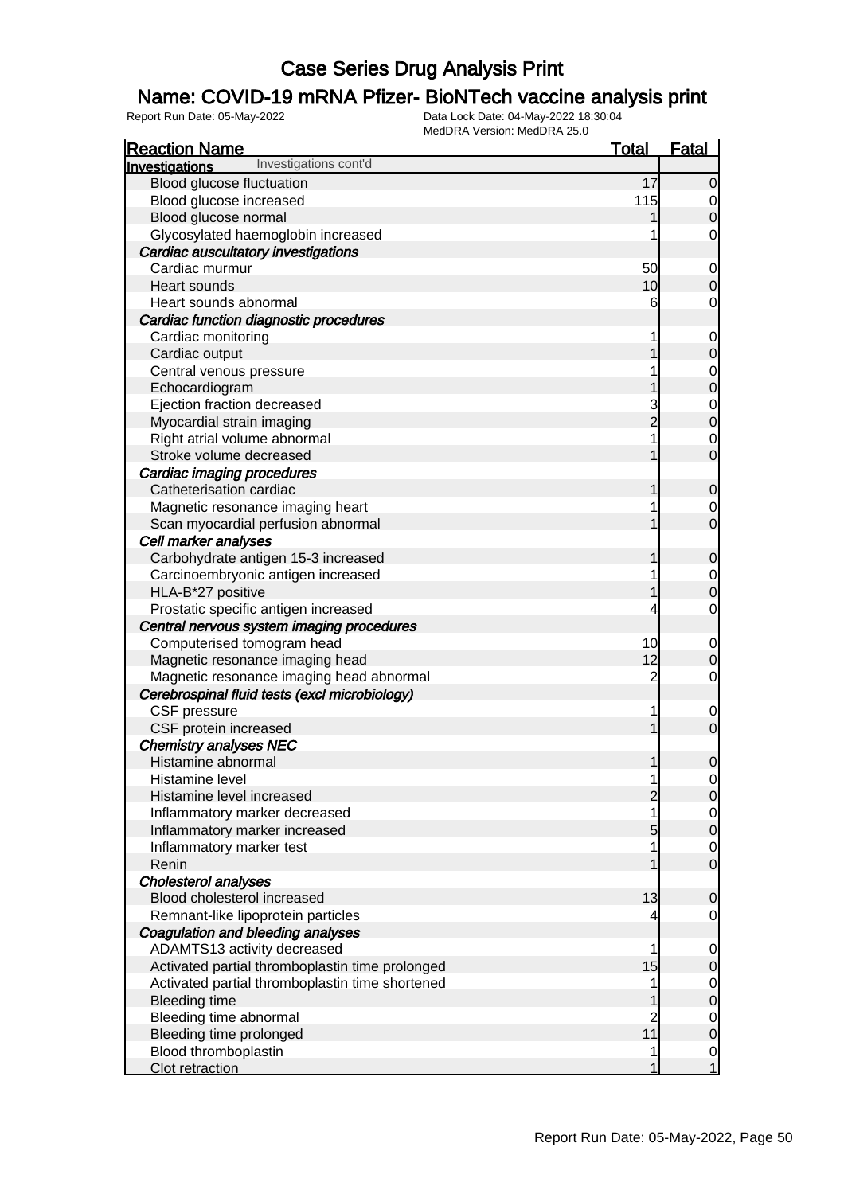# Case Series Drug Analysis Print

## Name: COVID-19 mRNA Pfizer- BioNTech vaccine analysis print

Report Run Date: 05-May-2022 | Data Lock Date: 04-May-2022 18:30:04 | MedDRA Version: MedDRA 25.0

| Reaction Name | Total | Fatal |
|---|---|---|
| **Investigations** Investigations cont'd | | |
| Blood glucose fluctuation | 17 | 0 |
| Blood glucose increased | 115 | 0 |
| Blood glucose normal | 1 | 0 |
| Glycosylated haemoglobin increased | 1 | 0 |
| ***Cardiac auscultatory investigations*** | | |
| Cardiac murmur | 50 | 0 |
| Heart sounds | 10 | 0 |
| Heart sounds abnormal | 6 | 0 |
| ***Cardiac function diagnostic procedures*** | | |
| Cardiac monitoring | 1 | 0 |
| Cardiac output | 1 | 0 |
| Central venous pressure | 1 | 0 |
| Echocardiogram | 1 | 0 |
| Ejection fraction decreased | 3 | 0 |
| Myocardial strain imaging | 2 | 0 |
| Right atrial volume abnormal | 1 | 0 |
| Stroke volume decreased | 1 | 0 |
| ***Cardiac imaging procedures*** | | |
| Catheterisation cardiac | 1 | 0 |
| Magnetic resonance imaging heart | 1 | 0 |
| Scan myocardial perfusion abnormal | 1 | 0 |
| ***Cell marker analyses*** | | |
| Carbohydrate antigen 15-3 increased | 1 | 0 |
| Carcinoembryonic antigen increased | 1 | 0 |
| HLA-B*27 positive | 1 | 0 |
| Prostatic specific antigen increased | 4 | 0 |
| ***Central nervous system imaging procedures*** | | |
| Computerised tomogram head | 10 | 0 |
| Magnetic resonance imaging head | 12 | 0 |
| Magnetic resonance imaging head abnormal | 2 | 0 |
| ***Cerebrospinal fluid tests (excl microbiology)*** | | |
| CSF pressure | 1 | 0 |
| CSF protein increased | 1 | 0 |
| ***Chemistry analyses NEC*** | | |
| Histamine abnormal | 1 | 0 |
| Histamine level | 1 | 0 |
| Histamine level increased | 2 | 0 |
| Inflammatory marker decreased | 1 | 0 |
| Inflammatory marker increased | 5 | 0 |
| Inflammatory marker test | 1 | 0 |
| Renin | 1 | 0 |
| ***Cholesterol analyses*** | | |
| Blood cholesterol increased | 13 | 0 |
| Remnant-like lipoprotein particles | 4 | 0 |
| ***Coagulation and bleeding analyses*** | | |
| ADAMTS13 activity decreased | 1 | 0 |
| Activated partial thromboplastin time prolonged | 15 | 0 |
| Activated partial thromboplastin time shortened | 1 | 0 |
| Bleeding time | 1 | 0 |
| Bleeding time abnormal | 2 | 0 |
| Bleeding time prolonged | 11 | 0 |
| Blood thromboplastin | 1 | 0 |
| Clot retraction | 1 | 1 |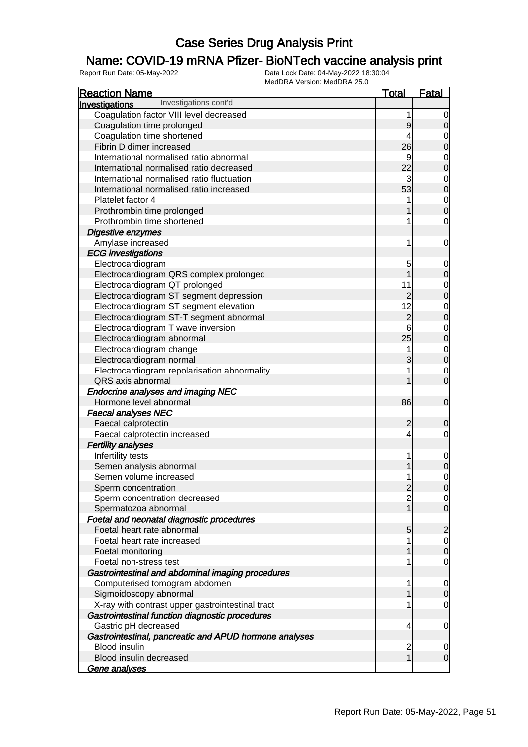# Case Series Drug Analysis Print

## Name: COVID-19 mRNA Pfizer- BioNTech vaccine analysis print

Report Run Date: 05-May-2022

Data Lock Date: 04-May-2022 18:30:04
MedDRA Version: MedDRA 25.0

| Reaction Name | Total | Fatal |
|---|---|---|
| **Investigations** Investigations cont'd | | |
| Coagulation factor VIII level decreased | 1 | 0 |
| Coagulation time prolonged | 9 | 0 |
| Coagulation time shortened | 4 | 0 |
| Fibrin D dimer increased | 26 | 0 |
| International normalised ratio abnormal | 9 | 0 |
| International normalised ratio decreased | 22 | 0 |
| International normalised ratio fluctuation | 3 | 0 |
| International normalised ratio increased | 53 | 0 |
| Platelet factor 4 | 1 | 0 |
| Prothrombin time prolonged | 1 | 0 |
| Prothrombin time shortened | 1 | 0 |
| ***Digestive enzymes*** | | |
| Amylase increased | 1 | 0 |
| ***ECG investigations*** | | |
| Electrocardiogram | 5 | 0 |
| Electrocardiogram QRS complex prolonged | 1 | 0 |
| Electrocardiogram QT prolonged | 11 | 0 |
| Electrocardiogram ST segment depression | 2 | 0 |
| Electrocardiogram ST segment elevation | 12 | 0 |
| Electrocardiogram ST-T segment abnormal | 2 | 0 |
| Electrocardiogram T wave inversion | 6 | 0 |
| Electrocardiogram abnormal | 25 | 0 |
| Electrocardiogram change | 1 | 0 |
| Electrocardiogram normal | 3 | 0 |
| Electrocardiogram repolarisation abnormality | 1 | 0 |
| QRS axis abnormal | 1 | 0 |
| ***Endocrine analyses and imaging NEC*** | | |
| Hormone level abnormal | 86 | 0 |
| ***Faecal analyses NEC*** | | |
| Faecal calprotectin | 2 | 0 |
| Faecal calprotectin increased | 4 | 0 |
| ***Fertility analyses*** | | |
| Infertility tests | 1 | 0 |
| Semen analysis abnormal | 1 | 0 |
| Semen volume increased | 1 | 0 |
| Sperm concentration | 2 | 0 |
| Sperm concentration decreased | 2 | 0 |
| Spermatozoa abnormal | 1 | 0 |
| ***Foetal and neonatal diagnostic procedures*** | | |
| Foetal heart rate abnormal | 5 | 2 |
| Foetal heart rate increased | 1 | 0 |
| Foetal monitoring | 1 | 0 |
| Foetal non-stress test | 1 | 0 |
| ***Gastrointestinal and abdominal imaging procedures*** | | |
| Computerised tomogram abdomen | 1 | 0 |
| Sigmoidoscopy abnormal | 1 | 0 |
| X-ray with contrast upper gastrointestinal tract | 1 | 0 |
| ***Gastrointestinal function diagnostic procedures*** | | |
| Gastric pH decreased | 4 | 0 |
| ***Gastrointestinal, pancreatic and APUD hormone analyses*** | | |
| Blood insulin | 2 | 0 |
| Blood insulin decreased | 1 | 0 |
| ***Gene analyses*** | | |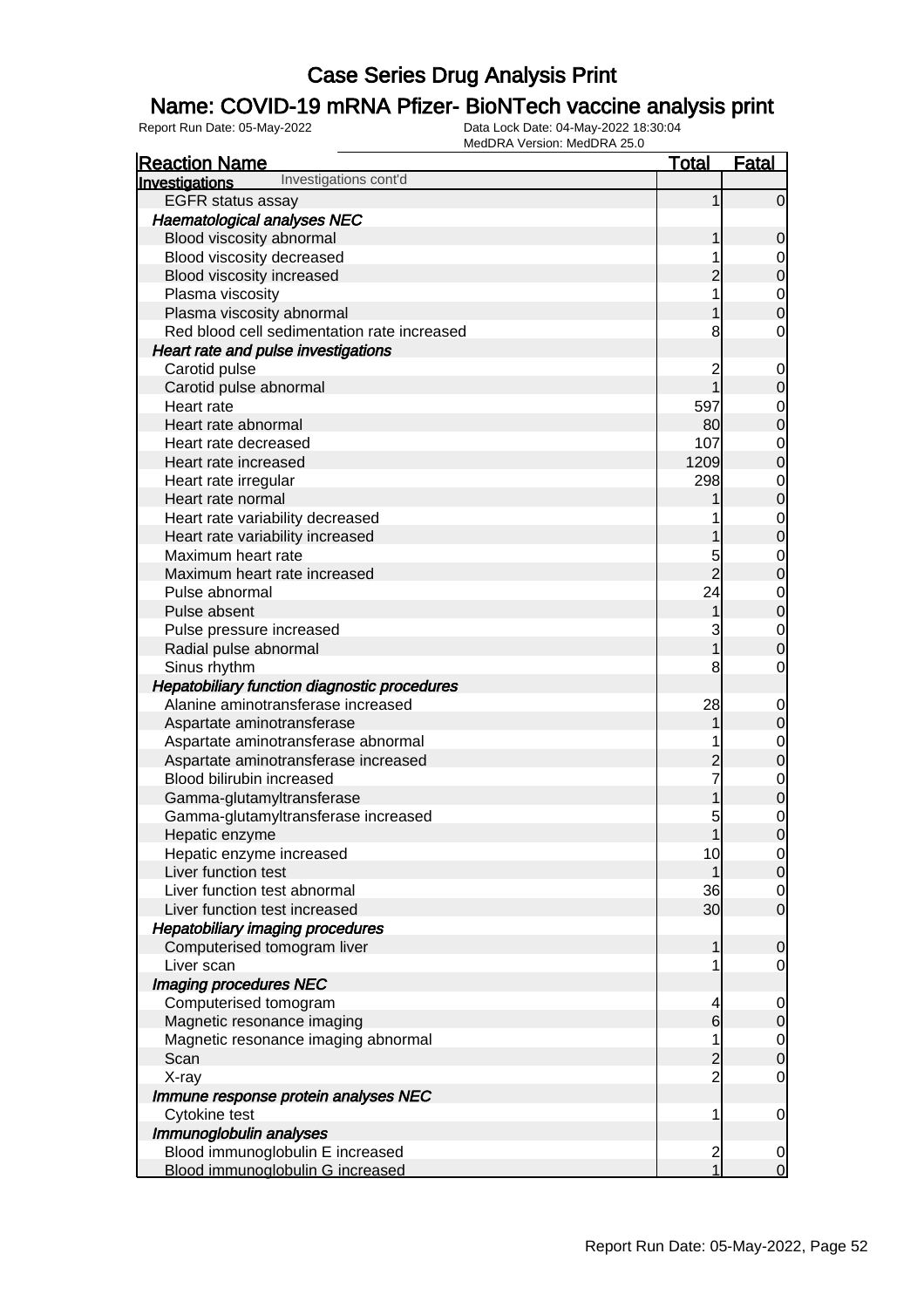# Case Series Drug Analysis Print

## Name: COVID-19 mRNA Pfizer- BioNTech vaccine analysis print

Report Run Date: 05-May-2022 | Data Lock Date: 04-May-2022 18:30:04 | MedDRA Version: MedDRA 25.0

| Reaction Name | Total | Fatal |
|---|---|---|
| **Investigations** Investigations cont'd | | |
| EGFR status assay | 1 | 0 |
| ***Haematological analyses NEC*** | | |
| Blood viscosity abnormal | 1 | 0 |
| Blood viscosity decreased | 1 | 0 |
| Blood viscosity increased | 2 | 0 |
| Plasma viscosity | 1 | 0 |
| Plasma viscosity abnormal | 1 | 0 |
| Red blood cell sedimentation rate increased | 8 | 0 |
| ***Heart rate and pulse investigations*** | | |
| Carotid pulse | 2 | 0 |
| Carotid pulse abnormal | 1 | 0 |
| Heart rate | 597 | 0 |
| Heart rate abnormal | 80 | 0 |
| Heart rate decreased | 107 | 0 |
| Heart rate increased | 1209 | 0 |
| Heart rate irregular | 298 | 0 |
| Heart rate normal | 1 | 0 |
| Heart rate variability decreased | 1 | 0 |
| Heart rate variability increased | 1 | 0 |
| Maximum heart rate | 5 | 0 |
| Maximum heart rate increased | 2 | 0 |
| Pulse abnormal | 24 | 0 |
| Pulse absent | 1 | 0 |
| Pulse pressure increased | 3 | 0 |
| Radial pulse abnormal | 1 | 0 |
| Sinus rhythm | 8 | 0 |
| ***Hepatobiliary function diagnostic procedures*** | | |
| Alanine aminotransferase increased | 28 | 0 |
| Aspartate aminotransferase | 1 | 0 |
| Aspartate aminotransferase abnormal | 1 | 0 |
| Aspartate aminotransferase increased | 2 | 0 |
| Blood bilirubin increased | 7 | 0 |
| Gamma-glutamyltransferase | 1 | 0 |
| Gamma-glutamyltransferase increased | 5 | 0 |
| Hepatic enzyme | 1 | 0 |
| Hepatic enzyme increased | 10 | 0 |
| Liver function test | 1 | 0 |
| Liver function test abnormal | 36 | 0 |
| Liver function test increased | 30 | 0 |
| ***Hepatobiliary imaging procedures*** | | |
| Computerised tomogram liver | 1 | 0 |
| Liver scan | 1 | 0 |
| ***Imaging procedures NEC*** | | |
| Computerised tomogram | 4 | 0 |
| Magnetic resonance imaging | 6 | 0 |
| Magnetic resonance imaging abnormal | 1 | 0 |
| Scan | 2 | 0 |
| X-ray | 2 | 0 |
| ***Immune response protein analyses NEC*** | | |
| Cytokine test | 1 | 0 |
| ***Immunoglobulin analyses*** | | |
| Blood immunoglobulin E increased | 2 | 0 |
| Blood immunoglobulin G increased | 1 | 0 |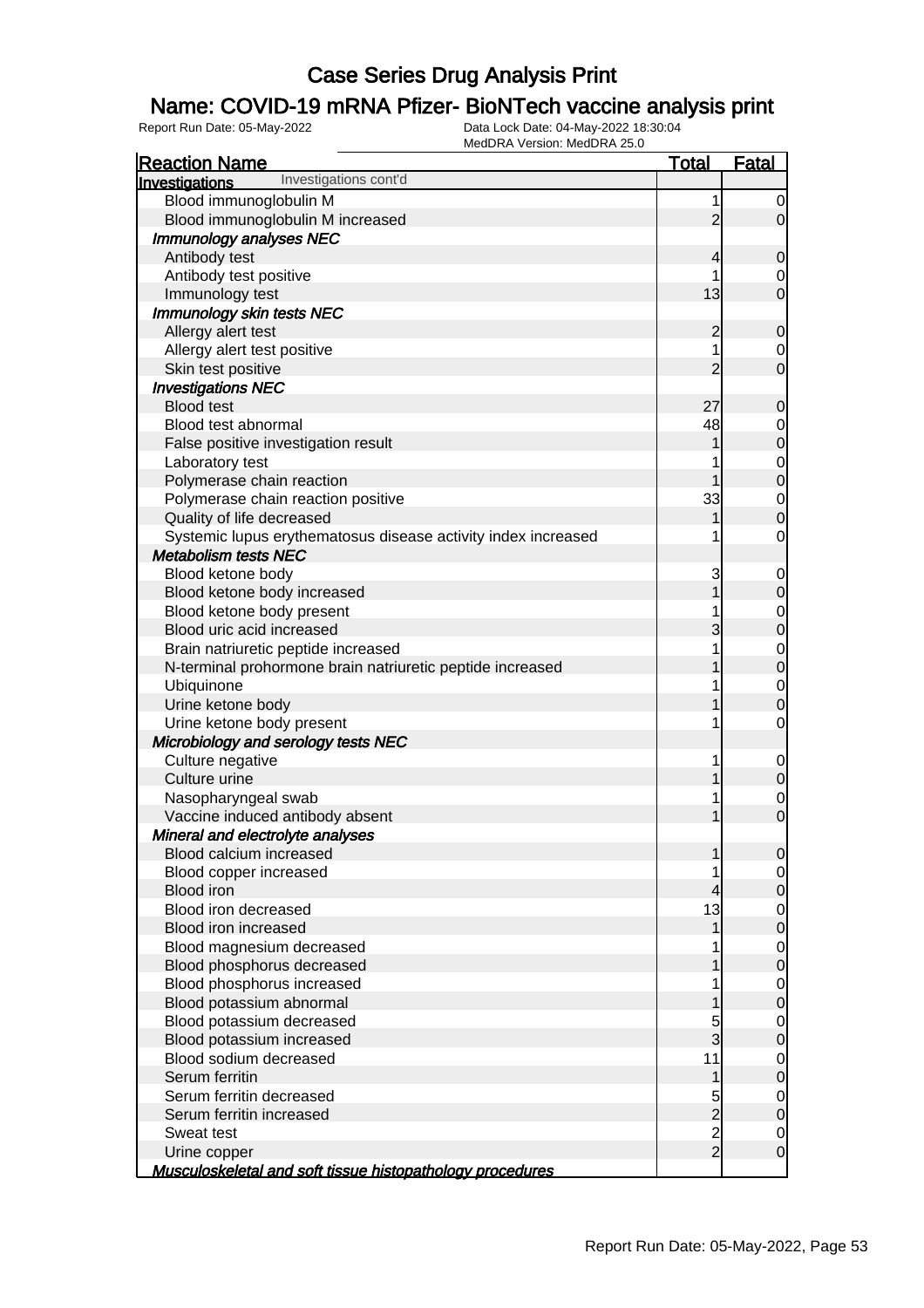# Case Series Drug Analysis Print

## Name: COVID-19 mRNA Pfizer- BioNTech vaccine analysis print

Report Run Date: 05-May-2022

Data Lock Date: 04-May-2022 18:30:04

MedDRA Version: MedDRA 25.0

| Reaction Name | Total | Fatal |
|---|---|---|
| **Investigations** Investigations cont'd | | |
| Blood immunoglobulin M | 1 | 0 |
| Blood immunoglobulin M increased | 2 | 0 |
| ***Immunology analyses NEC*** | | |
| Antibody test | 4 | 0 |
| Antibody test positive | 1 | 0 |
| Immunology test | 13 | 0 |
| ***Immunology skin tests NEC*** | | |
| Allergy alert test | 2 | 0 |
| Allergy alert test positive | 1 | 0 |
| Skin test positive | 2 | 0 |
| ***Investigations NEC*** | | |
| Blood test | 27 | 0 |
| Blood test abnormal | 48 | 0 |
| False positive investigation result | 1 | 0 |
| Laboratory test | 1 | 0 |
| Polymerase chain reaction | 1 | 0 |
| Polymerase chain reaction positive | 33 | 0 |
| Quality of life decreased | 1 | 0 |
| Systemic lupus erythematosus disease activity index increased | 1 | 0 |
| ***Metabolism tests NEC*** | | |
| Blood ketone body | 3 | 0 |
| Blood ketone body increased | 1 | 0 |
| Blood ketone body present | 1 | 0 |
| Blood uric acid increased | 3 | 0 |
| Brain natriuretic peptide increased | 1 | 0 |
| N-terminal prohormone brain natriuretic peptide increased | 1 | 0 |
| Ubiquinone | 1 | 0 |
| Urine ketone body | 1 | 0 |
| Urine ketone body present | 1 | 0 |
| ***Microbiology and serology tests NEC*** | | |
| Culture negative | 1 | 0 |
| Culture urine | 1 | 0 |
| Nasopharyngeal swab | 1 | 0 |
| Vaccine induced antibody absent | 1 | 0 |
| ***Mineral and electrolyte analyses*** | | |
| Blood calcium increased | 1 | 0 |
| Blood copper increased | 1 | 0 |
| Blood iron | 4 | 0 |
| Blood iron decreased | 13 | 0 |
| Blood iron increased | 1 | 0 |
| Blood magnesium decreased | 1 | 0 |
| Blood phosphorus decreased | 1 | 0 |
| Blood phosphorus increased | 1 | 0 |
| Blood potassium abnormal | 1 | 0 |
| Blood potassium decreased | 5 | 0 |
| Blood potassium increased | 3 | 0 |
| Blood sodium decreased | 11 | 0 |
| Serum ferritin | 1 | 0 |
| Serum ferritin decreased | 5 | 0 |
| Serum ferritin increased | 2 | 0 |
| Sweat test | 2 | 0 |
| Urine copper | 2 | 0 |
| ***Musculoskeletal and soft tissue histopathology procedures*** | | |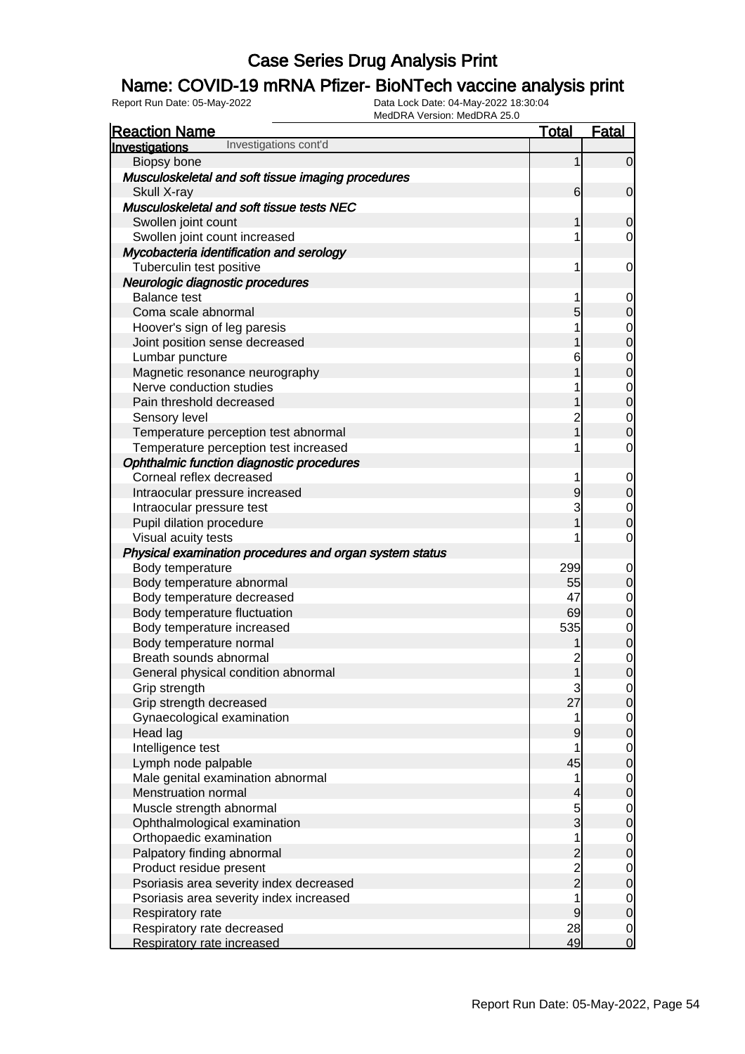# Case Series Drug Analysis Print

## Name: COVID-19 mRNA Pfizer- BioNTech vaccine analysis print

Report Run Date: 05-May-2022

Data Lock Date: 04-May-2022 18:30:04

MedDRA Version: MedDRA 25.0

| Reaction Name | Total | Fatal |
|---|---|---|
| **Investigations** Investigations cont'd | | |
| Biopsy bone | 1 | 0 |
| ***Musculoskeletal and soft tissue imaging procedures*** | | |
| Skull X-ray | 6 | 0 |
| ***Musculoskeletal and soft tissue tests NEC*** | | |
| Swollen joint count | 1 | 0 |
| Swollen joint count increased | 1 | 0 |
| ***Mycobacteria identification and serology*** | | |
| Tuberculin test positive | 1 | 0 |
| ***Neurologic diagnostic procedures*** | | |
| Balance test | 1 | 0 |
| Coma scale abnormal | 5 | 0 |
| Hoover's sign of leg paresis | 1 | 0 |
| Joint position sense decreased | 1 | 0 |
| Lumbar puncture | 6 | 0 |
| Magnetic resonance neurography | 1 | 0 |
| Nerve conduction studies | 1 | 0 |
| Pain threshold decreased | 1 | 0 |
| Sensory level | 2 | 0 |
| Temperature perception test abnormal | 1 | 0 |
| Temperature perception test increased | 1 | 0 |
| ***Ophthalmic function diagnostic procedures*** | | |
| Corneal reflex decreased | 1 | 0 |
| Intraocular pressure increased | 9 | 0 |
| Intraocular pressure test | 3 | 0 |
| Pupil dilation procedure | 1 | 0 |
| Visual acuity tests | 1 | 0 |
| ***Physical examination procedures and organ system status*** | | |
| Body temperature | 299 | 0 |
| Body temperature abnormal | 55 | 0 |
| Body temperature decreased | 47 | 0 |
| Body temperature fluctuation | 69 | 0 |
| Body temperature increased | 535 | 0 |
| Body temperature normal | 1 | 0 |
| Breath sounds abnormal | 2 | 0 |
| General physical condition abnormal | 1 | 0 |
| Grip strength | 3 | 0 |
| Grip strength decreased | 27 | 0 |
| Gynaecological examination | 1 | 0 |
| Head lag | 9 | 0 |
| Intelligence test | 1 | 0 |
| Lymph node palpable | 45 | 0 |
| Male genital examination abnormal | 1 | 0 |
| Menstruation normal | 4 | 0 |
| Muscle strength abnormal | 5 | 0 |
| Ophthalmological examination | 3 | 0 |
| Orthopaedic examination | 1 | 0 |
| Palpatory finding abnormal | 2 | 0 |
| Product residue present | 2 | 0 |
| Psoriasis area severity index decreased | 2 | 0 |
| Psoriasis area severity index increased | 1 | 0 |
| Respiratory rate | 9 | 0 |
| Respiratory rate decreased | 28 | 0 |
| Respiratory rate increased | 49 | 0 |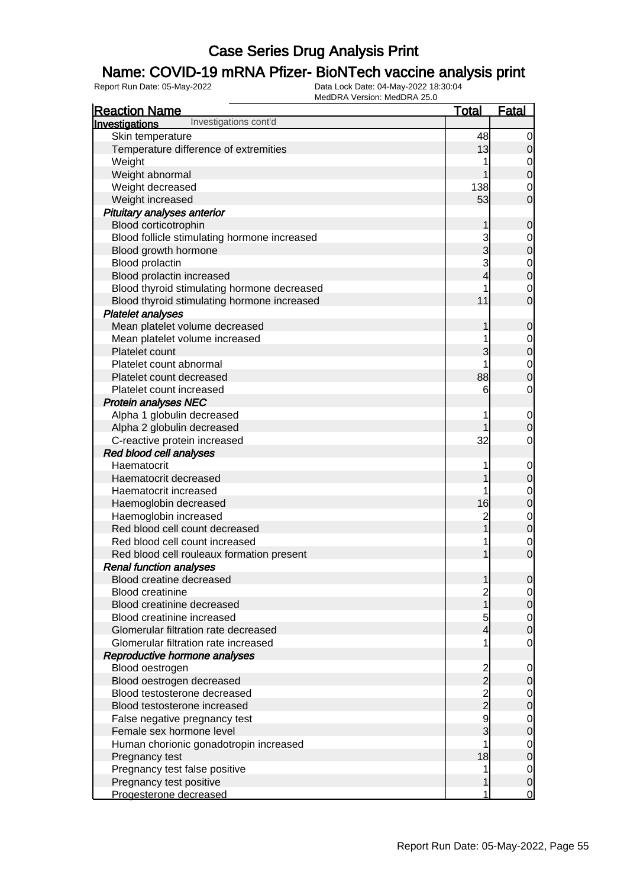# Case Series Drug Analysis Print

## Name: COVID-19 mRNA Pfizer- BioNTech vaccine analysis print

Report Run Date: 05-May-2022

Data Lock Date: 04-May-2022 18:30:04

MedDRA Version: MedDRA 25.0

| Reaction Name | Total | Fatal |
|---|---|---|
| **Investigations** Investigations cont'd | | |
| Skin temperature | 48 | 0 |
| Temperature difference of extremities | 13 | 0 |
| Weight | 1 | 0 |
| Weight abnormal | 1 | 0 |
| Weight decreased | 138 | 0 |
| Weight increased | 53 | 0 |
| ***Pituitary analyses anterior*** | | |
| Blood corticotrophin | 1 | 0 |
| Blood follicle stimulating hormone increased | 3 | 0 |
| Blood growth hormone | 3 | 0 |
| Blood prolactin | 3 | 0 |
| Blood prolactin increased | 4 | 0 |
| Blood thyroid stimulating hormone decreased | 1 | 0 |
| Blood thyroid stimulating hormone increased | 11 | 0 |
| ***Platelet analyses*** | | |
| Mean platelet volume decreased | 1 | 0 |
| Mean platelet volume increased | 1 | 0 |
| Platelet count | 3 | 0 |
| Platelet count abnormal | 1 | 0 |
| Platelet count decreased | 88 | 0 |
| Platelet count increased | 6 | 0 |
| ***Protein analyses NEC*** | | |
| Alpha 1 globulin decreased | 1 | 0 |
| Alpha 2 globulin decreased | 1 | 0 |
| C-reactive protein increased | 32 | 0 |
| ***Red blood cell analyses*** | | |
| Haematocrit | 1 | 0 |
| Haematocrit decreased | 1 | 0 |
| Haematocrit increased | 1 | 0 |
| Haemoglobin decreased | 16 | 0 |
| Haemoglobin increased | 2 | 0 |
| Red blood cell count decreased | 1 | 0 |
| Red blood cell count increased | 1 | 0 |
| Red blood cell rouleaux formation present | 1 | 0 |
| ***Renal function analyses*** | | |
| Blood creatine decreased | 1 | 0 |
| Blood creatinine | 2 | 0 |
| Blood creatinine decreased | 1 | 0 |
| Blood creatinine increased | 5 | 0 |
| Glomerular filtration rate decreased | 4 | 0 |
| Glomerular filtration rate increased | 1 | 0 |
| ***Reproductive hormone analyses*** | | |
| Blood oestrogen | 2 | 0 |
| Blood oestrogen decreased | 2 | 0 |
| Blood testosterone decreased | 2 | 0 |
| Blood testosterone increased | 2 | 0 |
| False negative pregnancy test | 9 | 0 |
| Female sex hormone level | 3 | 0 |
| Human chorionic gonadotropin increased | 1 | 0 |
| Pregnancy test | 18 | 0 |
| Pregnancy test false positive | 1 | 0 |
| Pregnancy test positive | 1 | 0 |
| Progesterone decreased | 1 | 0 |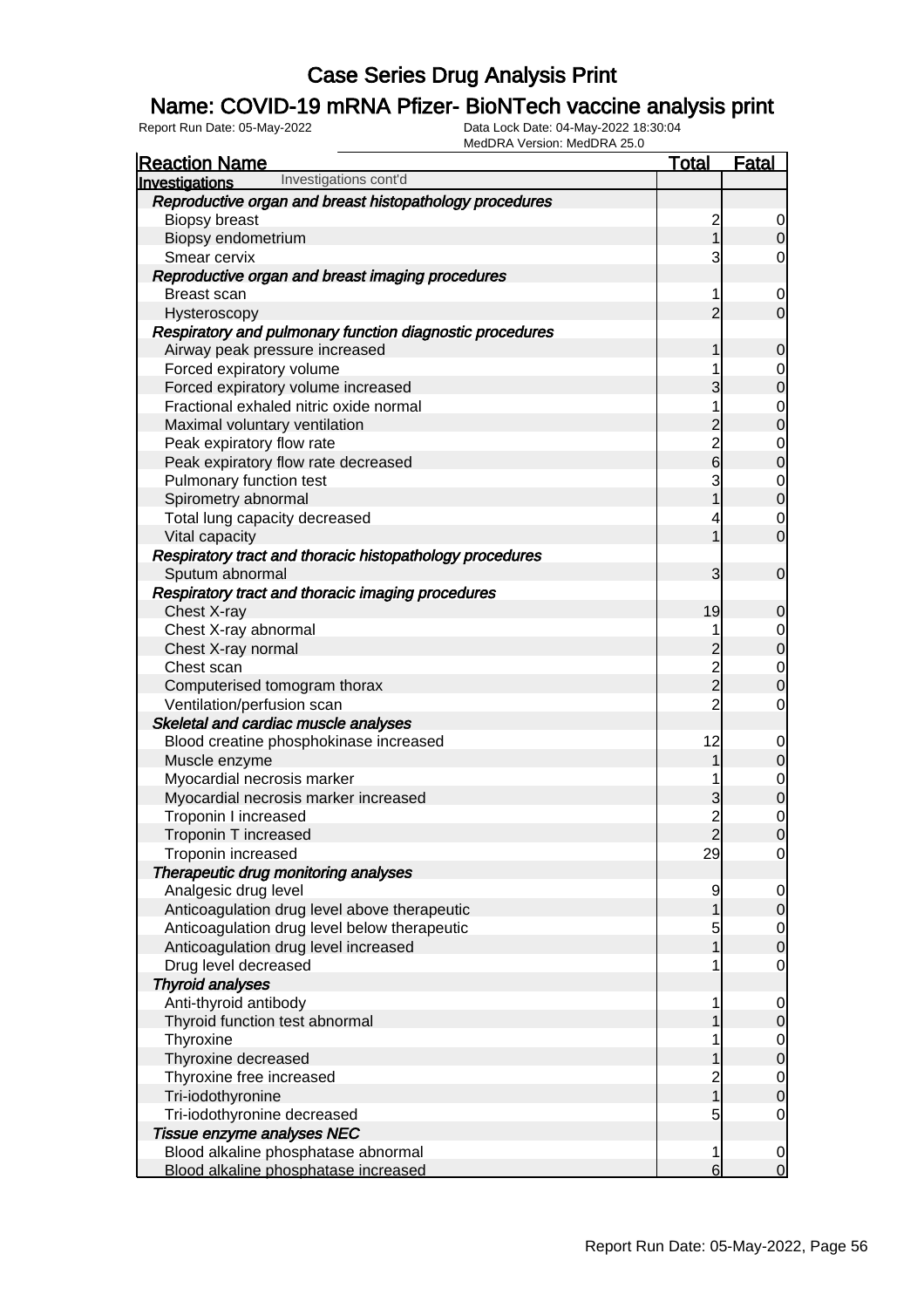# Case Series Drug Analysis Print

## Name: COVID-19 mRNA Pfizer- BioNTech vaccine analysis print

Report Run Date: 05-May-2022 | Data Lock Date: 04-May-2022 18:30:04 | MedDRA Version: MedDRA 25.0

| Reaction Name | Total | Fatal |
|---|---|---|
| **Investigations** Investigations cont'd | | |
| ***Reproductive organ and breast histopathology procedures*** | | |
| Biopsy breast | 2 | 0 |
| Biopsy endometrium | 1 | 0 |
| Smear cervix | 3 | 0 |
| ***Reproductive organ and breast imaging procedures*** | | |
| Breast scan | 1 | 0 |
| Hysteroscopy | 2 | 0 |
| ***Respiratory and pulmonary function diagnostic procedures*** | | |
| Airway peak pressure increased | 1 | 0 |
| Forced expiratory volume | 1 | 0 |
| Forced expiratory volume increased | 3 | 0 |
| Fractional exhaled nitric oxide normal | 1 | 0 |
| Maximal voluntary ventilation | 2 | 0 |
| Peak expiratory flow rate | 2 | 0 |
| Peak expiratory flow rate decreased | 6 | 0 |
| Pulmonary function test | 3 | 0 |
| Spirometry abnormal | 1 | 0 |
| Total lung capacity decreased | 4 | 0 |
| Vital capacity | 1 | 0 |
| ***Respiratory tract and thoracic histopathology procedures*** | | |
| Sputum abnormal | 3 | 0 |
| ***Respiratory tract and thoracic imaging procedures*** | | |
| Chest X-ray | 19 | 0 |
| Chest X-ray abnormal | 1 | 0 |
| Chest X-ray normal | 2 | 0 |
| Chest scan | 2 | 0 |
| Computerised tomogram thorax | 2 | 0 |
| Ventilation/perfusion scan | 2 | 0 |
| ***Skeletal and cardiac muscle analyses*** | | |
| Blood creatine phosphokinase increased | 12 | 0 |
| Muscle enzyme | 1 | 0 |
| Myocardial necrosis marker | 1 | 0 |
| Myocardial necrosis marker increased | 3 | 0 |
| Troponin I increased | 2 | 0 |
| Troponin T increased | 2 | 0 |
| Troponin increased | 29 | 0 |
| ***Therapeutic drug monitoring analyses*** | | |
| Analgesic drug level | 9 | 0 |
| Anticoagulation drug level above therapeutic | 1 | 0 |
| Anticoagulation drug level below therapeutic | 5 | 0 |
| Anticoagulation drug level increased | 1 | 0 |
| Drug level decreased | 1 | 0 |
| ***Thyroid analyses*** | | |
| Anti-thyroid antibody | 1 | 0 |
| Thyroid function test abnormal | 1 | 0 |
| Thyroxine | 1 | 0 |
| Thyroxine decreased | 1 | 0 |
| Thyroxine free increased | 2 | 0 |
| Tri-iodothyronine | 1 | 0 |
| Tri-iodothyronine decreased | 5 | 0 |
| ***Tissue enzyme analyses NEC*** | | |
| Blood alkaline phosphatase abnormal | 1 | 0 |
| Blood alkaline phosphatase increased | 6 | 0 |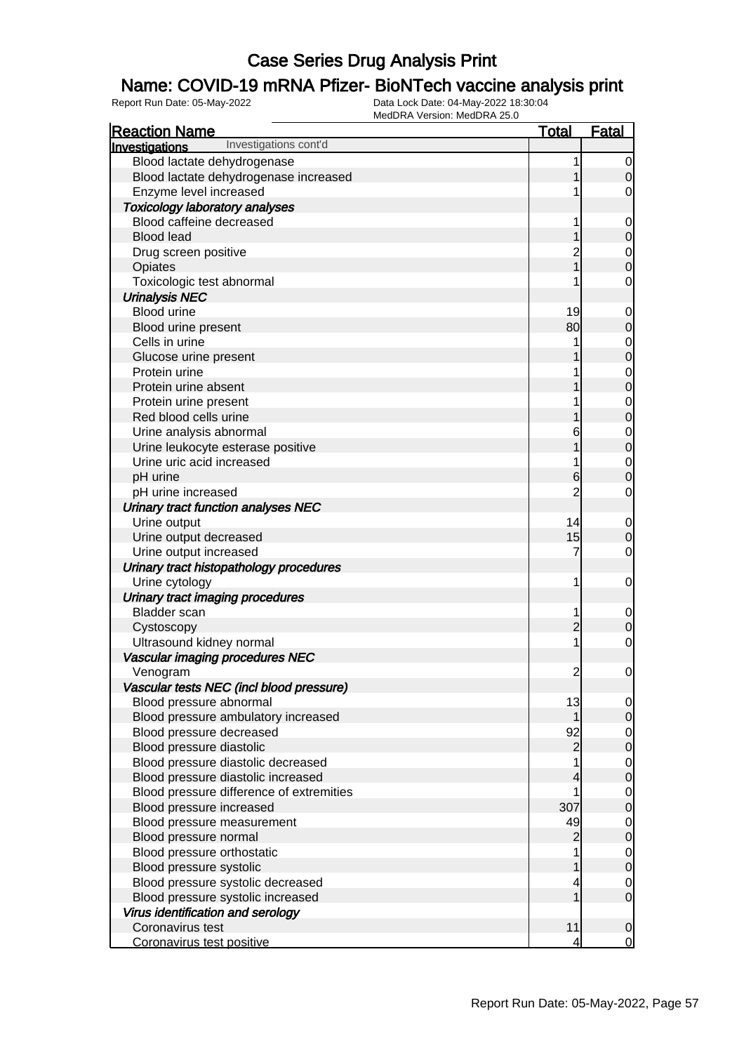# Case Series Drug Analysis Print

## Name: COVID-19 mRNA Pfizer- BioNTech vaccine analysis print

Report Run Date: 05-May-2022    Data Lock Date: 04-May-2022 18:30:04
MedDRA Version: MedDRA 25.0

| Reaction Name | Total | Fatal |
|---|---|---|
| **Investigations** Investigations cont'd | | |
| Blood lactate dehydrogenase | 1 | 0 |
| Blood lactate dehydrogenase increased | 1 | 0 |
| Enzyme level increased | 1 | 0 |
| ***Toxicology laboratory analyses*** | | |
| Blood caffeine decreased | 1 | 0 |
| Blood lead | 1 | 0 |
| Drug screen positive | 2 | 0 |
| Opiates | 1 | 0 |
| Toxicologic test abnormal | 1 | 0 |
| ***Urinalysis NEC*** | | |
| Blood urine | 19 | 0 |
| Blood urine present | 80 | 0 |
| Cells in urine | 1 | 0 |
| Glucose urine present | 1 | 0 |
| Protein urine | 1 | 0 |
| Protein urine absent | 1 | 0 |
| Protein urine present | 1 | 0 |
| Red blood cells urine | 1 | 0 |
| Urine analysis abnormal | 6 | 0 |
| Urine leukocyte esterase positive | 1 | 0 |
| Urine uric acid increased | 1 | 0 |
| pH urine | 6 | 0 |
| pH urine increased | 2 | 0 |
| ***Urinary tract function analyses NEC*** | | |
| Urine output | 14 | 0 |
| Urine output decreased | 15 | 0 |
| Urine output increased | 7 | 0 |
| ***Urinary tract histopathology procedures*** | | |
| Urine cytology | 1 | 0 |
| ***Urinary tract imaging procedures*** | | |
| Bladder scan | 1 | 0 |
| Cystoscopy | 2 | 0 |
| Ultrasound kidney normal | 1 | 0 |
| ***Vascular imaging procedures NEC*** | | |
| Venogram | 2 | 0 |
| ***Vascular tests NEC (incl blood pressure)*** | | |
| Blood pressure abnormal | 13 | 0 |
| Blood pressure ambulatory increased | 1 | 0 |
| Blood pressure decreased | 92 | 0 |
| Blood pressure diastolic | 2 | 0 |
| Blood pressure diastolic decreased | 1 | 0 |
| Blood pressure diastolic increased | 4 | 0 |
| Blood pressure difference of extremities | 1 | 0 |
| Blood pressure increased | 307 | 0 |
| Blood pressure measurement | 49 | 0 |
| Blood pressure normal | 2 | 0 |
| Blood pressure orthostatic | 1 | 0 |
| Blood pressure systolic | 1 | 0 |
| Blood pressure systolic decreased | 4 | 0 |
| Blood pressure systolic increased | 1 | 0 |
| ***Virus identification and serology*** | | |
| Coronavirus test | 11 | 0 |
| Coronavirus test positive | 4 | 0 |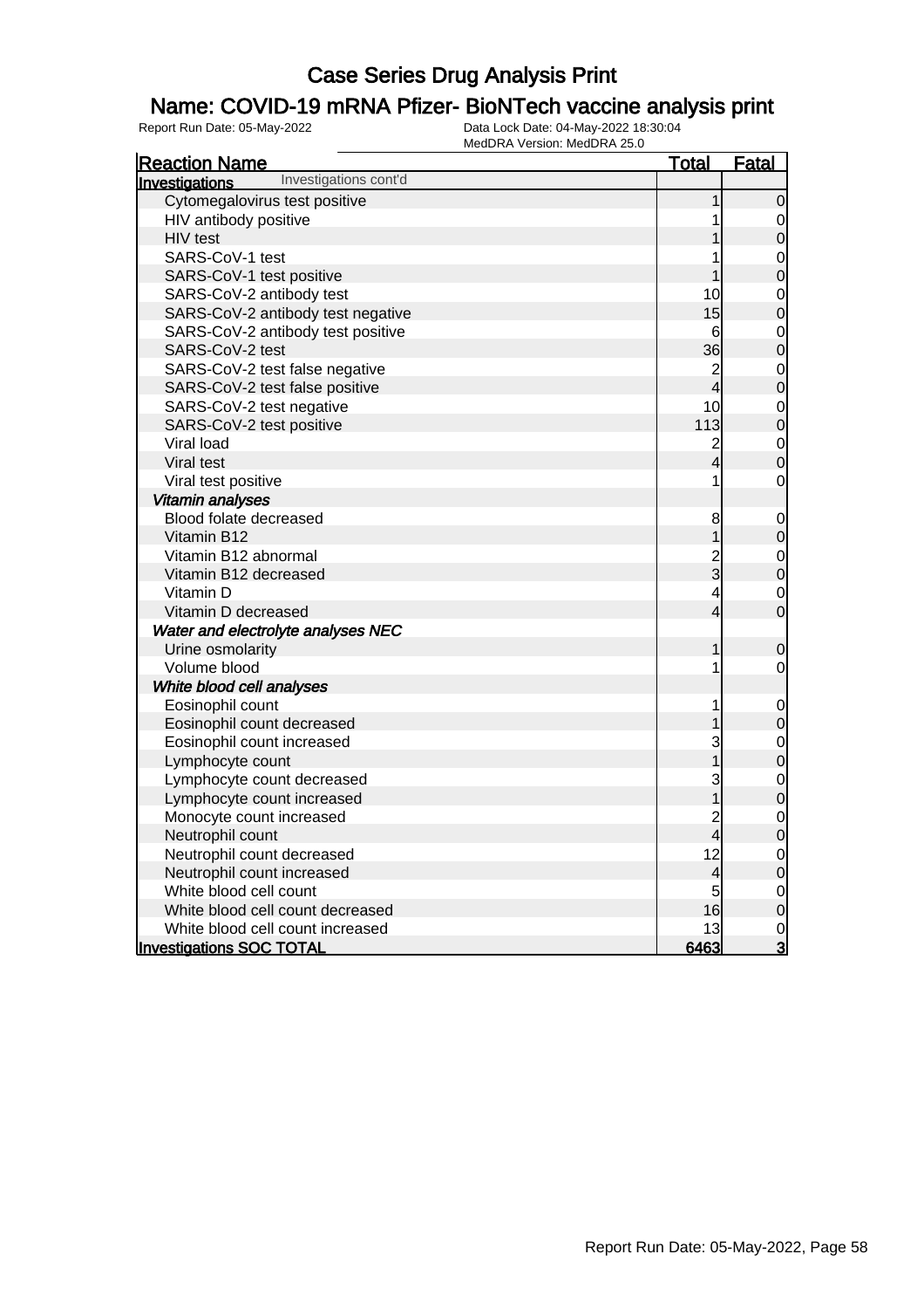# Case Series Drug Analysis Print

## Name: COVID-19 mRNA Pfizer- BioNTech vaccine analysis print

Report Run Date: 05-May-2022

Data Lock Date: 04-May-2022 18:30:04
MedDRA Version: MedDRA 25.0

| Reaction Name | Total | Fatal |
|---|---|---|
| **Investigations** Investigations cont'd | | |
| Cytomegalovirus test positive | 1 | 0 |
| HIV antibody positive | 1 | 0 |
| HIV test | 1 | 0 |
| SARS-CoV-1 test | 1 | 0 |
| SARS-CoV-1 test positive | 1 | 0 |
| SARS-CoV-2 antibody test | 10 | 0 |
| SARS-CoV-2 antibody test negative | 15 | 0 |
| SARS-CoV-2 antibody test positive | 6 | 0 |
| SARS-CoV-2 test | 36 | 0 |
| SARS-CoV-2 test false negative | 2 | 0 |
| SARS-CoV-2 test false positive | 4 | 0 |
| SARS-CoV-2 test negative | 10 | 0 |
| SARS-CoV-2 test positive | 113 | 0 |
| Viral load | 2 | 0 |
| Viral test | 4 | 0 |
| Viral test positive | 1 | 0 |
| ***Vitamin analyses*** | | |
| Blood folate decreased | 8 | 0 |
| Vitamin B12 | 1 | 0 |
| Vitamin B12 abnormal | 2 | 0 |
| Vitamin B12 decreased | 3 | 0 |
| Vitamin D | 4 | 0 |
| Vitamin D decreased | 4 | 0 |
| ***Water and electrolyte analyses NEC*** | | |
| Urine osmolarity | 1 | 0 |
| Volume blood | 1 | 0 |
| ***White blood cell analyses*** | | |
| Eosinophil count | 1 | 0 |
| Eosinophil count decreased | 1 | 0 |
| Eosinophil count increased | 3 | 0 |
| Lymphocyte count | 1 | 0 |
| Lymphocyte count decreased | 3 | 0 |
| Lymphocyte count increased | 1 | 0 |
| Monocyte count increased | 2 | 0 |
| Neutrophil count | 4 | 0 |
| Neutrophil count decreased | 12 | 0 |
| Neutrophil count increased | 4 | 0 |
| White blood cell count | 5 | 0 |
| White blood cell count decreased | 16 | 0 |
| White blood cell count increased | 13 | 0 |
| **Investigations SOC TOTAL** | **6463** | **3** |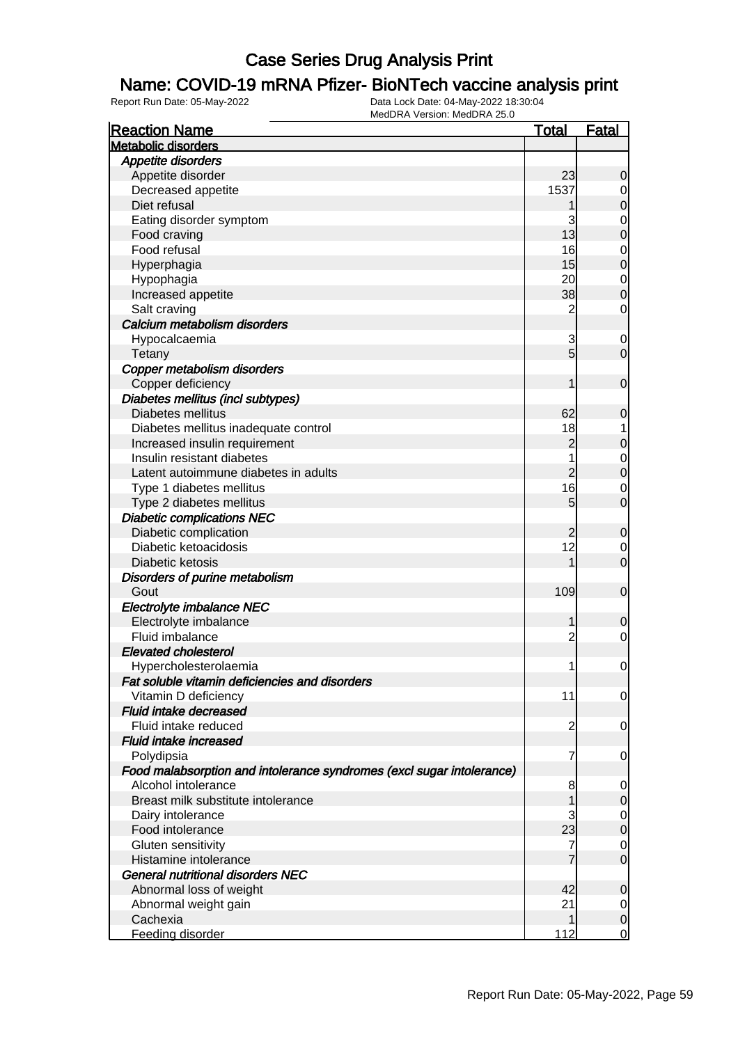# Case Series Drug Analysis Print

## Name: COVID-19 mRNA Pfizer- BioNTech vaccine analysis print

Report Run Date: 05-May-2022
Data Lock Date: 04-May-2022 18:30:04
MedDRA Version: MedDRA 25.0

| Reaction Name | Total | Fatal |
|---|---|---|
| **Metabolic disorders** | | |
| ***Appetite disorders*** | | |
| Appetite disorder | 23 | 0 |
| Decreased appetite | 1537 | 0 |
| Diet refusal | 1 | 0 |
| Eating disorder symptom | 3 | 0 |
| Food craving | 13 | 0 |
| Food refusal | 16 | 0 |
| Hyperphagia | 15 | 0 |
| Hypophagia | 20 | 0 |
| Increased appetite | 38 | 0 |
| Salt craving | 2 | 0 |
| ***Calcium metabolism disorders*** | | |
| Hypocalcaemia | 3 | 0 |
| Tetany | 5 | 0 |
| ***Copper metabolism disorders*** | | |
| Copper deficiency | 1 | 0 |
| ***Diabetes mellitus (incl subtypes)*** | | |
| Diabetes mellitus | 62 | 0 |
| Diabetes mellitus inadequate control | 18 | 1 |
| Increased insulin requirement | 2 | 0 |
| Insulin resistant diabetes | 1 | 0 |
| Latent autoimmune diabetes in adults | 2 | 0 |
| Type 1 diabetes mellitus | 16 | 0 |
| Type 2 diabetes mellitus | 5 | 0 |
| ***Diabetic complications NEC*** | | |
| Diabetic complication | 2 | 0 |
| Diabetic ketoacidosis | 12 | 0 |
| Diabetic ketosis | 1 | 0 |
| ***Disorders of purine metabolism*** | | |
| Gout | 109 | 0 |
| ***Electrolyte imbalance NEC*** | | |
| Electrolyte imbalance | 1 | 0 |
| Fluid imbalance | 2 | 0 |
| ***Elevated cholesterol*** | | |
| Hypercholesterolaemia | 1 | 0 |
| ***Fat soluble vitamin deficiencies and disorders*** | | |
| Vitamin D deficiency | 11 | 0 |
| ***Fluid intake decreased*** | | |
| Fluid intake reduced | 2 | 0 |
| ***Fluid intake increased*** | | |
| Polydipsia | 7 | 0 |
| ***Food malabsorption and intolerance syndromes (excl sugar intolerance)*** | | |
| Alcohol intolerance | 8 | 0 |
| Breast milk substitute intolerance | 1 | 0 |
| Dairy intolerance | 3 | 0 |
| Food intolerance | 23 | 0 |
| Gluten sensitivity | 7 | 0 |
| Histamine intolerance | 7 | 0 |
| ***General nutritional disorders NEC*** | | |
| Abnormal loss of weight | 42 | 0 |
| Abnormal weight gain | 21 | 0 |
| Cachexia | 1 | 0 |
| Feeding disorder | 112 | 0 |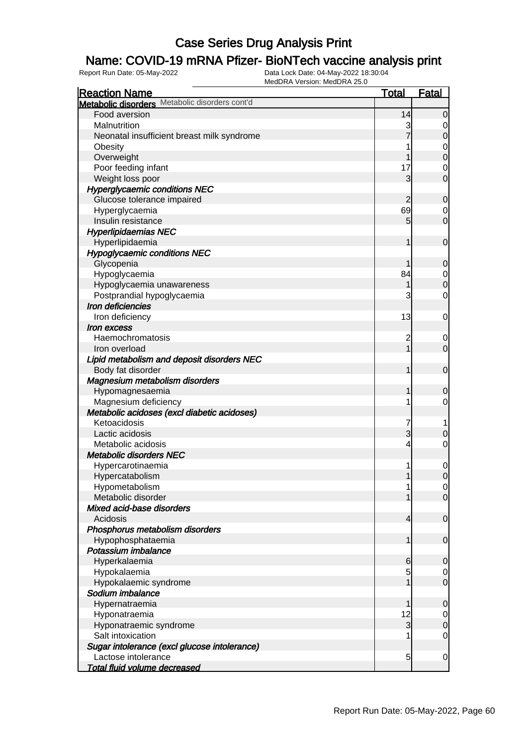# Case Series Drug Analysis Print

## Name: COVID-19 mRNA Pfizer- BioNTech vaccine analysis print

Report Run Date: 05-May-2022    Data Lock Date: 04-May-2022 18:30:04
MedDRA Version: MedDRA 25.0

| Reaction Name | Total | Fatal |
|---|---|---|
| **Metabolic disorders** Metabolic disorders cont'd | | |
| Food aversion | 14 | 0 |
| Malnutrition | 3 | 0 |
| Neonatal insufficient breast milk syndrome | 7 | 0 |
| Obesity | 1 | 0 |
| Overweight | 1 | 0 |
| Poor feeding infant | 17 | 0 |
| Weight loss poor | 3 | 0 |
| ***Hyperglycaemic conditions NEC*** | | |
| Glucose tolerance impaired | 2 | 0 |
| Hyperglycaemia | 69 | 0 |
| Insulin resistance | 5 | 0 |
| ***Hyperlipidaemias NEC*** | | |
| Hyperlipidaemia | 1 | 0 |
| ***Hypoglycaemic conditions NEC*** | | |
| Glycopenia | 1 | 0 |
| Hypoglycaemia | 84 | 0 |
| Hypoglycaemia unawareness | 1 | 0 |
| Postprandial hypoglycaemia | 3 | 0 |
| ***Iron deficiencies*** | | |
| Iron deficiency | 13 | 0 |
| ***Iron excess*** | | |
| Haemochromatosis | 2 | 0 |
| Iron overload | 1 | 0 |
| ***Lipid metabolism and deposit disorders NEC*** | | |
| Body fat disorder | 1 | 0 |
| ***Magnesium metabolism disorders*** | | |
| Hypomagnesaemia | 1 | 0 |
| Magnesium deficiency | 1 | 0 |
| ***Metabolic acidoses (excl diabetic acidoses)*** | | |
| Ketoacidosis | 7 | 1 |
| Lactic acidosis | 3 | 0 |
| Metabolic acidosis | 4 | 0 |
| ***Metabolic disorders NEC*** | | |
| Hypercarotinaemia | 1 | 0 |
| Hypercatabolism | 1 | 0 |
| Hypometabolism | 1 | 0 |
| Metabolic disorder | 1 | 0 |
| ***Mixed acid-base disorders*** | | |
| Acidosis | 4 | 0 |
| ***Phosphorus metabolism disorders*** | | |
| Hypophosphataemia | 1 | 0 |
| ***Potassium imbalance*** | | |
| Hyperkalaemia | 6 | 0 |
| Hypokalaemia | 5 | 0 |
| Hypokalaemic syndrome | 1 | 0 |
| ***Sodium imbalance*** | | |
| Hypernatraemia | 1 | 0 |
| Hyponatraemia | 12 | 0 |
| Hyponatraemic syndrome | 3 | 0 |
| Salt intoxication | 1 | 0 |
| ***Sugar intolerance (excl glucose intolerance)*** | | |
| Lactose intolerance | 5 | 0 |
| ***Total fluid volume decreased*** | | |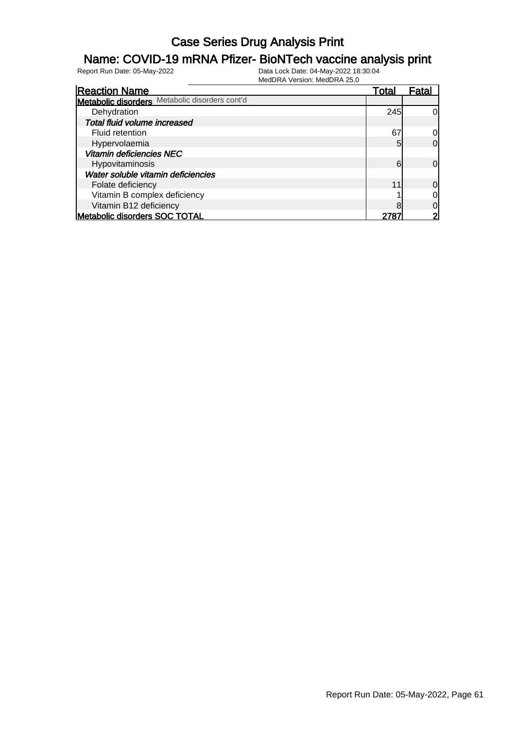# Case Series Drug Analysis Print

## Name: COVID-19 mRNA Pfizer- BioNTech vaccine analysis print

Report Run Date: 05-May-2022 | Data Lock Date: 04-May-2022 18:30:04 | MedDRA Version: MedDRA 25.0

| Reaction Name | Total | Fatal |
|---|---|---|
| **Metabolic disorders** Metabolic disorders cont'd | | |
| Dehydration | 245 | 0 |
| ***Total fluid volume increased*** | | |
| Fluid retention | 67 | 0 |
| Hypervolaemia | 5 | 0 |
| ***Vitamin deficiencies NEC*** | | |
| Hypovitaminosis | 6 | 0 |
| ***Water soluble vitamin deficiencies*** | | |
| Folate deficiency | 11 | 0 |
| Vitamin B complex deficiency | 1 | 0 |
| Vitamin B12 deficiency | 8 | 0 |
| **Metabolic disorders SOC TOTAL** | **2787** | **2** |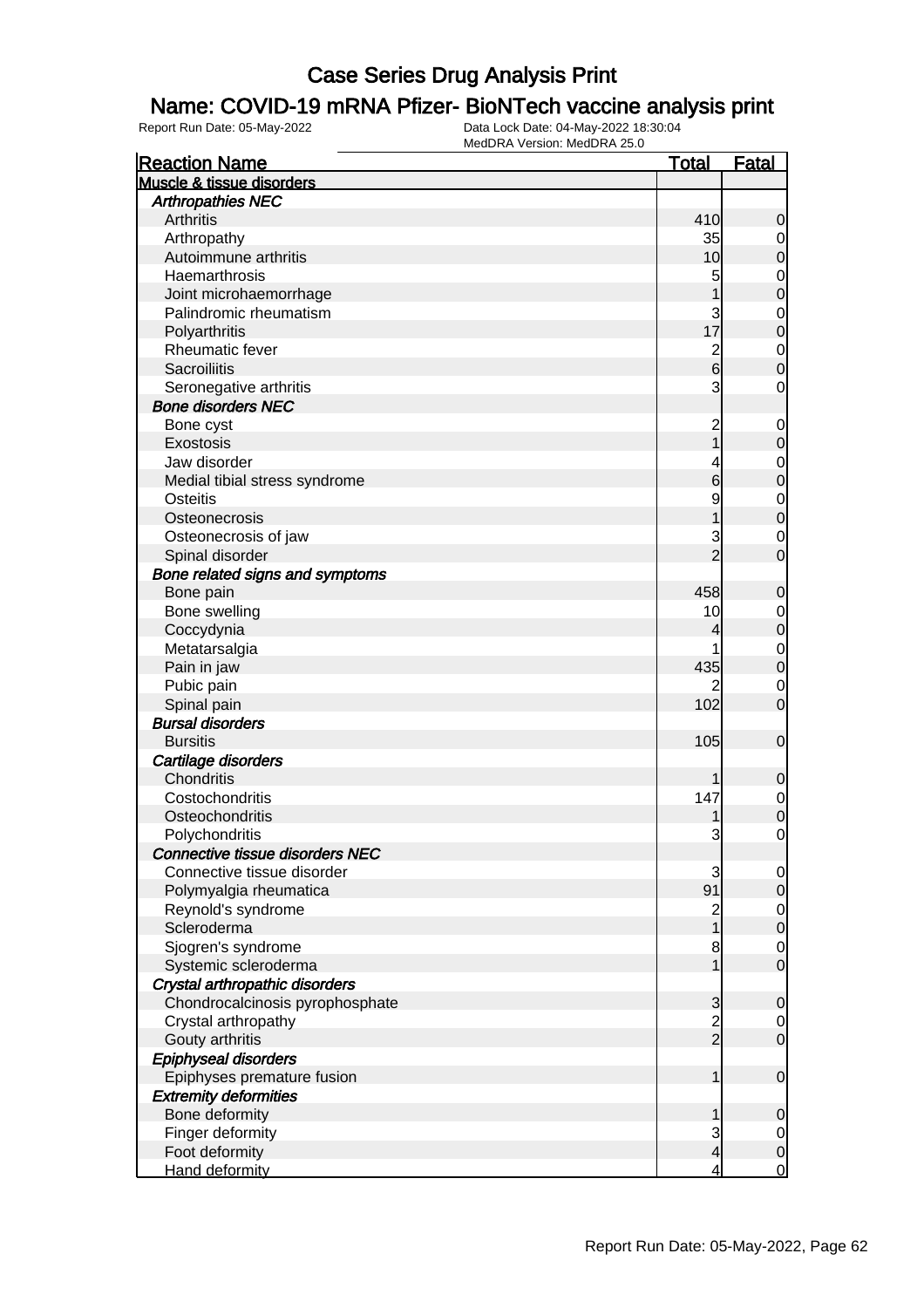# Case Series Drug Analysis Print

## Name: COVID-19 mRNA Pfizer- BioNTech vaccine analysis print

Report Run Date: 05-May-2022

Data Lock Date: 04-May-2022 18:30:04

MedDRA Version: MedDRA 25.0

| Reaction Name | Total | Fatal |
|---|---|---|
| **Muscle & tissue disorders** | | |
| *Arthropathies NEC* | | |
| Arthritis | 410 | 0 |
| Arthropathy | 35 | 0 |
| Autoimmune arthritis | 10 | 0 |
| Haemarthrosis | 5 | 0 |
| Joint microhaemorrhage | 1 | 0 |
| Palindromic rheumatism | 3 | 0 |
| Polyarthritis | 17 | 0 |
| Rheumatic fever | 2 | 0 |
| Sacroiliitis | 6 | 0 |
| Seronegative arthritis | 3 | 0 |
| *Bone disorders NEC* | | |
| Bone cyst | 2 | 0 |
| Exostosis | 1 | 0 |
| Jaw disorder | 4 | 0 |
| Medial tibial stress syndrome | 6 | 0 |
| Osteitis | 9 | 0 |
| Osteonecrosis | 1 | 0 |
| Osteonecrosis of jaw | 3 | 0 |
| Spinal disorder | 2 | 0 |
| *Bone related signs and symptoms* | | |
| Bone pain | 458 | 0 |
| Bone swelling | 10 | 0 |
| Coccydynia | 4 | 0 |
| Metatarsalgia | 1 | 0 |
| Pain in jaw | 435 | 0 |
| Pubic pain | 2 | 0 |
| Spinal pain | 102 | 0 |
| *Bursal disorders* | | |
| Bursitis | 105 | 0 |
| *Cartilage disorders* | | |
| Chondritis | 1 | 0 |
| Costochondritis | 147 | 0 |
| Osteochondritis | 1 | 0 |
| Polychondritis | 3 | 0 |
| *Connective tissue disorders NEC* | | |
| Connective tissue disorder | 3 | 0 |
| Polymyalgia rheumatica | 91 | 0 |
| Reynold's syndrome | 2 | 0 |
| Scleroderma | 1 | 0 |
| Sjogren's syndrome | 8 | 0 |
| Systemic scleroderma | 1 | 0 |
| *Crystal arthropathic disorders* | | |
| Chondrocalcinosis pyrophosphate | 3 | 0 |
| Crystal arthropathy | 2 | 0 |
| Gouty arthritis | 2 | 0 |
| *Epiphyseal disorders* | | |
| Epiphyses premature fusion | 1 | 0 |
| *Extremity deformities* | | |
| Bone deformity | 1 | 0 |
| Finger deformity | 3 | 0 |
| Foot deformity | 4 | 0 |
| Hand deformity | 4 | 0 |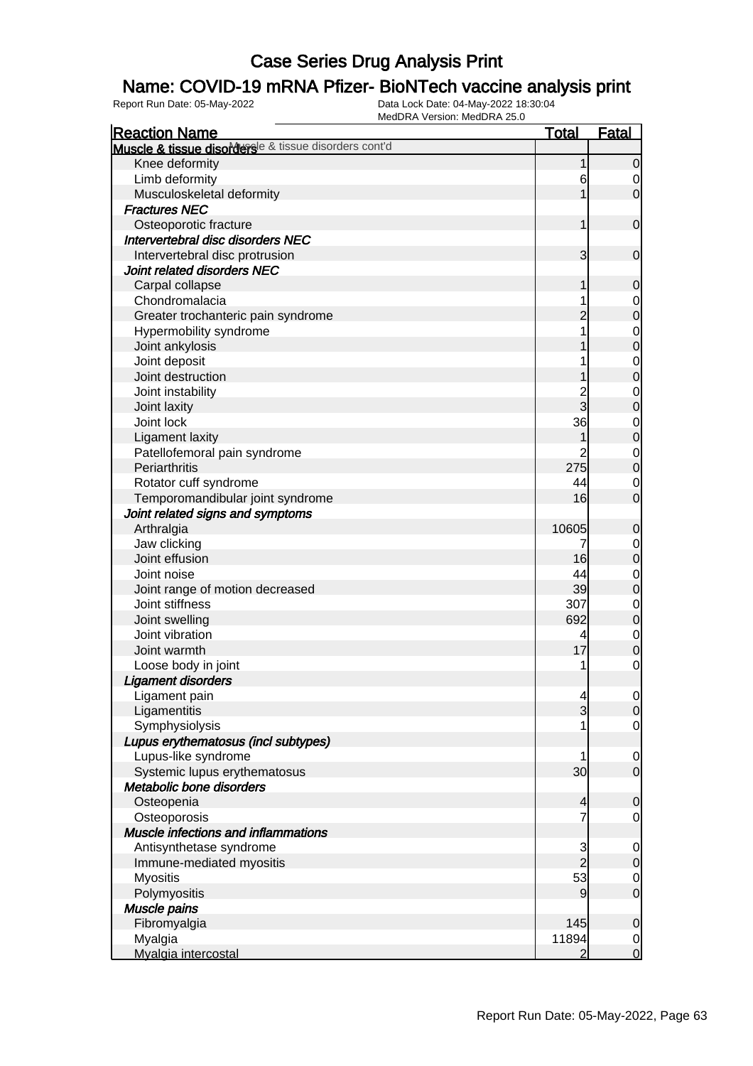# Case Series Drug Analysis Print

## Name: COVID-19 mRNA Pfizer- BioNTech vaccine analysis print

Report Run Date: 05-May-2022    Data Lock Date: 04-May-2022 18:30:04
MedDRA Version: MedDRA 25.0

| Reaction Name | Total | Fatal |
|---|---|---|
| **Muscle & tissue disorders** Muscle & tissue disorders cont'd | | |
| Knee deformity | 1 | 0 |
| Limb deformity | 6 | 0 |
| Musculoskeletal deformity | 1 | 0 |
| ***Fractures NEC*** | | |
| Osteoporotic fracture | 1 | 0 |
| ***Intervertebral disc disorders NEC*** | | |
| Intervertebral disc protrusion | 3 | 0 |
| ***Joint related disorders NEC*** | | |
| Carpal collapse | 1 | 0 |
| Chondromalacia | 1 | 0 |
| Greater trochanteric pain syndrome | 2 | 0 |
| Hypermobility syndrome | 1 | 0 |
| Joint ankylosis | 1 | 0 |
| Joint deposit | 1 | 0 |
| Joint destruction | 1 | 0 |
| Joint instability | 2 | 0 |
| Joint laxity | 3 | 0 |
| Joint lock | 36 | 0 |
| Ligament laxity | 1 | 0 |
| Patellofemoral pain syndrome | 2 | 0 |
| Periarthritis | 275 | 0 |
| Rotator cuff syndrome | 44 | 0 |
| Temporomandibular joint syndrome | 16 | 0 |
| ***Joint related signs and symptoms*** | | |
| Arthralgia | 10605 | 0 |
| Jaw clicking | 7 | 0 |
| Joint effusion | 16 | 0 |
| Joint noise | 44 | 0 |
| Joint range of motion decreased | 39 | 0 |
| Joint stiffness | 307 | 0 |
| Joint swelling | 692 | 0 |
| Joint vibration | 4 | 0 |
| Joint warmth | 17 | 0 |
| Loose body in joint | 1 | 0 |
| ***Ligament disorders*** | | |
| Ligament pain | 4 | 0 |
| Ligamentitis | 3 | 0 |
| Symphysiolysis | 1 | 0 |
| ***Lupus erythematosus (incl subtypes)*** | | |
| Lupus-like syndrome | 1 | 0 |
| Systemic lupus erythematosus | 30 | 0 |
| ***Metabolic bone disorders*** | | |
| Osteopenia | 4 | 0 |
| Osteoporosis | 7 | 0 |
| ***Muscle infections and inflammations*** | | |
| Antisynthetase syndrome | 3 | 0 |
| Immune-mediated myositis | 2 | 0 |
| Myositis | 53 | 0 |
| Polymyositis | 9 | 0 |
| ***Muscle pains*** | | |
| Fibromyalgia | 145 | 0 |
| Myalgia | 11894 | 0 |
| Myalgia intercostal | 2 | 0 |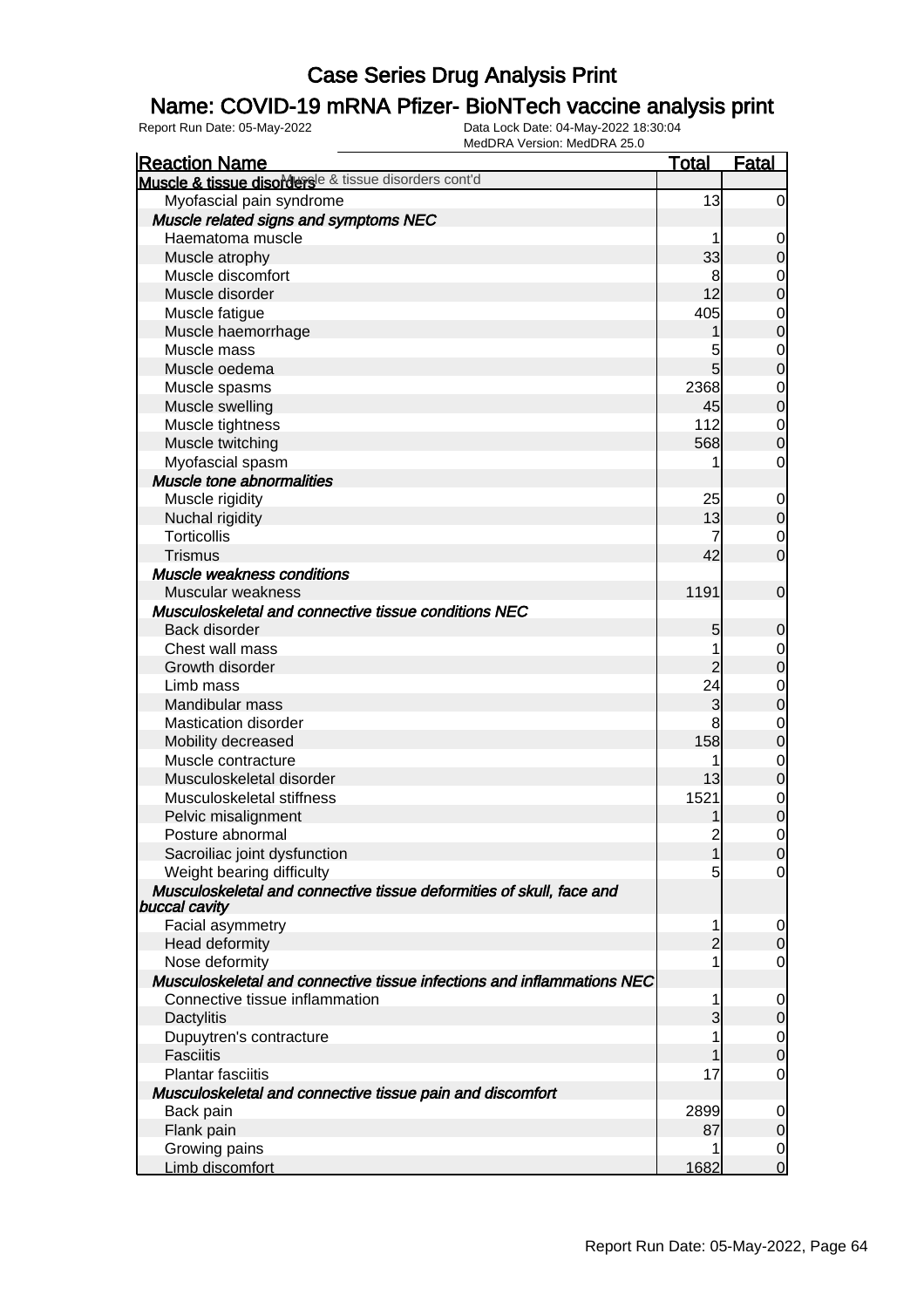# Case Series Drug Analysis Print

## Name: COVID-19 mRNA Pfizer- BioNTech vaccine analysis print

Report Run Date: 05-May-2022    Data Lock Date: 04-May-2022 18:30:04
MedDRA Version: MedDRA 25.0

| Reaction Name | Total | Fatal |
|---|---|---|
| **Muscle & tissue disorders** Muscle & tissue disorders cont'd | | |
| Myofascial pain syndrome | 13 | 0 |
| ***Muscle related signs and symptoms NEC*** | | |
| Haematoma muscle | 1 | 0 |
| Muscle atrophy | 33 | 0 |
| Muscle discomfort | 8 | 0 |
| Muscle disorder | 12 | 0 |
| Muscle fatigue | 405 | 0 |
| Muscle haemorrhage | 1 | 0 |
| Muscle mass | 5 | 0 |
| Muscle oedema | 5 | 0 |
| Muscle spasms | 2368 | 0 |
| Muscle swelling | 45 | 0 |
| Muscle tightness | 112 | 0 |
| Muscle twitching | 568 | 0 |
| Myofascial spasm | 1 | 0 |
| ***Muscle tone abnormalities*** | | |
| Muscle rigidity | 25 | 0 |
| Nuchal rigidity | 13 | 0 |
| Torticollis | 7 | 0 |
| Trismus | 42 | 0 |
| ***Muscle weakness conditions*** | | |
| Muscular weakness | 1191 | 0 |
| ***Musculoskeletal and connective tissue conditions NEC*** | | |
| Back disorder | 5 | 0 |
| Chest wall mass | 1 | 0 |
| Growth disorder | 2 | 0 |
| Limb mass | 24 | 0 |
| Mandibular mass | 3 | 0 |
| Mastication disorder | 8 | 0 |
| Mobility decreased | 158 | 0 |
| Muscle contracture | 1 | 0 |
| Musculoskeletal disorder | 13 | 0 |
| Musculoskeletal stiffness | 1521 | 0 |
| Pelvic misalignment | 1 | 0 |
| Posture abnormal | 2 | 0 |
| Sacroiliac joint dysfunction | 1 | 0 |
| Weight bearing difficulty | 5 | 0 |
| ***Musculoskeletal and connective tissue deformities of skull, face and buccal cavity*** | | |
| Facial asymmetry | 1 | 0 |
| Head deformity | 2 | 0 |
| Nose deformity | 1 | 0 |
| ***Musculoskeletal and connective tissue infections and inflammations NEC*** | | |
| Connective tissue inflammation | 1 | 0 |
| Dactylitis | 3 | 0 |
| Dupuytren's contracture | 1 | 0 |
| Fasciitis | 1 | 0 |
| Plantar fasciitis | 17 | 0 |
| ***Musculoskeletal and connective tissue pain and discomfort*** | | |
| Back pain | 2899 | 0 |
| Flank pain | 87 | 0 |
| Growing pains | 1 | 0 |
| Limb discomfort | 1682 | 0 |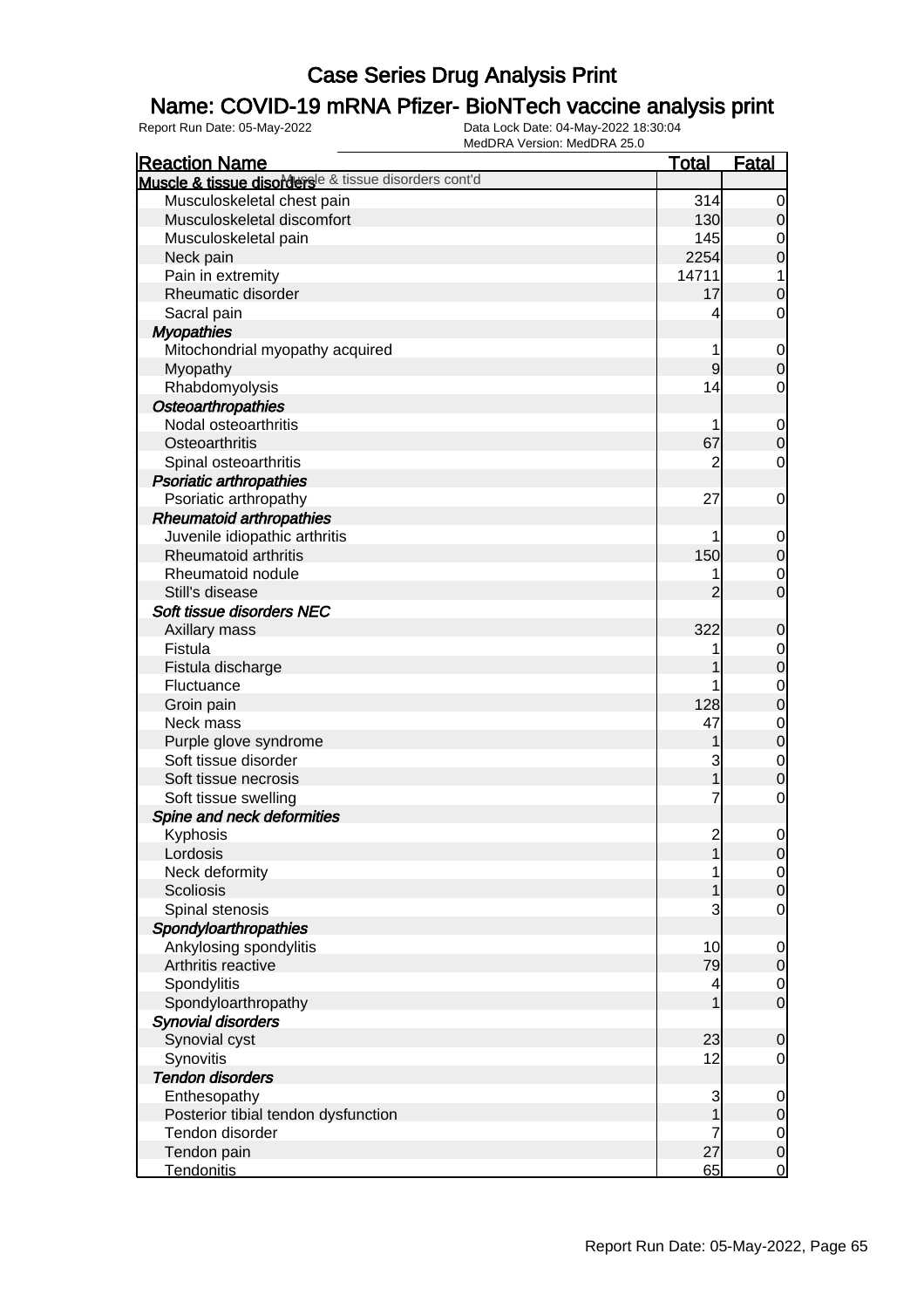# Case Series Drug Analysis Print

## Name: COVID-19 mRNA Pfizer- BioNTech vaccine analysis print

Report Run Date: 05-May-2022

Data Lock Date: 04-May-2022 18:30:04
MedDRA Version: MedDRA 25.0

| Reaction Name | Total | Fatal |
|---|---|---|
| **Muscle & tissue disorders** Muscle & tissue disorders cont'd | | |
| Musculoskeletal chest pain | 314 | 0 |
| Musculoskeletal discomfort | 130 | 0 |
| Musculoskeletal pain | 145 | 0 |
| Neck pain | 2254 | 0 |
| Pain in extremity | 14711 | 1 |
| Rheumatic disorder | 17 | 0 |
| Sacral pain | 4 | 0 |
| ***Myopathies*** | | |
| Mitochondrial myopathy acquired | 1 | 0 |
| Myopathy | 9 | 0 |
| Rhabdomyolysis | 14 | 0 |
| ***Osteoarthropathies*** | | |
| Nodal osteoarthritis | 1 | 0 |
| Osteoarthritis | 67 | 0 |
| Spinal osteoarthritis | 2 | 0 |
| ***Psoriatic arthropathies*** | | |
| Psoriatic arthropathy | 27 | 0 |
| ***Rheumatoid arthropathies*** | | |
| Juvenile idiopathic arthritis | 1 | 0 |
| Rheumatoid arthritis | 150 | 0 |
| Rheumatoid nodule | 1 | 0 |
| Still's disease | 2 | 0 |
| ***Soft tissue disorders NEC*** | | |
| Axillary mass | 322 | 0 |
| Fistula | 1 | 0 |
| Fistula discharge | 1 | 0 |
| Fluctuance | 1 | 0 |
| Groin pain | 128 | 0 |
| Neck mass | 47 | 0 |
| Purple glove syndrome | 1 | 0 |
| Soft tissue disorder | 3 | 0 |
| Soft tissue necrosis | 1 | 0 |
| Soft tissue swelling | 7 | 0 |
| ***Spine and neck deformities*** | | |
| Kyphosis | 2 | 0 |
| Lordosis | 1 | 0 |
| Neck deformity | 1 | 0 |
| Scoliosis | 1 | 0 |
| Spinal stenosis | 3 | 0 |
| ***Spondyloarthropathies*** | | |
| Ankylosing spondylitis | 10 | 0 |
| Arthritis reactive | 79 | 0 |
| Spondylitis | 4 | 0 |
| Spondyloarthropathy | 1 | 0 |
| ***Synovial disorders*** | | |
| Synovial cyst | 23 | 0 |
| Synovitis | 12 | 0 |
| ***Tendon disorders*** | | |
| Enthesopathy | 3 | 0 |
| Posterior tibial tendon dysfunction | 1 | 0 |
| Tendon disorder | 7 | 0 |
| Tendon pain | 27 | 0 |
| Tendonitis | 65 | 0 |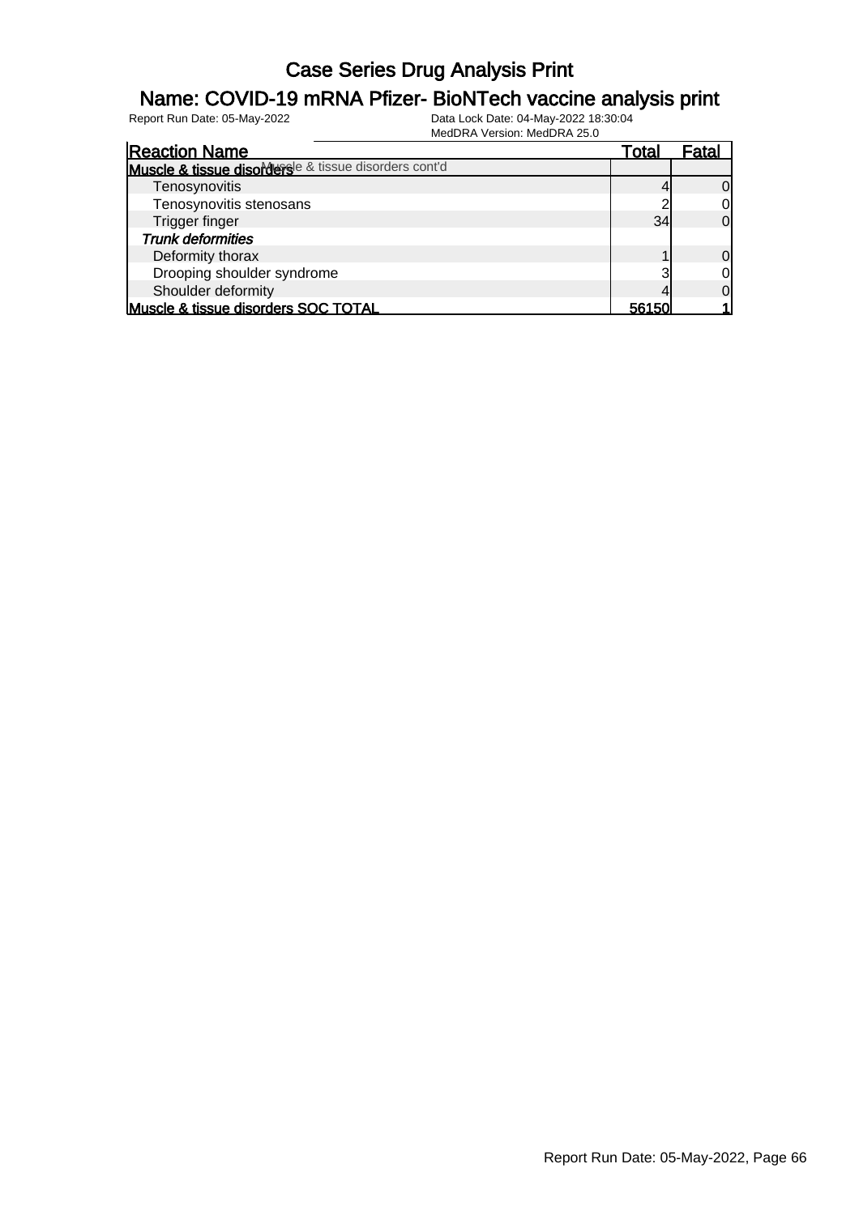# Case Series Drug Analysis Print

## Name: COVID-19 mRNA Pfizer- BioNTech vaccine analysis print

Report Run Date: 05-May-2022 | Data Lock Date: 04-May-2022 18:30:04 | MedDRA Version: MedDRA 25.0

| Reaction Name | Total | Fatal |
|---|---|---|
| **Muscle & tissue disorders** Muscle & tissue disorders cont'd | | |
| Tenosynovitis | 4 | 0 |
| Tenosynovitis stenosans | 2 | 0 |
| Trigger finger | 34 | 0 |
| ***Trunk deformities*** | | |
| Deformity thorax | 1 | 0 |
| Drooping shoulder syndrome | 3 | 0 |
| Shoulder deformity | 4 | 0 |
| **Muscle & tissue disorders SOC TOTAL** | **56150** | **1** |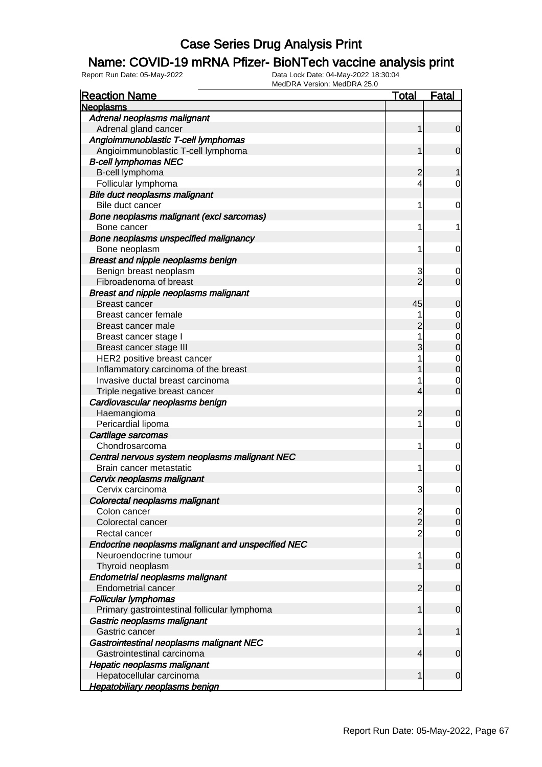# Case Series Drug Analysis Print

## Name: COVID-19 mRNA Pfizer- BioNTech vaccine analysis print

Report Run Date: 05-May-2022  
Data Lock Date: 04-May-2022 18:30:04  
MedDRA Version: MedDRA 25.0

| Reaction Name | Total | Fatal |
|---|---|---|
| **Neoplasms** | | |
| *Adrenal neoplasms malignant* | | |
| Adrenal gland cancer | 1 | 0 |
| *Angioimmunoblastic T-cell lymphomas* | | |
| Angioimmunoblastic T-cell lymphoma | 1 | 0 |
| *B-cell lymphomas NEC* | | |
| B-cell lymphoma | 2 | 1 |
| Follicular lymphoma | 4 | 0 |
| *Bile duct neoplasms malignant* | | |
| Bile duct cancer | 1 | 0 |
| *Bone neoplasms malignant (excl sarcomas)* | | |
| Bone cancer | 1 | 1 |
| *Bone neoplasms unspecified malignancy* | | |
| Bone neoplasm | 1 | 0 |
| *Breast and nipple neoplasms benign* | | |
| Benign breast neoplasm | 3 | 0 |
| Fibroadenoma of breast | 2 | 0 |
| *Breast and nipple neoplasms malignant* | | |
| Breast cancer | 45 | 0 |
| Breast cancer female | 1 | 0 |
| Breast cancer male | 2 | 0 |
| Breast cancer stage I | 1 | 0 |
| Breast cancer stage III | 3 | 0 |
| HER2 positive breast cancer | 1 | 0 |
| Inflammatory carcinoma of the breast | 1 | 0 |
| Invasive ductal breast carcinoma | 1 | 0 |
| Triple negative breast cancer | 4 | 0 |
| *Cardiovascular neoplasms benign* | | |
| Haemangioma | 2 | 0 |
| Pericardial lipoma | 1 | 0 |
| *Cartilage sarcomas* | | |
| Chondrosarcoma | 1 | 0 |
| *Central nervous system neoplasms malignant NEC* | | |
| Brain cancer metastatic | 1 | 0 |
| *Cervix neoplasms malignant* | | |
| Cervix carcinoma | 3 | 0 |
| *Colorectal neoplasms malignant* | | |
| Colon cancer | 2 | 0 |
| Colorectal cancer | 2 | 0 |
| Rectal cancer | 2 | 0 |
| *Endocrine neoplasms malignant and unspecified NEC* | | |
| Neuroendocrine tumour | 1 | 0 |
| Thyroid neoplasm | 1 | 0 |
| *Endometrial neoplasms malignant* | | |
| Endometrial cancer | 2 | 0 |
| *Follicular lymphomas* | | |
| Primary gastrointestinal follicular lymphoma | 1 | 0 |
| *Gastric neoplasms malignant* | | |
| Gastric cancer | 1 | 1 |
| *Gastrointestinal neoplasms malignant NEC* | | |
| Gastrointestinal carcinoma | 4 | 0 |
| *Hepatic neoplasms malignant* | | |
| Hepatocellular carcinoma | 1 | 0 |
| *Hepatobiliary neoplasms benign* | | |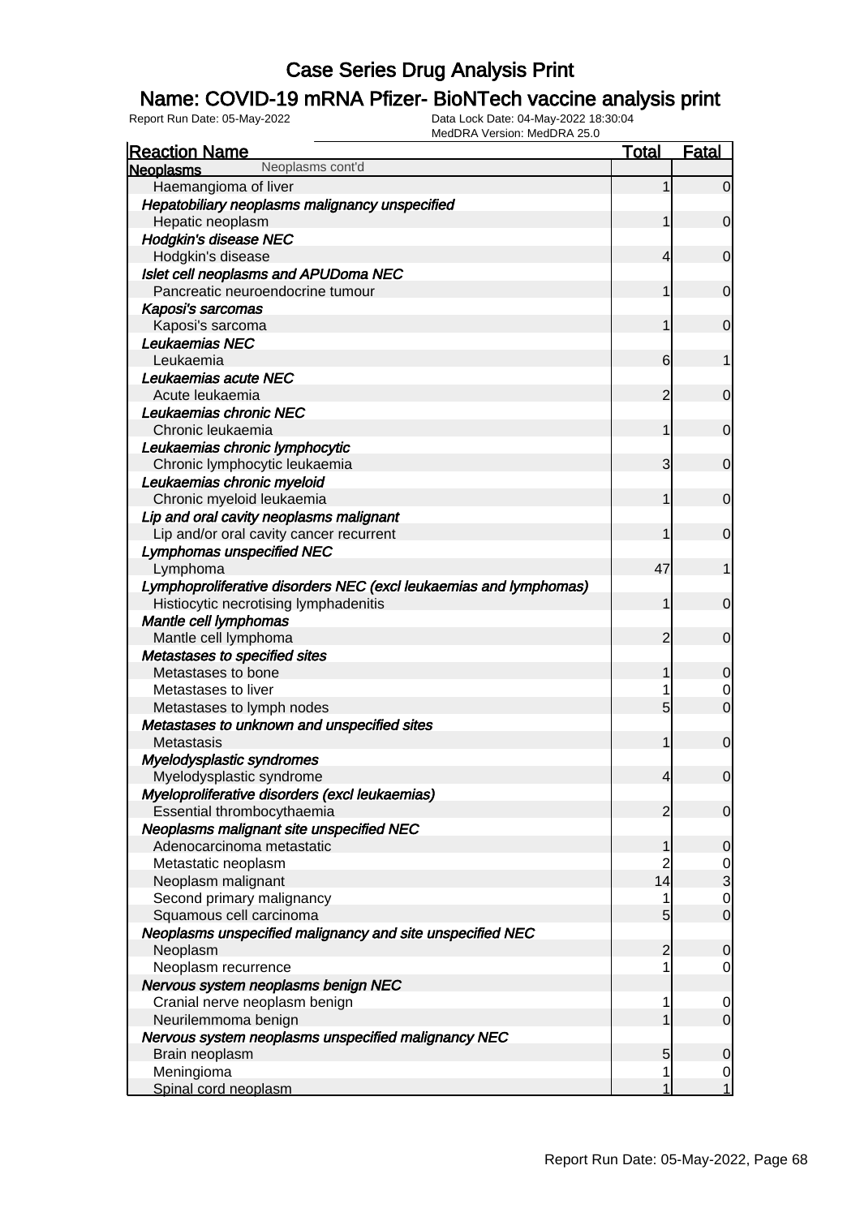# Case Series Drug Analysis Print

## Name: COVID-19 mRNA Pfizer- BioNTech vaccine analysis print

Report Run Date: 05-May-2022 | Data Lock Date: 04-May-2022 18:30:04 | MedDRA Version: MedDRA 25.0

| Reaction Name | Total | Fatal |
|---|---|---|
| **Neoplasms** Neoplasms cont'd | | |
| Haemangioma of liver | 1 | 0 |
| ***Hepatobiliary neoplasms malignancy unspecified*** | | |
| Hepatic neoplasm | 1 | 0 |
| ***Hodgkin's disease NEC*** | | |
| Hodgkin's disease | 4 | 0 |
| ***Islet cell neoplasms and APUDoma NEC*** | | |
| Pancreatic neuroendocrine tumour | 1 | 0 |
| ***Kaposi's sarcomas*** | | |
| Kaposi's sarcoma | 1 | 0 |
| ***Leukaemias NEC*** | | |
| Leukaemia | 6 | 1 |
| ***Leukaemias acute NEC*** | | |
| Acute leukaemia | 2 | 0 |
| ***Leukaemias chronic NEC*** | | |
| Chronic leukaemia | 1 | 0 |
| ***Leukaemias chronic lymphocytic*** | | |
| Chronic lymphocytic leukaemia | 3 | 0 |
| ***Leukaemias chronic myeloid*** | | |
| Chronic myeloid leukaemia | 1 | 0 |
| ***Lip and oral cavity neoplasms malignant*** | | |
| Lip and/or oral cavity cancer recurrent | 1 | 0 |
| ***Lymphomas unspecified NEC*** | | |
| Lymphoma | 47 | 1 |
| ***Lymphoproliferative disorders NEC (excl leukaemias and lymphomas)*** | | |
| Histiocytic necrotising lymphadenitis | 1 | 0 |
| ***Mantle cell lymphomas*** | | |
| Mantle cell lymphoma | 2 | 0 |
| ***Metastases to specified sites*** | | |
| Metastases to bone | 1 | 0 |
| Metastases to liver | 1 | 0 |
| Metastases to lymph nodes | 5 | 0 |
| ***Metastases to unknown and unspecified sites*** | | |
| Metastasis | 1 | 0 |
| ***Myelodysplastic syndromes*** | | |
| Myelodysplastic syndrome | 4 | 0 |
| ***Myeloproliferative disorders (excl leukaemias)*** | | |
| Essential thrombocythaemia | 2 | 0 |
| ***Neoplasms malignant site unspecified NEC*** | | |
| Adenocarcinoma metastatic | 1 | 0 |
| Metastatic neoplasm | 2 | 0 |
| Neoplasm malignant | 14 | 3 |
| Second primary malignancy | 1 | 0 |
| Squamous cell carcinoma | 5 | 0 |
| ***Neoplasms unspecified malignancy and site unspecified NEC*** | | |
| Neoplasm | 2 | 0 |
| Neoplasm recurrence | 1 | 0 |
| ***Nervous system neoplasms benign NEC*** | | |
| Cranial nerve neoplasm benign | 1 | 0 |
| Neurilemmoma benign | 1 | 0 |
| ***Nervous system neoplasms unspecified malignancy NEC*** | | |
| Brain neoplasm | 5 | 0 |
| Meningioma | 1 | 0 |
| Spinal cord neoplasm | 1 | 1 |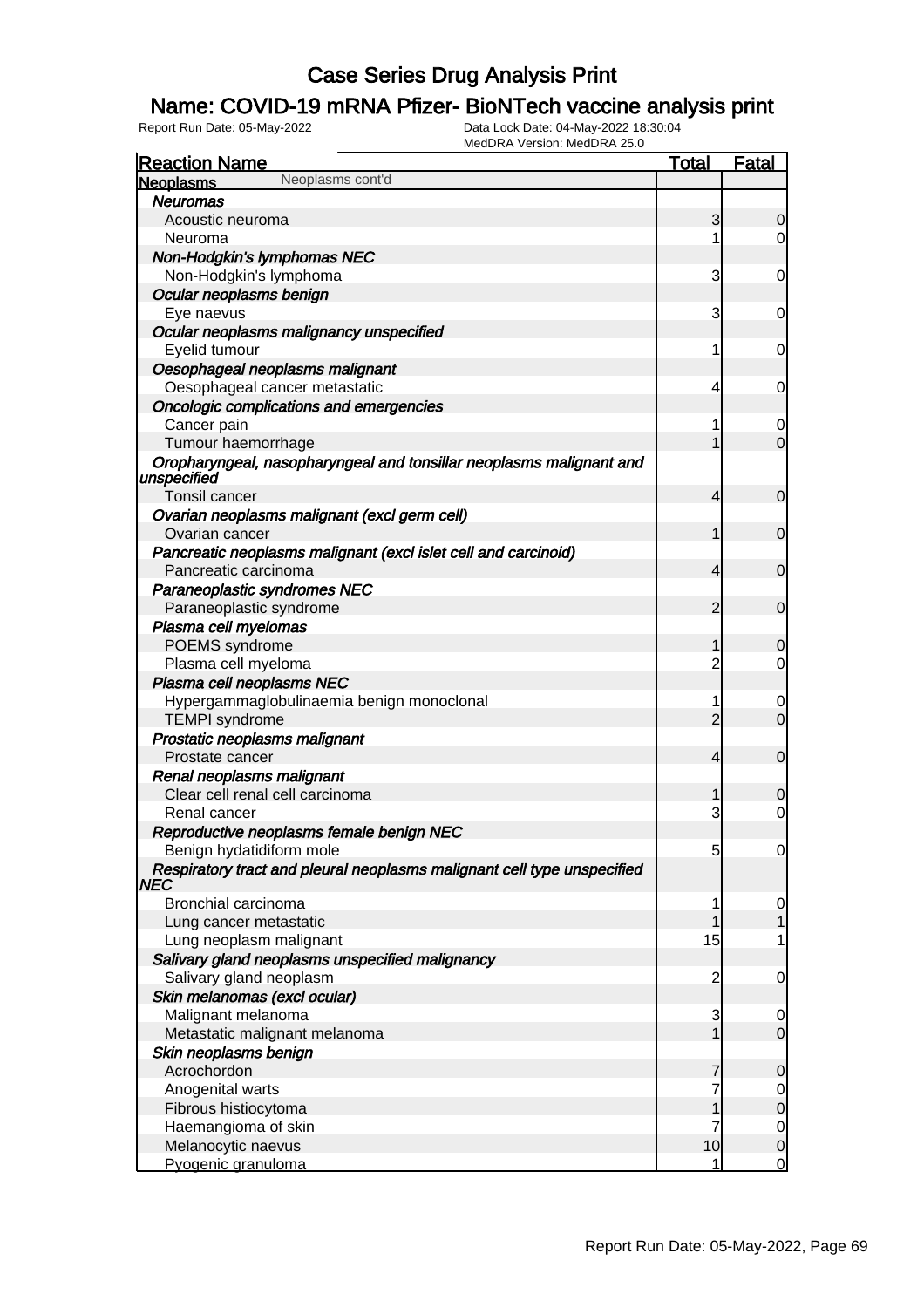# Case Series Drug Analysis Print

## Name: COVID-19 mRNA Pfizer- BioNTech vaccine analysis print

Report Run Date: 05-May-2022 | Data Lock Date: 04-May-2022 18:30:04 | MedDRA Version: MedDRA 25.0

| Reaction Name | Total | Fatal |
|---|---|---|
| **Neoplasms** Neoplasms cont'd | | |
| ***Neuromas*** | | |
| Acoustic neuroma | 3 | 0 |
| Neuroma | 1 | 0 |
| ***Non-Hodgkin's lymphomas NEC*** | | |
| Non-Hodgkin's lymphoma | 3 | 0 |
| ***Ocular neoplasms benign*** | | |
| Eye naevus | 3 | 0 |
| ***Ocular neoplasms malignancy unspecified*** | | |
| Eyelid tumour | 1 | 0 |
| ***Oesophageal neoplasms malignant*** | | |
| Oesophageal cancer metastatic | 4 | 0 |
| ***Oncologic complications and emergencies*** | | |
| Cancer pain | 1 | 0 |
| Tumour haemorrhage | 1 | 0 |
| ***Oropharyngeal, nasopharyngeal and tonsillar neoplasms malignant and unspecified*** | | |
| Tonsil cancer | 4 | 0 |
| ***Ovarian neoplasms malignant (excl germ cell)*** | | |
| Ovarian cancer | 1 | 0 |
| ***Pancreatic neoplasms malignant (excl islet cell and carcinoid)*** | | |
| Pancreatic carcinoma | 4 | 0 |
| ***Paraneoplastic syndromes NEC*** | | |
| Paraneoplastic syndrome | 2 | 0 |
| ***Plasma cell myelomas*** | | |
| POEMS syndrome | 1 | 0 |
| Plasma cell myeloma | 2 | 0 |
| ***Plasma cell neoplasms NEC*** | | |
| Hypergammaglobulinaemia benign monoclonal | 1 | 0 |
| TEMPI syndrome | 2 | 0 |
| ***Prostatic neoplasms malignant*** | | |
| Prostate cancer | 4 | 0 |
| ***Renal neoplasms malignant*** | | |
| Clear cell renal cell carcinoma | 1 | 0 |
| Renal cancer | 3 | 0 |
| ***Reproductive neoplasms female benign NEC*** | | |
| Benign hydatidiform mole | 5 | 0 |
| ***Respiratory tract and pleural neoplasms malignant cell type unspecified NEC*** | | |
| Bronchial carcinoma | 1 | 0 |
| Lung cancer metastatic | 1 | 1 |
| Lung neoplasm malignant | 15 | 1 |
| ***Salivary gland neoplasms unspecified malignancy*** | | |
| Salivary gland neoplasm | 2 | 0 |
| ***Skin melanomas (excl ocular)*** | | |
| Malignant melanoma | 3 | 0 |
| Metastatic malignant melanoma | 1 | 0 |
| ***Skin neoplasms benign*** | | |
| Acrochordon | 7 | 0 |
| Anogenital warts | 7 | 0 |
| Fibrous histiocytoma | 1 | 0 |
| Haemangioma of skin | 7 | 0 |
| Melanocytic naevus | 10 | 0 |
| Pyogenic granuloma | 1 | 0 |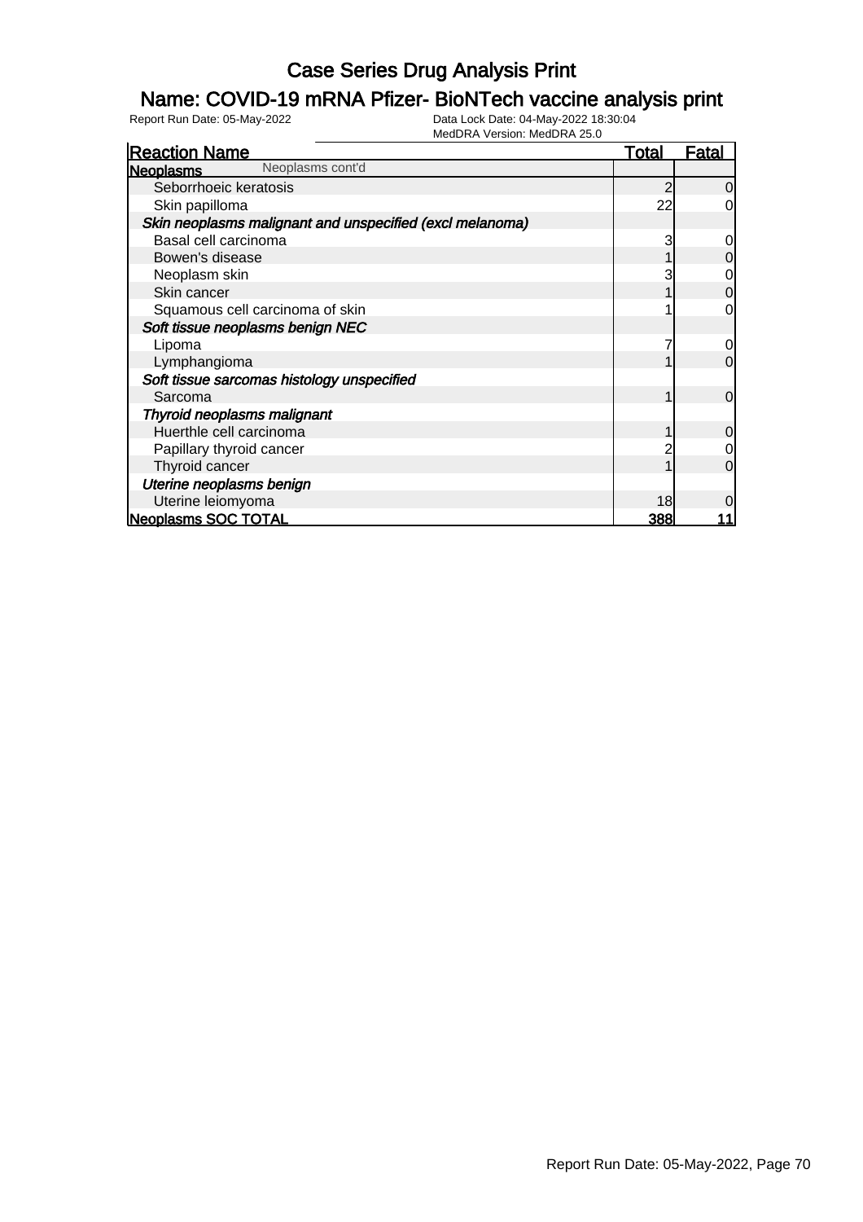# Case Series Drug Analysis Print

## Name: COVID-19 mRNA Pfizer- BioNTech vaccine analysis print

Report Run Date: 05-May-2022

Data Lock Date: 04-May-2022 18:30:04
MedDRA Version: MedDRA 25.0

| Reaction Name | Total | Fatal |
|---|---|---|
| **Neoplasms** Neoplasms cont'd | | |
| Seborrhoeic keratosis | 2 | 0 |
| Skin papilloma | 22 | 0 |
| ***Skin neoplasms malignant and unspecified (excl melanoma)*** | | |
| Basal cell carcinoma | 3 | 0 |
| Bowen's disease | 1 | 0 |
| Neoplasm skin | 3 | 0 |
| Skin cancer | 1 | 0 |
| Squamous cell carcinoma of skin | 1 | 0 |
| ***Soft tissue neoplasms benign NEC*** | | |
| Lipoma | 7 | 0 |
| Lymphangioma | 1 | 0 |
| ***Soft tissue sarcomas histology unspecified*** | | |
| Sarcoma | 1 | 0 |
| ***Thyroid neoplasms malignant*** | | |
| Huerthle cell carcinoma | 1 | 0 |
| Papillary thyroid cancer | 2 | 0 |
| Thyroid cancer | 1 | 0 |
| ***Uterine neoplasms benign*** | | |
| Uterine leiomyoma | 18 | 0 |
| **Neoplasms SOC TOTAL** | **388** | **11** |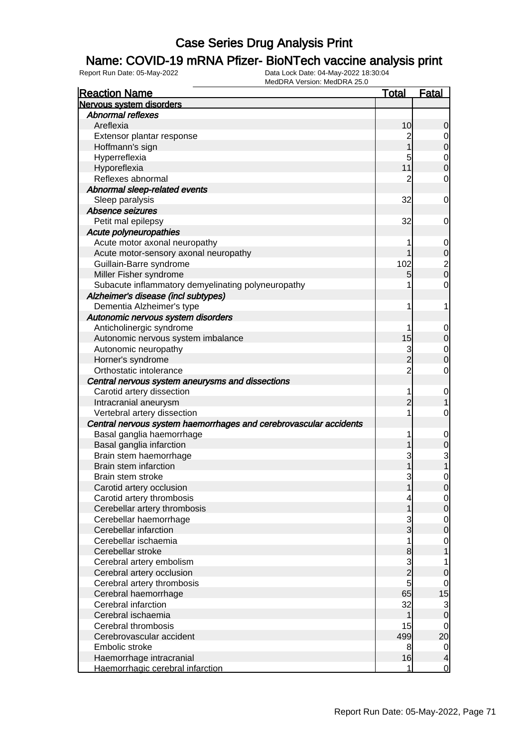# Case Series Drug Analysis Print

## Name: COVID-19 mRNA Pfizer- BioNTech vaccine analysis print

Report Run Date: 05-May-2022
Data Lock Date: 04-May-2022 18:30:04
MedDRA Version: MedDRA 25.0

| Reaction Name | Total | Fatal |
|---|---|---|
| **Nervous system disorders** | | |
| *Abnormal reflexes* | | |
| Areflexia | 10 | 0 |
| Extensor plantar response | 2 | 0 |
| Hoffmann's sign | 1 | 0 |
| Hyperreflexia | 5 | 0 |
| Hyporeflexia | 11 | 0 |
| Reflexes abnormal | 2 | 0 |
| *Abnormal sleep-related events* | | |
| Sleep paralysis | 32 | 0 |
| *Absence seizures* | | |
| Petit mal epilepsy | 32 | 0 |
| *Acute polyneuropathies* | | |
| Acute motor axonal neuropathy | 1 | 0 |
| Acute motor-sensory axonal neuropathy | 1 | 0 |
| Guillain-Barre syndrome | 102 | 2 |
| Miller Fisher syndrome | 5 | 0 |
| Subacute inflammatory demyelinating polyneuropathy | 1 | 0 |
| *Alzheimer's disease (incl subtypes)* | | |
| Dementia Alzheimer's type | 1 | 1 |
| *Autonomic nervous system disorders* | | |
| Anticholinergic syndrome | 1 | 0 |
| Autonomic nervous system imbalance | 15 | 0 |
| Autonomic neuropathy | 3 | 0 |
| Horner's syndrome | 2 | 0 |
| Orthostatic intolerance | 2 | 0 |
| *Central nervous system aneurysms and dissections* | | |
| Carotid artery dissection | 1 | 0 |
| Intracranial aneurysm | 2 | 1 |
| Vertebral artery dissection | 1 | 0 |
| *Central nervous system haemorrhages and cerebrovascular accidents* | | |
| Basal ganglia haemorrhage | 1 | 0 |
| Basal ganglia infarction | 1 | 0 |
| Brain stem haemorrhage | 3 | 3 |
| Brain stem infarction | 1 | 1 |
| Brain stem stroke | 3 | 0 |
| Carotid artery occlusion | 1 | 0 |
| Carotid artery thrombosis | 4 | 0 |
| Cerebellar artery thrombosis | 1 | 0 |
| Cerebellar haemorrhage | 3 | 0 |
| Cerebellar infarction | 3 | 0 |
| Cerebellar ischaemia | 1 | 0 |
| Cerebellar stroke | 8 | 1 |
| Cerebral artery embolism | 3 | 1 |
| Cerebral artery occlusion | 2 | 0 |
| Cerebral artery thrombosis | 5 | 0 |
| Cerebral haemorrhage | 65 | 15 |
| Cerebral infarction | 32 | 3 |
| Cerebral ischaemia | 1 | 0 |
| Cerebral thrombosis | 15 | 0 |
| Cerebrovascular accident | 499 | 20 |
| Embolic stroke | 8 | 0 |
| Haemorrhage intracranial | 16 | 4 |
| Haemorrhagic cerebral infarction | 1 | 0 |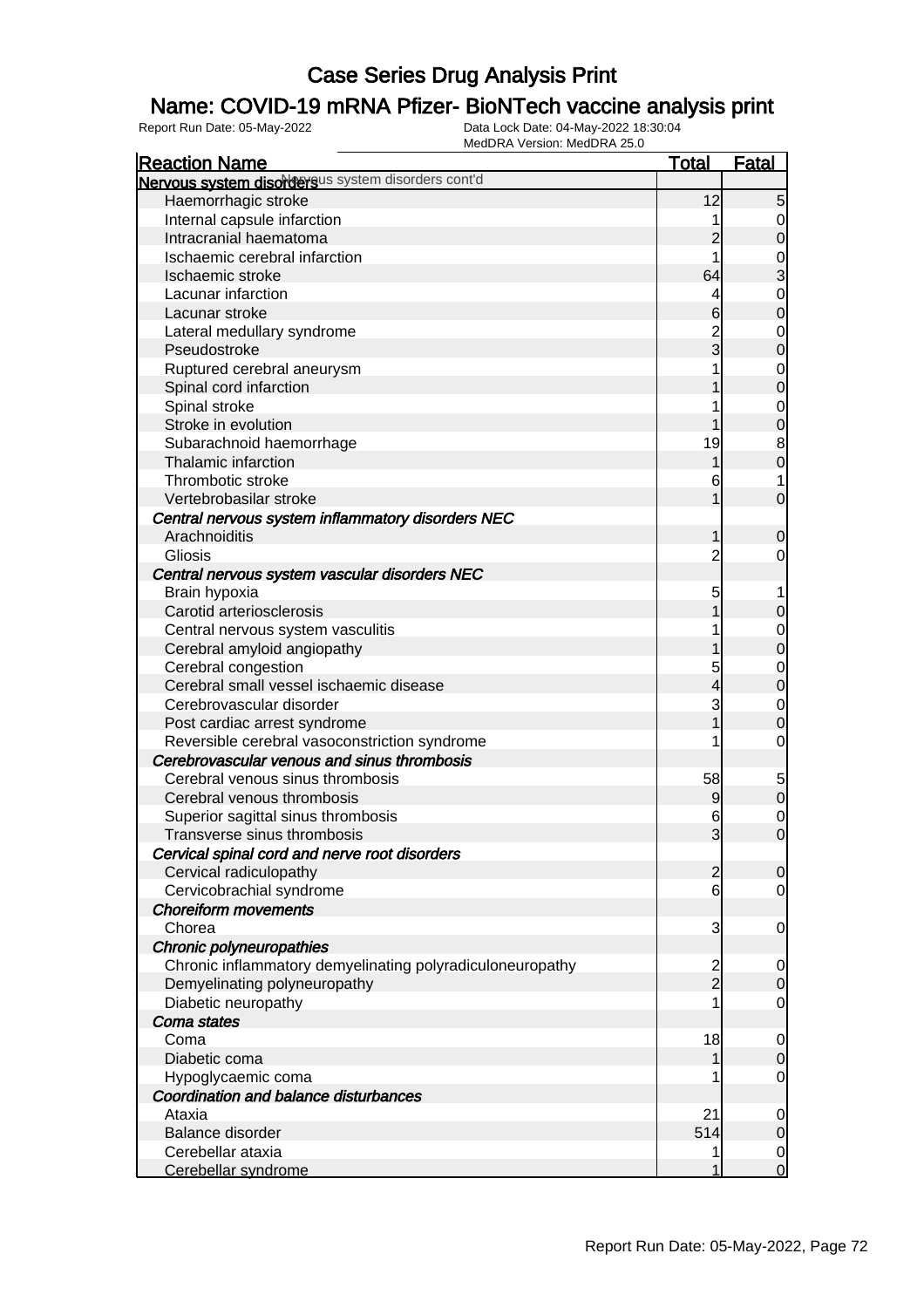# Case Series Drug Analysis Print

## Name: COVID-19 mRNA Pfizer- BioNTech vaccine analysis print

Report Run Date: 05-May-2022

Data Lock Date: 04-May-2022 18:30:04

MedDRA Version: MedDRA 25.0

| Reaction Name | Total | Fatal |
|---|---|---|
| **Nervous system disorders** Nervous system disorders cont'd | | |
| Haemorrhagic stroke | 12 | 5 |
| Internal capsule infarction | 1 | 0 |
| Intracranial haematoma | 2 | 0 |
| Ischaemic cerebral infarction | 1 | 0 |
| Ischaemic stroke | 64 | 3 |
| Lacunar infarction | 4 | 0 |
| Lacunar stroke | 6 | 0 |
| Lateral medullary syndrome | 2 | 0 |
| Pseudostroke | 3 | 0 |
| Ruptured cerebral aneurysm | 1 | 0 |
| Spinal cord infarction | 1 | 0 |
| Spinal stroke | 1 | 0 |
| Stroke in evolution | 1 | 0 |
| Subarachnoid haemorrhage | 19 | 8 |
| Thalamic infarction | 1 | 0 |
| Thrombotic stroke | 6 | 1 |
| Vertebrobasilar stroke | 1 | 0 |
| ***Central nervous system inflammatory disorders NEC*** | | |
| Arachnoiditis | 1 | 0 |
| Gliosis | 2 | 0 |
| ***Central nervous system vascular disorders NEC*** | | |
| Brain hypoxia | 5 | 1 |
| Carotid arteriosclerosis | 1 | 0 |
| Central nervous system vasculitis | 1 | 0 |
| Cerebral amyloid angiopathy | 1 | 0 |
| Cerebral congestion | 5 | 0 |
| Cerebral small vessel ischaemic disease | 4 | 0 |
| Cerebrovascular disorder | 3 | 0 |
| Post cardiac arrest syndrome | 1 | 0 |
| Reversible cerebral vasoconstriction syndrome | 1 | 0 |
| ***Cerebrovascular venous and sinus thrombosis*** | | |
| Cerebral venous sinus thrombosis | 58 | 5 |
| Cerebral venous thrombosis | 9 | 0 |
| Superior sagittal sinus thrombosis | 6 | 0 |
| Transverse sinus thrombosis | 3 | 0 |
| ***Cervical spinal cord and nerve root disorders*** | | |
| Cervical radiculopathy | 2 | 0 |
| Cervicobrachial syndrome | 6 | 0 |
| ***Choreiform movements*** | | |
| Chorea | 3 | 0 |
| ***Chronic polyneuropathies*** | | |
| Chronic inflammatory demyelinating polyradiculoneuropathy | 2 | 0 |
| Demyelinating polyneuropathy | 2 | 0 |
| Diabetic neuropathy | 1 | 0 |
| ***Coma states*** | | |
| Coma | 18 | 0 |
| Diabetic coma | 1 | 0 |
| Hypoglycaemic coma | 1 | 0 |
| ***Coordination and balance disturbances*** | | |
| Ataxia | 21 | 0 |
| Balance disorder | 514 | 0 |
| Cerebellar ataxia | 1 | 0 |
| Cerebellar syndrome | 1 | 0 |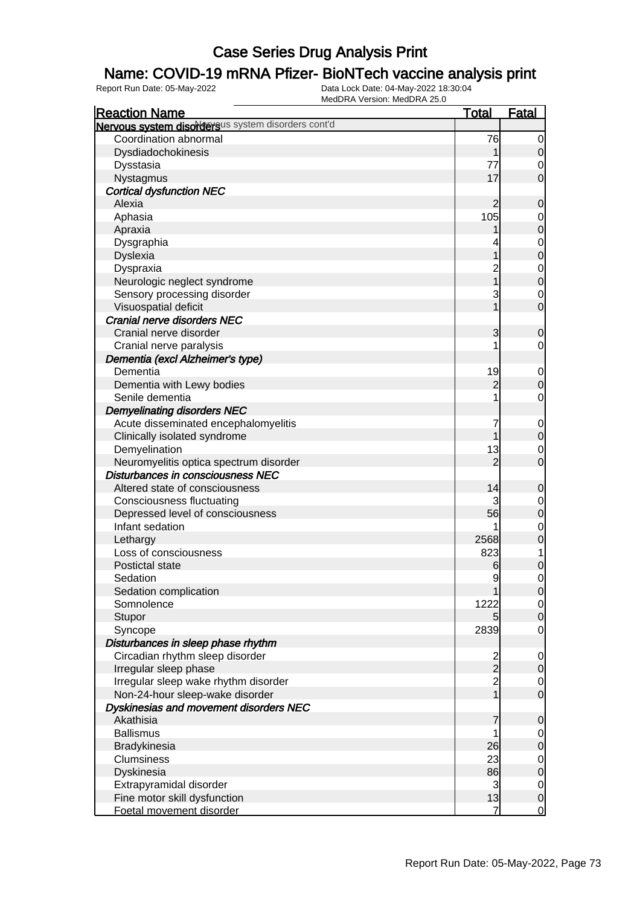# Case Series Drug Analysis Print

## Name: COVID-19 mRNA Pfizer- BioNTech vaccine analysis print

Report Run Date: 05-May-2022 | Data Lock Date: 04-May-2022 18:30:04 | MedDRA Version: MedDRA 25.0

| Reaction Name | Total | Fatal |
|---|---|---|
| **Nervous system disorders** Nervous system disorders cont'd | | |
| Coordination abnormal | 76 | 0 |
| Dysdiadochokinesis | 1 | 0 |
| Dysstasia | 77 | 0 |
| Nystagmus | 17 | 0 |
| ***Cortical dysfunction NEC*** | | |
| Alexia | 2 | 0 |
| Aphasia | 105 | 0 |
| Apraxia | 1 | 0 |
| Dysgraphia | 4 | 0 |
| Dyslexia | 1 | 0 |
| Dyspraxia | 2 | 0 |
| Neurologic neglect syndrome | 1 | 0 |
| Sensory processing disorder | 3 | 0 |
| Visuospatial deficit | 1 | 0 |
| ***Cranial nerve disorders NEC*** | | |
| Cranial nerve disorder | 3 | 0 |
| Cranial nerve paralysis | 1 | 0 |
| ***Dementia (excl Alzheimer's type)*** | | |
| Dementia | 19 | 0 |
| Dementia with Lewy bodies | 2 | 0 |
| Senile dementia | 1 | 0 |
| ***Demyelinating disorders NEC*** | | |
| Acute disseminated encephalomyelitis | 7 | 0 |
| Clinically isolated syndrome | 1 | 0 |
| Demyelination | 13 | 0 |
| Neuromyelitis optica spectrum disorder | 2 | 0 |
| ***Disturbances in consciousness NEC*** | | |
| Altered state of consciousness | 14 | 0 |
| Consciousness fluctuating | 3 | 0 |
| Depressed level of consciousness | 56 | 0 |
| Infant sedation | 1 | 0 |
| Lethargy | 2568 | 0 |
| Loss of consciousness | 823 | 1 |
| Postictal state | 6 | 0 |
| Sedation | 9 | 0 |
| Sedation complication | 1 | 0 |
| Somnolence | 1222 | 0 |
| Stupor | 5 | 0 |
| Syncope | 2839 | 0 |
| ***Disturbances in sleep phase rhythm*** | | |
| Circadian rhythm sleep disorder | 2 | 0 |
| Irregular sleep phase | 2 | 0 |
| Irregular sleep wake rhythm disorder | 2 | 0 |
| Non-24-hour sleep-wake disorder | 1 | 0 |
| ***Dyskinesias and movement disorders NEC*** | | |
| Akathisia | 7 | 0 |
| Ballismus | 1 | 0 |
| Bradykinesia | 26 | 0 |
| Clumsiness | 23 | 0 |
| Dyskinesia | 86 | 0 |
| Extrapyramidal disorder | 3 | 0 |
| Fine motor skill dysfunction | 13 | 0 |
| Foetal movement disorder | 7 | 0 |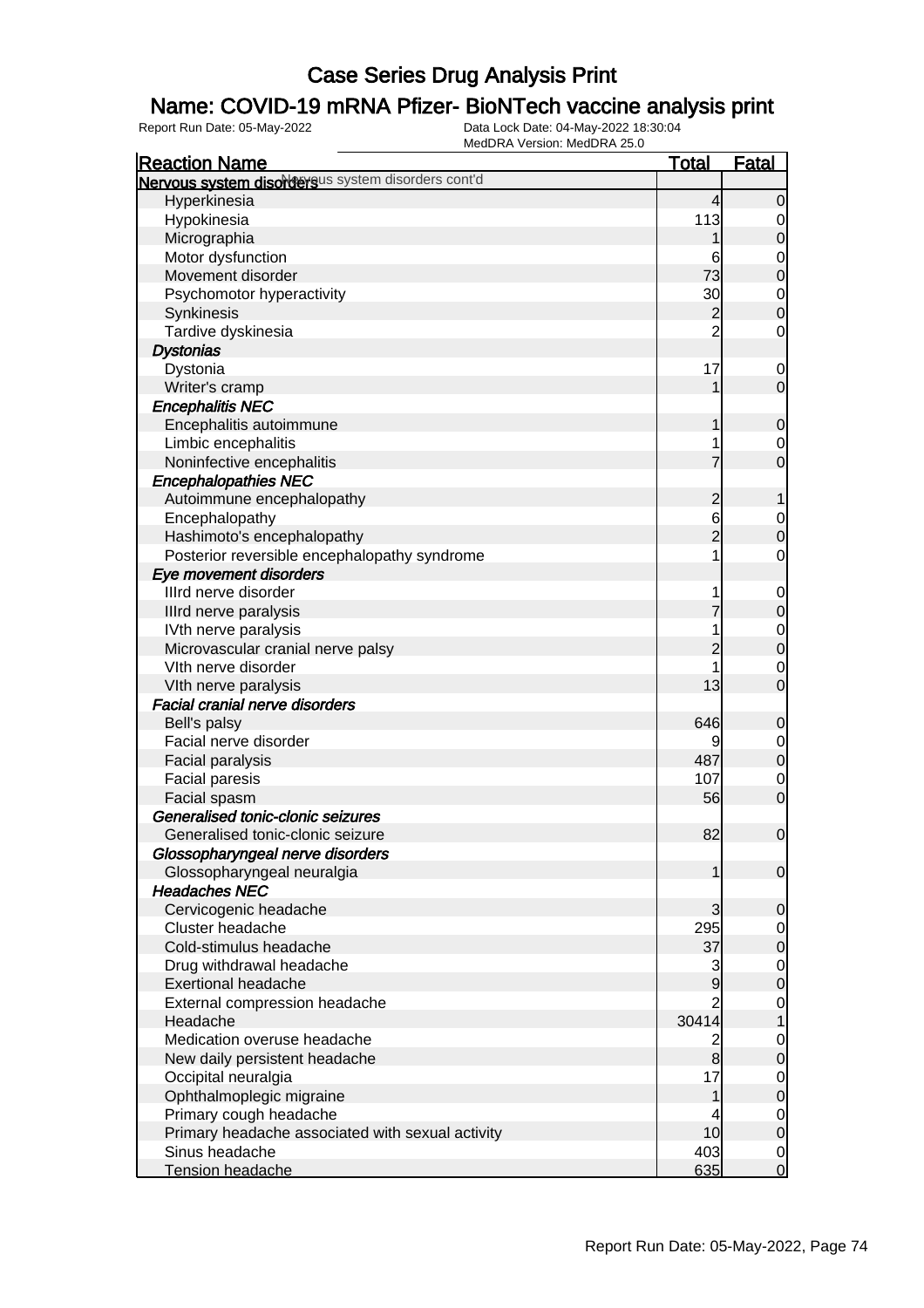# Case Series Drug Analysis Print

## Name: COVID-19 mRNA Pfizer- BioNTech vaccine analysis print

Report Run Date: 05-May-2022  Data Lock Date: 04-May-2022 18:30:04
MedDRA Version: MedDRA 25.0

| Reaction Name | Total | Fatal |
|---|---|---|
| **Nervous system disorders** Nervous system disorders cont'd | | |
| Hyperkinesia | 4 | 0 |
| Hypokinesia | 113 | 0 |
| Micrographia | 1 | 0 |
| Motor dysfunction | 6 | 0 |
| Movement disorder | 73 | 0 |
| Psychomotor hyperactivity | 30 | 0 |
| Synkinesis | 2 | 0 |
| Tardive dyskinesia | 2 | 0 |
| ***Dystonias*** | | |
| Dystonia | 17 | 0 |
| Writer's cramp | 1 | 0 |
| ***Encephalitis NEC*** | | |
| Encephalitis autoimmune | 1 | 0 |
| Limbic encephalitis | 1 | 0 |
| Noninfective encephalitis | 7 | 0 |
| ***Encephalopathies NEC*** | | |
| Autoimmune encephalopathy | 2 | 1 |
| Encephalopathy | 6 | 0 |
| Hashimoto's encephalopathy | 2 | 0 |
| Posterior reversible encephalopathy syndrome | 1 | 0 |
| ***Eye movement disorders*** | | |
| IIIrd nerve disorder | 1 | 0 |
| IIIrd nerve paralysis | 7 | 0 |
| IVth nerve paralysis | 1 | 0 |
| Microvascular cranial nerve palsy | 2 | 0 |
| VIth nerve disorder | 1 | 0 |
| VIth nerve paralysis | 13 | 0 |
| ***Facial cranial nerve disorders*** | | |
| Bell's palsy | 646 | 0 |
| Facial nerve disorder | 9 | 0 |
| Facial paralysis | 487 | 0 |
| Facial paresis | 107 | 0 |
| Facial spasm | 56 | 0 |
| ***Generalised tonic-clonic seizures*** | | |
| Generalised tonic-clonic seizure | 82 | 0 |
| ***Glossopharyngeal nerve disorders*** | | |
| Glossopharyngeal neuralgia | 1 | 0 |
| ***Headaches NEC*** | | |
| Cervicogenic headache | 3 | 0 |
| Cluster headache | 295 | 0 |
| Cold-stimulus headache | 37 | 0 |
| Drug withdrawal headache | 3 | 0 |
| Exertional headache | 9 | 0 |
| External compression headache | 2 | 0 |
| Headache | 30414 | 1 |
| Medication overuse headache | 2 | 0 |
| New daily persistent headache | 8 | 0 |
| Occipital neuralgia | 17 | 0 |
| Ophthalmoplegic migraine | 1 | 0 |
| Primary cough headache | 4 | 0 |
| Primary headache associated with sexual activity | 10 | 0 |
| Sinus headache | 403 | 0 |
| Tension headache | 635 | 0 |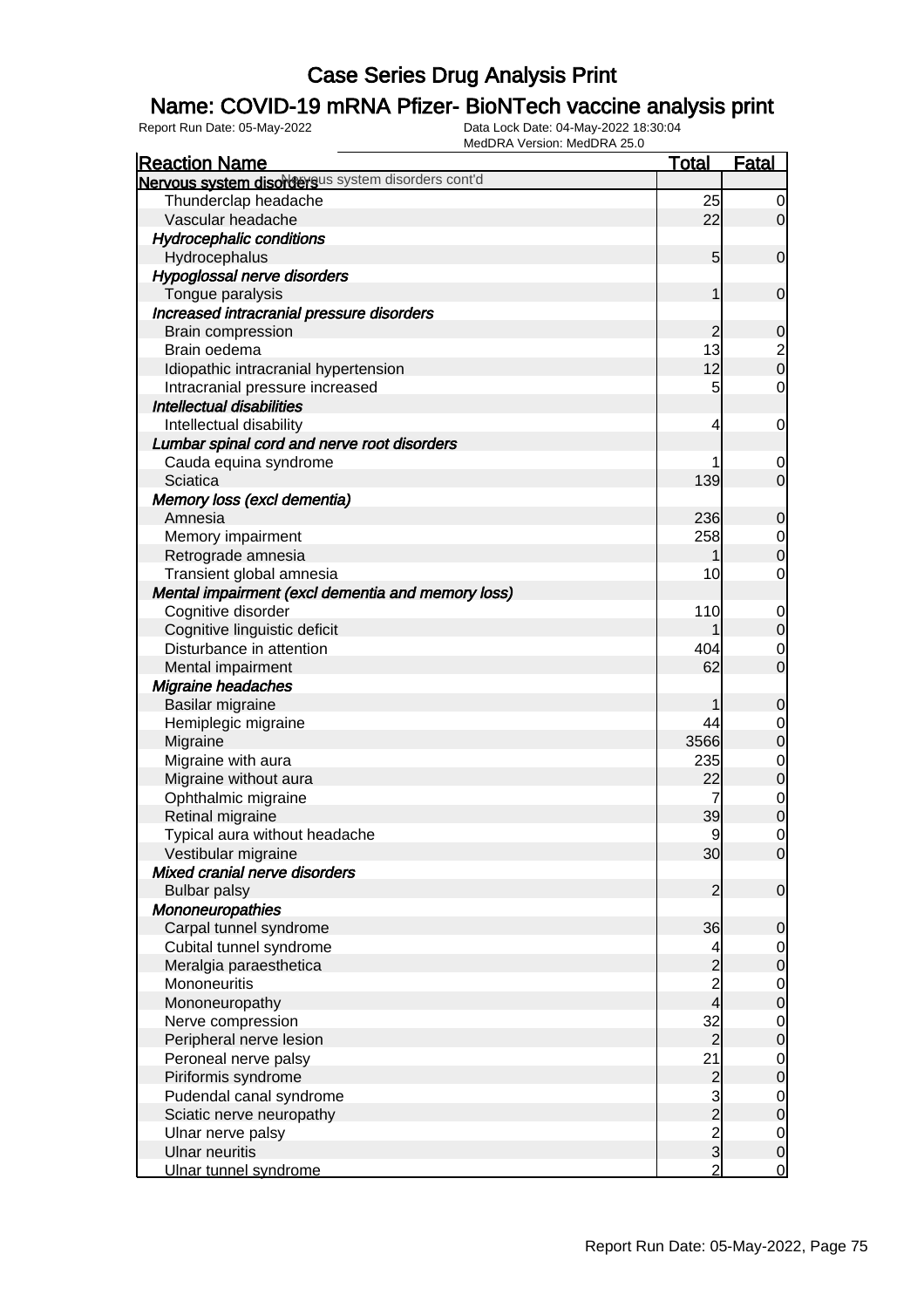# Case Series Drug Analysis Print

## Name: COVID-19 mRNA Pfizer- BioNTech vaccine analysis print

Report Run Date: 05-May-2022    Data Lock Date: 04-May-2022 18:30:04
MedDRA Version: MedDRA 25.0

| Reaction Name | Total | Fatal |
|---|---|---|
| **Nervous system disorders** Nervous system disorders cont'd | | |
| Thunderclap headache | 25 | 0 |
| Vascular headache | 22 | 0 |
| ***Hydrocephalic conditions*** | | |
| Hydrocephalus | 5 | 0 |
| ***Hypoglossal nerve disorders*** | | |
| Tongue paralysis | 1 | 0 |
| ***Increased intracranial pressure disorders*** | | |
| Brain compression | 2 | 0 |
| Brain oedema | 13 | 2 |
| Idiopathic intracranial hypertension | 12 | 0 |
| Intracranial pressure increased | 5 | 0 |
| ***Intellectual disabilities*** | | |
| Intellectual disability | 4 | 0 |
| ***Lumbar spinal cord and nerve root disorders*** | | |
| Cauda equina syndrome | 1 | 0 |
| Sciatica | 139 | 0 |
| ***Memory loss (excl dementia)*** | | |
| Amnesia | 236 | 0 |
| Memory impairment | 258 | 0 |
| Retrograde amnesia | 1 | 0 |
| Transient global amnesia | 10 | 0 |
| ***Mental impairment (excl dementia and memory loss)*** | | |
| Cognitive disorder | 110 | 0 |
| Cognitive linguistic deficit | 1 | 0 |
| Disturbance in attention | 404 | 0 |
| Mental impairment | 62 | 0 |
| ***Migraine headaches*** | | |
| Basilar migraine | 1 | 0 |
| Hemiplegic migraine | 44 | 0 |
| Migraine | 3566 | 0 |
| Migraine with aura | 235 | 0 |
| Migraine without aura | 22 | 0 |
| Ophthalmic migraine | 7 | 0 |
| Retinal migraine | 39 | 0 |
| Typical aura without headache | 9 | 0 |
| Vestibular migraine | 30 | 0 |
| ***Mixed cranial nerve disorders*** | | |
| Bulbar palsy | 2 | 0 |
| ***Mononeuropathies*** | | |
| Carpal tunnel syndrome | 36 | 0 |
| Cubital tunnel syndrome | 4 | 0 |
| Meralgia paraesthetica | 2 | 0 |
| Mononeuritis | 2 | 0 |
| Mononeuropathy | 4 | 0 |
| Nerve compression | 32 | 0 |
| Peripheral nerve lesion | 2 | 0 |
| Peroneal nerve palsy | 21 | 0 |
| Piriformis syndrome | 2 | 0 |
| Pudendal canal syndrome | 3 | 0 |
| Sciatic nerve neuropathy | 2 | 0 |
| Ulnar nerve palsy | 2 | 0 |
| Ulnar neuritis | 3 | 0 |
| Ulnar tunnel syndrome | 2 | 0 |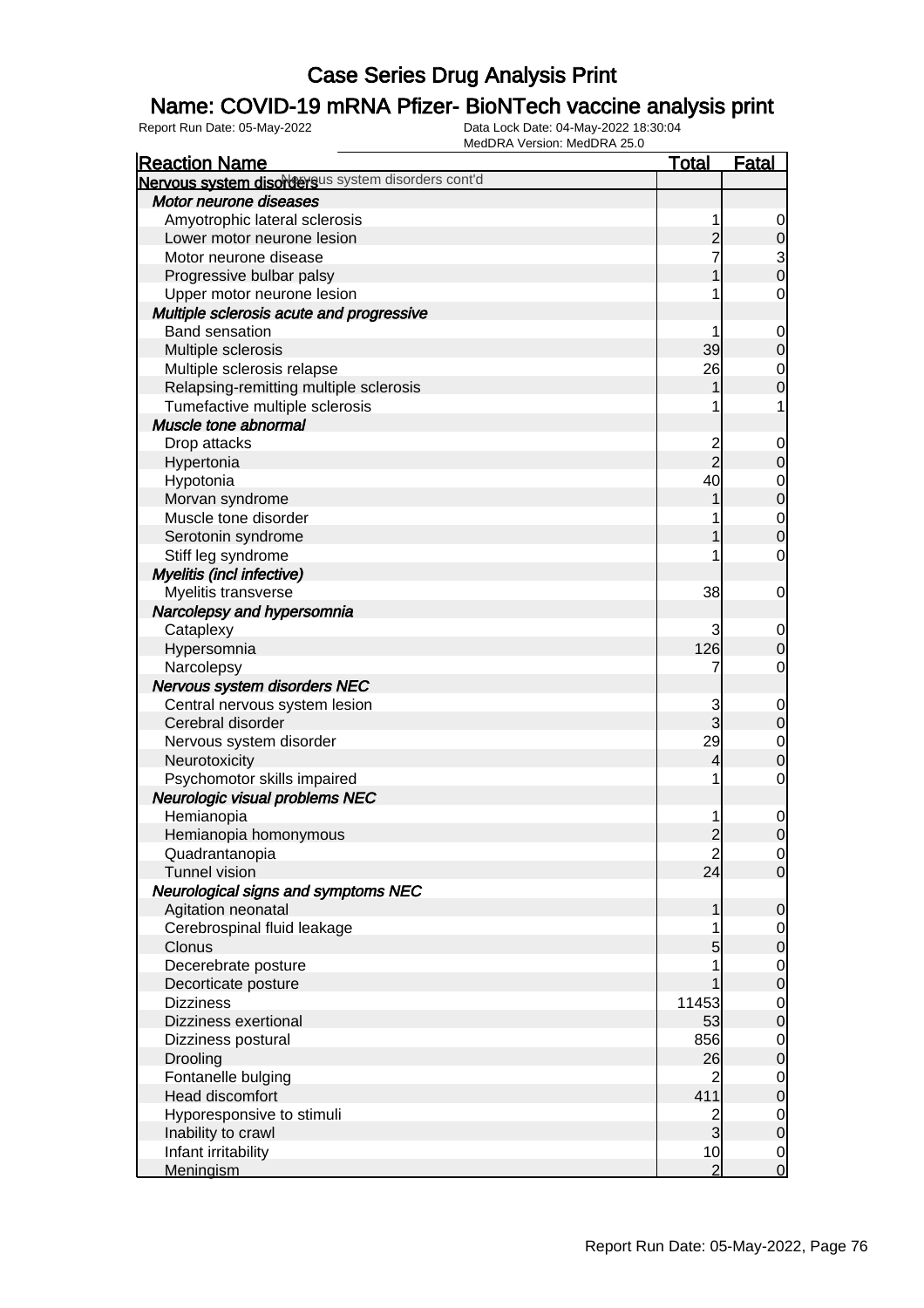# Case Series Drug Analysis Print

## Name: COVID-19 mRNA Pfizer- BioNTech vaccine analysis print

Report Run Date: 05-May-2022    Data Lock Date: 04-May-2022 18:30:04
MedDRA Version: MedDRA 25.0

| Reaction Name | Total | Fatal |
|---|---|---|
| **Nervous system disorders** Nervous system disorders cont'd | | |
| ***Motor neurone diseases*** | | |
| Amyotrophic lateral sclerosis | 1 | 0 |
| Lower motor neurone lesion | 2 | 0 |
| Motor neurone disease | 7 | 3 |
| Progressive bulbar palsy | 1 | 0 |
| Upper motor neurone lesion | 1 | 0 |
| ***Multiple sclerosis acute and progressive*** | | |
| Band sensation | 1 | 0 |
| Multiple sclerosis | 39 | 0 |
| Multiple sclerosis relapse | 26 | 0 |
| Relapsing-remitting multiple sclerosis | 1 | 0 |
| Tumefactive multiple sclerosis | 1 | 1 |
| ***Muscle tone abnormal*** | | |
| Drop attacks | 2 | 0 |
| Hypertonia | 2 | 0 |
| Hypotonia | 40 | 0 |
| Morvan syndrome | 1 | 0 |
| Muscle tone disorder | 1 | 0 |
| Serotonin syndrome | 1 | 0 |
| Stiff leg syndrome | 1 | 0 |
| ***Myelitis (incl infective)*** | | |
| Myelitis transverse | 38 | 0 |
| ***Narcolepsy and hypersomnia*** | | |
| Cataplexy | 3 | 0 |
| Hypersomnia | 126 | 0 |
| Narcolepsy | 7 | 0 |
| ***Nervous system disorders NEC*** | | |
| Central nervous system lesion | 3 | 0 |
| Cerebral disorder | 3 | 0 |
| Nervous system disorder | 29 | 0 |
| Neurotoxicity | 4 | 0 |
| Psychomotor skills impaired | 1 | 0 |
| ***Neurologic visual problems NEC*** | | |
| Hemianopia | 1 | 0 |
| Hemianopia homonymous | 2 | 0 |
| Quadrantanopia | 2 | 0 |
| Tunnel vision | 24 | 0 |
| ***Neurological signs and symptoms NEC*** | | |
| Agitation neonatal | 1 | 0 |
| Cerebrospinal fluid leakage | 1 | 0 |
| Clonus | 5 | 0 |
| Decerebrate posture | 1 | 0 |
| Decorticate posture | 1 | 0 |
| Dizziness | 11453 | 0 |
| Dizziness exertional | 53 | 0 |
| Dizziness postural | 856 | 0 |
| Drooling | 26 | 0 |
| Fontanelle bulging | 2 | 0 |
| Head discomfort | 411 | 0 |
| Hyporesponsive to stimuli | 2 | 0 |
| Inability to crawl | 3 | 0 |
| Infant irritability | 10 | 0 |
| Meningism | 2 | 0 |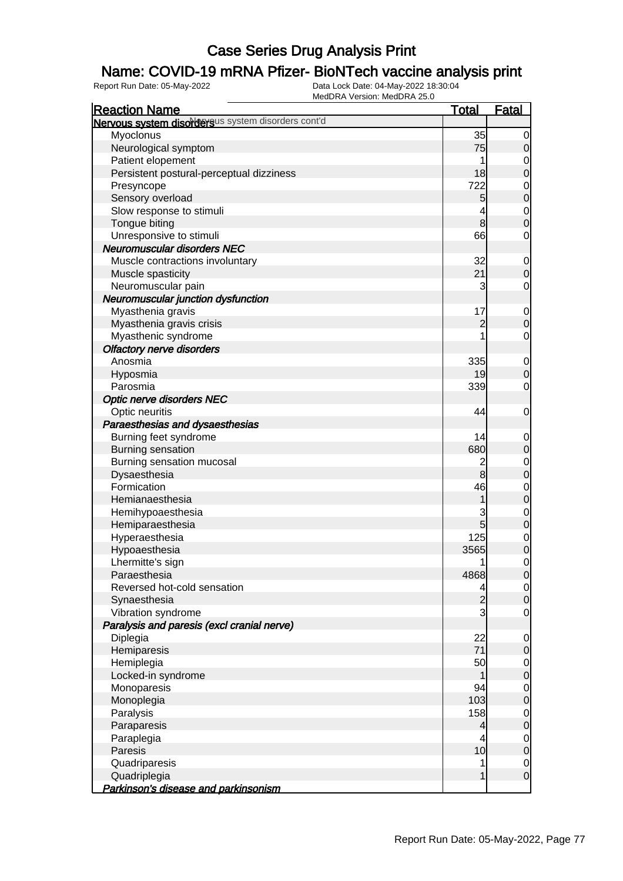# Case Series Drug Analysis Print

## Name: COVID-19 mRNA Pfizer- BioNTech vaccine analysis print

Report Run Date: 05-May-2022 | Data Lock Date: 04-May-2022 18:30:04 | MedDRA Version: MedDRA 25.0

| Reaction Name | Total | Fatal |
|---|---|---|
| **Nervous system disorders** Nervous system disorders cont'd | | |
| Myoclonus | 35 | 0 |
| Neurological symptom | 75 | 0 |
| Patient elopement | 1 | 0 |
| Persistent postural-perceptual dizziness | 18 | 0 |
| Presyncope | 722 | 0 |
| Sensory overload | 5 | 0 |
| Slow response to stimuli | 4 | 0 |
| Tongue biting | 8 | 0 |
| Unresponsive to stimuli | 66 | 0 |
| ***Neuromuscular disorders NEC*** | | |
| Muscle contractions involuntary | 32 | 0 |
| Muscle spasticity | 21 | 0 |
| Neuromuscular pain | 3 | 0 |
| ***Neuromuscular junction dysfunction*** | | |
| Myasthenia gravis | 17 | 0 |
| Myasthenia gravis crisis | 2 | 0 |
| Myasthenic syndrome | 1 | 0 |
| ***Olfactory nerve disorders*** | | |
| Anosmia | 335 | 0 |
| Hyposmia | 19 | 0 |
| Parosmia | 339 | 0 |
| ***Optic nerve disorders NEC*** | | |
| Optic neuritis | 44 | 0 |
| ***Paraesthesias and dysaesthesias*** | | |
| Burning feet syndrome | 14 | 0 |
| Burning sensation | 680 | 0 |
| Burning sensation mucosal | 2 | 0 |
| Dysaesthesia | 8 | 0 |
| Formication | 46 | 0 |
| Hemianaesthesia | 1 | 0 |
| Hemihypoaesthesia | 3 | 0 |
| Hemiparaesthesia | 5 | 0 |
| Hyperaesthesia | 125 | 0 |
| Hypoaesthesia | 3565 | 0 |
| Lhermitte's sign | 1 | 0 |
| Paraesthesia | 4868 | 0 |
| Reversed hot-cold sensation | 4 | 0 |
| Synaesthesia | 2 | 0 |
| Vibration syndrome | 3 | 0 |
| ***Paralysis and paresis (excl cranial nerve)*** | | |
| Diplegia | 22 | 0 |
| Hemiparesis | 71 | 0 |
| Hemiplegia | 50 | 0 |
| Locked-in syndrome | 1 | 0 |
| Monoparesis | 94 | 0 |
| Monoplegia | 103 | 0 |
| Paralysis | 158 | 0 |
| Paraparesis | 4 | 0 |
| Paraplegia | 4 | 0 |
| Paresis | 10 | 0 |
| Quadriparesis | 1 | 0 |
| Quadriplegia | 1 | 0 |
| ***Parkinson's disease and parkinsonism*** | | |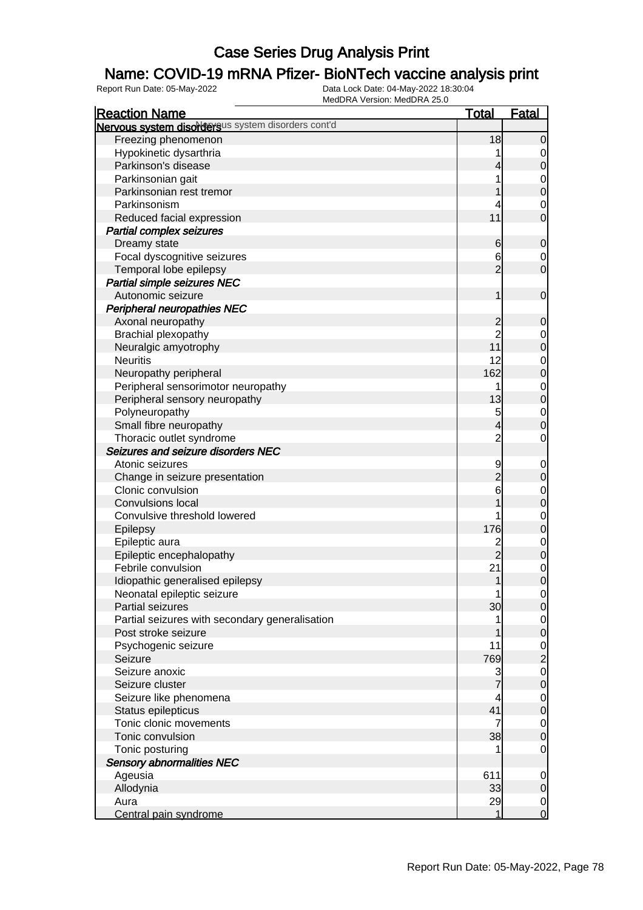# Case Series Drug Analysis Print

## Name: COVID-19 mRNA Pfizer- BioNTech vaccine analysis print

Report Run Date: 05-May-2022    Data Lock Date: 04-May-2022 18:30:04
MedDRA Version: MedDRA 25.0

| Reaction Name | Total | Fatal |
|---|---|---|
| **Nervous system disorders** Nervous system disorders cont'd | | |
| Freezing phenomenon | 18 | 0 |
| Hypokinetic dysarthria | 1 | 0 |
| Parkinson's disease | 4 | 0 |
| Parkinsonian gait | 1 | 0 |
| Parkinsonian rest tremor | 1 | 0 |
| Parkinsonism | 4 | 0 |
| Reduced facial expression | 11 | 0 |
| ***Partial complex seizures*** | | |
| Dreamy state | 6 | 0 |
| Focal dyscognitive seizures | 6 | 0 |
| Temporal lobe epilepsy | 2 | 0 |
| ***Partial simple seizures NEC*** | | |
| Autonomic seizure | 1 | 0 |
| ***Peripheral neuropathies NEC*** | | |
| Axonal neuropathy | 2 | 0 |
| Brachial plexopathy | 2 | 0 |
| Neuralgic amyotrophy | 11 | 0 |
| Neuritis | 12 | 0 |
| Neuropathy peripheral | 162 | 0 |
| Peripheral sensorimotor neuropathy | 1 | 0 |
| Peripheral sensory neuropathy | 13 | 0 |
| Polyneuropathy | 5 | 0 |
| Small fibre neuropathy | 4 | 0 |
| Thoracic outlet syndrome | 2 | 0 |
| ***Seizures and seizure disorders NEC*** | | |
| Atonic seizures | 9 | 0 |
| Change in seizure presentation | 2 | 0 |
| Clonic convulsion | 6 | 0 |
| Convulsions local | 1 | 0 |
| Convulsive threshold lowered | 1 | 0 |
| Epilepsy | 176 | 0 |
| Epileptic aura | 2 | 0 |
| Epileptic encephalopathy | 2 | 0 |
| Febrile convulsion | 21 | 0 |
| Idiopathic generalised epilepsy | 1 | 0 |
| Neonatal epileptic seizure | 1 | 0 |
| Partial seizures | 30 | 0 |
| Partial seizures with secondary generalisation | 1 | 0 |
| Post stroke seizure | 1 | 0 |
| Psychogenic seizure | 11 | 0 |
| Seizure | 769 | 2 |
| Seizure anoxic | 3 | 0 |
| Seizure cluster | 7 | 0 |
| Seizure like phenomena | 4 | 0 |
| Status epilepticus | 41 | 0 |
| Tonic clonic movements | 7 | 0 |
| Tonic convulsion | 38 | 0 |
| Tonic posturing | 1 | 0 |
| ***Sensory abnormalities NEC*** | | |
| Ageusia | 611 | 0 |
| Allodynia | 33 | 0 |
| Aura | 29 | 0 |
| Central pain syndrome | 1 | 0 |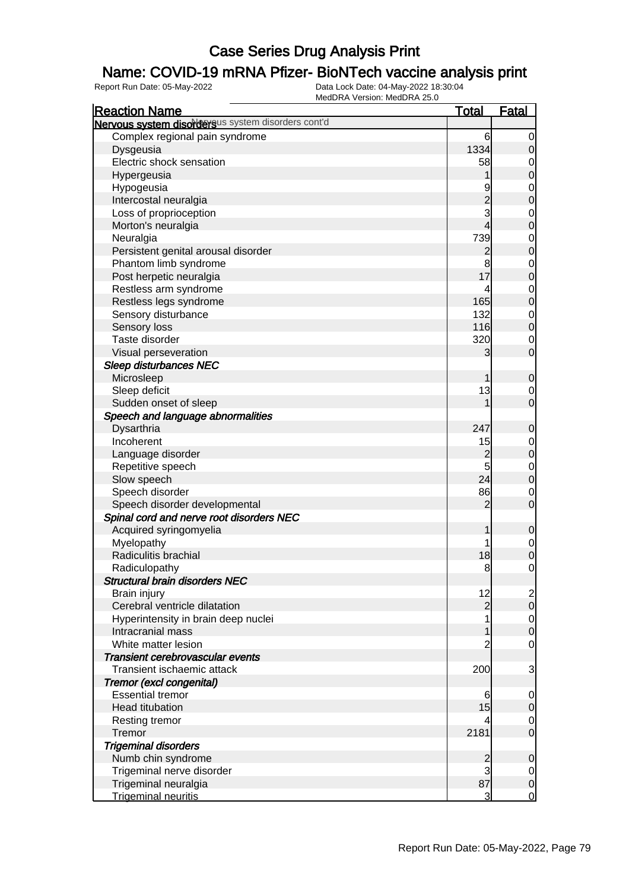# Case Series Drug Analysis Print

## Name: COVID-19 mRNA Pfizer- BioNTech vaccine analysis print

Report Run Date: 05-May-2022

Data Lock Date: 04-May-2022 18:30:04
MedDRA Version: MedDRA 25.0

| Reaction Name | Total | Fatal |
|---|---|---|
| **Nervous system disorders** Nervous system disorders cont'd | | |
| Complex regional pain syndrome | 6 | 0 |
| Dysgeusia | 1334 | 0 |
| Electric shock sensation | 58 | 0 |
| Hypergeusia | 1 | 0 |
| Hypogeusia | 9 | 0 |
| Intercostal neuralgia | 2 | 0 |
| Loss of proprioception | 3 | 0 |
| Morton's neuralgia | 4 | 0 |
| Neuralgia | 739 | 0 |
| Persistent genital arousal disorder | 2 | 0 |
| Phantom limb syndrome | 8 | 0 |
| Post herpetic neuralgia | 17 | 0 |
| Restless arm syndrome | 4 | 0 |
| Restless legs syndrome | 165 | 0 |
| Sensory disturbance | 132 | 0 |
| Sensory loss | 116 | 0 |
| Taste disorder | 320 | 0 |
| Visual perseveration | 3 | 0 |
| ***Sleep disturbances NEC*** | | |
| Microsleep | 1 | 0 |
| Sleep deficit | 13 | 0 |
| Sudden onset of sleep | 1 | 0 |
| ***Speech and language abnormalities*** | | |
| Dysarthria | 247 | 0 |
| Incoherent | 15 | 0 |
| Language disorder | 2 | 0 |
| Repetitive speech | 5 | 0 |
| Slow speech | 24 | 0 |
| Speech disorder | 86 | 0 |
| Speech disorder developmental | 2 | 0 |
| ***Spinal cord and nerve root disorders NEC*** | | |
| Acquired syringomyelia | 1 | 0 |
| Myelopathy | 1 | 0 |
| Radiculitis brachial | 18 | 0 |
| Radiculopathy | 8 | 0 |
| ***Structural brain disorders NEC*** | | |
| Brain injury | 12 | 2 |
| Cerebral ventricle dilatation | 2 | 0 |
| Hyperintensity in brain deep nuclei | 1 | 0 |
| Intracranial mass | 1 | 0 |
| White matter lesion | 2 | 0 |
| ***Transient cerebrovascular events*** | | |
| Transient ischaemic attack | 200 | 3 |
| ***Tremor (excl congenital)*** | | |
| Essential tremor | 6 | 0 |
| Head titubation | 15 | 0 |
| Resting tremor | 4 | 0 |
| Tremor | 2181 | 0 |
| ***Trigeminal disorders*** | | |
| Numb chin syndrome | 2 | 0 |
| Trigeminal nerve disorder | 3 | 0 |
| Trigeminal neuralgia | 87 | 0 |
| Trigeminal neuritis | 3 | 0 |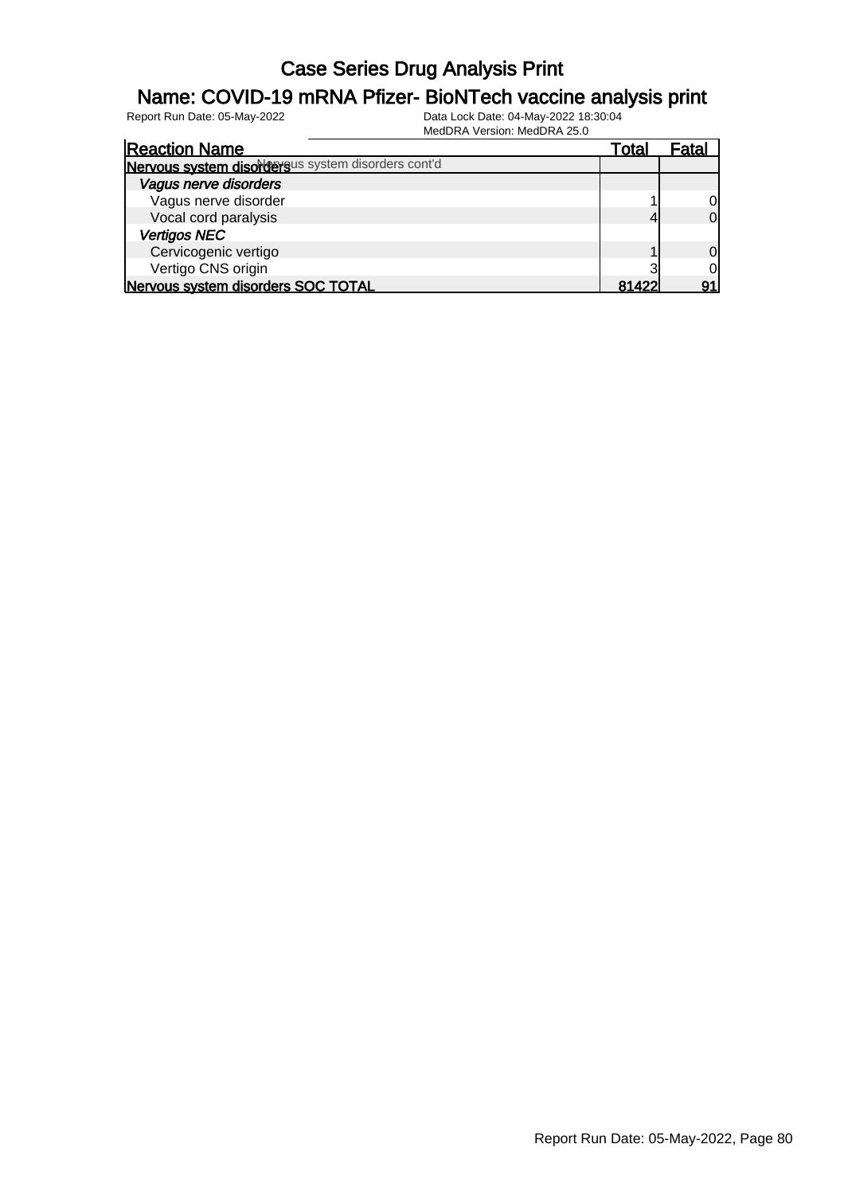# Case Series Drug Analysis Print

## Name: COVID-19 mRNA Pfizer- BioNTech vaccine analysis print

Report Run Date: 05-May-2022

Data Lock Date: 04-May-2022 18:30:04

MedDRA Version: MedDRA 25.0

| Reaction Name | Total | Fatal |
|---|---|---|
| **Nervous system disorders** Nervous system disorders cont'd | | |
| ***Vagus nerve disorders*** | | |
| Vagus nerve disorder | 1 | 0 |
| Vocal cord paralysis | 4 | 0 |
| ***Vertigos NEC*** | | |
| Cervicogenic vertigo | 1 | 0 |
| Vertigo CNS origin | 3 | 0 |
| **Nervous system disorders SOC TOTAL** | **81422** | **91** |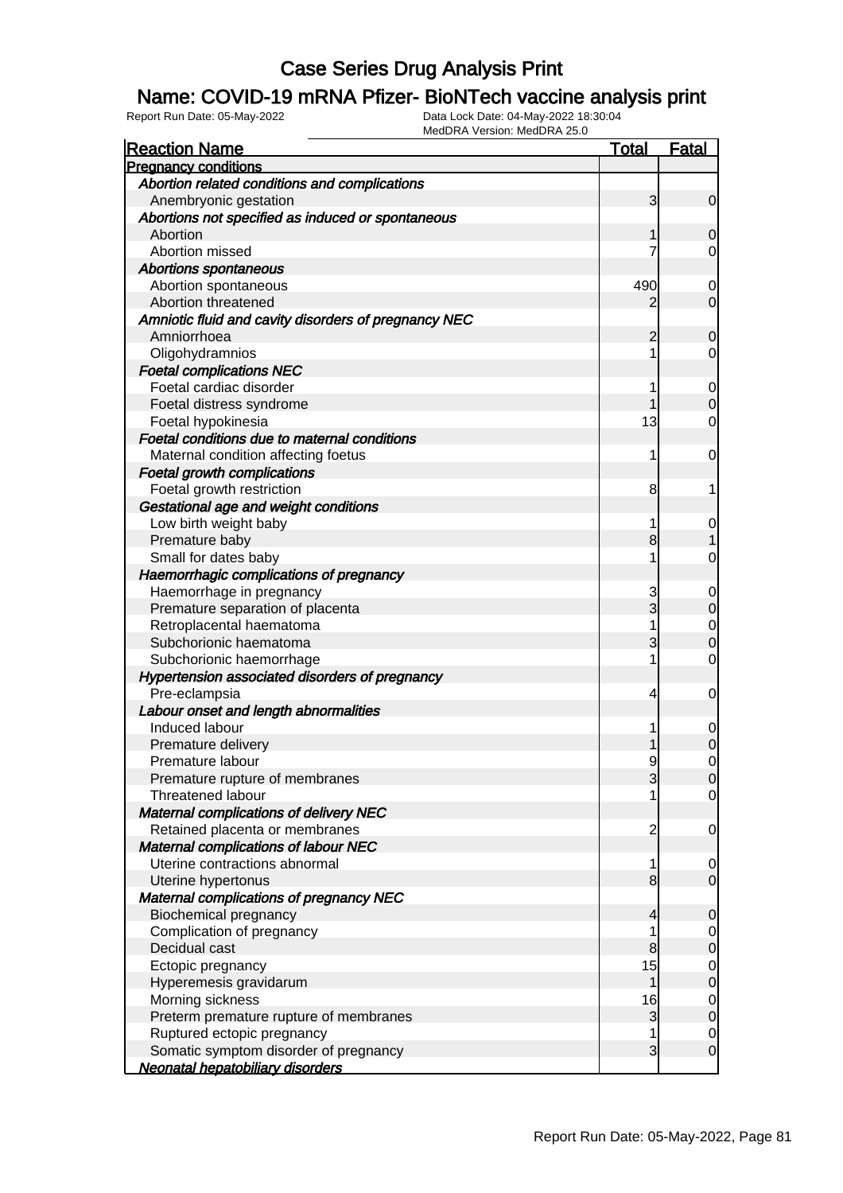# Case Series Drug Analysis Print

## Name: COVID-19 mRNA Pfizer- BioNTech vaccine analysis print

Report Run Date: 05-May-2022    Data Lock Date: 04-May-2022 18:30:04
MedDRA Version: MedDRA 25.0

| Reaction Name | Total | Fatal |
|---|---|---|
| **Pregnancy conditions** | | |
| *Abortion related conditions and complications* | | |
| Anembryonic gestation | 3 | 0 |
| *Abortions not specified as induced or spontaneous* | | |
| Abortion | 1 | 0 |
| Abortion missed | 7 | 0 |
| *Abortions spontaneous* | | |
| Abortion spontaneous | 490 | 0 |
| Abortion threatened | 2 | 0 |
| *Amniotic fluid and cavity disorders of pregnancy NEC* | | |
| Amniorrhoea | 2 | 0 |
| Oligohydramnios | 1 | 0 |
| *Foetal complications NEC* | | |
| Foetal cardiac disorder | 1 | 0 |
| Foetal distress syndrome | 1 | 0 |
| Foetal hypokinesia | 13 | 0 |
| *Foetal conditions due to maternal conditions* | | |
| Maternal condition affecting foetus | 1 | 0 |
| *Foetal growth complications* | | |
| Foetal growth restriction | 8 | 1 |
| *Gestational age and weight conditions* | | |
| Low birth weight baby | 1 | 0 |
| Premature baby | 8 | 1 |
| Small for dates baby | 1 | 0 |
| *Haemorrhagic complications of pregnancy* | | |
| Haemorrhage in pregnancy | 3 | 0 |
| Premature separation of placenta | 3 | 0 |
| Retroplacental haematoma | 1 | 0 |
| Subchorionic haematoma | 3 | 0 |
| Subchorionic haemorrhage | 1 | 0 |
| *Hypertension associated disorders of pregnancy* | | |
| Pre-eclampsia | 4 | 0 |
| *Labour onset and length abnormalities* | | |
| Induced labour | 1 | 0 |
| Premature delivery | 1 | 0 |
| Premature labour | 9 | 0 |
| Premature rupture of membranes | 3 | 0 |
| Threatened labour | 1 | 0 |
| *Maternal complications of delivery NEC* | | |
| Retained placenta or membranes | 2 | 0 |
| *Maternal complications of labour NEC* | | |
| Uterine contractions abnormal | 1 | 0 |
| Uterine hypertonus | 8 | 0 |
| *Maternal complications of pregnancy NEC* | | |
| Biochemical pregnancy | 4 | 0 |
| Complication of pregnancy | 1 | 0 |
| Decidual cast | 8 | 0 |
| Ectopic pregnancy | 15 | 0 |
| Hyperemesis gravidarum | 1 | 0 |
| Morning sickness | 16 | 0 |
| Preterm premature rupture of membranes | 3 | 0 |
| Ruptured ectopic pregnancy | 1 | 0 |
| Somatic symptom disorder of pregnancy | 3 | 0 |
| **Neonatal hepatobiliary disorders** | | |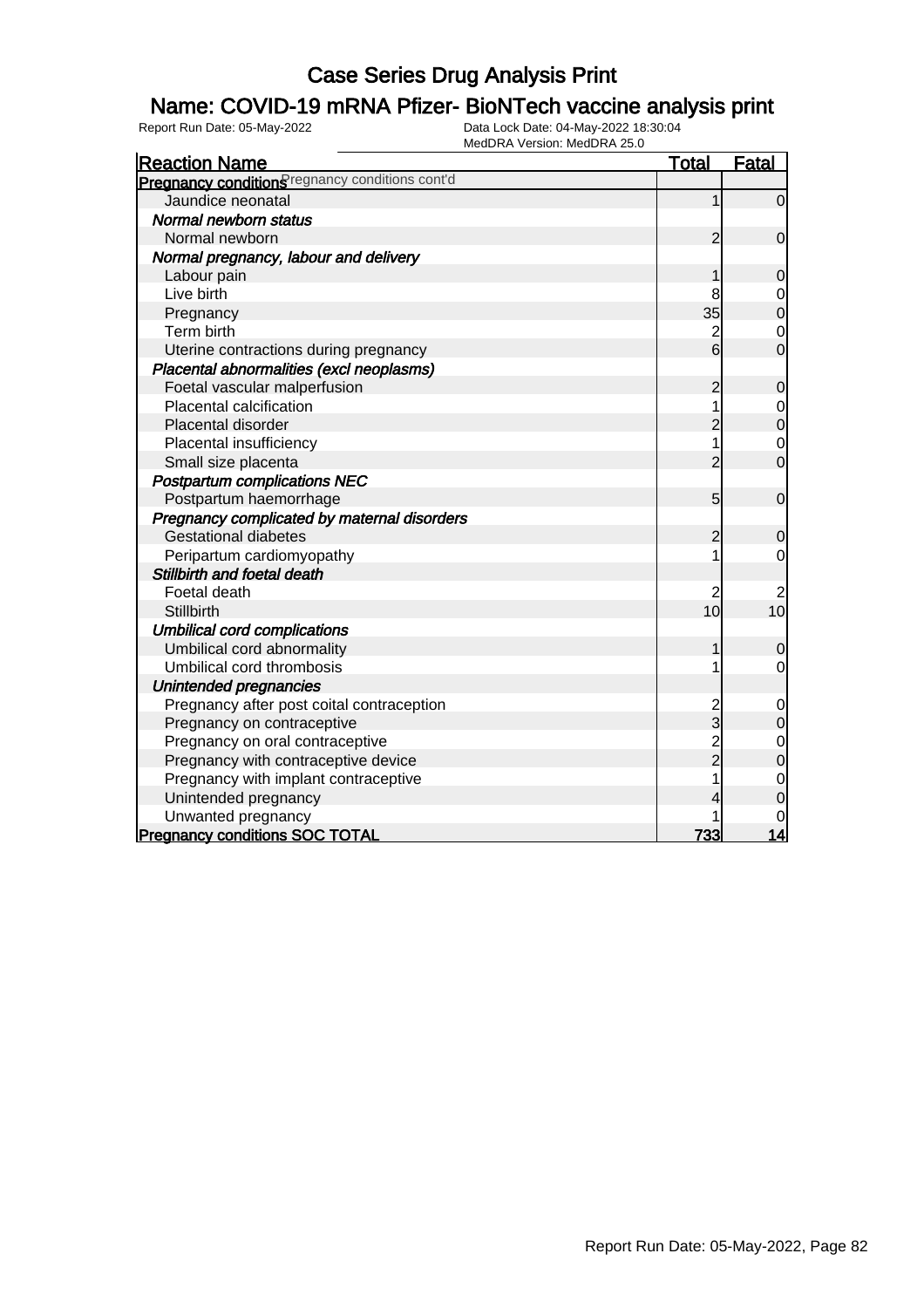# Case Series Drug Analysis Print

## Name: COVID-19 mRNA Pfizer- BioNTech vaccine analysis print

Report Run Date: 05-May-2022    Data Lock Date: 04-May-2022 18:30:04
MedDRA Version: MedDRA 25.0

| Reaction Name | Total | Fatal |
|---|---|---|
| **Pregnancy conditions** Pregnancy conditions cont'd | | |
| Jaundice neonatal | 1 | 0 |
| *Normal newborn status* | | |
| Normal newborn | 2 | 0 |
| *Normal pregnancy, labour and delivery* | | |
| Labour pain | 1 | 0 |
| Live birth | 8 | 0 |
| Pregnancy | 35 | 0 |
| Term birth | 2 | 0 |
| Uterine contractions during pregnancy | 6 | 0 |
| *Placental abnormalities (excl neoplasms)* | | |
| Foetal vascular malperfusion | 2 | 0 |
| Placental calcification | 1 | 0 |
| Placental disorder | 2 | 0 |
| Placental insufficiency | 1 | 0 |
| Small size placenta | 2 | 0 |
| *Postpartum complications NEC* | | |
| Postpartum haemorrhage | 5 | 0 |
| *Pregnancy complicated by maternal disorders* | | |
| Gestational diabetes | 2 | 0 |
| Peripartum cardiomyopathy | 1 | 0 |
| *Stillbirth and foetal death* | | |
| Foetal death | 2 | 2 |
| Stillbirth | 10 | 10 |
| *Umbilical cord complications* | | |
| Umbilical cord abnormality | 1 | 0 |
| Umbilical cord thrombosis | 1 | 0 |
| *Unintended pregnancies* | | |
| Pregnancy after post coital contraception | 2 | 0 |
| Pregnancy on contraceptive | 3 | 0 |
| Pregnancy on oral contraceptive | 2 | 0 |
| Pregnancy with contraceptive device | 2 | 0 |
| Pregnancy with implant contraceptive | 1 | 0 |
| Unintended pregnancy | 4 | 0 |
| Unwanted pregnancy | 1 | 0 |
| **Pregnancy conditions SOC TOTAL** | **733** | **14** |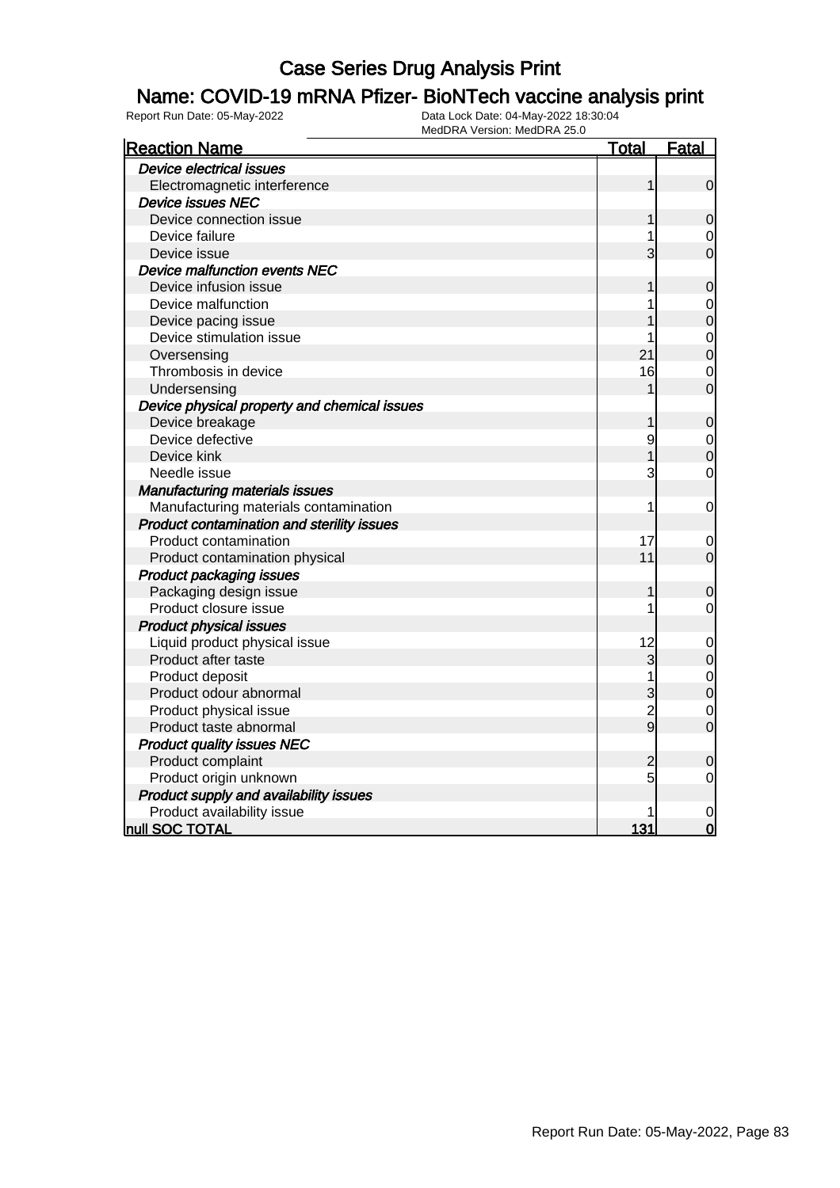# Case Series Drug Analysis Print

## Name: COVID-19 mRNA Pfizer- BioNTech vaccine analysis print

Report Run Date: 05-May-2022 | Data Lock Date: 04-May-2022 18:30:04 | MedDRA Version: MedDRA 25.0

| Reaction Name | Total | Fatal |
|---|---|---|
| *Device electrical issues* | | |
| Electromagnetic interference | 1 | 0 |
| *Device issues NEC* | | |
| Device connection issue | 1 | 0 |
| Device failure | 1 | 0 |
| Device issue | 3 | 0 |
| *Device malfunction events NEC* | | |
| Device infusion issue | 1 | 0 |
| Device malfunction | 1 | 0 |
| Device pacing issue | 1 | 0 |
| Device stimulation issue | 1 | 0 |
| Oversensing | 21 | 0 |
| Thrombosis in device | 16 | 0 |
| Undersensing | 1 | 0 |
| *Device physical property and chemical issues* | | |
| Device breakage | 1 | 0 |
| Device defective | 9 | 0 |
| Device kink | 1 | 0 |
| Needle issue | 3 | 0 |
| *Manufacturing materials issues* | | |
| Manufacturing materials contamination | 1 | 0 |
| *Product contamination and sterility issues* | | |
| Product contamination | 17 | 0 |
| Product contamination physical | 11 | 0 |
| *Product packaging issues* | | |
| Packaging design issue | 1 | 0 |
| Product closure issue | 1 | 0 |
| *Product physical issues* | | |
| Liquid product physical issue | 12 | 0 |
| Product after taste | 3 | 0 |
| Product deposit | 1 | 0 |
| Product odour abnormal | 3 | 0 |
| Product physical issue | 2 | 0 |
| Product taste abnormal | 9 | 0 |
| *Product quality issues NEC* | | |
| Product complaint | 2 | 0 |
| Product origin unknown | 5 | 0 |
| *Product supply and availability issues* | | |
| Product availability issue | 1 | 0 |
| **null SOC TOTAL** | **131** | **0** |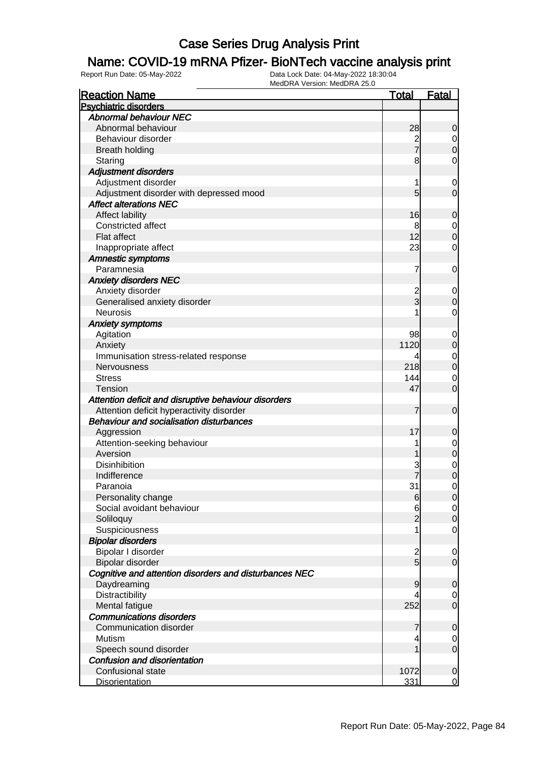# Case Series Drug Analysis Print

## Name: COVID-19 mRNA Pfizer- BioNTech vaccine analysis print

Report Run Date: 05-May-2022
Data Lock Date: 04-May-2022 18:30:04
MedDRA Version: MedDRA 25.0

| Reaction Name | Total | Fatal |
|---|---|---|
| **Psychiatric disorders** | | |
| *Abnormal behaviour NEC* | | |
| Abnormal behaviour | 28 | 0 |
| Behaviour disorder | 2 | 0 |
| Breath holding | 7 | 0 |
| Staring | 8 | 0 |
| *Adjustment disorders* | | |
| Adjustment disorder | 1 | 0 |
| Adjustment disorder with depressed mood | 5 | 0 |
| *Affect alterations NEC* | | |
| Affect lability | 16 | 0 |
| Constricted affect | 8 | 0 |
| Flat affect | 12 | 0 |
| Inappropriate affect | 23 | 0 |
| *Amnestic symptoms* | | |
| Paramnesia | 7 | 0 |
| *Anxiety disorders NEC* | | |
| Anxiety disorder | 2 | 0 |
| Generalised anxiety disorder | 3 | 0 |
| Neurosis | 1 | 0 |
| *Anxiety symptoms* | | |
| Agitation | 98 | 0 |
| Anxiety | 1120 | 0 |
| Immunisation stress-related response | 4 | 0 |
| Nervousness | 218 | 0 |
| Stress | 144 | 0 |
| Tension | 47 | 0 |
| *Attention deficit and disruptive behaviour disorders* | | |
| Attention deficit hyperactivity disorder | 7 | 0 |
| *Behaviour and socialisation disturbances* | | |
| Aggression | 17 | 0 |
| Attention-seeking behaviour | 1 | 0 |
| Aversion | 1 | 0 |
| Disinhibition | 3 | 0 |
| Indifference | 7 | 0 |
| Paranoia | 31 | 0 |
| Personality change | 6 | 0 |
| Social avoidant behaviour | 6 | 0 |
| Soliloquy | 2 | 0 |
| Suspiciousness | 1 | 0 |
| *Bipolar disorders* | | |
| Bipolar I disorder | 2 | 0 |
| Bipolar disorder | 5 | 0 |
| *Cognitive and attention disorders and disturbances NEC* | | |
| Daydreaming | 9 | 0 |
| Distractibility | 4 | 0 |
| Mental fatigue | 252 | 0 |
| *Communications disorders* | | |
| Communication disorder | 7 | 0 |
| Mutism | 4 | 0 |
| Speech sound disorder | 1 | 0 |
| *Confusion and disorientation* | | |
| Confusional state | 1072 | 0 |
| Disorientation | 331 | 0 |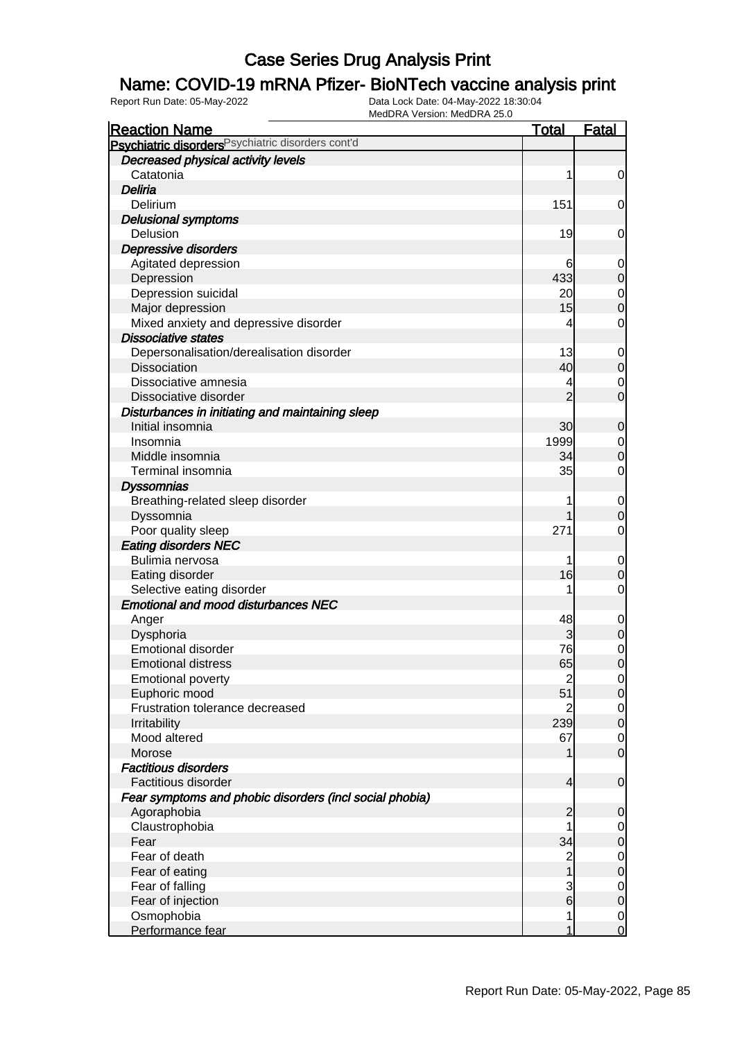# Case Series Drug Analysis Print

## Name: COVID-19 mRNA Pfizer- BioNTech vaccine analysis print

Report Run Date: 05-May-2022

Data Lock Date: 04-May-2022 18:30:04

MedDRA Version: MedDRA 25.0

| Reaction Name | Total | Fatal |
|---|---|---|
| **Psychiatric disorders** Psychiatric disorders cont'd | | |
| ***Decreased physical activity levels*** | | |
| Catatonia | 1 | 0 |
| ***Deliria*** | | |
| Delirium | 151 | 0 |
| ***Delusional symptoms*** | | |
| Delusion | 19 | 0 |
| ***Depressive disorders*** | | |
| Agitated depression | 6 | 0 |
| Depression | 433 | 0 |
| Depression suicidal | 20 | 0 |
| Major depression | 15 | 0 |
| Mixed anxiety and depressive disorder | 4 | 0 |
| ***Dissociative states*** | | |
| Depersonalisation/derealisation disorder | 13 | 0 |
| Dissociation | 40 | 0 |
| Dissociative amnesia | 4 | 0 |
| Dissociative disorder | 2 | 0 |
| ***Disturbances in initiating and maintaining sleep*** | | |
| Initial insomnia | 30 | 0 |
| Insomnia | 1999 | 0 |
| Middle insomnia | 34 | 0 |
| Terminal insomnia | 35 | 0 |
| ***Dyssomnias*** | | |
| Breathing-related sleep disorder | 1 | 0 |
| Dyssomnia | 1 | 0 |
| Poor quality sleep | 271 | 0 |
| ***Eating disorders NEC*** | | |
| Bulimia nervosa | 1 | 0 |
| Eating disorder | 16 | 0 |
| Selective eating disorder | 1 | 0 |
| ***Emotional and mood disturbances NEC*** | | |
| Anger | 48 | 0 |
| Dysphoria | 3 | 0 |
| Emotional disorder | 76 | 0 |
| Emotional distress | 65 | 0 |
| Emotional poverty | 2 | 0 |
| Euphoric mood | 51 | 0 |
| Frustration tolerance decreased | 2 | 0 |
| Irritability | 239 | 0 |
| Mood altered | 67 | 0 |
| Morose | 1 | 0 |
| ***Factitious disorders*** | | |
| Factitious disorder | 4 | 0 |
| ***Fear symptoms and phobic disorders (incl social phobia)*** | | |
| Agoraphobia | 2 | 0 |
| Claustrophobia | 1 | 0 |
| Fear | 34 | 0 |
| Fear of death | 2 | 0 |
| Fear of eating | 1 | 0 |
| Fear of falling | 3 | 0 |
| Fear of injection | 6 | 0 |
| Osmophobia | 1 | 0 |
| Performance fear | 1 | 0 |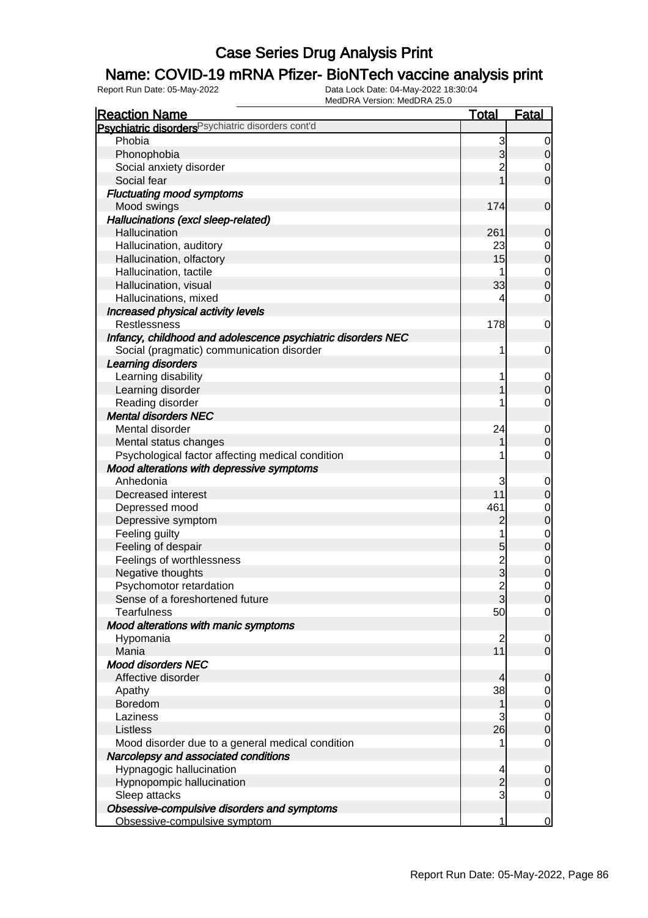# Case Series Drug Analysis Print

## Name: COVID-19 mRNA Pfizer- BioNTech vaccine analysis print

Report Run Date: 05-May-2022

Data Lock Date: 04-May-2022 18:30:04

MedDRA Version: MedDRA 25.0

| Reaction Name | Total | Fatal |
|---|---|---|
| **Psychiatric disorders** Psychiatric disorders cont'd | | |
| Phobia | 3 | 0 |
| Phonophobia | 3 | 0 |
| Social anxiety disorder | 2 | 0 |
| Social fear | 1 | 0 |
| ***Fluctuating mood symptoms*** | | |
| Mood swings | 174 | 0 |
| ***Hallucinations (excl sleep-related)*** | | |
| Hallucination | 261 | 0 |
| Hallucination, auditory | 23 | 0 |
| Hallucination, olfactory | 15 | 0 |
| Hallucination, tactile | 1 | 0 |
| Hallucination, visual | 33 | 0 |
| Hallucinations, mixed | 4 | 0 |
| ***Increased physical activity levels*** | | |
| Restlessness | 178 | 0 |
| ***Infancy, childhood and adolescence psychiatric disorders NEC*** | | |
| Social (pragmatic) communication disorder | 1 | 0 |
| ***Learning disorders*** | | |
| Learning disability | 1 | 0 |
| Learning disorder | 1 | 0 |
| Reading disorder | 1 | 0 |
| ***Mental disorders NEC*** | | |
| Mental disorder | 24 | 0 |
| Mental status changes | 1 | 0 |
| Psychological factor affecting medical condition | 1 | 0 |
| ***Mood alterations with depressive symptoms*** | | |
| Anhedonia | 3 | 0 |
| Decreased interest | 11 | 0 |
| Depressed mood | 461 | 0 |
| Depressive symptom | 2 | 0 |
| Feeling guilty | 1 | 0 |
| Feeling of despair | 5 | 0 |
| Feelings of worthlessness | 2 | 0 |
| Negative thoughts | 3 | 0 |
| Psychomotor retardation | 2 | 0 |
| Sense of a foreshortened future | 3 | 0 |
| Tearfulness | 50 | 0 |
| ***Mood alterations with manic symptoms*** | | |
| Hypomania | 2 | 0 |
| Mania | 11 | 0 |
| ***Mood disorders NEC*** | | |
| Affective disorder | 4 | 0 |
| Apathy | 38 | 0 |
| Boredom | 1 | 0 |
| Laziness | 3 | 0 |
| Listless | 26 | 0 |
| Mood disorder due to a general medical condition | 1 | 0 |
| ***Narcolepsy and associated conditions*** | | |
| Hypnagogic hallucination | 4 | 0 |
| Hypnopompic hallucination | 2 | 0 |
| Sleep attacks | 3 | 0 |
| ***Obsessive-compulsive disorders and symptoms*** | | |
| Obsessive-compulsive symptom | 1 | 0 |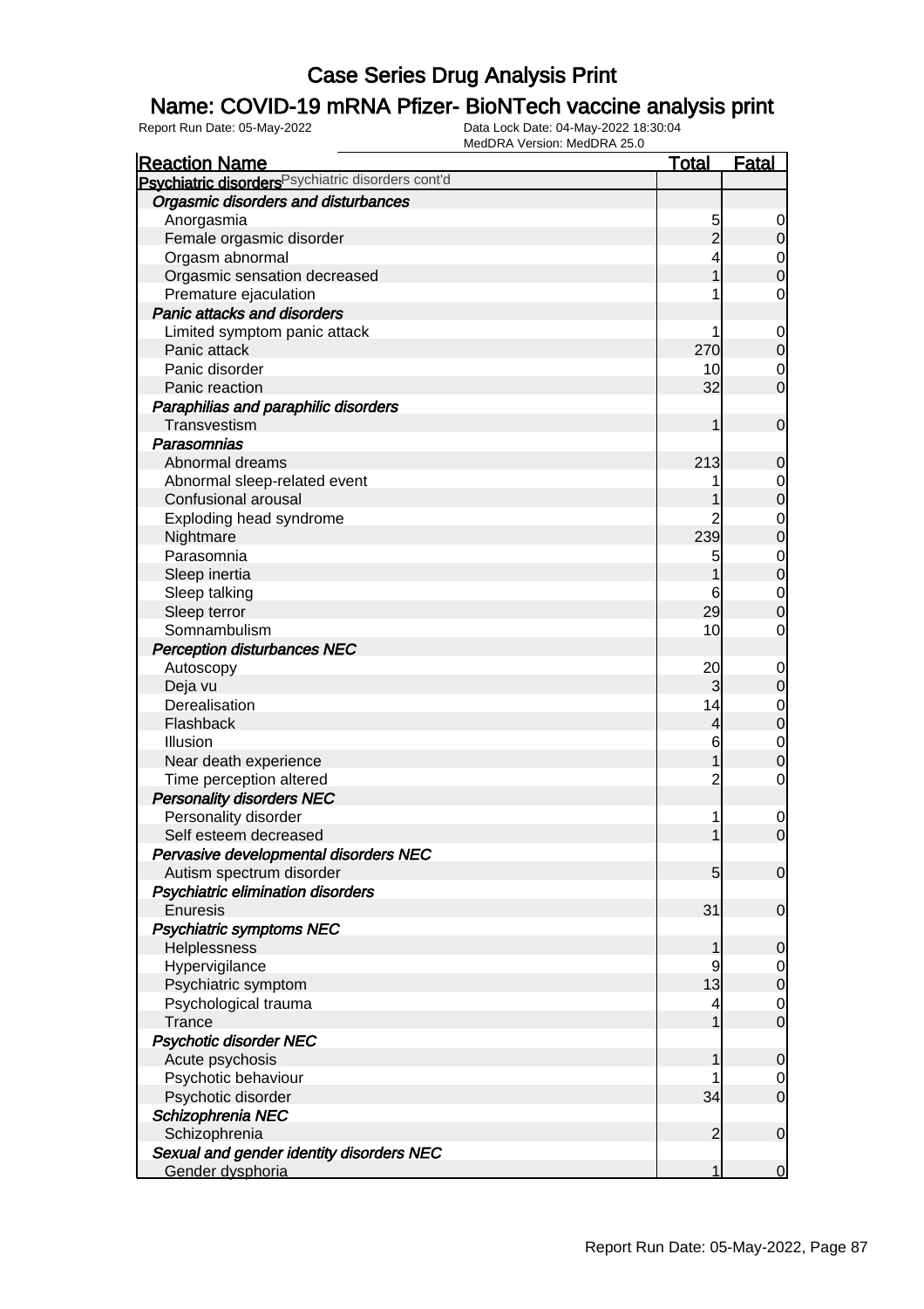# Case Series Drug Analysis Print

## Name: COVID-19 mRNA Pfizer- BioNTech vaccine analysis print

Report Run Date: 05-May-2022
Data Lock Date: 04-May-2022 18:30:04
MedDRA Version: MedDRA 25.0

| Reaction Name | Total | Fatal |
|---|---|---|
| **Psychiatric disorders** Psychiatric disorders cont'd | | |
| ***Orgasmic disorders and disturbances*** | | |
| Anorgasmia | 5 | 0 |
| Female orgasmic disorder | 2 | 0 |
| Orgasm abnormal | 4 | 0 |
| Orgasmic sensation decreased | 1 | 0 |
| Premature ejaculation | 1 | 0 |
| ***Panic attacks and disorders*** | | |
| Limited symptom panic attack | 1 | 0 |
| Panic attack | 270 | 0 |
| Panic disorder | 10 | 0 |
| Panic reaction | 32 | 0 |
| ***Paraphilias and paraphilic disorders*** | | |
| Transvestism | 1 | 0 |
| ***Parasomnias*** | | |
| Abnormal dreams | 213 | 0 |
| Abnormal sleep-related event | 1 | 0 |
| Confusional arousal | 1 | 0 |
| Exploding head syndrome | 2 | 0 |
| Nightmare | 239 | 0 |
| Parasomnia | 5 | 0 |
| Sleep inertia | 1 | 0 |
| Sleep talking | 6 | 0 |
| Sleep terror | 29 | 0 |
| Somnambulism | 10 | 0 |
| ***Perception disturbances NEC*** | | |
| Autoscopy | 20 | 0 |
| Deja vu | 3 | 0 |
| Derealisation | 14 | 0 |
| Flashback | 4 | 0 |
| Illusion | 6 | 0 |
| Near death experience | 1 | 0 |
| Time perception altered | 2 | 0 |
| ***Personality disorders NEC*** | | |
| Personality disorder | 1 | 0 |
| Self esteem decreased | 1 | 0 |
| ***Pervasive developmental disorders NEC*** | | |
| Autism spectrum disorder | 5 | 0 |
| ***Psychiatric elimination disorders*** | | |
| Enuresis | 31 | 0 |
| ***Psychiatric symptoms NEC*** | | |
| Helplessness | 1 | 0 |
| Hypervigilance | 9 | 0 |
| Psychiatric symptom | 13 | 0 |
| Psychological trauma | 4 | 0 |
| Trance | 1 | 0 |
| ***Psychotic disorder NEC*** | | |
| Acute psychosis | 1 | 0 |
| Psychotic behaviour | 1 | 0 |
| Psychotic disorder | 34 | 0 |
| ***Schizophrenia NEC*** | | |
| Schizophrenia | 2 | 0 |
| ***Sexual and gender identity disorders NEC*** | | |
| Gender dysphoria | 1 | 0 |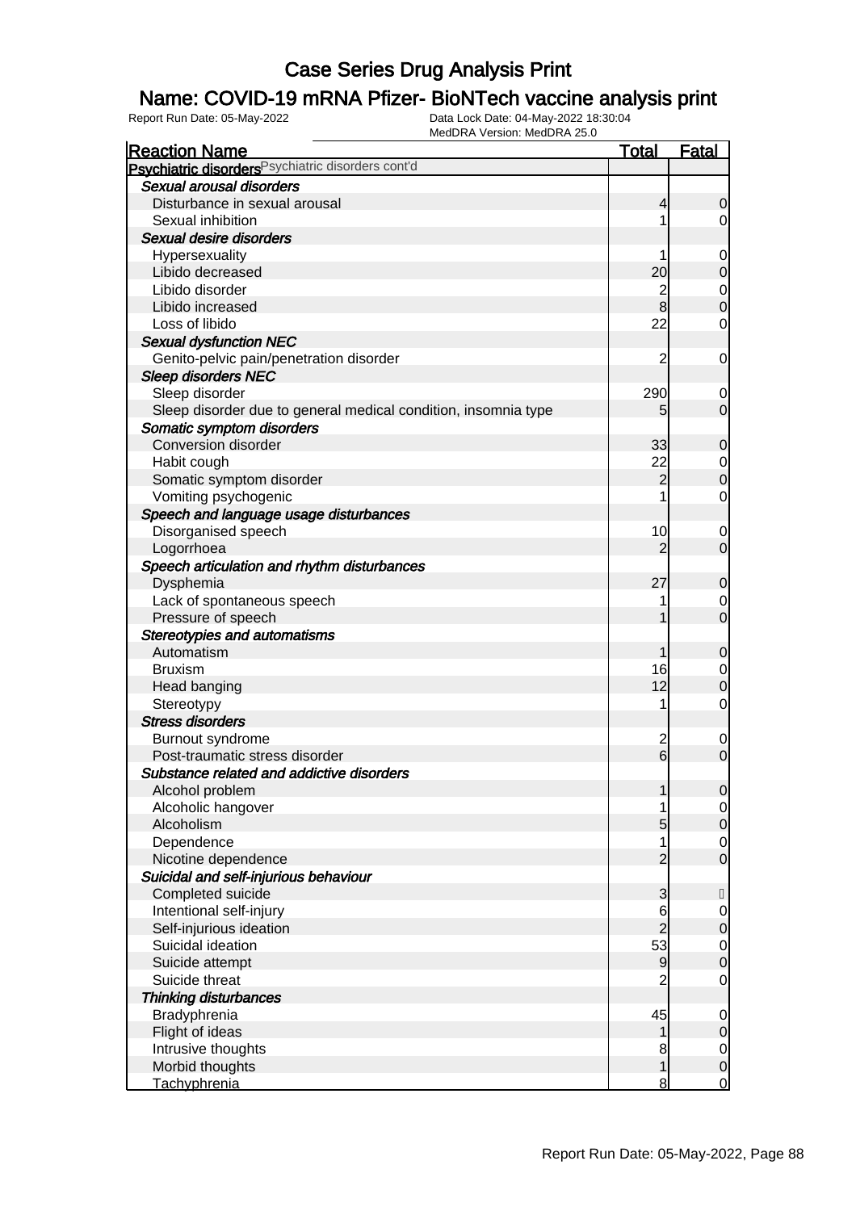# Case Series Drug Analysis Print

## Name: COVID-19 mRNA Pfizer- BioNTech vaccine analysis print

Report Run Date: 05-May-2022

Data Lock Date: 04-May-2022 18:30:04

MedDRA Version: MedDRA 25.0

| Reaction Name | Total | Fatal |
|---|---|---|
| **Psychiatric disorders** Psychiatric disorders cont'd | | |
| *Sexual arousal disorders* | | |
| Disturbance in sexual arousal | 4 | 0 |
| Sexual inhibition | 1 | 0 |
| *Sexual desire disorders* | | |
| Hypersexuality | 1 | 0 |
| Libido decreased | 20 | 0 |
| Libido disorder | 2 | 0 |
| Libido increased | 8 | 0 |
| Loss of libido | 22 | 0 |
| *Sexual dysfunction NEC* | | |
| Genito-pelvic pain/penetration disorder | 2 | 0 |
| *Sleep disorders NEC* | | |
| Sleep disorder | 290 | 0 |
| Sleep disorder due to general medical condition, insomnia type | 5 | 0 |
| *Somatic symptom disorders* | | |
| Conversion disorder | 33 | 0 |
| Habit cough | 22 | 0 |
| Somatic symptom disorder | 2 | 0 |
| Vomiting psychogenic | 1 | 0 |
| *Speech and language usage disturbances* | | |
| Disorganised speech | 10 | 0 |
| Logorrhoea | 2 | 0 |
| *Speech articulation and rhythm disturbances* | | |
| Dysphemia | 27 | 0 |
| Lack of spontaneous speech | 1 | 0 |
| Pressure of speech | 1 | 0 |
| *Stereotypies and automatisms* | | |
| Automatism | 1 | 0 |
| Bruxism | 16 | 0 |
| Head banging | 12 | 0 |
| Stereotypy | 1 | 0 |
| *Stress disorders* | | |
| Burnout syndrome | 2 | 0 |
| Post-traumatic stress disorder | 6 | 0 |
| *Substance related and addictive disorders* | | |
| Alcohol problem | 1 | 0 |
| Alcoholic hangover | 1 | 0 |
| Alcoholism | 5 | 0 |
| Dependence | 1 | 0 |
| Nicotine dependence | 2 | 0 |
| *Suicidal and self-injurious behaviour* | | |
| Completed suicide | 3 | |
| Intentional self-injury | 6 | 0 |
| Self-injurious ideation | 2 | 0 |
| Suicidal ideation | 53 | 0 |
| Suicide attempt | 9 | 0 |
| Suicide threat | 2 | 0 |
| *Thinking disturbances* | | |
| Bradyphrenia | 45 | 0 |
| Flight of ideas | 1 | 0 |
| Intrusive thoughts | 8 | 0 |
| Morbid thoughts | 1 | 0 |
| Tachyphrenia | 8 | 0 |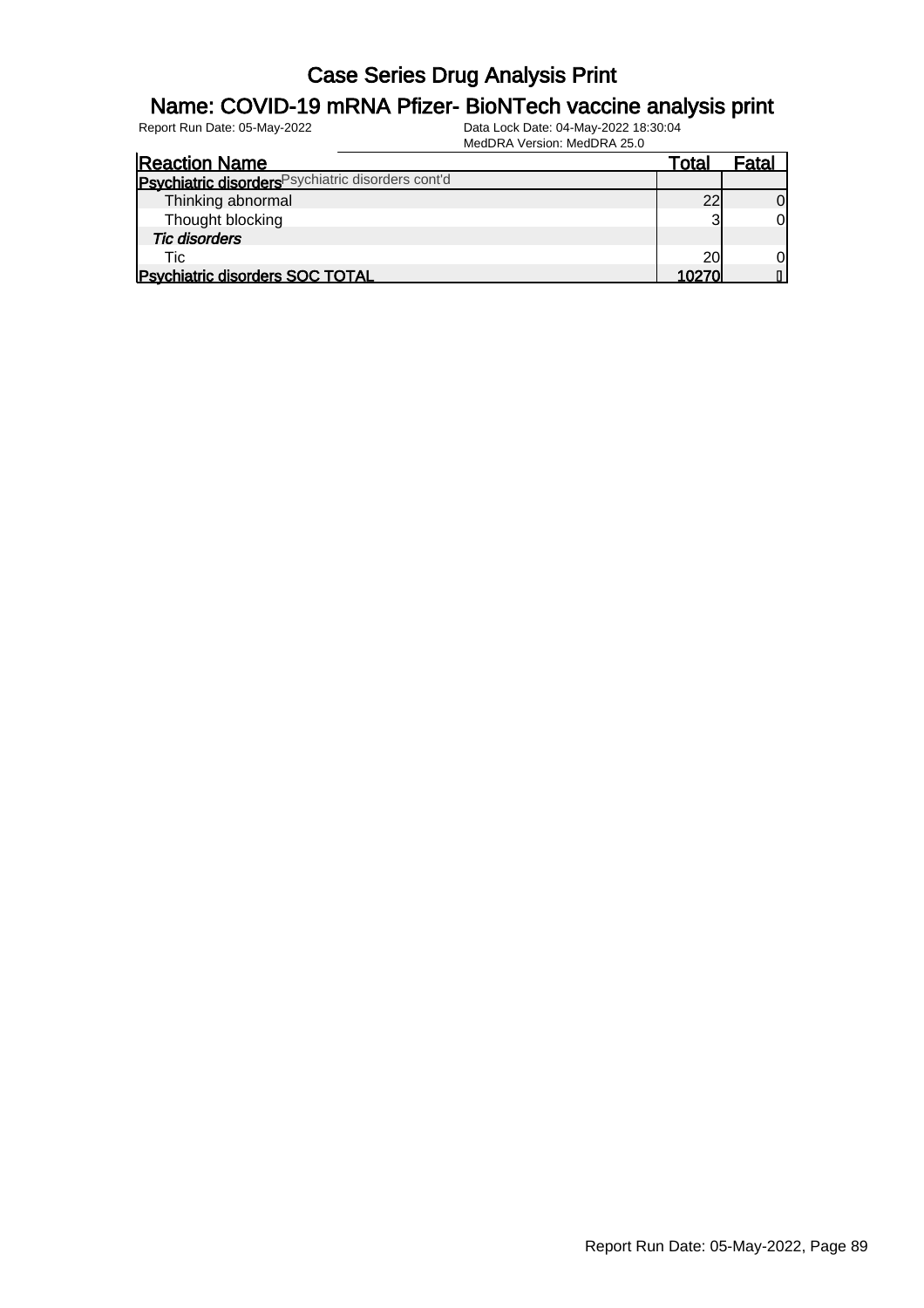# Case Series Drug Analysis Print

## Name: COVID-19 mRNA Pfizer- BioNTech vaccine analysis print

Report Run Date: 05-May-2022 | Data Lock Date: 04-May-2022 18:30:04 | MedDRA Version: MedDRA 25.0

| Reaction Name | Total | Fatal |
|---|---|---|
| **Psychiatric disorders** Psychiatric disorders cont'd | | |
| Thinking abnormal | 22 | 0 |
| Thought blocking | 3 | 0 |
| ***Tic disorders*** | | |
| Tic | 20 | 0 |
| **Psychiatric disorders SOC TOTAL** | **10270** | **0** |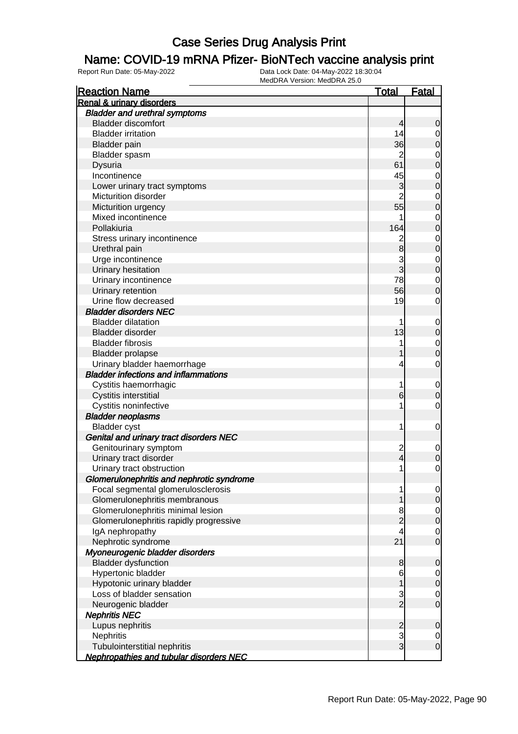# Case Series Drug Analysis Print

## Name: COVID-19 mRNA Pfizer- BioNTech vaccine analysis print

Report Run Date: 05-May-2022
Data Lock Date: 04-May-2022 18:30:04
MedDRA Version: MedDRA 25.0

| Reaction Name | Total | Fatal |
|---|---|---|
| **Renal & urinary disorders** | | |
| ***Bladder and urethral symptoms*** | | |
| Bladder discomfort | 4 | 0 |
| Bladder irritation | 14 | 0 |
| Bladder pain | 36 | 0 |
| Bladder spasm | 2 | 0 |
| Dysuria | 61 | 0 |
| Incontinence | 45 | 0 |
| Lower urinary tract symptoms | 3 | 0 |
| Micturition disorder | 2 | 0 |
| Micturition urgency | 55 | 0 |
| Mixed incontinence | 1 | 0 |
| Pollakiuria | 164 | 0 |
| Stress urinary incontinence | 2 | 0 |
| Urethral pain | 8 | 0 |
| Urge incontinence | 3 | 0 |
| Urinary hesitation | 3 | 0 |
| Urinary incontinence | 78 | 0 |
| Urinary retention | 56 | 0 |
| Urine flow decreased | 19 | 0 |
| ***Bladder disorders NEC*** | | |
| Bladder dilatation | 1 | 0 |
| Bladder disorder | 13 | 0 |
| Bladder fibrosis | 1 | 0 |
| Bladder prolapse | 1 | 0 |
| Urinary bladder haemorrhage | 4 | 0 |
| ***Bladder infections and inflammations*** | | |
| Cystitis haemorrhagic | 1 | 0 |
| Cystitis interstitial | 6 | 0 |
| Cystitis noninfective | 1 | 0 |
| ***Bladder neoplasms*** | | |
| Bladder cyst | 1 | 0 |
| ***Genital and urinary tract disorders NEC*** | | |
| Genitourinary symptom | 2 | 0 |
| Urinary tract disorder | 4 | 0 |
| Urinary tract obstruction | 1 | 0 |
| ***Glomerulonephritis and nephrotic syndrome*** | | |
| Focal segmental glomerulosclerosis | 1 | 0 |
| Glomerulonephritis membranous | 1 | 0 |
| Glomerulonephritis minimal lesion | 8 | 0 |
| Glomerulonephritis rapidly progressive | 2 | 0 |
| IgA nephropathy | 4 | 0 |
| Nephrotic syndrome | 21 | 0 |
| ***Myoneurogenic bladder disorders*** | | |
| Bladder dysfunction | 8 | 0 |
| Hypertonic bladder | 6 | 0 |
| Hypotonic urinary bladder | 1 | 0 |
| Loss of bladder sensation | 3 | 0 |
| Neurogenic bladder | 2 | 0 |
| ***Nephritis NEC*** | | |
| Lupus nephritis | 2 | 0 |
| Nephritis | 3 | 0 |
| Tubulointerstitial nephritis | 3 | 0 |
| ***Nephropathies and tubular disorders NEC*** | | |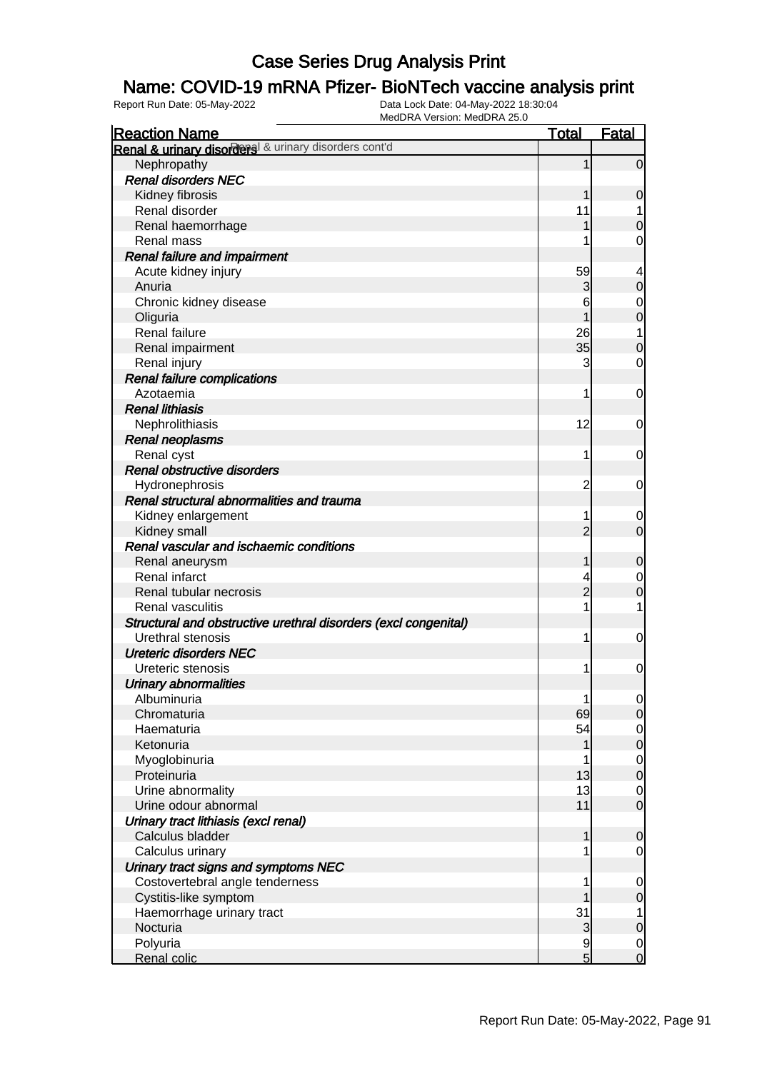# Case Series Drug Analysis Print

## Name: COVID-19 mRNA Pfizer- BioNTech vaccine analysis print

Report Run Date: 05-May-2022

Data Lock Date: 04-May-2022 18:30:04
MedDRA Version: MedDRA 25.0

| Reaction Name | Total | Fatal |
|---|---|---|
| **Renal & urinary disorders** Renal & urinary disorders cont'd | | |
| Nephropathy | 1 | 0 |
| ***Renal disorders NEC*** | | |
| Kidney fibrosis | 1 | 0 |
| Renal disorder | 11 | 1 |
| Renal haemorrhage | 1 | 0 |
| Renal mass | 1 | 0 |
| ***Renal failure and impairment*** | | |
| Acute kidney injury | 59 | 4 |
| Anuria | 3 | 0 |
| Chronic kidney disease | 6 | 0 |
| Oliguria | 1 | 0 |
| Renal failure | 26 | 1 |
| Renal impairment | 35 | 0 |
| Renal injury | 3 | 0 |
| ***Renal failure complications*** | | |
| Azotaemia | 1 | 0 |
| ***Renal lithiasis*** | | |
| Nephrolithiasis | 12 | 0 |
| ***Renal neoplasms*** | | |
| Renal cyst | 1 | 0 |
| ***Renal obstructive disorders*** | | |
| Hydronephrosis | 2 | 0 |
| ***Renal structural abnormalities and trauma*** | | |
| Kidney enlargement | 1 | 0 |
| Kidney small | 2 | 0 |
| ***Renal vascular and ischaemic conditions*** | | |
| Renal aneurysm | 1 | 0 |
| Renal infarct | 4 | 0 |
| Renal tubular necrosis | 2 | 0 |
| Renal vasculitis | 1 | 1 |
| ***Structural and obstructive urethral disorders (excl congenital)*** | | |
| Urethral stenosis | 1 | 0 |
| ***Ureteric disorders NEC*** | | |
| Ureteric stenosis | 1 | 0 |
| ***Urinary abnormalities*** | | |
| Albuminuria | 1 | 0 |
| Chromaturia | 69 | 0 |
| Haematuria | 54 | 0 |
| Ketonuria | 1 | 0 |
| Myoglobinuria | 1 | 0 |
| Proteinuria | 13 | 0 |
| Urine abnormality | 13 | 0 |
| Urine odour abnormal | 11 | 0 |
| ***Urinary tract lithiasis (excl renal)*** | | |
| Calculus bladder | 1 | 0 |
| Calculus urinary | 1 | 0 |
| ***Urinary tract signs and symptoms NEC*** | | |
| Costovertebral angle tenderness | 1 | 0 |
| Cystitis-like symptom | 1 | 0 |
| Haemorrhage urinary tract | 31 | 1 |
| Nocturia | 3 | 0 |
| Polyuria | 9 | 0 |
| Renal colic | 5 | 0 |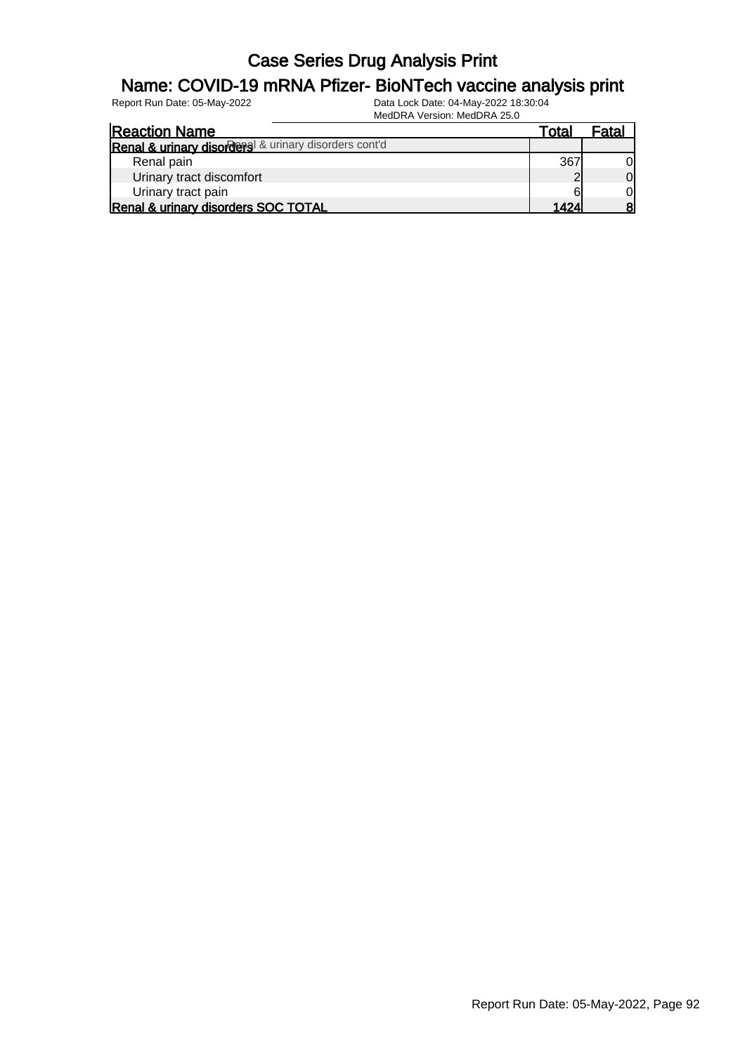# Case Series Drug Analysis Print

## Name: COVID-19 mRNA Pfizer- BioNTech vaccine analysis print

Report Run Date: 05-May-2022

Data Lock Date: 04-May-2022 18:30:04

MedDRA Version: MedDRA 25.0

| Reaction Name | Total | Fatal |
|---|---|---|
| **Renal & urinary disorders** Renal & urinary disorders cont'd | | |
| Renal pain | 367 | 0 |
| Urinary tract discomfort | 2 | 0 |
| Urinary tract pain | 6 | 0 |
| **Renal & urinary disorders SOC TOTAL** | **1424** | **8** |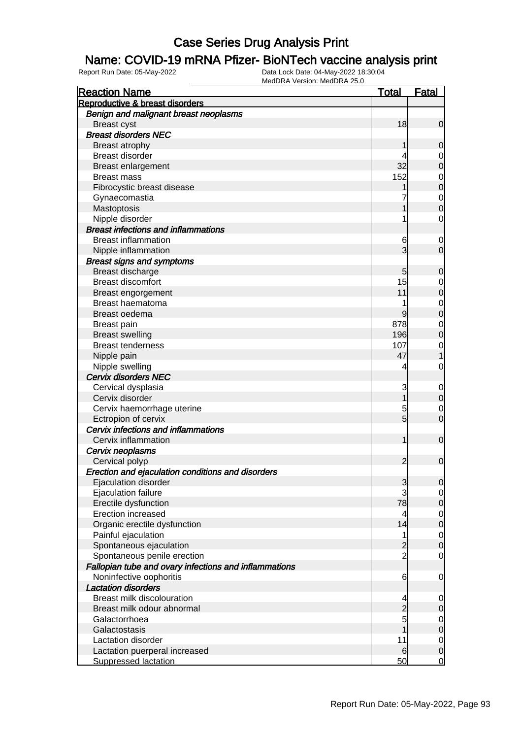# Case Series Drug Analysis Print

## Name: COVID-19 mRNA Pfizer- BioNTech vaccine analysis print

Report Run Date: 05-May-2022

Data Lock Date: 04-May-2022 18:30:04

MedDRA Version: MedDRA 25.0

| Reaction Name | Total | Fatal |
|---|---|---|
| **Reproductive & breast disorders** | | |
| *Benign and malignant breast neoplasms* | | |
| Breast cyst | 18 | 0 |
| *Breast disorders NEC* | | |
| Breast atrophy | 1 | 0 |
| Breast disorder | 4 | 0 |
| Breast enlargement | 32 | 0 |
| Breast mass | 152 | 0 |
| Fibrocystic breast disease | 1 | 0 |
| Gynaecomastia | 7 | 0 |
| Mastoptosis | 1 | 0 |
| Nipple disorder | 1 | 0 |
| *Breast infections and inflammations* | | |
| Breast inflammation | 6 | 0 |
| Nipple inflammation | 3 | 0 |
| *Breast signs and symptoms* | | |
| Breast discharge | 5 | 0 |
| Breast discomfort | 15 | 0 |
| Breast engorgement | 11 | 0 |
| Breast haematoma | 1 | 0 |
| Breast oedema | 9 | 0 |
| Breast pain | 878 | 0 |
| Breast swelling | 196 | 0 |
| Breast tenderness | 107 | 0 |
| Nipple pain | 47 | 1 |
| Nipple swelling | 4 | 0 |
| *Cervix disorders NEC* | | |
| Cervical dysplasia | 3 | 0 |
| Cervix disorder | 1 | 0 |
| Cervix haemorrhage uterine | 5 | 0 |
| Ectropion of cervix | 5 | 0 |
| *Cervix infections and inflammations* | | |
| Cervix inflammation | 1 | 0 |
| *Cervix neoplasms* | | |
| Cervical polyp | 2 | 0 |
| *Erection and ejaculation conditions and disorders* | | |
| Ejaculation disorder | 3 | 0 |
| Ejaculation failure | 3 | 0 |
| Erectile dysfunction | 78 | 0 |
| Erection increased | 4 | 0 |
| Organic erectile dysfunction | 14 | 0 |
| Painful ejaculation | 1 | 0 |
| Spontaneous ejaculation | 2 | 0 |
| Spontaneous penile erection | 2 | 0 |
| *Fallopian tube and ovary infections and inflammations* | | |
| Noninfective oophoritis | 6 | 0 |
| *Lactation disorders* | | |
| Breast milk discolouration | 4 | 0 |
| Breast milk odour abnormal | 2 | 0 |
| Galactorrhoea | 5 | 0 |
| Galactostasis | 1 | 0 |
| Lactation disorder | 11 | 0 |
| Lactation puerperal increased | 6 | 0 |
| Suppressed lactation | 50 | 0 |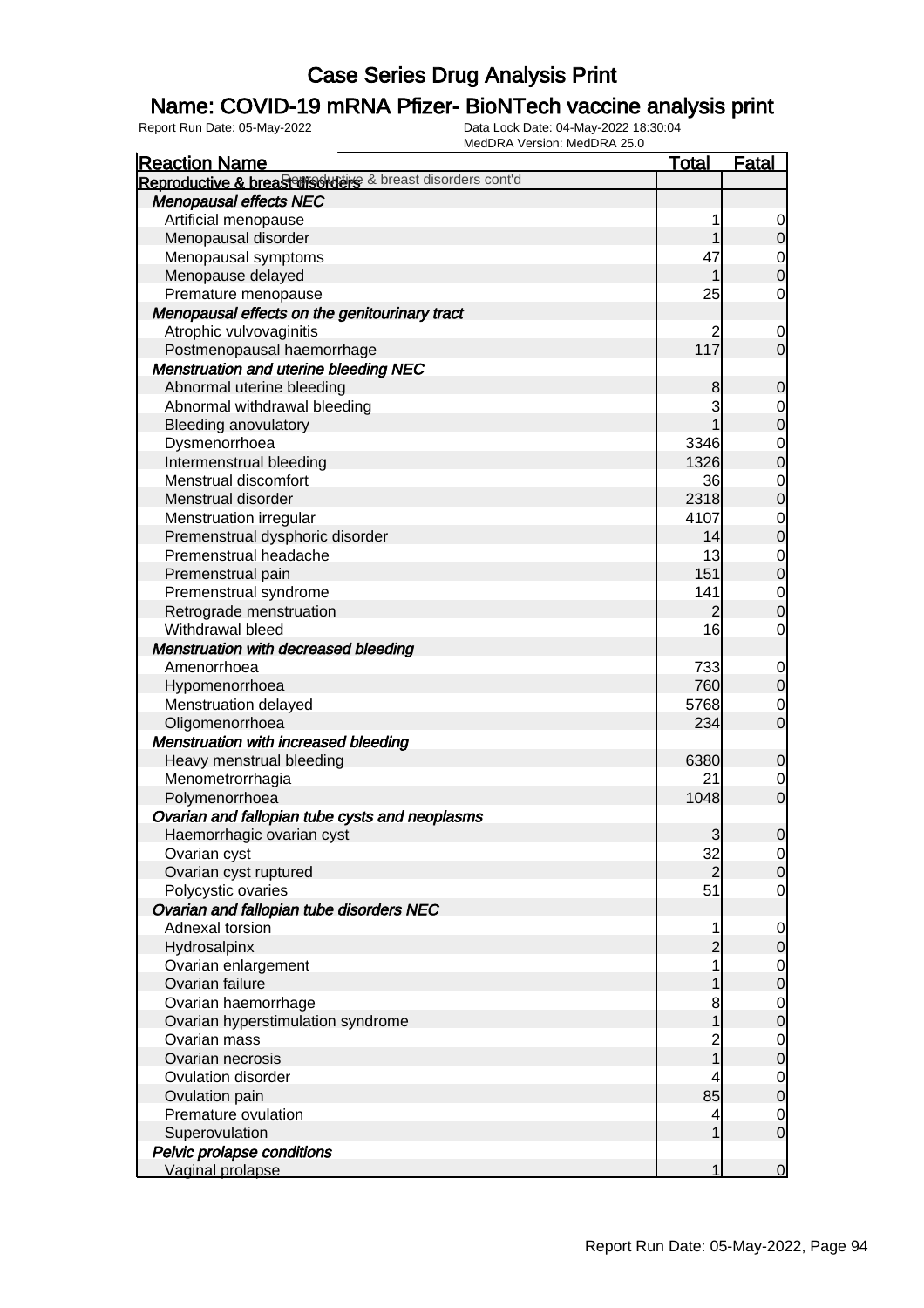# Case Series Drug Analysis Print

## Name: COVID-19 mRNA Pfizer- BioNTech vaccine analysis print

Report Run Date: 05-May-2022

Data Lock Date: 04-May-2022 18:30:04
MedDRA Version: MedDRA 25.0

| Reaction Name | Total | Fatal |
|---|---|---|
| **Reproductive & breast disorders** Reproductive & breast disorders cont'd | | |
| ***Menopausal effects NEC*** | | |
| Artificial menopause | 1 | 0 |
| Menopausal disorder | 1 | 0 |
| Menopausal symptoms | 47 | 0 |
| Menopause delayed | 1 | 0 |
| Premature menopause | 25 | 0 |
| ***Menopausal effects on the genitourinary tract*** | | |
| Atrophic vulvovaginitis | 2 | 0 |
| Postmenopausal haemorrhage | 117 | 0 |
| ***Menstruation and uterine bleeding NEC*** | | |
| Abnormal uterine bleeding | 8 | 0 |
| Abnormal withdrawal bleeding | 3 | 0 |
| Bleeding anovulatory | 1 | 0 |
| Dysmenorrhoea | 3346 | 0 |
| Intermenstrual bleeding | 1326 | 0 |
| Menstrual discomfort | 36 | 0 |
| Menstrual disorder | 2318 | 0 |
| Menstruation irregular | 4107 | 0 |
| Premenstrual dysphoric disorder | 14 | 0 |
| Premenstrual headache | 13 | 0 |
| Premenstrual pain | 151 | 0 |
| Premenstrual syndrome | 141 | 0 |
| Retrograde menstruation | 2 | 0 |
| Withdrawal bleed | 16 | 0 |
| ***Menstruation with decreased bleeding*** | | |
| Amenorrhoea | 733 | 0 |
| Hypomenorrhoea | 760 | 0 |
| Menstruation delayed | 5768 | 0 |
| Oligomenorrhoea | 234 | 0 |
| ***Menstruation with increased bleeding*** | | |
| Heavy menstrual bleeding | 6380 | 0 |
| Menometrorrhagia | 21 | 0 |
| Polymenorrhoea | 1048 | 0 |
| ***Ovarian and fallopian tube cysts and neoplasms*** | | |
| Haemorrhagic ovarian cyst | 3 | 0 |
| Ovarian cyst | 32 | 0 |
| Ovarian cyst ruptured | 2 | 0 |
| Polycystic ovaries | 51 | 0 |
| ***Ovarian and fallopian tube disorders NEC*** | | |
| Adnexal torsion | 1 | 0 |
| Hydrosalpinx | 2 | 0 |
| Ovarian enlargement | 1 | 0 |
| Ovarian failure | 1 | 0 |
| Ovarian haemorrhage | 8 | 0 |
| Ovarian hyperstimulation syndrome | 1 | 0 |
| Ovarian mass | 2 | 0 |
| Ovarian necrosis | 1 | 0 |
| Ovulation disorder | 4 | 0 |
| Ovulation pain | 85 | 0 |
| Premature ovulation | 4 | 0 |
| Superovulation | 1 | 0 |
| ***Pelvic prolapse conditions*** | | |
| Vaginal prolapse | 1 | 0 |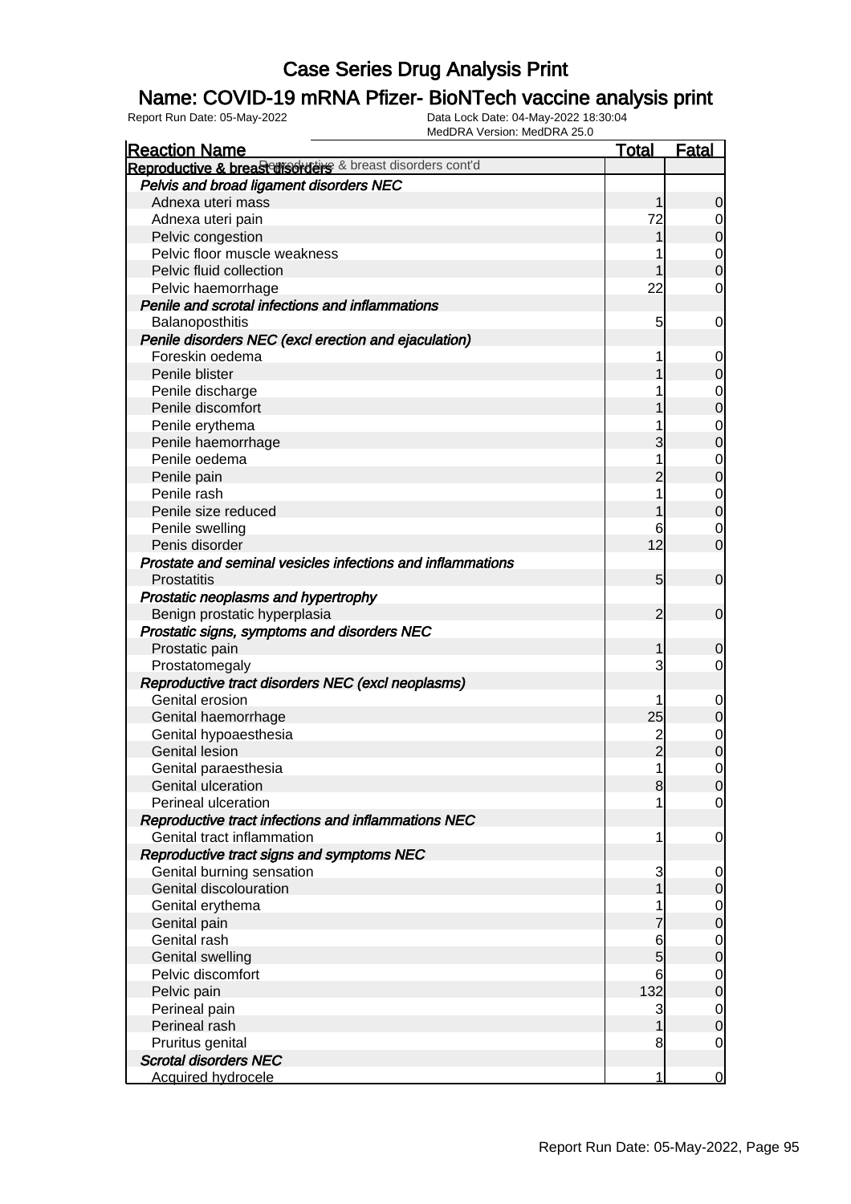# Case Series Drug Analysis Print

## Name: COVID-19 mRNA Pfizer- BioNTech vaccine analysis print

Report Run Date: 05-May-2022    Data Lock Date: 04-May-2022 18:30:04
MedDRA Version: MedDRA 25.0

| Reaction Name | Total | Fatal |
|---|---|---|
| **Reproductive & breast disorders** Reproductive & breast disorders cont'd | | |
| ***Pelvis and broad ligament disorders NEC*** | | |
| Adnexa uteri mass | 1 | 0 |
| Adnexa uteri pain | 72 | 0 |
| Pelvic congestion | 1 | 0 |
| Pelvic floor muscle weakness | 1 | 0 |
| Pelvic fluid collection | 1 | 0 |
| Pelvic haemorrhage | 22 | 0 |
| ***Penile and scrotal infections and inflammations*** | | |
| Balanoposthitis | 5 | 0 |
| ***Penile disorders NEC (excl erection and ejaculation)*** | | |
| Foreskin oedema | 1 | 0 |
| Penile blister | 1 | 0 |
| Penile discharge | 1 | 0 |
| Penile discomfort | 1 | 0 |
| Penile erythema | 1 | 0 |
| Penile haemorrhage | 3 | 0 |
| Penile oedema | 1 | 0 |
| Penile pain | 2 | 0 |
| Penile rash | 1 | 0 |
| Penile size reduced | 1 | 0 |
| Penile swelling | 6 | 0 |
| Penis disorder | 12 | 0 |
| ***Prostate and seminal vesicles infections and inflammations*** | | |
| Prostatitis | 5 | 0 |
| ***Prostatic neoplasms and hypertrophy*** | | |
| Benign prostatic hyperplasia | 2 | 0 |
| ***Prostatic signs, symptoms and disorders NEC*** | | |
| Prostatic pain | 1 | 0 |
| Prostatomegaly | 3 | 0 |
| ***Reproductive tract disorders NEC (excl neoplasms)*** | | |
| Genital erosion | 1 | 0 |
| Genital haemorrhage | 25 | 0 |
| Genital hypoaesthesia | 2 | 0 |
| Genital lesion | 2 | 0 |
| Genital paraesthesia | 1 | 0 |
| Genital ulceration | 8 | 0 |
| Perineal ulceration | 1 | 0 |
| ***Reproductive tract infections and inflammations NEC*** | | |
| Genital tract inflammation | 1 | 0 |
| ***Reproductive tract signs and symptoms NEC*** | | |
| Genital burning sensation | 3 | 0 |
| Genital discolouration | 1 | 0 |
| Genital erythema | 1 | 0 |
| Genital pain | 7 | 0 |
| Genital rash | 6 | 0 |
| Genital swelling | 5 | 0 |
| Pelvic discomfort | 6 | 0 |
| Pelvic pain | 132 | 0 |
| Perineal pain | 3 | 0 |
| Perineal rash | 1 | 0 |
| Pruritus genital | 8 | 0 |
| ***Scrotal disorders NEC*** | | |
| Acquired hydrocele | 1 | 0 |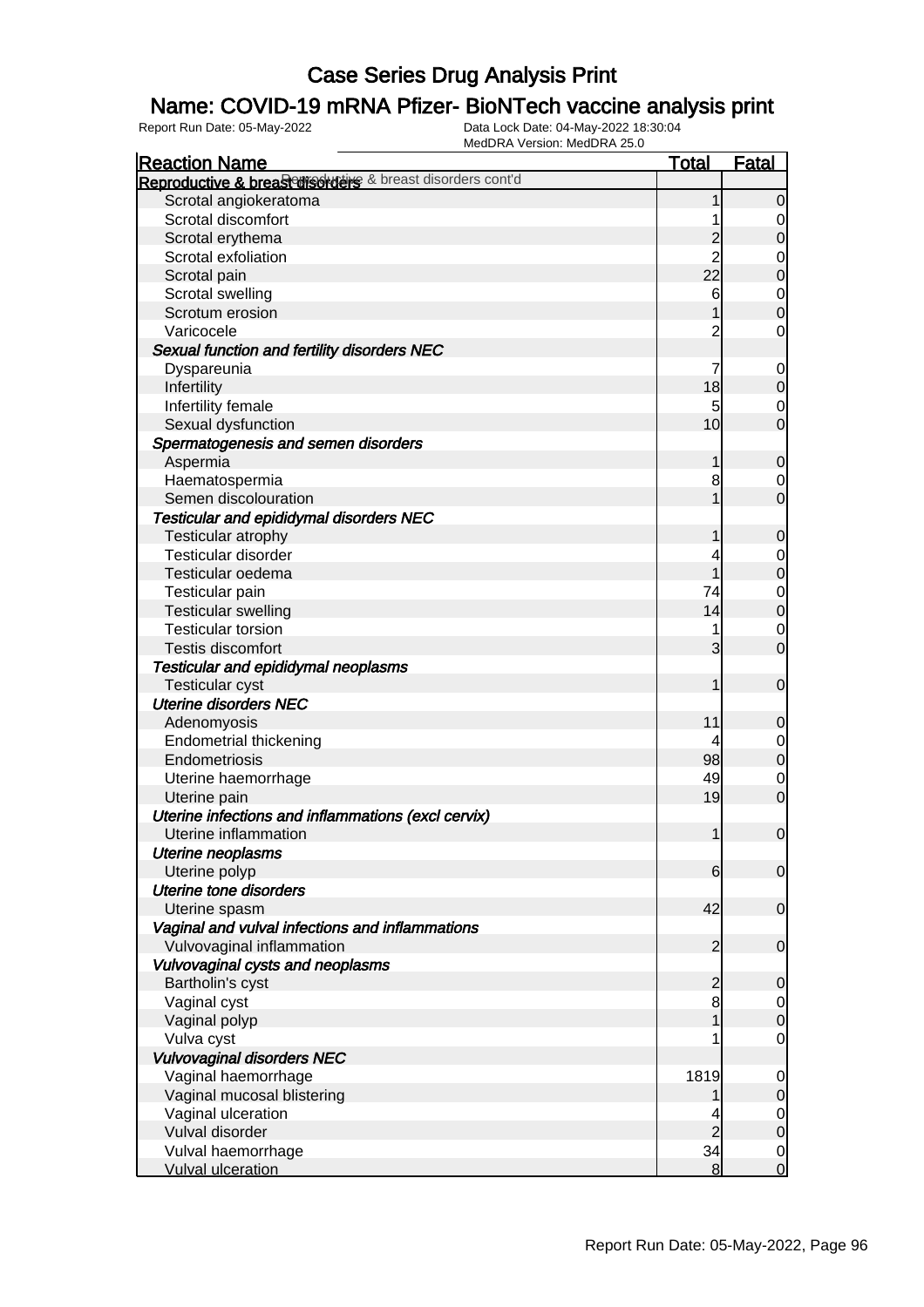# Case Series Drug Analysis Print

## Name: COVID-19 mRNA Pfizer- BioNTech vaccine analysis print

Report Run Date: 05-May-2022 | Data Lock Date: 04-May-2022 18:30:04 | MedDRA Version: MedDRA 25.0

| Reaction Name | Total | Fatal |
|---|---|---|
| **Reproductive & breast disorders** Reproductive & breast disorders cont'd | | |
| Scrotal angiokeratoma | 1 | 0 |
| Scrotal discomfort | 1 | 0 |
| Scrotal erythema | 2 | 0 |
| Scrotal exfoliation | 2 | 0 |
| Scrotal pain | 22 | 0 |
| Scrotal swelling | 6 | 0 |
| Scrotum erosion | 1 | 0 |
| Varicocele | 2 | 0 |
| ***Sexual function and fertility disorders NEC*** | | |
| Dyspareunia | 7 | 0 |
| Infertility | 18 | 0 |
| Infertility female | 5 | 0 |
| Sexual dysfunction | 10 | 0 |
| ***Spermatogenesis and semen disorders*** | | |
| Aspermia | 1 | 0 |
| Haematospermia | 8 | 0 |
| Semen discolouration | 1 | 0 |
| ***Testicular and epididymal disorders NEC*** | | |
| Testicular atrophy | 1 | 0 |
| Testicular disorder | 4 | 0 |
| Testicular oedema | 1 | 0 |
| Testicular pain | 74 | 0 |
| Testicular swelling | 14 | 0 |
| Testicular torsion | 1 | 0 |
| Testis discomfort | 3 | 0 |
| ***Testicular and epididymal neoplasms*** | | |
| Testicular cyst | 1 | 0 |
| ***Uterine disorders NEC*** | | |
| Adenomyosis | 11 | 0 |
| Endometrial thickening | 4 | 0 |
| Endometriosis | 98 | 0 |
| Uterine haemorrhage | 49 | 0 |
| Uterine pain | 19 | 0 |
| ***Uterine infections and inflammations (excl cervix)*** | | |
| Uterine inflammation | 1 | 0 |
| ***Uterine neoplasms*** | | |
| Uterine polyp | 6 | 0 |
| ***Uterine tone disorders*** | | |
| Uterine spasm | 42 | 0 |
| ***Vaginal and vulval infections and inflammations*** | | |
| Vulvovaginal inflammation | 2 | 0 |
| ***Vulvovaginal cysts and neoplasms*** | | |
| Bartholin's cyst | 2 | 0 |
| Vaginal cyst | 8 | 0 |
| Vaginal polyp | 1 | 0 |
| Vulva cyst | 1 | 0 |
| ***Vulvovaginal disorders NEC*** | | |
| Vaginal haemorrhage | 1819 | 0 |
| Vaginal mucosal blistering | 1 | 0 |
| Vaginal ulceration | 4 | 0 |
| Vulval disorder | 2 | 0 |
| Vulval haemorrhage | 34 | 0 |
| Vulval ulceration | 8 | 0 |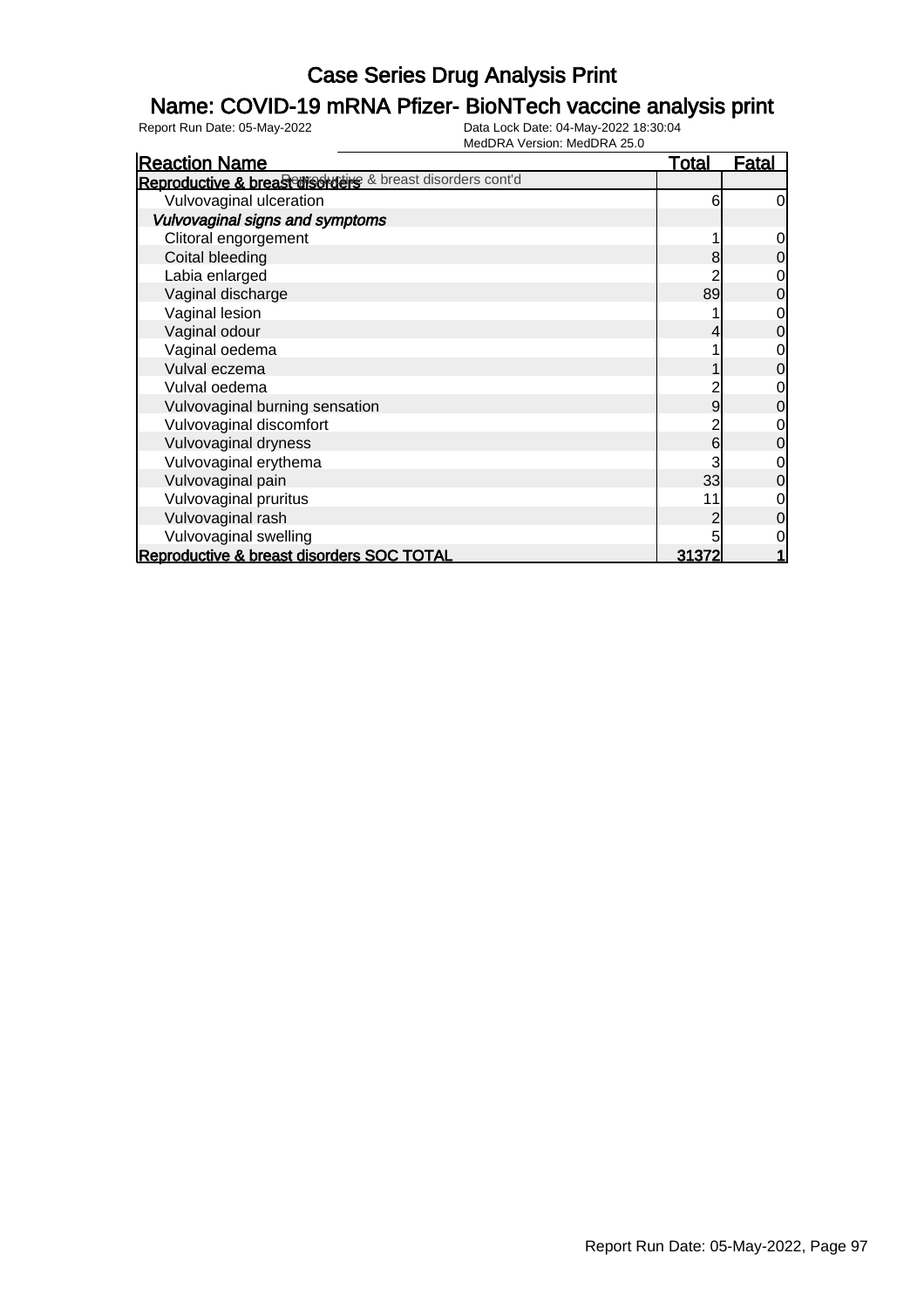# Case Series Drug Analysis Print

## Name: COVID-19 mRNA Pfizer- BioNTech vaccine analysis print

Report Run Date: 05-May-2022

Data Lock Date: 04-May-2022 18:30:04

MedDRA Version: MedDRA 25.0

| Reaction Name | Total | Fatal |
|---|---|---|
| **Reproductive & breast disorders** Reproductive & breast disorders cont'd | | |
| Vulvovaginal ulceration | 6 | 0 |
| ***Vulvovaginal signs and symptoms*** | | |
| Clitoral engorgement | 1 | 0 |
| Coital bleeding | 8 | 0 |
| Labia enlarged | 2 | 0 |
| Vaginal discharge | 89 | 0 |
| Vaginal lesion | 1 | 0 |
| Vaginal odour | 4 | 0 |
| Vaginal oedema | 1 | 0 |
| Vulval eczema | 1 | 0 |
| Vulval oedema | 2 | 0 |
| Vulvovaginal burning sensation | 9 | 0 |
| Vulvovaginal discomfort | 2 | 0 |
| Vulvovaginal dryness | 6 | 0 |
| Vulvovaginal erythema | 3 | 0 |
| Vulvovaginal pain | 33 | 0 |
| Vulvovaginal pruritus | 11 | 0 |
| Vulvovaginal rash | 2 | 0 |
| Vulvovaginal swelling | 5 | 0 |
| **Reproductive & breast disorders SOC TOTAL** | **31372** | **1** |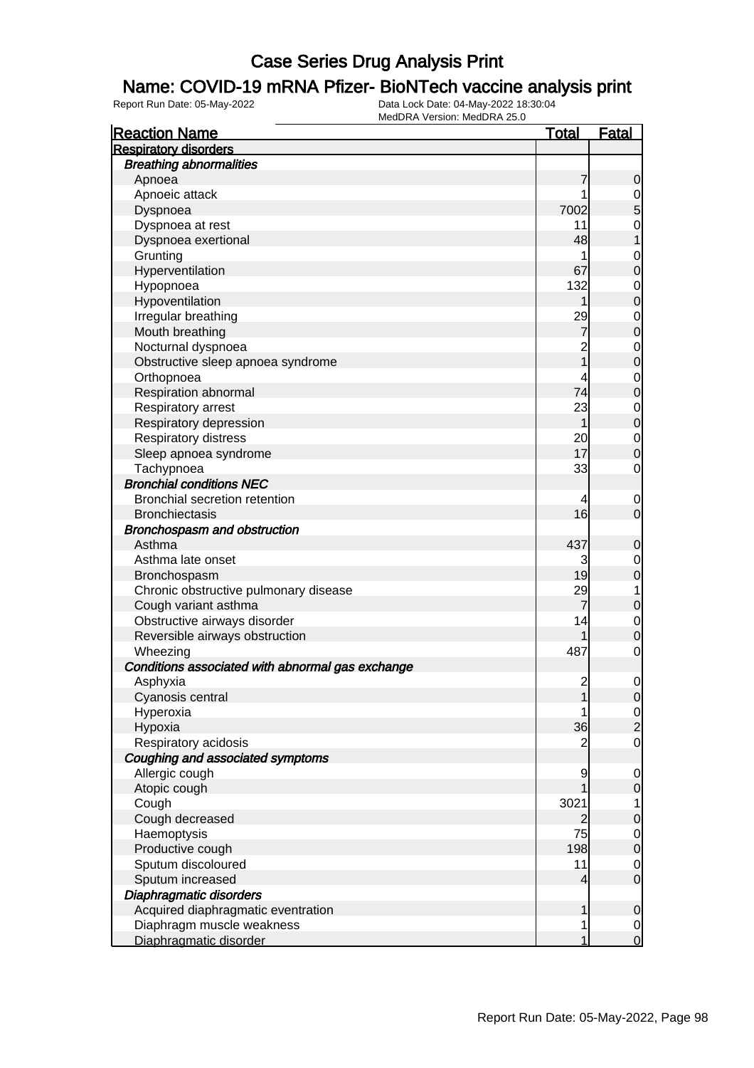# Case Series Drug Analysis Print

## Name: COVID-19 mRNA Pfizer- BioNTech vaccine analysis print

Report Run Date: 05-May-2022

Data Lock Date: 04-May-2022 18:30:04

MedDRA Version: MedDRA 25.0

| Reaction Name | Total | Fatal |
|---|---|---|
| **Respiratory disorders** | | |
| ***Breathing abnormalities*** | | |
| Apnoea | 7 | 0 |
| Apnoeic attack | 1 | 0 |
| Dyspnoea | 7002 | 5 |
| Dyspnoea at rest | 11 | 0 |
| Dyspnoea exertional | 48 | 1 |
| Grunting | 1 | 0 |
| Hyperventilation | 67 | 0 |
| Hypopnoea | 132 | 0 |
| Hypoventilation | 1 | 0 |
| Irregular breathing | 29 | 0 |
| Mouth breathing | 7 | 0 |
| Nocturnal dyspnoea | 2 | 0 |
| Obstructive sleep apnoea syndrome | 1 | 0 |
| Orthopnoea | 4 | 0 |
| Respiration abnormal | 74 | 0 |
| Respiratory arrest | 23 | 0 |
| Respiratory depression | 1 | 0 |
| Respiratory distress | 20 | 0 |
| Sleep apnoea syndrome | 17 | 0 |
| Tachypnoea | 33 | 0 |
| ***Bronchial conditions NEC*** | | |
| Bronchial secretion retention | 4 | 0 |
| Bronchiectasis | 16 | 0 |
| ***Bronchospasm and obstruction*** | | |
| Asthma | 437 | 0 |
| Asthma late onset | 3 | 0 |
| Bronchospasm | 19 | 0 |
| Chronic obstructive pulmonary disease | 29 | 1 |
| Cough variant asthma | 7 | 0 |
| Obstructive airways disorder | 14 | 0 |
| Reversible airways obstruction | 1 | 0 |
| Wheezing | 487 | 0 |
| ***Conditions associated with abnormal gas exchange*** | | |
| Asphyxia | 2 | 0 |
| Cyanosis central | 1 | 0 |
| Hyperoxia | 1 | 0 |
| Hypoxia | 36 | 2 |
| Respiratory acidosis | 2 | 0 |
| ***Coughing and associated symptoms*** | | |
| Allergic cough | 9 | 0 |
| Atopic cough | 1 | 0 |
| Cough | 3021 | 1 |
| Cough decreased | 2 | 0 |
| Haemoptysis | 75 | 0 |
| Productive cough | 198 | 0 |
| Sputum discoloured | 11 | 0 |
| Sputum increased | 4 | 0 |
| ***Diaphragmatic disorders*** | | |
| Acquired diaphragmatic eventration | 1 | 0 |
| Diaphragm muscle weakness | 1 | 0 |
| Diaphragmatic disorder | 1 | 0 |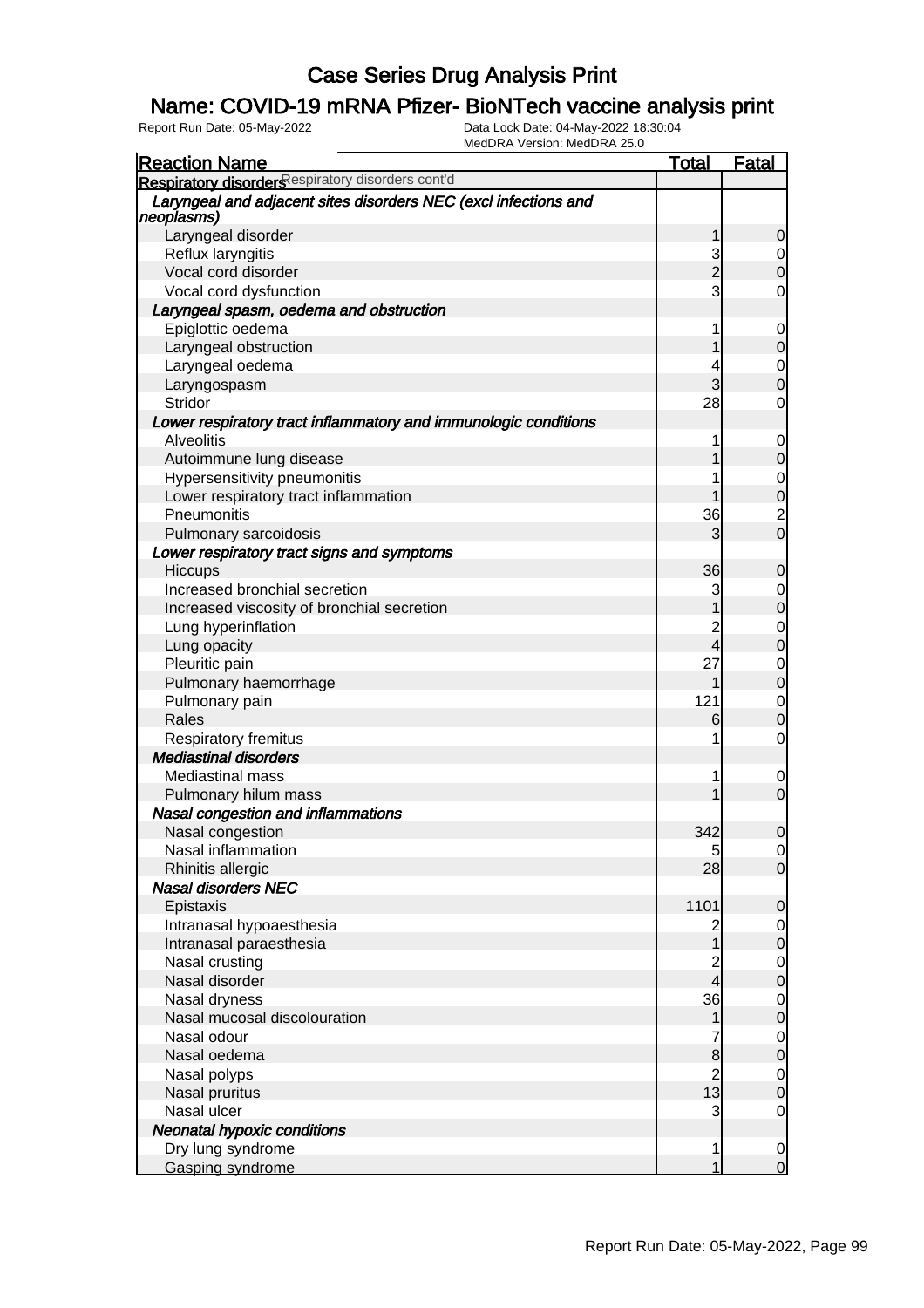# Case Series Drug Analysis Print

## Name: COVID-19 mRNA Pfizer- BioNTech vaccine analysis print

Report Run Date: 05-May-2022    Data Lock Date: 04-May-2022 18:30:04
MedDRA Version: MedDRA 25.0

| Reaction Name | Total | Fatal |
|---|---|---|
| **Respiratory disorders** Respiratory disorders cont'd | | |
| *Laryngeal and adjacent sites disorders NEC (excl infections and neoplasms)* | | |
| Laryngeal disorder | 1 | 0 |
| Reflux laryngitis | 3 | 0 |
| Vocal cord disorder | 2 | 0 |
| Vocal cord dysfunction | 3 | 0 |
| *Laryngeal spasm, oedema and obstruction* | | |
| Epiglottic oedema | 1 | 0 |
| Laryngeal obstruction | 1 | 0 |
| Laryngeal oedema | 4 | 0 |
| Laryngospasm | 3 | 0 |
| Stridor | 28 | 0 |
| *Lower respiratory tract inflammatory and immunologic conditions* | | |
| Alveolitis | 1 | 0 |
| Autoimmune lung disease | 1 | 0 |
| Hypersensitivity pneumonitis | 1 | 0 |
| Lower respiratory tract inflammation | 1 | 0 |
| Pneumonitis | 36 | 2 |
| Pulmonary sarcoidosis | 3 | 0 |
| *Lower respiratory tract signs and symptoms* | | |
| Hiccups | 36 | 0 |
| Increased bronchial secretion | 3 | 0 |
| Increased viscosity of bronchial secretion | 1 | 0 |
| Lung hyperinflation | 2 | 0 |
| Lung opacity | 4 | 0 |
| Pleuritic pain | 27 | 0 |
| Pulmonary haemorrhage | 1 | 0 |
| Pulmonary pain | 121 | 0 |
| Rales | 6 | 0 |
| Respiratory fremitus | 1 | 0 |
| *Mediastinal disorders* | | |
| Mediastinal mass | 1 | 0 |
| Pulmonary hilum mass | 1 | 0 |
| *Nasal congestion and inflammations* | | |
| Nasal congestion | 342 | 0 |
| Nasal inflammation | 5 | 0 |
| Rhinitis allergic | 28 | 0 |
| *Nasal disorders NEC* | | |
| Epistaxis | 1101 | 0 |
| Intranasal hypoaesthesia | 2 | 0 |
| Intranasal paraesthesia | 1 | 0 |
| Nasal crusting | 2 | 0 |
| Nasal disorder | 4 | 0 |
| Nasal dryness | 36 | 0 |
| Nasal mucosal discolouration | 1 | 0 |
| Nasal odour | 7 | 0 |
| Nasal oedema | 8 | 0 |
| Nasal polyps | 2 | 0 |
| Nasal pruritus | 13 | 0 |
| Nasal ulcer | 3 | 0 |
| *Neonatal hypoxic conditions* | | |
| Dry lung syndrome | 1 | 0 |
| Gasping syndrome | 1 | 0 |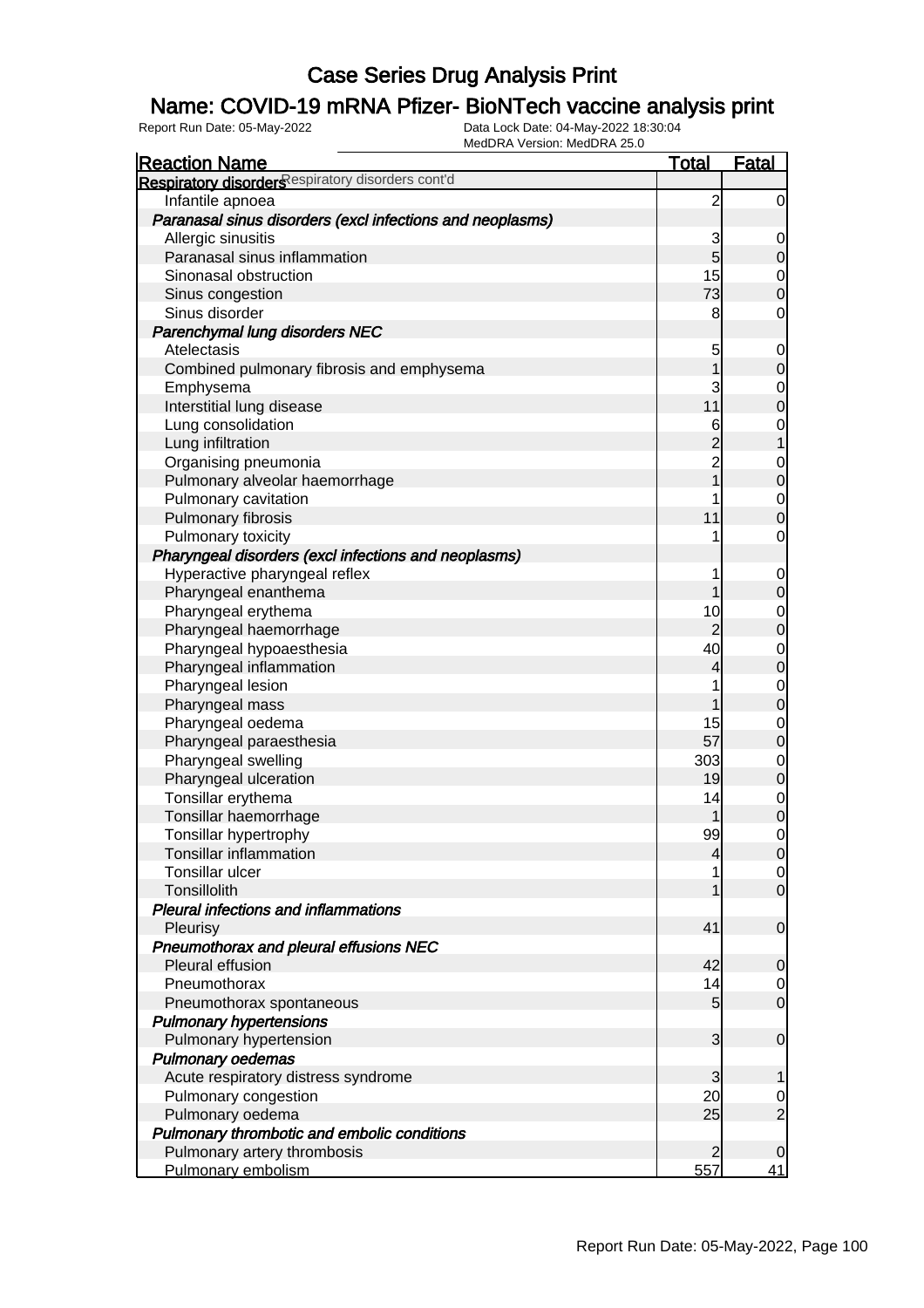# Case Series Drug Analysis Print

## Name: COVID-19 mRNA Pfizer- BioNTech vaccine analysis print

Report Run Date: 05-May-2022

Data Lock Date: 04-May-2022 18:30:04

MedDRA Version: MedDRA 25.0

| Reaction Name | Total | Fatal |
|---|---|---|
| **Respiratory disorders** Respiratory disorders cont'd | | |
| Infantile apnoea | 2 | 0 |
| ***Paranasal sinus disorders (excl infections and neoplasms)*** | | |
| Allergic sinusitis | 3 | 0 |
| Paranasal sinus inflammation | 5 | 0 |
| Sinonasal obstruction | 15 | 0 |
| Sinus congestion | 73 | 0 |
| Sinus disorder | 8 | 0 |
| ***Parenchymal lung disorders NEC*** | | |
| Atelectasis | 5 | 0 |
| Combined pulmonary fibrosis and emphysema | 1 | 0 |
| Emphysema | 3 | 0 |
| Interstitial lung disease | 11 | 0 |
| Lung consolidation | 6 | 0 |
| Lung infiltration | 2 | 1 |
| Organising pneumonia | 2 | 0 |
| Pulmonary alveolar haemorrhage | 1 | 0 |
| Pulmonary cavitation | 1 | 0 |
| Pulmonary fibrosis | 11 | 0 |
| Pulmonary toxicity | 1 | 0 |
| ***Pharyngeal disorders (excl infections and neoplasms)*** | | |
| Hyperactive pharyngeal reflex | 1 | 0 |
| Pharyngeal enanthema | 1 | 0 |
| Pharyngeal erythema | 10 | 0 |
| Pharyngeal haemorrhage | 2 | 0 |
| Pharyngeal hypoaesthesia | 40 | 0 |
| Pharyngeal inflammation | 4 | 0 |
| Pharyngeal lesion | 1 | 0 |
| Pharyngeal mass | 1 | 0 |
| Pharyngeal oedema | 15 | 0 |
| Pharyngeal paraesthesia | 57 | 0 |
| Pharyngeal swelling | 303 | 0 |
| Pharyngeal ulceration | 19 | 0 |
| Tonsillar erythema | 14 | 0 |
| Tonsillar haemorrhage | 1 | 0 |
| Tonsillar hypertrophy | 99 | 0 |
| Tonsillar inflammation | 4 | 0 |
| Tonsillar ulcer | 1 | 0 |
| Tonsillolith | 1 | 0 |
| ***Pleural infections and inflammations*** | | |
| Pleurisy | 41 | 0 |
| ***Pneumothorax and pleural effusions NEC*** | | |
| Pleural effusion | 42 | 0 |
| Pneumothorax | 14 | 0 |
| Pneumothorax spontaneous | 5 | 0 |
| ***Pulmonary hypertensions*** | | |
| Pulmonary hypertension | 3 | 0 |
| ***Pulmonary oedemas*** | | |
| Acute respiratory distress syndrome | 3 | 1 |
| Pulmonary congestion | 20 | 0 |
| Pulmonary oedema | 25 | 2 |
| ***Pulmonary thrombotic and embolic conditions*** | | |
| Pulmonary artery thrombosis | 2 | 0 |
| Pulmonary embolism | 557 | 41 |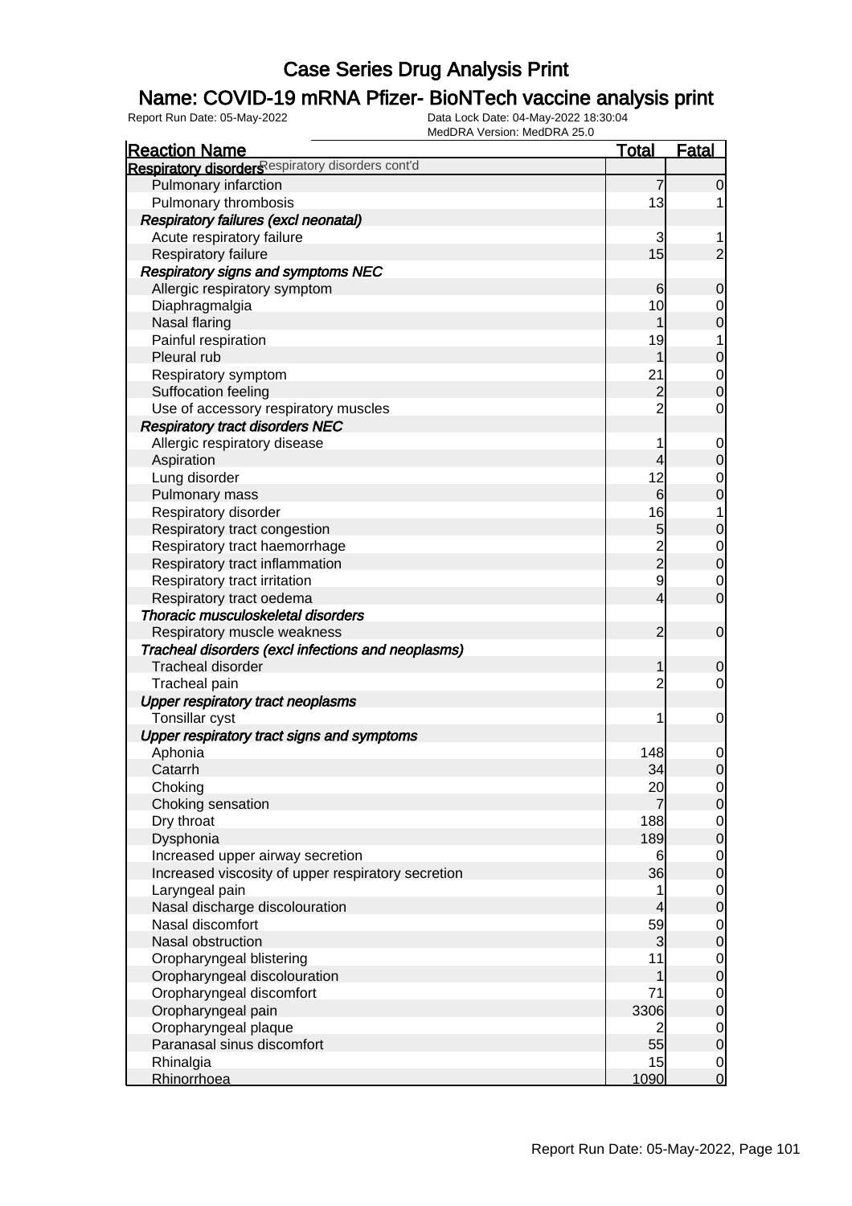# Case Series Drug Analysis Print

## Name: COVID-19 mRNA Pfizer- BioNTech vaccine analysis print

Report Run Date: 05-May-2022
Data Lock Date: 04-May-2022 18:30:04
MedDRA Version: MedDRA 25.0

| Reaction Name | Total | Fatal |
|---|---|---|
| **Respiratory disorders** Respiratory disorders cont'd | | |
| Pulmonary infarction | 7 | 0 |
| Pulmonary thrombosis | 13 | 1 |
| ***Respiratory failures (excl neonatal)*** | | |
| Acute respiratory failure | 3 | 1 |
| Respiratory failure | 15 | 2 |
| ***Respiratory signs and symptoms NEC*** | | |
| Allergic respiratory symptom | 6 | 0 |
| Diaphragmalgia | 10 | 0 |
| Nasal flaring | 1 | 0 |
| Painful respiration | 19 | 1 |
| Pleural rub | 1 | 0 |
| Respiratory symptom | 21 | 0 |
| Suffocation feeling | 2 | 0 |
| Use of accessory respiratory muscles | 2 | 0 |
| ***Respiratory tract disorders NEC*** | | |
| Allergic respiratory disease | 1 | 0 |
| Aspiration | 4 | 0 |
| Lung disorder | 12 | 0 |
| Pulmonary mass | 6 | 0 |
| Respiratory disorder | 16 | 1 |
| Respiratory tract congestion | 5 | 0 |
| Respiratory tract haemorrhage | 2 | 0 |
| Respiratory tract inflammation | 2 | 0 |
| Respiratory tract irritation | 9 | 0 |
| Respiratory tract oedema | 4 | 0 |
| ***Thoracic musculoskeletal disorders*** | | |
| Respiratory muscle weakness | 2 | 0 |
| ***Tracheal disorders (excl infections and neoplasms)*** | | |
| Tracheal disorder | 1 | 0 |
| Tracheal pain | 2 | 0 |
| ***Upper respiratory tract neoplasms*** | | |
| Tonsillar cyst | 1 | 0 |
| ***Upper respiratory tract signs and symptoms*** | | |
| Aphonia | 148 | 0 |
| Catarrh | 34 | 0 |
| Choking | 20 | 0 |
| Choking sensation | 7 | 0 |
| Dry throat | 188 | 0 |
| Dysphonia | 189 | 0 |
| Increased upper airway secretion | 6 | 0 |
| Increased viscosity of upper respiratory secretion | 36 | 0 |
| Laryngeal pain | 1 | 0 |
| Nasal discharge discolouration | 4 | 0 |
| Nasal discomfort | 59 | 0 |
| Nasal obstruction | 3 | 0 |
| Oropharyngeal blistering | 11 | 0 |
| Oropharyngeal discolouration | 1 | 0 |
| Oropharyngeal discomfort | 71 | 0 |
| Oropharyngeal pain | 3306 | 0 |
| Oropharyngeal plaque | 2 | 0 |
| Paranasal sinus discomfort | 55 | 0 |
| Rhinalgia | 15 | 0 |
| Rhinorrhoea | 1090 | 0 |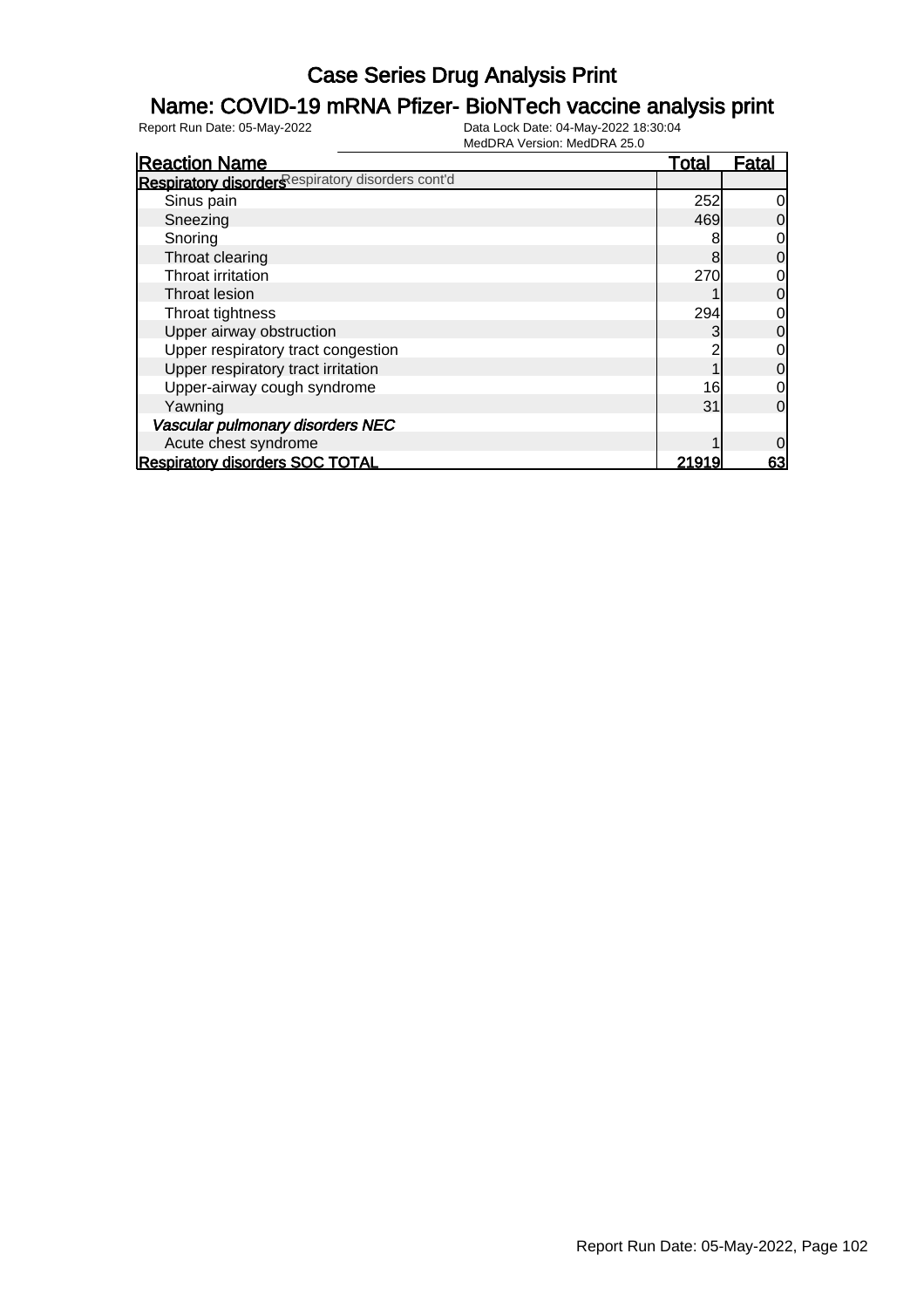# Case Series Drug Analysis Print

## Name: COVID-19 mRNA Pfizer- BioNTech vaccine analysis print

Report Run Date: 05-May-2022

Data Lock Date: 04-May-2022 18:30:04

MedDRA Version: MedDRA 25.0

| Reaction Name | Total | Fatal |
|---|---|---|
| **Respiratory disorders** Respiratory disorders cont'd | | |
| Sinus pain | 252 | 0 |
| Sneezing | 469 | 0 |
| Snoring | 8 | 0 |
| Throat clearing | 8 | 0 |
| Throat irritation | 270 | 0 |
| Throat lesion | 1 | 0 |
| Throat tightness | 294 | 0 |
| Upper airway obstruction | 3 | 0 |
| Upper respiratory tract congestion | 2 | 0 |
| Upper respiratory tract irritation | 1 | 0 |
| Upper-airway cough syndrome | 16 | 0 |
| Yawning | 31 | 0 |
| ***Vascular pulmonary disorders NEC*** | | |
| Acute chest syndrome | 1 | 0 |
| **Respiratory disorders SOC TOTAL** | **21919** | **63** |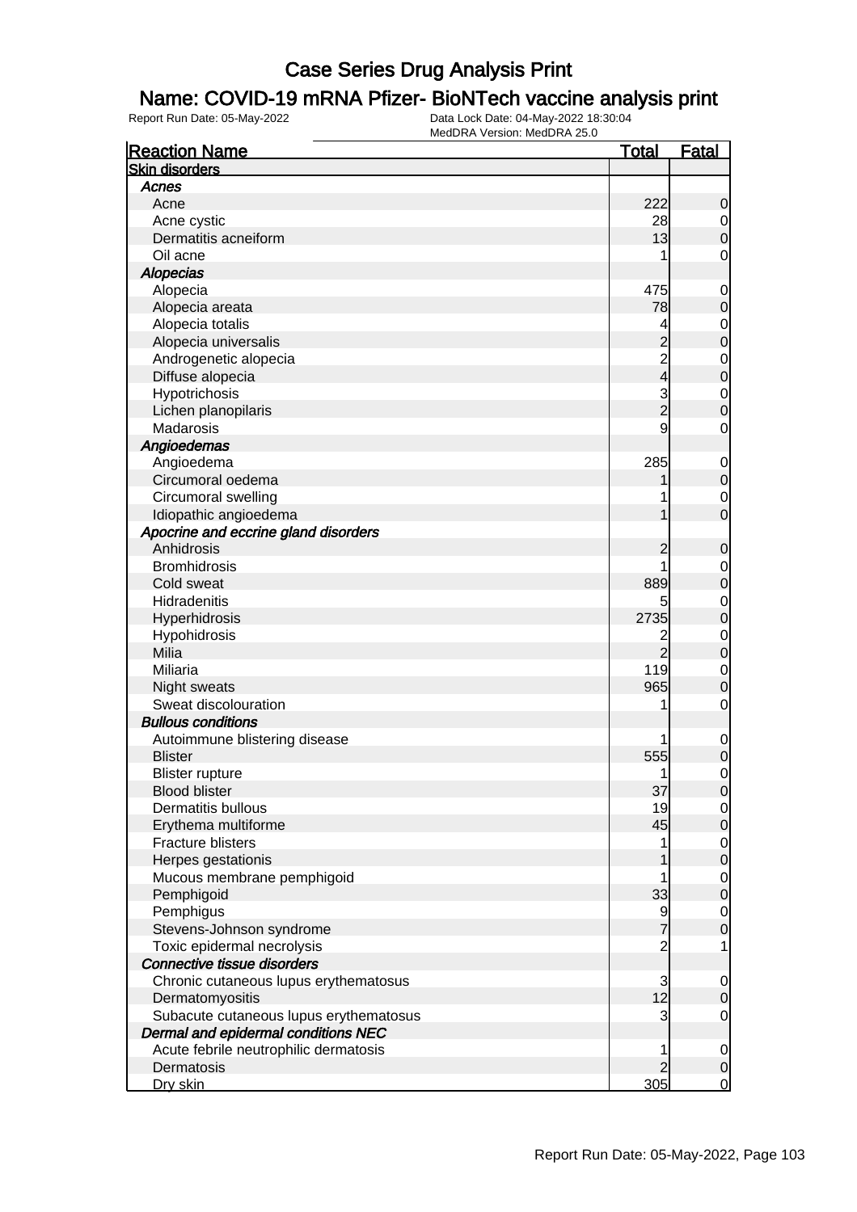# Case Series Drug Analysis Print

## Name: COVID-19 mRNA Pfizer- BioNTech vaccine analysis print

Report Run Date: 05-May-2022
Data Lock Date: 04-May-2022 18:30:04
MedDRA Version: MedDRA 25.0

| Reaction Name | Total | Fatal |
|---|---|---|
| **Skin disorders** | | |
| ***Acnes*** | | |
| Acne | 222 | 0 |
| Acne cystic | 28 | 0 |
| Dermatitis acneiform | 13 | 0 |
| Oil acne | 1 | 0 |
| ***Alopecias*** | | |
| Alopecia | 475 | 0 |
| Alopecia areata | 78 | 0 |
| Alopecia totalis | 4 | 0 |
| Alopecia universalis | 2 | 0 |
| Androgenetic alopecia | 2 | 0 |
| Diffuse alopecia | 4 | 0 |
| Hypotrichosis | 3 | 0 |
| Lichen planopilaris | 2 | 0 |
| Madarosis | 9 | 0 |
| ***Angioedemas*** | | |
| Angioedema | 285 | 0 |
| Circumoral oedema | 1 | 0 |
| Circumoral swelling | 1 | 0 |
| Idiopathic angioedema | 1 | 0 |
| ***Apocrine and eccrine gland disorders*** | | |
| Anhidrosis | 2 | 0 |
| Bromhidrosis | 1 | 0 |
| Cold sweat | 889 | 0 |
| Hidradenitis | 5 | 0 |
| Hyperhidrosis | 2735 | 0 |
| Hypohidrosis | 2 | 0 |
| Milia | 2 | 0 |
| Miliaria | 119 | 0 |
| Night sweats | 965 | 0 |
| Sweat discolouration | 1 | 0 |
| ***Bullous conditions*** | | |
| Autoimmune blistering disease | 1 | 0 |
| Blister | 555 | 0 |
| Blister rupture | 1 | 0 |
| Blood blister | 37 | 0 |
| Dermatitis bullous | 19 | 0 |
| Erythema multiforme | 45 | 0 |
| Fracture blisters | 1 | 0 |
| Herpes gestationis | 1 | 0 |
| Mucous membrane pemphigoid | 1 | 0 |
| Pemphigoid | 33 | 0 |
| Pemphigus | 9 | 0 |
| Stevens-Johnson syndrome | 7 | 0 |
| Toxic epidermal necrolysis | 2 | 1 |
| ***Connective tissue disorders*** | | |
| Chronic cutaneous lupus erythematosus | 3 | 0 |
| Dermatomyositis | 12 | 0 |
| Subacute cutaneous lupus erythematosus | 3 | 0 |
| ***Dermal and epidermal conditions NEC*** | | |
| Acute febrile neutrophilic dermatosis | 1 | 0 |
| Dermatosis | 2 | 0 |
| Dry skin | 305 | 0 |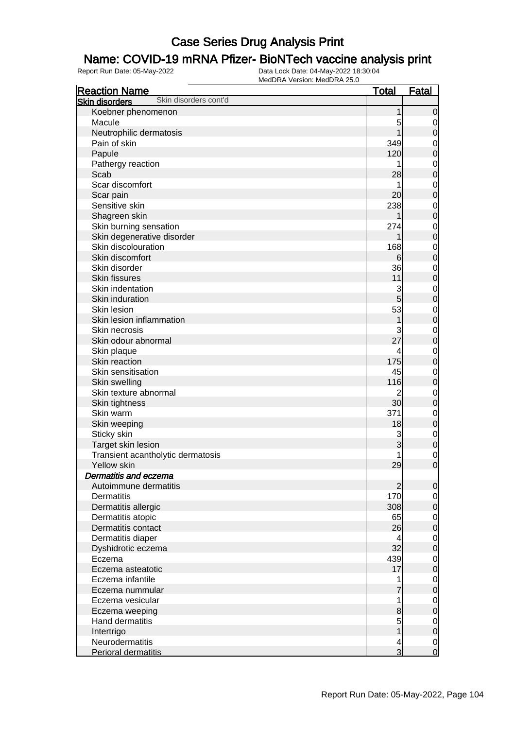# Case Series Drug Analysis Print

## Name: COVID-19 mRNA Pfizer- BioNTech vaccine analysis print

Report Run Date: 05-May-2022
Data Lock Date: 04-May-2022 18:30:04
MedDRA Version: MedDRA 25.0

| Reaction Name | Total | Fatal |
|---|---|---|
| **Skin disorders** Skin disorders cont'd | | |
| Koebner phenomenon | 1 | 0 |
| Macule | 5 | 0 |
| Neutrophilic dermatosis | 1 | 0 |
| Pain of skin | 349 | 0 |
| Papule | 120 | 0 |
| Pathergy reaction | 1 | 0 |
| Scab | 28 | 0 |
| Scar discomfort | 1 | 0 |
| Scar pain | 20 | 0 |
| Sensitive skin | 238 | 0 |
| Shagreen skin | 1 | 0 |
| Skin burning sensation | 274 | 0 |
| Skin degenerative disorder | 1 | 0 |
| Skin discolouration | 168 | 0 |
| Skin discomfort | 6 | 0 |
| Skin disorder | 36 | 0 |
| Skin fissures | 11 | 0 |
| Skin indentation | 3 | 0 |
| Skin induration | 5 | 0 |
| Skin lesion | 53 | 0 |
| Skin lesion inflammation | 1 | 0 |
| Skin necrosis | 3 | 0 |
| Skin odour abnormal | 27 | 0 |
| Skin plaque | 4 | 0 |
| Skin reaction | 175 | 0 |
| Skin sensitisation | 45 | 0 |
| Skin swelling | 116 | 0 |
| Skin texture abnormal | 2 | 0 |
| Skin tightness | 30 | 0 |
| Skin warm | 371 | 0 |
| Skin weeping | 18 | 0 |
| Sticky skin | 3 | 0 |
| Target skin lesion | 3 | 0 |
| Transient acantholytic dermatosis | 1 | 0 |
| Yellow skin | 29 | 0 |
| ***Dermatitis and eczema*** | | |
| Autoimmune dermatitis | 2 | 0 |
| Dermatitis | 170 | 0 |
| Dermatitis allergic | 308 | 0 |
| Dermatitis atopic | 65 | 0 |
| Dermatitis contact | 26 | 0 |
| Dermatitis diaper | 4 | 0 |
| Dyshidrotic eczema | 32 | 0 |
| Eczema | 439 | 0 |
| Eczema asteatotic | 17 | 0 |
| Eczema infantile | 1 | 0 |
| Eczema nummular | 7 | 0 |
| Eczema vesicular | 1 | 0 |
| Eczema weeping | 8 | 0 |
| Hand dermatitis | 5 | 0 |
| Intertrigo | 1 | 0 |
| Neurodermatitis | 4 | 0 |
| Perioral dermatitis | 3 | 0 |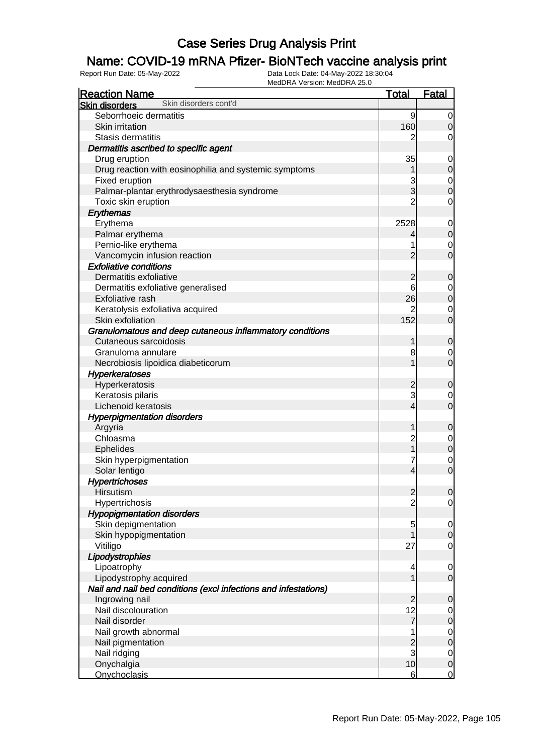# Case Series Drug Analysis Print

## Name: COVID-19 mRNA Pfizer- BioNTech vaccine analysis print

Report Run Date: 05-May-2022
Data Lock Date: 04-May-2022 18:30:04
MedDRA Version: MedDRA 25.0

| Reaction Name | Total | Fatal |
|---|---|---|
| **Skin disorders** Skin disorders cont'd | | |
| Seborrhoeic dermatitis | 9 | 0 |
| Skin irritation | 160 | 0 |
| Stasis dermatitis | 2 | 0 |
| ***Dermatitis ascribed to specific agent*** | | |
| Drug eruption | 35 | 0 |
| Drug reaction with eosinophilia and systemic symptoms | 1 | 0 |
| Fixed eruption | 3 | 0 |
| Palmar-plantar erythrodysaesthesia syndrome | 3 | 0 |
| Toxic skin eruption | 2 | 0 |
| ***Erythemas*** | | |
| Erythema | 2528 | 0 |
| Palmar erythema | 4 | 0 |
| Pernio-like erythema | 1 | 0 |
| Vancomycin infusion reaction | 2 | 0 |
| ***Exfoliative conditions*** | | |
| Dermatitis exfoliative | 2 | 0 |
| Dermatitis exfoliative generalised | 6 | 0 |
| Exfoliative rash | 26 | 0 |
| Keratolysis exfoliativa acquired | 2 | 0 |
| Skin exfoliation | 152 | 0 |
| ***Granulomatous and deep cutaneous inflammatory conditions*** | | |
| Cutaneous sarcoidosis | 1 | 0 |
| Granuloma annulare | 8 | 0 |
| Necrobiosis lipoidica diabeticorum | 1 | 0 |
| ***Hyperkeratoses*** | | |
| Hyperkeratosis | 2 | 0 |
| Keratosis pilaris | 3 | 0 |
| Lichenoid keratosis | 4 | 0 |
| ***Hyperpigmentation disorders*** | | |
| Argyria | 1 | 0 |
| Chloasma | 2 | 0 |
| Ephelides | 1 | 0 |
| Skin hyperpigmentation | 7 | 0 |
| Solar lentigo | 4 | 0 |
| ***Hypertrichoses*** | | |
| Hirsutism | 2 | 0 |
| Hypertrichosis | 2 | 0 |
| ***Hypopigmentation disorders*** | | |
| Skin depigmentation | 5 | 0 |
| Skin hypopigmentation | 1 | 0 |
| Vitiligo | 27 | 0 |
| ***Lipodystrophies*** | | |
| Lipoatrophy | 4 | 0 |
| Lipodystrophy acquired | 1 | 0 |
| ***Nail and nail bed conditions (excl infections and infestations)*** | | |
| Ingrowing nail | 2 | 0 |
| Nail discolouration | 12 | 0 |
| Nail disorder | 7 | 0 |
| Nail growth abnormal | 1 | 0 |
| Nail pigmentation | 2 | 0 |
| Nail ridging | 3 | 0 |
| Onychalgia | 10 | 0 |
| Onychoclasis | 6 | 0 |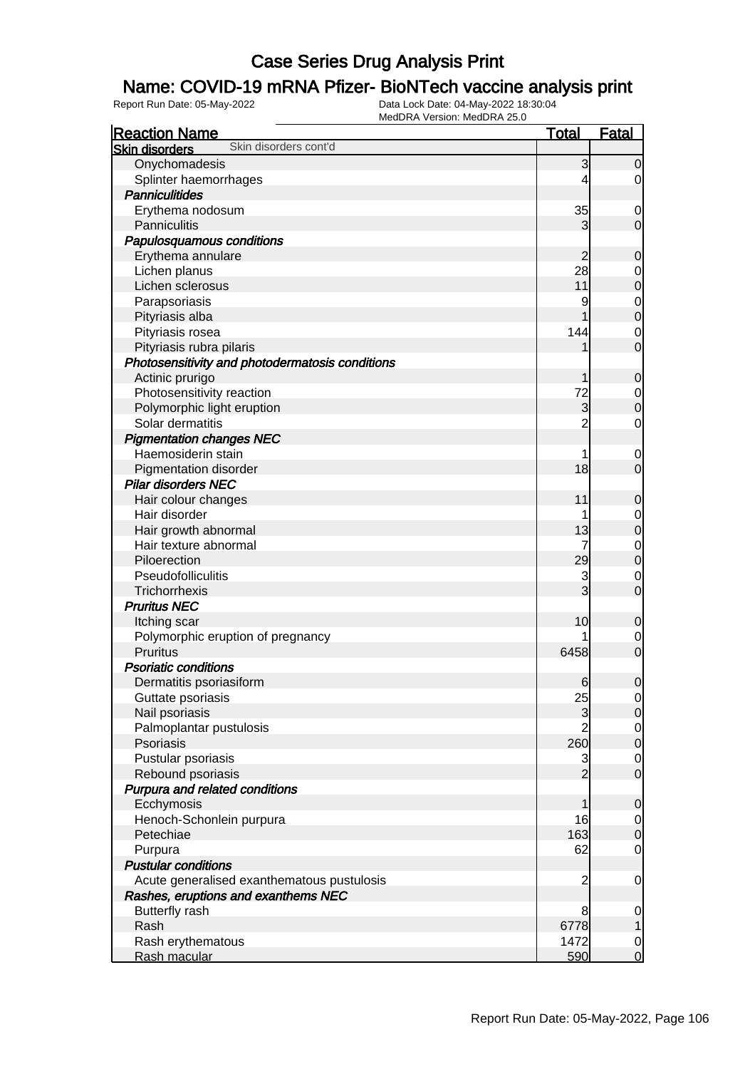# Case Series Drug Analysis Print

## Name: COVID-19 mRNA Pfizer- BioNTech vaccine analysis print

Report Run Date: 05-May-2022

Data Lock Date: 04-May-2022 18:30:04
MedDRA Version: MedDRA 25.0

| Reaction Name | Total | Fatal |
|---|---|---|
| **Skin disorders** Skin disorders cont'd | | |
| Onychomadesis | 3 | 0 |
| Splinter haemorrhages | 4 | 0 |
| ***Panniculitides*** | | |
| Erythema nodosum | 35 | 0 |
| Panniculitis | 3 | 0 |
| ***Papulosquamous conditions*** | | |
| Erythema annulare | 2 | 0 |
| Lichen planus | 28 | 0 |
| Lichen sclerosus | 11 | 0 |
| Parapsoriasis | 9 | 0 |
| Pityriasis alba | 1 | 0 |
| Pityriasis rosea | 144 | 0 |
| Pityriasis rubra pilaris | 1 | 0 |
| ***Photosensitivity and photodermatosis conditions*** | | |
| Actinic prurigo | 1 | 0 |
| Photosensitivity reaction | 72 | 0 |
| Polymorphic light eruption | 3 | 0 |
| Solar dermatitis | 2 | 0 |
| ***Pigmentation changes NEC*** | | |
| Haemosiderin stain | 1 | 0 |
| Pigmentation disorder | 18 | 0 |
| ***Pilar disorders NEC*** | | |
| Hair colour changes | 11 | 0 |
| Hair disorder | 1 | 0 |
| Hair growth abnormal | 13 | 0 |
| Hair texture abnormal | 7 | 0 |
| Piloerection | 29 | 0 |
| Pseudofolliculitis | 3 | 0 |
| Trichorrhexis | 3 | 0 |
| ***Pruritus NEC*** | | |
| Itching scar | 10 | 0 |
| Polymorphic eruption of pregnancy | 1 | 0 |
| Pruritus | 6458 | 0 |
| ***Psoriatic conditions*** | | |
| Dermatitis psoriasiform | 6 | 0 |
| Guttate psoriasis | 25 | 0 |
| Nail psoriasis | 3 | 0 |
| Palmoplantar pustulosis | 2 | 0 |
| Psoriasis | 260 | 0 |
| Pustular psoriasis | 3 | 0 |
| Rebound psoriasis | 2 | 0 |
| ***Purpura and related conditions*** | | |
| Ecchymosis | 1 | 0 |
| Henoch-Schonlein purpura | 16 | 0 |
| Petechiae | 163 | 0 |
| Purpura | 62 | 0 |
| ***Pustular conditions*** | | |
| Acute generalised exanthematous pustulosis | 2 | 0 |
| ***Rashes, eruptions and exanthems NEC*** | | |
| Butterfly rash | 8 | 0 |
| Rash | 6778 | 1 |
| Rash erythematous | 1472 | 0 |
| Rash macular | 590 | 0 |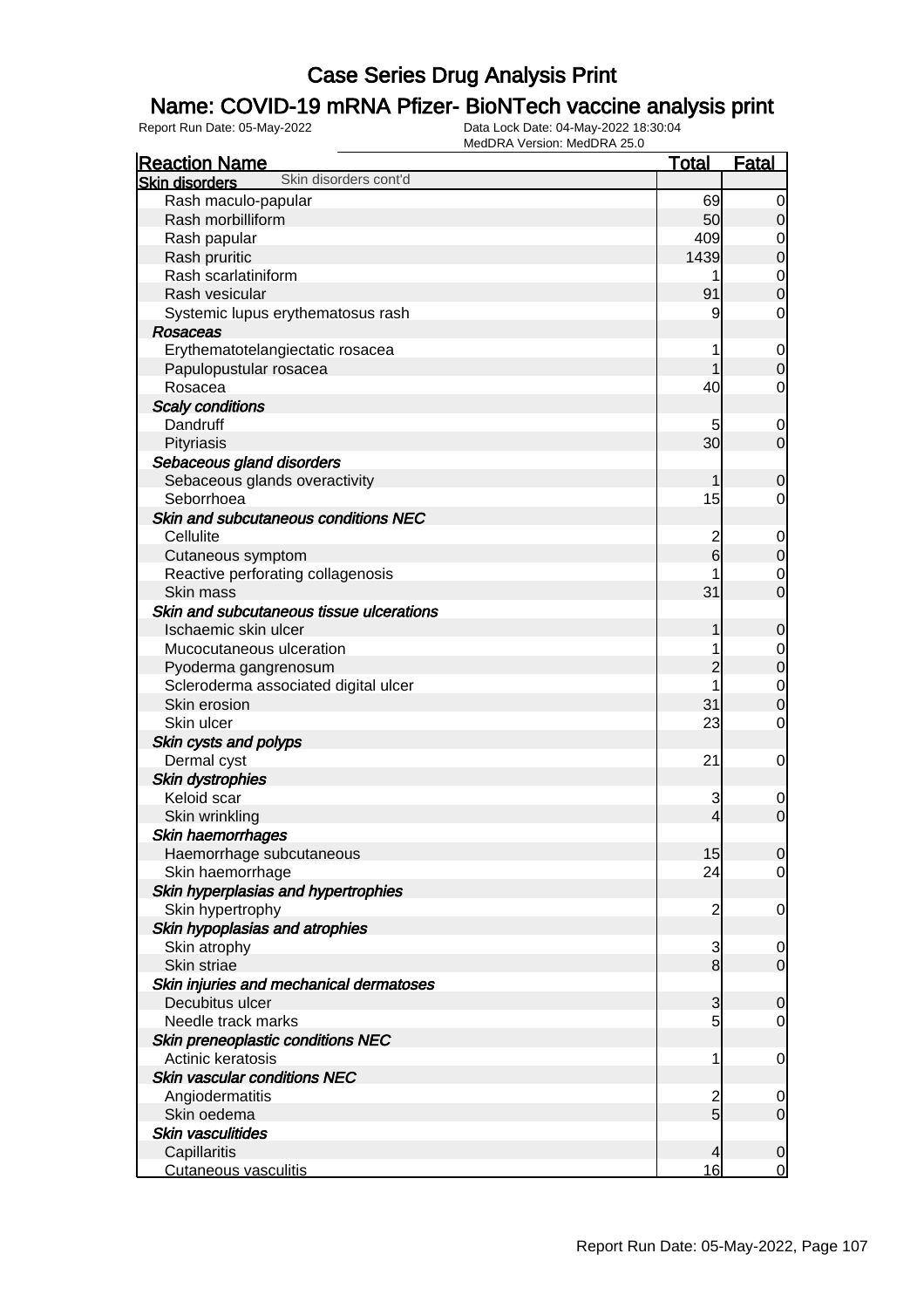# Case Series Drug Analysis Print

## Name: COVID-19 mRNA Pfizer- BioNTech vaccine analysis print

Report Run Date: 05-May-2022

Data Lock Date: 04-May-2022 18:30:04

MedDRA Version: MedDRA 25.0

| Reaction Name | Total | Fatal |
|---|---|---|
| **Skin disorders** Skin disorders cont'd | | |
| Rash maculo-papular | 69 | 0 |
| Rash morbilliform | 50 | 0 |
| Rash papular | 409 | 0 |
| Rash pruritic | 1439 | 0 |
| Rash scarlatiniform | 1 | 0 |
| Rash vesicular | 91 | 0 |
| Systemic lupus erythematosus rash | 9 | 0 |
| ***Rosaceas*** | | |
| Erythematotelangiectatic rosacea | 1 | 0 |
| Papulopustular rosacea | 1 | 0 |
| Rosacea | 40 | 0 |
| ***Scaly conditions*** | | |
| Dandruff | 5 | 0 |
| Pityriasis | 30 | 0 |
| ***Sebaceous gland disorders*** | | |
| Sebaceous glands overactivity | 1 | 0 |
| Seborrhoea | 15 | 0 |
| ***Skin and subcutaneous conditions NEC*** | | |
| Cellulite | 2 | 0 |
| Cutaneous symptom | 6 | 0 |
| Reactive perforating collagenosis | 1 | 0 |
| Skin mass | 31 | 0 |
| ***Skin and subcutaneous tissue ulcerations*** | | |
| Ischaemic skin ulcer | 1 | 0 |
| Mucocutaneous ulceration | 1 | 0 |
| Pyoderma gangrenosum | 2 | 0 |
| Scleroderma associated digital ulcer | 1 | 0 |
| Skin erosion | 31 | 0 |
| Skin ulcer | 23 | 0 |
| ***Skin cysts and polyps*** | | |
| Dermal cyst | 21 | 0 |
| ***Skin dystrophies*** | | |
| Keloid scar | 3 | 0 |
| Skin wrinkling | 4 | 0 |
| ***Skin haemorrhages*** | | |
| Haemorrhage subcutaneous | 15 | 0 |
| Skin haemorrhage | 24 | 0 |
| ***Skin hyperplasias and hypertrophies*** | | |
| Skin hypertrophy | 2 | 0 |
| ***Skin hypoplasias and atrophies*** | | |
| Skin atrophy | 3 | 0 |
| Skin striae | 8 | 0 |
| ***Skin injuries and mechanical dermatoses*** | | |
| Decubitus ulcer | 3 | 0 |
| Needle track marks | 5 | 0 |
| ***Skin preneoplastic conditions NEC*** | | |
| Actinic keratosis | 1 | 0 |
| ***Skin vascular conditions NEC*** | | |
| Angiodermatitis | 2 | 0 |
| Skin oedema | 5 | 0 |
| ***Skin vasculitides*** | | |
| Capillaritis | 4 | 0 |
| Cutaneous vasculitis | 16 | 0 |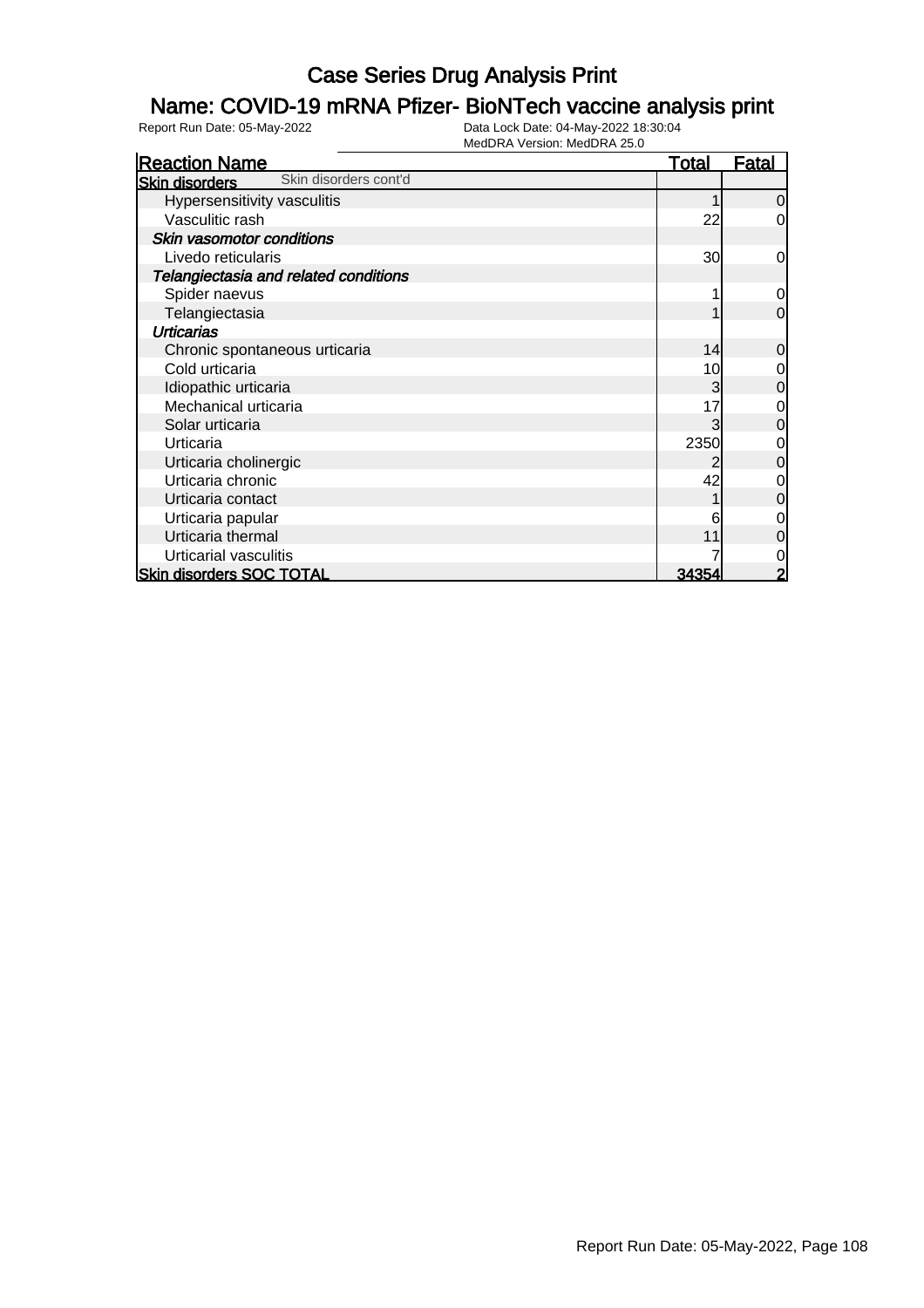# Case Series Drug Analysis Print

## Name: COVID-19 mRNA Pfizer- BioNTech vaccine analysis print

Report Run Date: 05-May-2022

Data Lock Date: 04-May-2022 18:30:04
MedDRA Version: MedDRA 25.0

| Reaction Name | Total | Fatal |
|---|---|---|
| **Skin disorders** Skin disorders cont'd | | |
| Hypersensitivity vasculitis | 1 | 0 |
| Vasculitic rash | 22 | 0 |
| ***Skin vasomotor conditions*** | | |
| Livedo reticularis | 30 | 0 |
| ***Telangiectasia and related conditions*** | | |
| Spider naevus | 1 | 0 |
| Telangiectasia | 1 | 0 |
| ***Urticarias*** | | |
| Chronic spontaneous urticaria | 14 | 0 |
| Cold urticaria | 10 | 0 |
| Idiopathic urticaria | 3 | 0 |
| Mechanical urticaria | 17 | 0 |
| Solar urticaria | 3 | 0 |
| Urticaria | 2350 | 0 |
| Urticaria cholinergic | 2 | 0 |
| Urticaria chronic | 42 | 0 |
| Urticaria contact | 1 | 0 |
| Urticaria papular | 6 | 0 |
| Urticaria thermal | 11 | 0 |
| Urticarial vasculitis | 7 | 0 |
| **Skin disorders SOC TOTAL** | **34354** | **2** |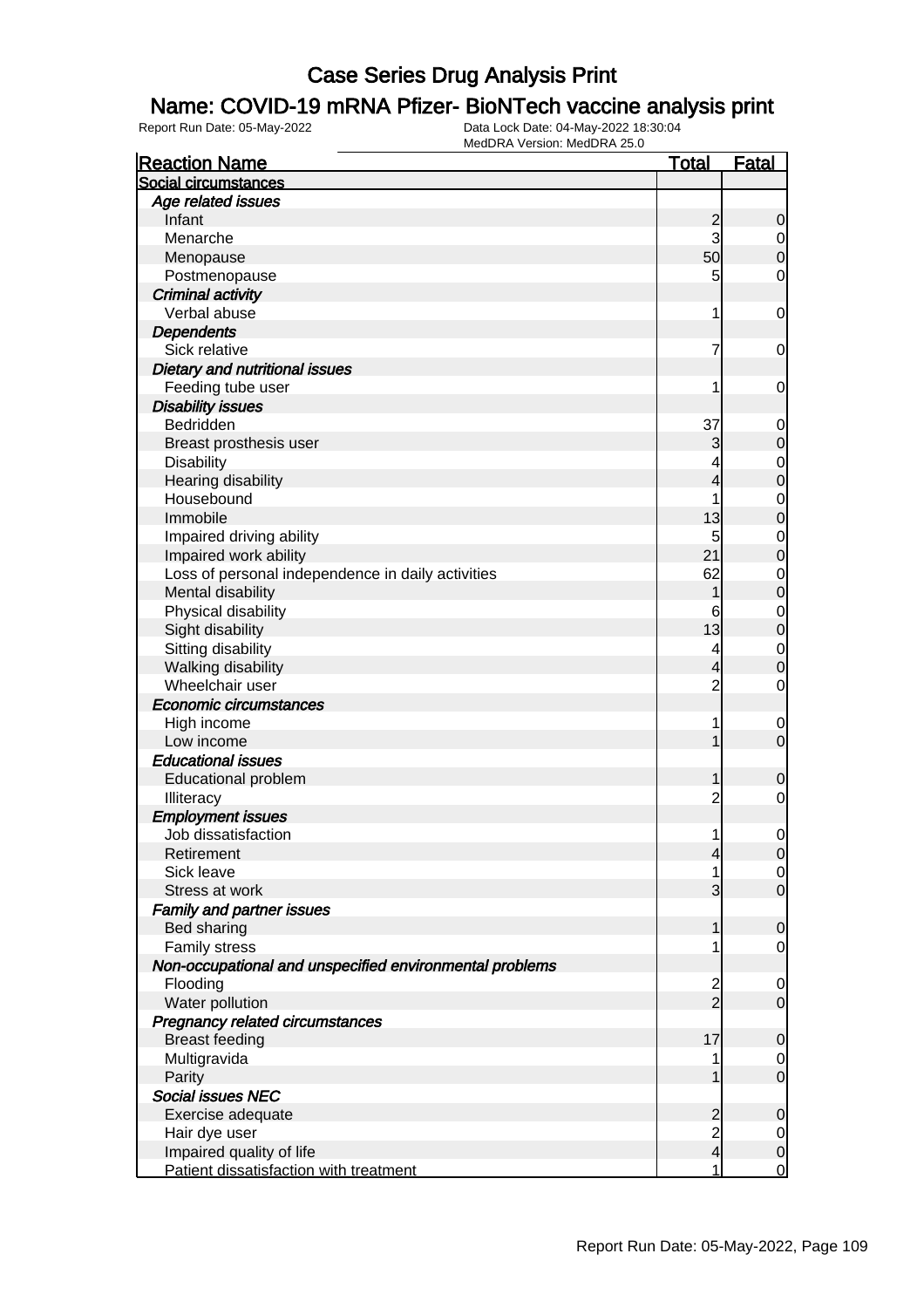# Case Series Drug Analysis Print

## Name: COVID-19 mRNA Pfizer- BioNTech vaccine analysis print

Report Run Date: 05-May-2022

Data Lock Date: 04-May-2022 18:30:04
MedDRA Version: MedDRA 25.0

| Reaction Name | Total | Fatal |
|---|---|---|
| **Social circumstances** | | |
| *Age related issues* | | |
| Infant | 2 | 0 |
| Menarche | 3 | 0 |
| Menopause | 50 | 0 |
| Postmenopause | 5 | 0 |
| *Criminal activity* | | |
| Verbal abuse | 1 | 0 |
| *Dependents* | | |
| Sick relative | 7 | 0 |
| *Dietary and nutritional issues* | | |
| Feeding tube user | 1 | 0 |
| *Disability issues* | | |
| Bedridden | 37 | 0 |
| Breast prosthesis user | 3 | 0 |
| Disability | 4 | 0 |
| Hearing disability | 4 | 0 |
| Housebound | 1 | 0 |
| Immobile | 13 | 0 |
| Impaired driving ability | 5 | 0 |
| Impaired work ability | 21 | 0 |
| Loss of personal independence in daily activities | 62 | 0 |
| Mental disability | 1 | 0 |
| Physical disability | 6 | 0 |
| Sight disability | 13 | 0 |
| Sitting disability | 4 | 0 |
| Walking disability | 4 | 0 |
| Wheelchair user | 2 | 0 |
| *Economic circumstances* | | |
| High income | 1 | 0 |
| Low income | 1 | 0 |
| *Educational issues* | | |
| Educational problem | 1 | 0 |
| Illiteracy | 2 | 0 |
| *Employment issues* | | |
| Job dissatisfaction | 1 | 0 |
| Retirement | 4 | 0 |
| Sick leave | 1 | 0 |
| Stress at work | 3 | 0 |
| *Family and partner issues* | | |
| Bed sharing | 1 | 0 |
| Family stress | 1 | 0 |
| *Non-occupational and unspecified environmental problems* | | |
| Flooding | 2 | 0 |
| Water pollution | 2 | 0 |
| *Pregnancy related circumstances* | | |
| Breast feeding | 17 | 0 |
| Multigravida | 1 | 0 |
| Parity | 1 | 0 |
| *Social issues NEC* | | |
| Exercise adequate | 2 | 0 |
| Hair dye user | 2 | 0 |
| Impaired quality of life | 4 | 0 |
| Patient dissatisfaction with treatment | 1 | 0 |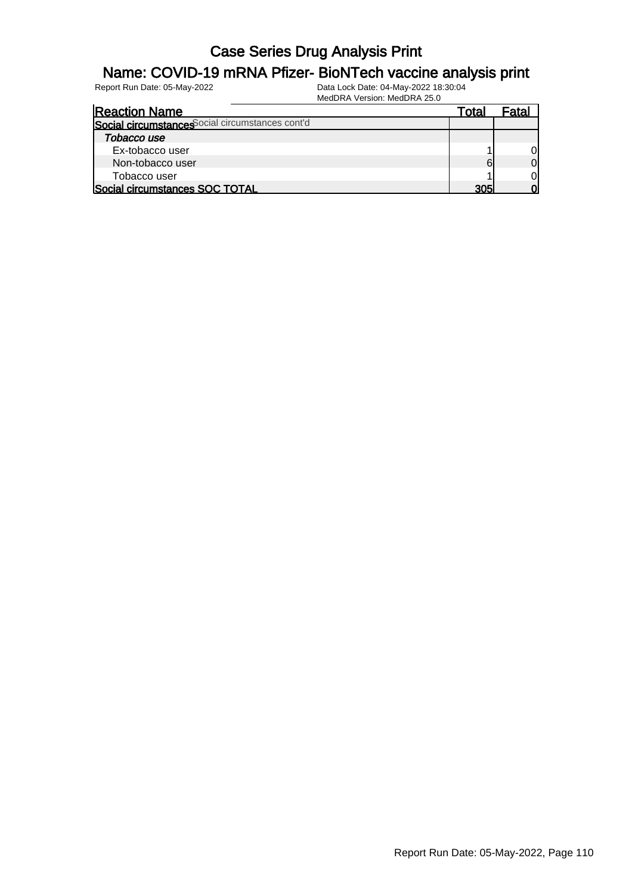# Case Series Drug Analysis Print

## Name: COVID-19 mRNA Pfizer- BioNTech vaccine analysis print

Report Run Date: 05-May-2022    Data Lock Date: 04-May-2022 18:30:04
MedDRA Version: MedDRA 25.0

| Reaction Name | Total | Fatal |
|---|---|---|
| **Social circumstances** Social circumstances cont'd | | |
| ***Tobacco use*** | | |
| Ex-tobacco user | 1 | 0 |
| Non-tobacco user | 6 | 0 |
| Tobacco user | 1 | 0 |
| **Social circumstances SOC TOTAL** | **305** | **0** |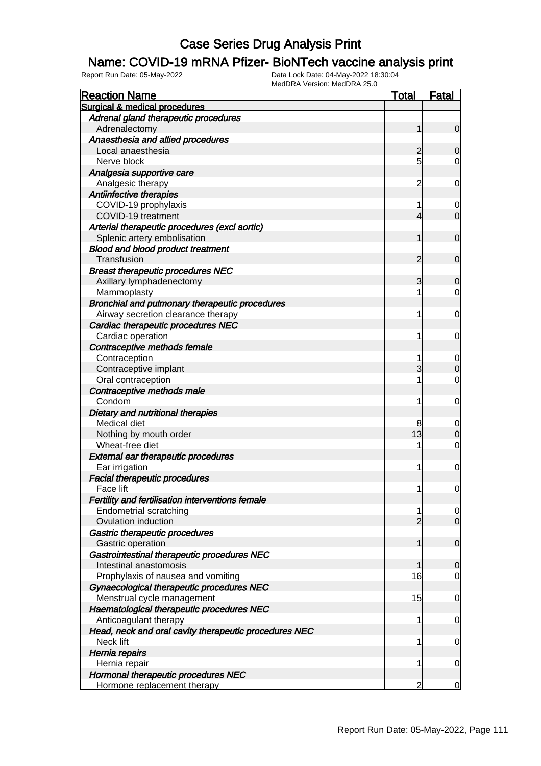# Case Series Drug Analysis Print

## Name: COVID-19 mRNA Pfizer- BioNTech vaccine analysis print

Report Run Date: 05-May-2022
Data Lock Date: 04-May-2022 18:30:04
MedDRA Version: MedDRA 25.0

| Reaction Name | Total | Fatal |
|---|---|---|
| **Surgical & medical procedures** | | |
| *Adrenal gland therapeutic procedures* | | |
| Adrenalectomy | 1 | 0 |
| *Anaesthesia and allied procedures* | | |
| Local anaesthesia | 2 | 0 |
| Nerve block | 5 | 0 |
| *Analgesia supportive care* | | |
| Analgesic therapy | 2 | 0 |
| *Antiinfective therapies* | | |
| COVID-19 prophylaxis | 1 | 0 |
| COVID-19 treatment | 4 | 0 |
| *Arterial therapeutic procedures (excl aortic)* | | |
| Splenic artery embolisation | 1 | 0 |
| *Blood and blood product treatment* | | |
| Transfusion | 2 | 0 |
| *Breast therapeutic procedures NEC* | | |
| Axillary lymphadenectomy | 3 | 0 |
| Mammoplasty | 1 | 0 |
| *Bronchial and pulmonary therapeutic procedures* | | |
| Airway secretion clearance therapy | 1 | 0 |
| *Cardiac therapeutic procedures NEC* | | |
| Cardiac operation | 1 | 0 |
| *Contraceptive methods female* | | |
| Contraception | 1 | 0 |
| Contraceptive implant | 3 | 0 |
| Oral contraception | 1 | 0 |
| *Contraceptive methods male* | | |
| Condom | 1 | 0 |
| *Dietary and nutritional therapies* | | |
| Medical diet | 8 | 0 |
| Nothing by mouth order | 13 | 0 |
| Wheat-free diet | 1 | 0 |
| *External ear therapeutic procedures* | | |
| Ear irrigation | 1 | 0 |
| *Facial therapeutic procedures* | | |
| Face lift | 1 | 0 |
| *Fertility and fertilisation interventions female* | | |
| Endometrial scratching | 1 | 0 |
| Ovulation induction | 2 | 0 |
| *Gastric therapeutic procedures* | | |
| Gastric operation | 1 | 0 |
| *Gastrointestinal therapeutic procedures NEC* | | |
| Intestinal anastomosis | 1 | 0 |
| Prophylaxis of nausea and vomiting | 16 | 0 |
| *Gynaecological therapeutic procedures NEC* | | |
| Menstrual cycle management | 15 | 0 |
| *Haematological therapeutic procedures NEC* | | |
| Anticoagulant therapy | 1 | 0 |
| *Head, neck and oral cavity therapeutic procedures NEC* | | |
| Neck lift | 1 | 0 |
| *Hernia repairs* | | |
| Hernia repair | 1 | 0 |
| *Hormonal therapeutic procedures NEC* | | |
| Hormone replacement therapy | 2 | 0 |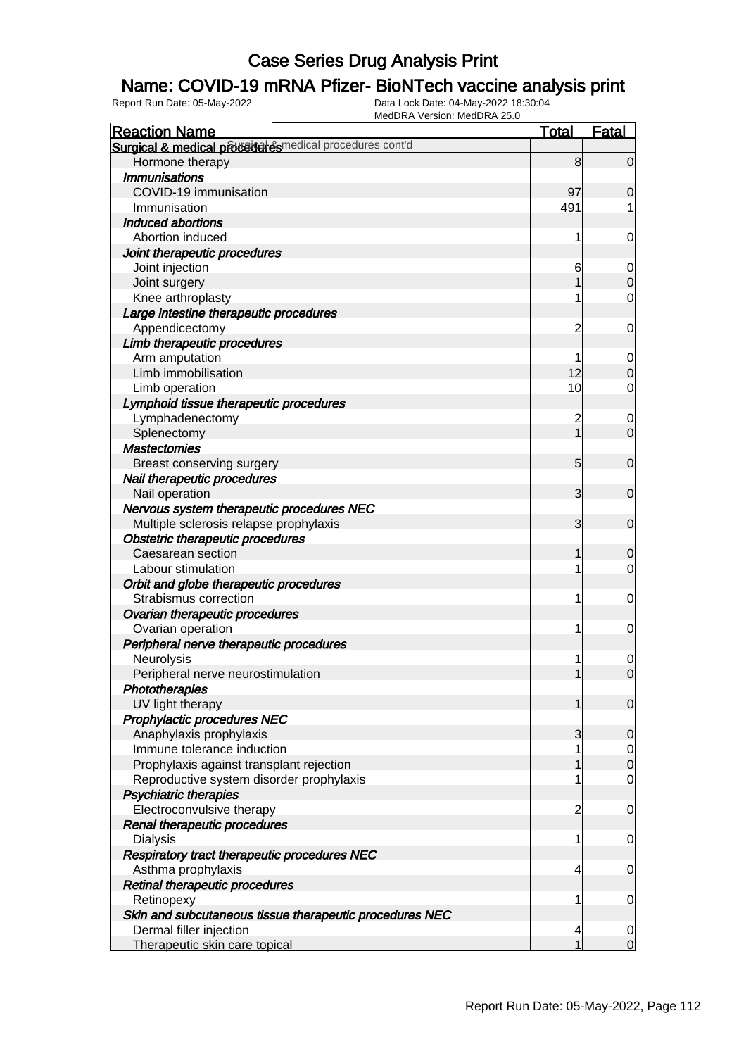# Case Series Drug Analysis Print

## Name: COVID-19 mRNA Pfizer- BioNTech vaccine analysis print

Report Run Date: 05-May-2022    Data Lock Date: 04-May-2022 18:30:04
MedDRA Version: MedDRA 25.0

| Reaction Name | Total | Fatal |
|---|---|---|
| **Surgical & medical procedures** Surgical & medical procedures cont'd | | |
| Hormone therapy | 8 | 0 |
| ***Immunisations*** | | |
| COVID-19 immunisation | 97 | 0 |
| Immunisation | 491 | 1 |
| ***Induced abortions*** | | |
| Abortion induced | 1 | 0 |
| ***Joint therapeutic procedures*** | | |
| Joint injection | 6 | 0 |
| Joint surgery | 1 | 0 |
| Knee arthroplasty | 1 | 0 |
| ***Large intestine therapeutic procedures*** | | |
| Appendicectomy | 2 | 0 |
| ***Limb therapeutic procedures*** | | |
| Arm amputation | 1 | 0 |
| Limb immobilisation | 12 | 0 |
| Limb operation | 10 | 0 |
| ***Lymphoid tissue therapeutic procedures*** | | |
| Lymphadenectomy | 2 | 0 |
| Splenectomy | 1 | 0 |
| ***Mastectomies*** | | |
| Breast conserving surgery | 5 | 0 |
| ***Nail therapeutic procedures*** | | |
| Nail operation | 3 | 0 |
| ***Nervous system therapeutic procedures NEC*** | | |
| Multiple sclerosis relapse prophylaxis | 3 | 0 |
| ***Obstetric therapeutic procedures*** | | |
| Caesarean section | 1 | 0 |
| Labour stimulation | 1 | 0 |
| ***Orbit and globe therapeutic procedures*** | | |
| Strabismus correction | 1 | 0 |
| ***Ovarian therapeutic procedures*** | | |
| Ovarian operation | 1 | 0 |
| ***Peripheral nerve therapeutic procedures*** | | |
| Neurolysis | 1 | 0 |
| Peripheral nerve neurostimulation | 1 | 0 |
| ***Phototherapies*** | | |
| UV light therapy | 1 | 0 |
| ***Prophylactic procedures NEC*** | | |
| Anaphylaxis prophylaxis | 3 | 0 |
| Immune tolerance induction | 1 | 0 |
| Prophylaxis against transplant rejection | 1 | 0 |
| Reproductive system disorder prophylaxis | 1 | 0 |
| ***Psychiatric therapies*** | | |
| Electroconvulsive therapy | 2 | 0 |
| ***Renal therapeutic procedures*** | | |
| Dialysis | 1 | 0 |
| ***Respiratory tract therapeutic procedures NEC*** | | |
| Asthma prophylaxis | 4 | 0 |
| ***Retinal therapeutic procedures*** | | |
| Retinopexy | 1 | 0 |
| ***Skin and subcutaneous tissue therapeutic procedures NEC*** | | |
| Dermal filler injection | 4 | 0 |
| Therapeutic skin care topical | 1 | 0 |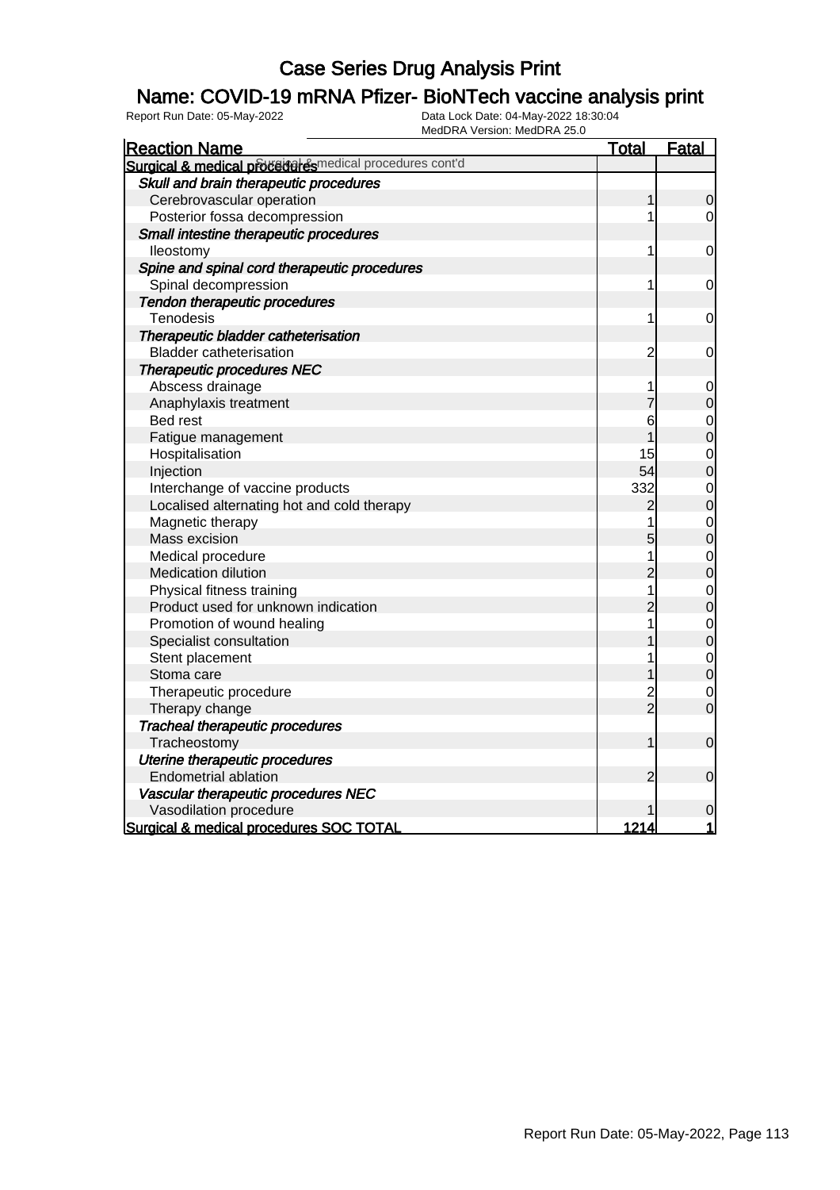# Case Series Drug Analysis Print

## Name: COVID-19 mRNA Pfizer- BioNTech vaccine analysis print

Report Run Date: 05-May-2022

Data Lock Date: 04-May-2022 18:30:04

MedDRA Version: MedDRA 25.0

| Reaction Name | Total | Fatal |
|---|---|---|
| **Surgical & medical procedures** Surgical & medical procedures cont'd | | |
| ***Skull and brain therapeutic procedures*** | | |
| Cerebrovascular operation | 1 | 0 |
| Posterior fossa decompression | 1 | 0 |
| ***Small intestine therapeutic procedures*** | | |
| Ileostomy | 1 | 0 |
| ***Spine and spinal cord therapeutic procedures*** | | |
| Spinal decompression | 1 | 0 |
| ***Tendon therapeutic procedures*** | | |
| Tenodesis | 1 | 0 |
| ***Therapeutic bladder catheterisation*** | | |
| Bladder catheterisation | 2 | 0 |
| ***Therapeutic procedures NEC*** | | |
| Abscess drainage | 1 | 0 |
| Anaphylaxis treatment | 7 | 0 |
| Bed rest | 6 | 0 |
| Fatigue management | 1 | 0 |
| Hospitalisation | 15 | 0 |
| Injection | 54 | 0 |
| Interchange of vaccine products | 332 | 0 |
| Localised alternating hot and cold therapy | 2 | 0 |
| Magnetic therapy | 1 | 0 |
| Mass excision | 5 | 0 |
| Medical procedure | 1 | 0 |
| Medication dilution | 2 | 0 |
| Physical fitness training | 1 | 0 |
| Product used for unknown indication | 2 | 0 |
| Promotion of wound healing | 1 | 0 |
| Specialist consultation | 1 | 0 |
| Stent placement | 1 | 0 |
| Stoma care | 1 | 0 |
| Therapeutic procedure | 2 | 0 |
| Therapy change | 2 | 0 |
| ***Tracheal therapeutic procedures*** | | |
| Tracheostomy | 1 | 0 |
| ***Uterine therapeutic procedures*** | | |
| Endometrial ablation | 2 | 0 |
| ***Vascular therapeutic procedures NEC*** | | |
| Vasodilation procedure | 1 | 0 |
| **Surgical & medical procedures SOC TOTAL** | **1214** | **1** |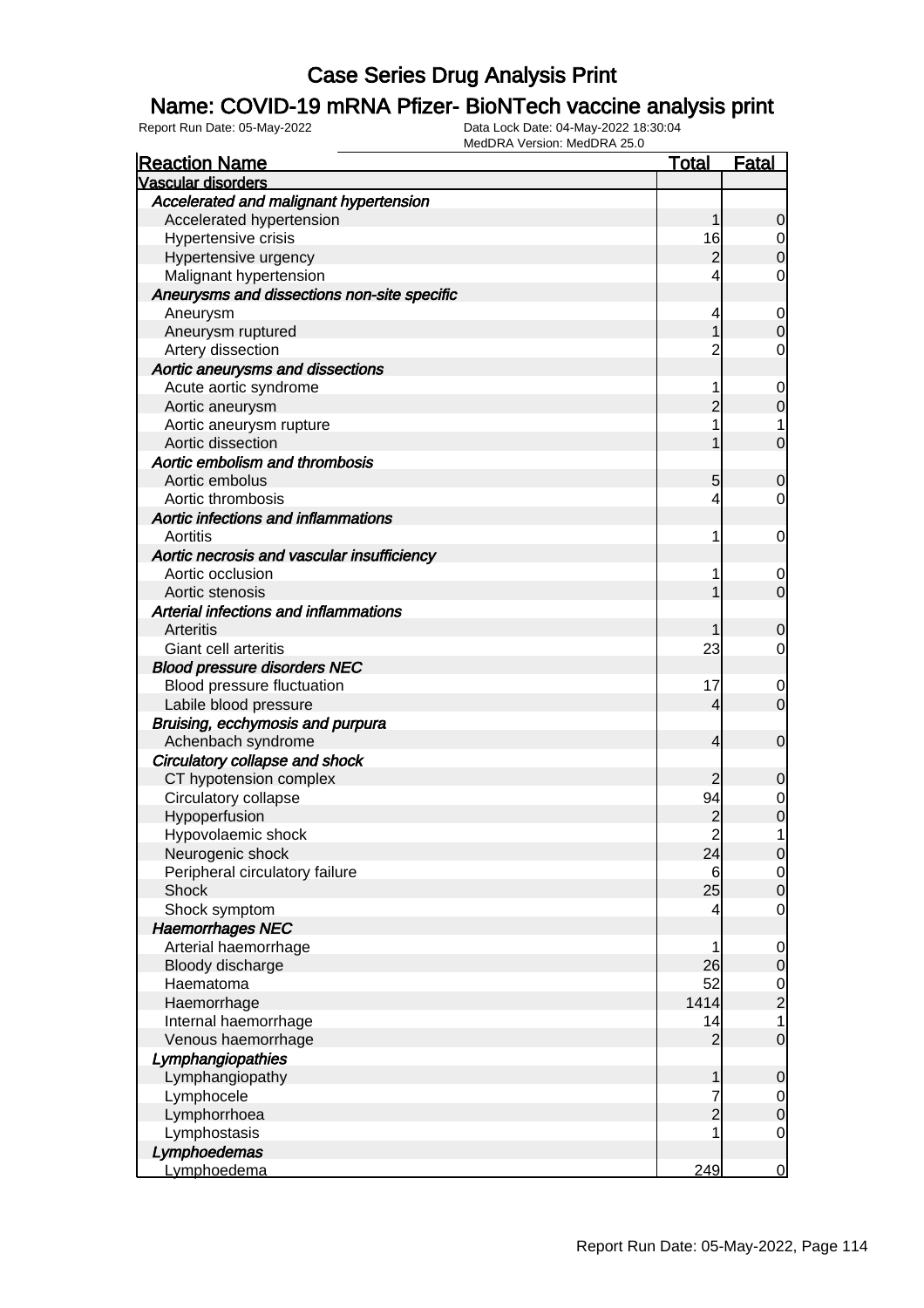# Case Series Drug Analysis Print

## Name: COVID-19 mRNA Pfizer- BioNTech vaccine analysis print

Report Run Date: 05-May-2022    Data Lock Date: 04-May-2022 18:30:04
MedDRA Version: MedDRA 25.0

| Reaction Name | Total | Fatal |
|---|---|---|
| **Vascular disorders** | | |
| ***Accelerated and malignant hypertension*** | | |
| Accelerated hypertension | 1 | 0 |
| Hypertensive crisis | 16 | 0 |
| Hypertensive urgency | 2 | 0 |
| Malignant hypertension | 4 | 0 |
| ***Aneurysms and dissections non-site specific*** | | |
| Aneurysm | 4 | 0 |
| Aneurysm ruptured | 1 | 0 |
| Artery dissection | 2 | 0 |
| ***Aortic aneurysms and dissections*** | | |
| Acute aortic syndrome | 1 | 0 |
| Aortic aneurysm | 2 | 0 |
| Aortic aneurysm rupture | 1 | 1 |
| Aortic dissection | 1 | 0 |
| ***Aortic embolism and thrombosis*** | | |
| Aortic embolus | 5 | 0 |
| Aortic thrombosis | 4 | 0 |
| ***Aortic infections and inflammations*** | | |
| Aortitis | 1 | 0 |
| ***Aortic necrosis and vascular insufficiency*** | | |
| Aortic occlusion | 1 | 0 |
| Aortic stenosis | 1 | 0 |
| ***Arterial infections and inflammations*** | | |
| Arteritis | 1 | 0 |
| Giant cell arteritis | 23 | 0 |
| ***Blood pressure disorders NEC*** | | |
| Blood pressure fluctuation | 17 | 0 |
| Labile blood pressure | 4 | 0 |
| ***Bruising, ecchymosis and purpura*** | | |
| Achenbach syndrome | 4 | 0 |
| ***Circulatory collapse and shock*** | | |
| CT hypotension complex | 2 | 0 |
| Circulatory collapse | 94 | 0 |
| Hypoperfusion | 2 | 0 |
| Hypovolaemic shock | 2 | 1 |
| Neurogenic shock | 24 | 0 |
| Peripheral circulatory failure | 6 | 0 |
| Shock | 25 | 0 |
| Shock symptom | 4 | 0 |
| ***Haemorrhages NEC*** | | |
| Arterial haemorrhage | 1 | 0 |
| Bloody discharge | 26 | 0 |
| Haematoma | 52 | 0 |
| Haemorrhage | 1414 | 2 |
| Internal haemorrhage | 14 | 1 |
| Venous haemorrhage | 2 | 0 |
| ***Lymphangiopathies*** | | |
| Lymphangiopathy | 1 | 0 |
| Lymphocele | 7 | 0 |
| Lymphorrhoea | 2 | 0 |
| Lymphostasis | 1 | 0 |
| ***Lymphoedemas*** | | |
| Lymphoedema | 249 | 0 |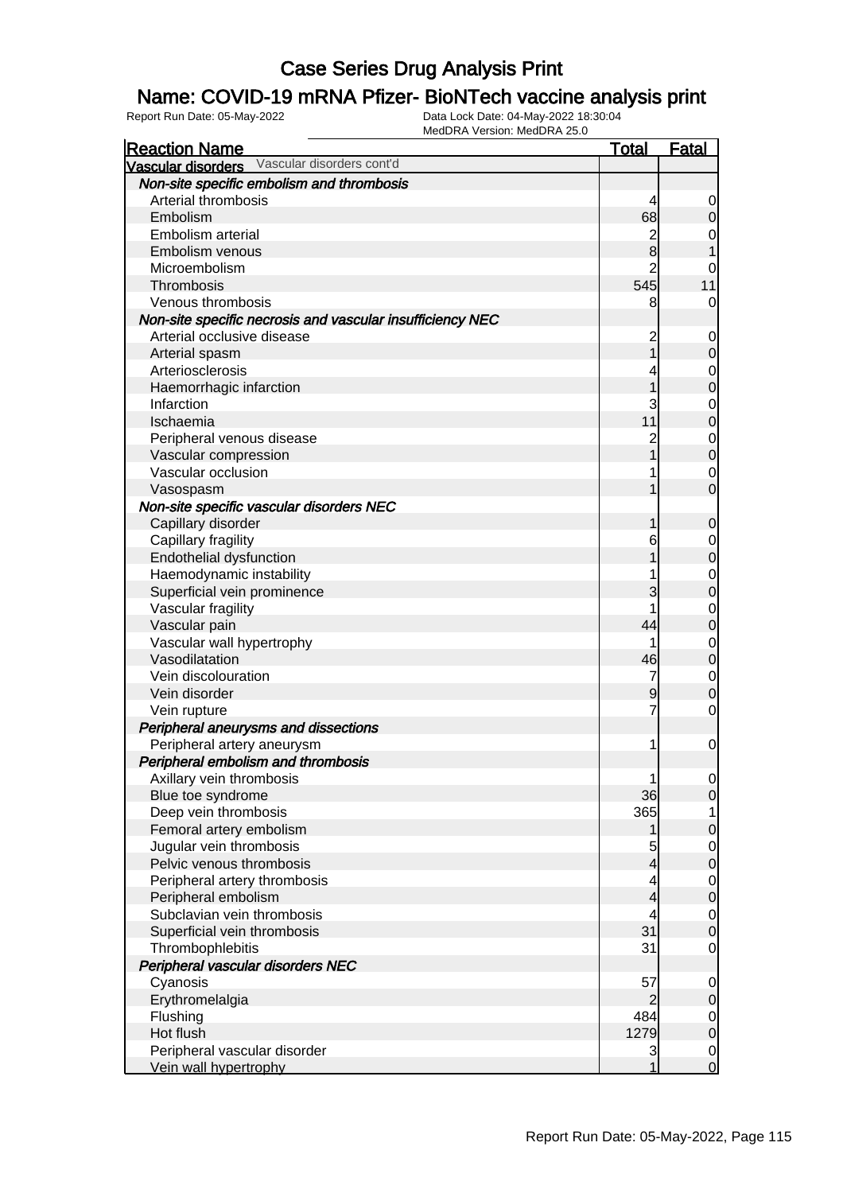# Case Series Drug Analysis Print

## Name: COVID-19 mRNA Pfizer- BioNTech vaccine analysis print

Report Run Date: 05-May-2022  
Data Lock Date: 04-May-2022 18:30:04  
MedDRA Version: MedDRA 25.0

| Reaction Name | Total | Fatal |
|---|---|---|
| **Vascular disorders** Vascular disorders cont'd | | |
| ***Non-site specific embolism and thrombosis*** | | |
| Arterial thrombosis | 4 | 0 |
| Embolism | 68 | 0 |
| Embolism arterial | 2 | 0 |
| Embolism venous | 8 | 1 |
| Microembolism | 2 | 0 |
| Thrombosis | 545 | 11 |
| Venous thrombosis | 8 | 0 |
| ***Non-site specific necrosis and vascular insufficiency NEC*** | | |
| Arterial occlusive disease | 2 | 0 |
| Arterial spasm | 1 | 0 |
| Arteriosclerosis | 4 | 0 |
| Haemorrhagic infarction | 1 | 0 |
| Infarction | 3 | 0 |
| Ischaemia | 11 | 0 |
| Peripheral venous disease | 2 | 0 |
| Vascular compression | 1 | 0 |
| Vascular occlusion | 1 | 0 |
| Vasospasm | 1 | 0 |
| ***Non-site specific vascular disorders NEC*** | | |
| Capillary disorder | 1 | 0 |
| Capillary fragility | 6 | 0 |
| Endothelial dysfunction | 1 | 0 |
| Haemodynamic instability | 1 | 0 |
| Superficial vein prominence | 3 | 0 |
| Vascular fragility | 1 | 0 |
| Vascular pain | 44 | 0 |
| Vascular wall hypertrophy | 1 | 0 |
| Vasodilatation | 46 | 0 |
| Vein discolouration | 7 | 0 |
| Vein disorder | 9 | 0 |
| Vein rupture | 7 | 0 |
| ***Peripheral aneurysms and dissections*** | | |
| Peripheral artery aneurysm | 1 | 0 |
| ***Peripheral embolism and thrombosis*** | | |
| Axillary vein thrombosis | 1 | 0 |
| Blue toe syndrome | 36 | 0 |
| Deep vein thrombosis | 365 | 1 |
| Femoral artery embolism | 1 | 0 |
| Jugular vein thrombosis | 5 | 0 |
| Pelvic venous thrombosis | 4 | 0 |
| Peripheral artery thrombosis | 4 | 0 |
| Peripheral embolism | 4 | 0 |
| Subclavian vein thrombosis | 4 | 0 |
| Superficial vein thrombosis | 31 | 0 |
| Thrombophlebitis | 31 | 0 |
| ***Peripheral vascular disorders NEC*** | | |
| Cyanosis | 57 | 0 |
| Erythromelalgia | 2 | 0 |
| Flushing | 484 | 0 |
| Hot flush | 1279 | 0 |
| Peripheral vascular disorder | 3 | 0 |
| Vein wall hypertrophy | 1 | 0 |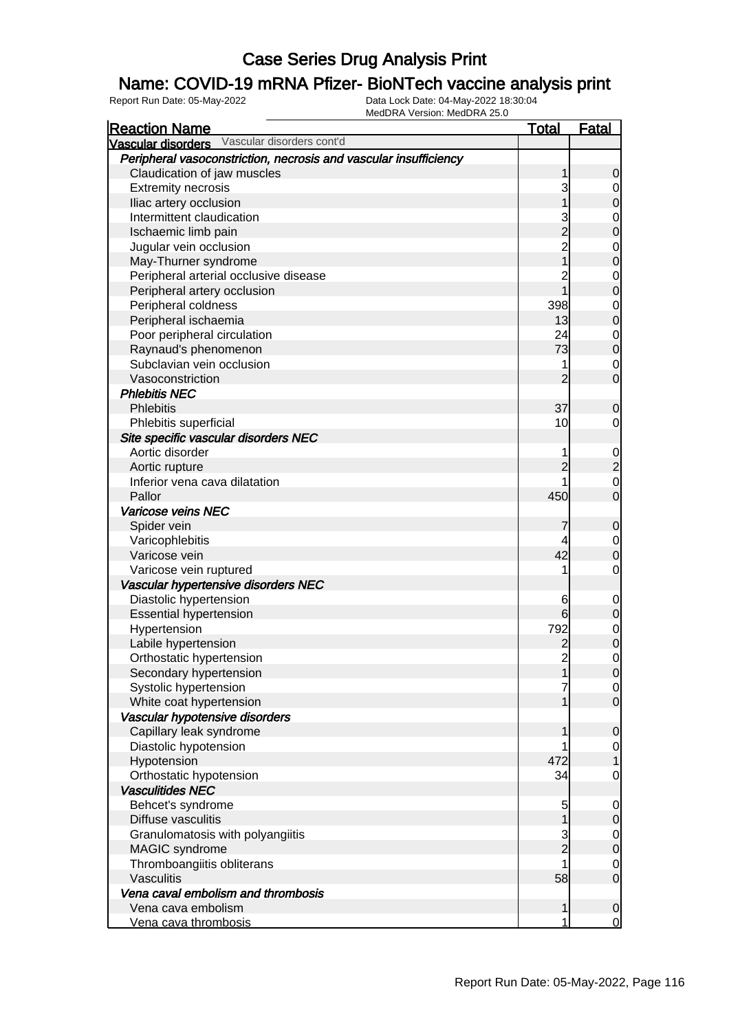# Case Series Drug Analysis Print

## Name: COVID-19 mRNA Pfizer- BioNTech vaccine analysis print

Report Run Date: 05-May-2022 | Data Lock Date: 04-May-2022 18:30:04 | MedDRA Version: MedDRA 25.0

| Reaction Name | Total | Fatal |
|---|---|---|
| **Vascular disorders** Vascular disorders cont'd | | |
| ***Peripheral vasoconstriction, necrosis and vascular insufficiency*** | | |
| Claudication of jaw muscles | 1 | 0 |
| Extremity necrosis | 3 | 0 |
| Iliac artery occlusion | 1 | 0 |
| Intermittent claudication | 3 | 0 |
| Ischaemic limb pain | 2 | 0 |
| Jugular vein occlusion | 2 | 0 |
| May-Thurner syndrome | 1 | 0 |
| Peripheral arterial occlusive disease | 2 | 0 |
| Peripheral artery occlusion | 1 | 0 |
| Peripheral coldness | 398 | 0 |
| Peripheral ischaemia | 13 | 0 |
| Poor peripheral circulation | 24 | 0 |
| Raynaud's phenomenon | 73 | 0 |
| Subclavian vein occlusion | 1 | 0 |
| Vasoconstriction | 2 | 0 |
| ***Phlebitis NEC*** | | |
| Phlebitis | 37 | 0 |
| Phlebitis superficial | 10 | 0 |
| ***Site specific vascular disorders NEC*** | | |
| Aortic disorder | 1 | 0 |
| Aortic rupture | 2 | 2 |
| Inferior vena cava dilatation | 1 | 0 |
| Pallor | 450 | 0 |
| ***Varicose veins NEC*** | | |
| Spider vein | 7 | 0 |
| Varicophlebitis | 4 | 0 |
| Varicose vein | 42 | 0 |
| Varicose vein ruptured | 1 | 0 |
| ***Vascular hypertensive disorders NEC*** | | |
| Diastolic hypertension | 6 | 0 |
| Essential hypertension | 6 | 0 |
| Hypertension | 792 | 0 |
| Labile hypertension | 2 | 0 |
| Orthostatic hypertension | 2 | 0 |
| Secondary hypertension | 1 | 0 |
| Systolic hypertension | 7 | 0 |
| White coat hypertension | 1 | 0 |
| ***Vascular hypotensive disorders*** | | |
| Capillary leak syndrome | 1 | 0 |
| Diastolic hypotension | 1 | 0 |
| Hypotension | 472 | 1 |
| Orthostatic hypotension | 34 | 0 |
| ***Vasculitides NEC*** | | |
| Behcet's syndrome | 5 | 0 |
| Diffuse vasculitis | 1 | 0 |
| Granulomatosis with polyangiitis | 3 | 0 |
| MAGIC syndrome | 2 | 0 |
| Thromboangiitis obliterans | 1 | 0 |
| Vasculitis | 58 | 0 |
| ***Vena caval embolism and thrombosis*** | | |
| Vena cava embolism | 1 | 0 |
| Vena cava thrombosis | 1 | 0 |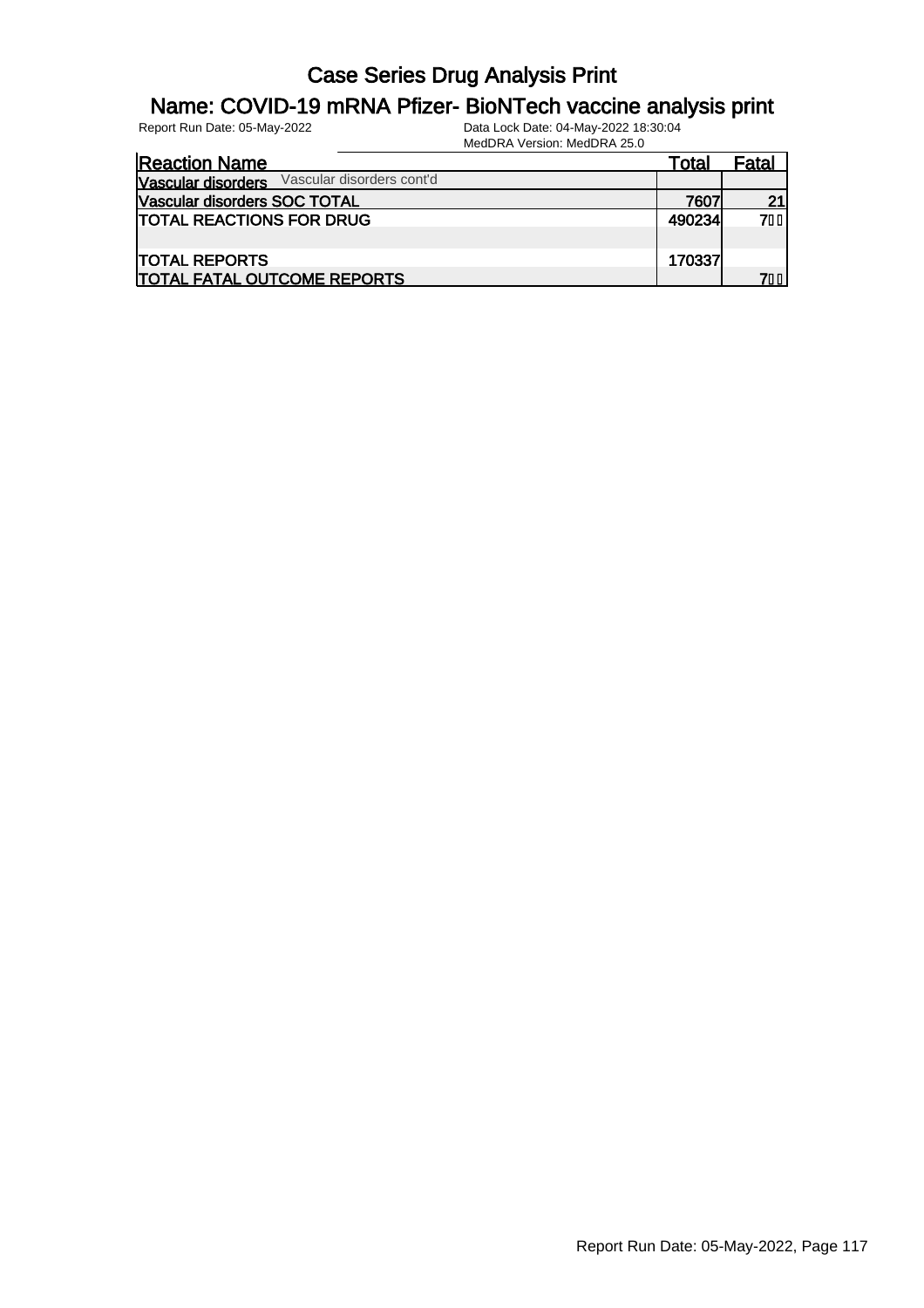# Case Series Drug Analysis Print

## Name: COVID-19 mRNA Pfizer- BioNTech vaccine analysis print

Report Run Date: 05-May-2022

Data Lock Date: 04-May-2022 18:30:04

MedDRA Version: MedDRA 25.0

| Reaction Name | Total | Fatal |
|---|---|---|
| **Vascular disorders** Vascular disorders cont'd | | |
| **Vascular disorders SOC TOTAL** | **7607** | **21** |
| **TOTAL REACTIONS FOR DRUG** | **490234** | **7** |
| | | |
| **TOTAL REPORTS** | **170337** | |
| **TOTAL FATAL OUTCOME REPORTS** | | **7** |